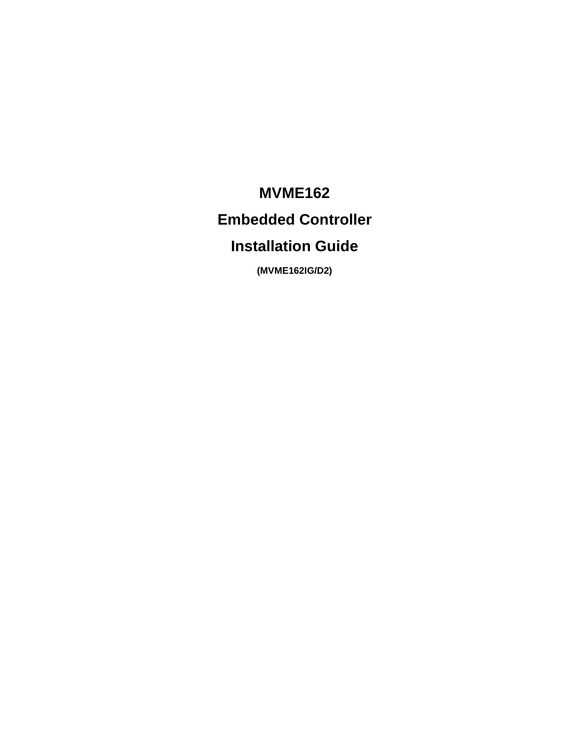# MVME162

# Embedded Controller

# Installation Guide

**(MVME162IG/D2)**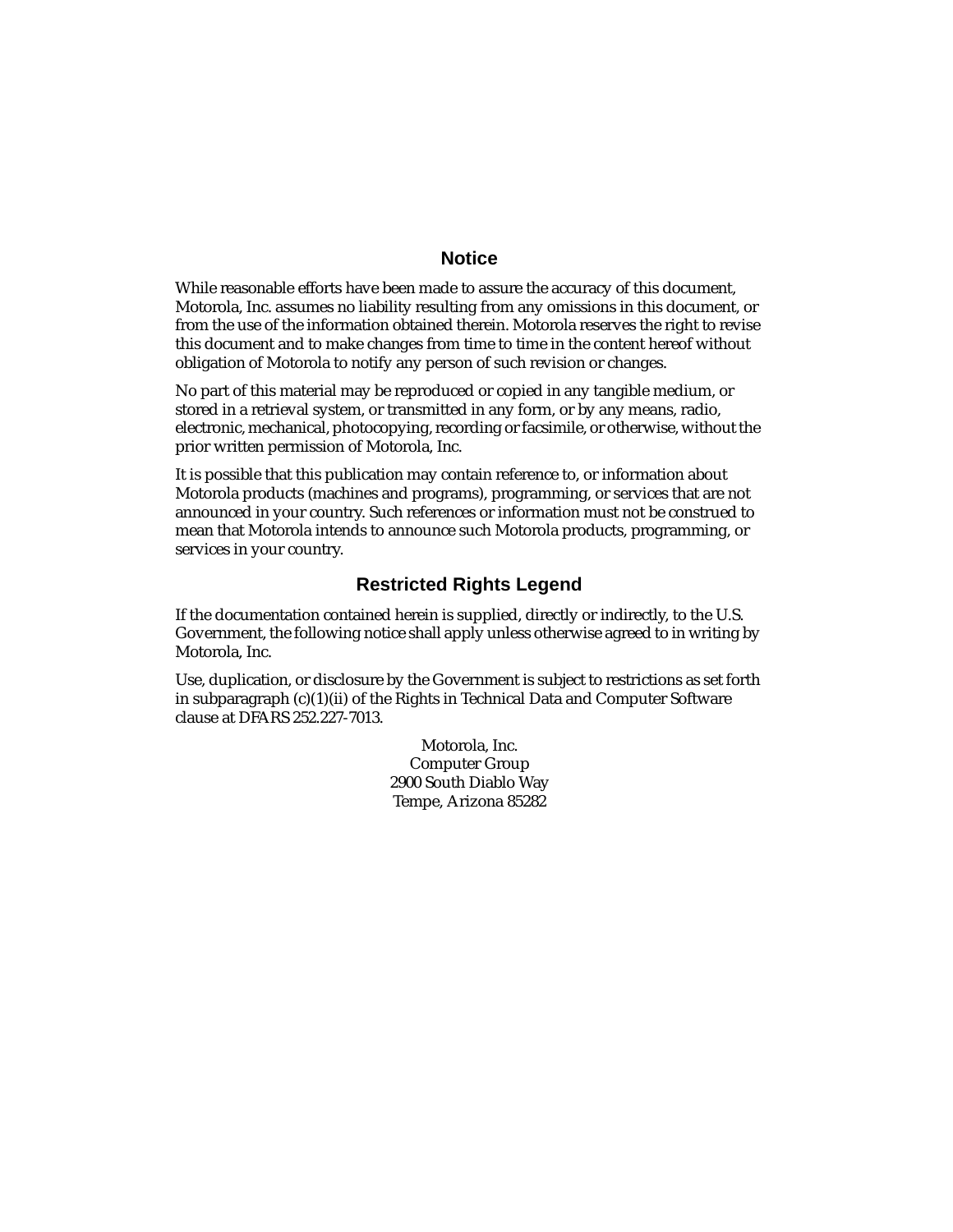## Notice

While reasonable efforts have been made to assure the accuracy of this document, Motorola, Inc. assumes no liability resulting from any omissions in this document, or from the use of the information obtained therein. Motorola reserves the right to revise this document and to make changes from time to time in the content hereof without obligation of Motorola to notify any person of such revision or changes.

No part of this material may be reproduced or copied in any tangible medium, or stored in a retrieval system, or transmitted in any form, or by any means, radio, electronic, mechanical, photocopying, recording or facsimile, or otherwise, without the prior written permission of Motorola, Inc.

It is possible that this publication may contain reference to, or information about Motorola products (machines and programs), programming, or services that are not announced in your country. Such references or information must not be construed to mean that Motorola intends to announce such Motorola products, programming, or services in your country.

## Restricted Rights Legend

If the documentation contained herein is supplied, directly or indirectly, to the U.S. Government, the following notice shall apply unless otherwise agreed to in writing by Motorola, Inc.

Use, duplication, or disclosure by the Government is subject to restrictions as set forth in subparagraph (c)(1)(ii) of the Rights in Technical Data and Computer Software clause at DFARS 252.227-7013.

Motorola, Inc.
Computer Group
2900 South Diablo Way
Tempe, Arizona 85282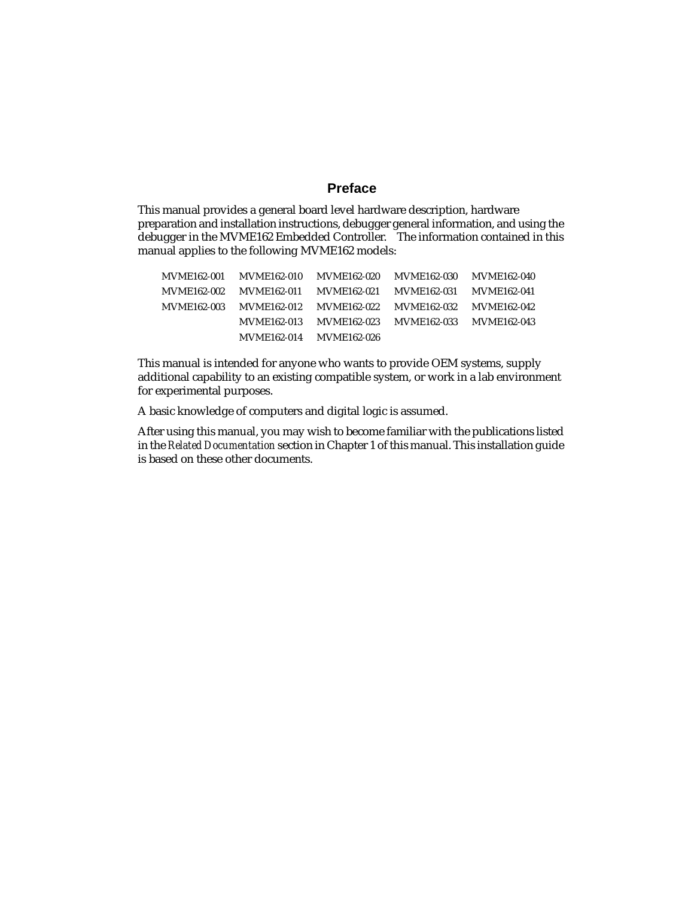# Preface

This manual provides a general board level hardware description, hardware preparation and installation instructions, debugger general information, and using the debugger in the MVME162 Embedded Controller. The information contained in this manual applies to the following MVME162 models:

| | | | | |
|---|---|---|---|---|
| MVME162-001 | MVME162-010 | MVME162-020 | MVME162-030 | MVME162-040 |
| MVME162-002 | MVME162-011 | MVME162-021 | MVME162-031 | MVME162-041 |
| MVME162-003 | MVME162-012 | MVME162-022 | MVME162-032 | MVME162-042 |
| | MVME162-013 | MVME162-023 | MVME162-033 | MVME162-043 |
| | MVME162-014 | MVME162-026 | | |

This manual is intended for anyone who wants to provide OEM systems, supply additional capability to an existing compatible system, or work in a lab environment for experimental purposes.

A basic knowledge of computers and digital logic is assumed.

After using this manual, you may wish to become familiar with the publications listed in the *Related Documentation* section in Chapter 1 of this manual. This installation guide is based on these other documents.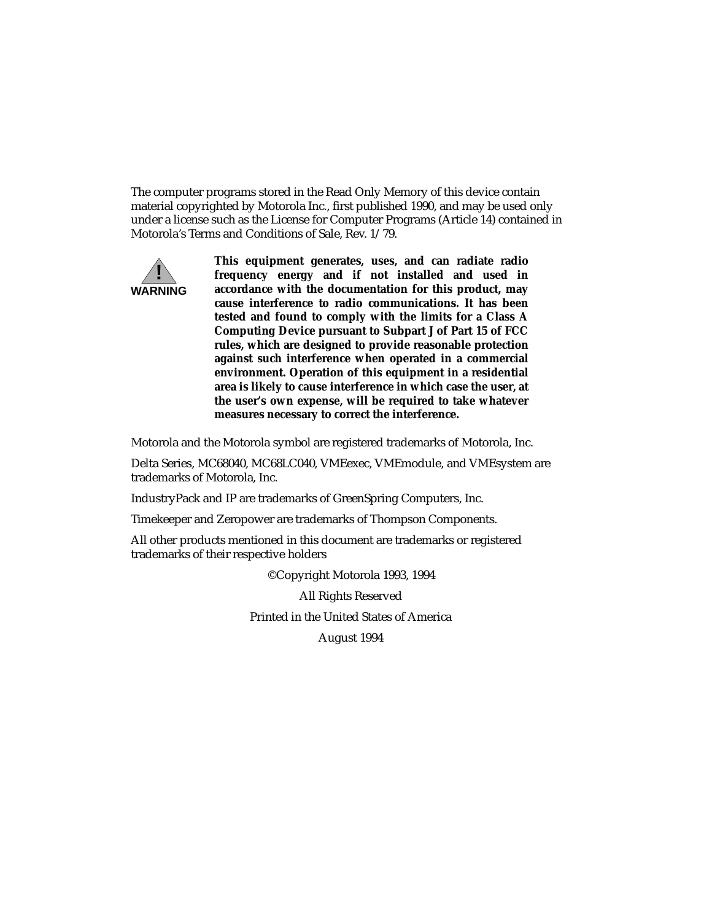The computer programs stored in the Read Only Memory of this device contain material copyrighted by Motorola Inc., first published 1990, and may be used only under a license such as the License for Computer Programs (Article 14) contained in Motorola's Terms and Conditions of Sale, Rev. 1/79.

**WARNING**

**This equipment generates, uses, and can radiate radio frequency energy and if not installed and used in accordance with the documentation for this product, may cause interference to radio communications. It has been tested and found to comply with the limits for a Class A Computing Device pursuant to Subpart J of Part 15 of FCC rules, which are designed to provide reasonable protection against such interference when operated in a commercial environment. Operation of this equipment in a residential area is likely to cause interference in which case the user, at the user's own expense, will be required to take whatever measures necessary to correct the interference.**

Motorola and the Motorola symbol are registered trademarks of Motorola, Inc.

Delta Series, MC68040, MC68LC040, VMEexec, VMEmodule, and VMEsystem are trademarks of Motorola, Inc.

IndustryPack and IP are trademarks of GreenSpring Computers, Inc.

Timekeeper and Zeropower are trademarks of Thompson Components.

All other products mentioned in this document are trademarks or registered trademarks of their respective holders

©Copyright Motorola 1993, 1994

All Rights Reserved

Printed in the United States of America

August 1994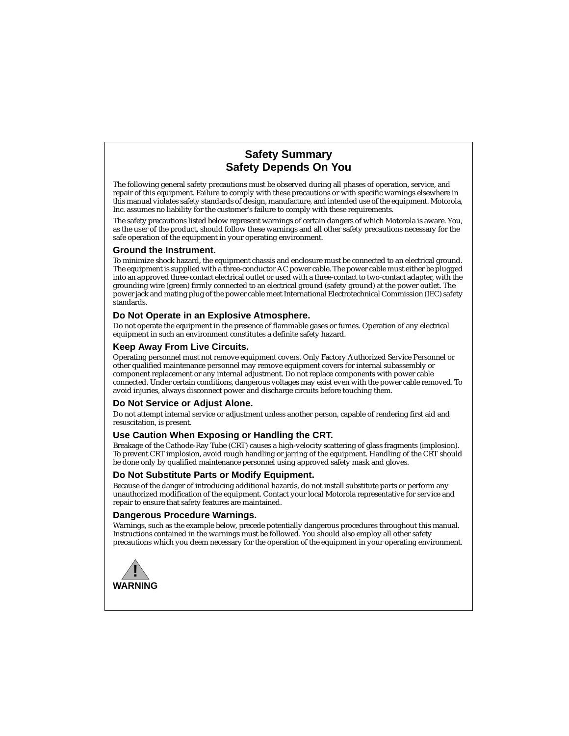# Safety Summary
# Safety Depends On You

The following general safety precautions must be observed during all phases of operation, service, and repair of this equipment. Failure to comply with these precautions or with specific warnings elsewhere in this manual violates safety standards of design, manufacture, and intended use of the equipment. Motorola, Inc. assumes no liability for the customer's failure to comply with these requirements.

The safety precautions listed below represent warnings of certain dangers of which Motorola is aware. You, as the user of the product, should follow these warnings and all other safety precautions necessary for the safe operation of the equipment in your operating environment.

## Ground the Instrument.

To minimize shock hazard, the equipment chassis and enclosure must be connected to an electrical ground. The equipment is supplied with a three-conductor AC power cable. The power cable must either be plugged into an approved three-contact electrical outlet or used with a three-contact to two-contact adapter, with the grounding wire (green) firmly connected to an electrical ground (safety ground) at the power outlet. The power jack and mating plug of the power cable meet International Electrotechnical Commission (IEC) safety standards.

## Do Not Operate in an Explosive Atmosphere.

Do not operate the equipment in the presence of flammable gases or fumes. Operation of any electrical equipment in such an environment constitutes a definite safety hazard.

## Keep Away From Live Circuits.

Operating personnel must not remove equipment covers. Only Factory Authorized Service Personnel or other qualified maintenance personnel may remove equipment covers for internal subassembly or component replacement or any internal adjustment. Do not replace components with power cable connected. Under certain conditions, dangerous voltages may exist even with the power cable removed. To avoid injuries, always disconnect power and discharge circuits before touching them.

## Do Not Service or Adjust Alone.

Do not attempt internal service or adjustment unless another person, capable of rendering first aid and resuscitation, is present.

## Use Caution When Exposing or Handling the CRT.

Breakage of the Cathode-Ray Tube (CRT) causes a high-velocity scattering of glass fragments (implosion). To prevent CRT implosion, avoid rough handling or jarring of the equipment. Handling of the CRT should be done only by qualified maintenance personnel using approved safety mask and gloves.

## Do Not Substitute Parts or Modify Equipment.

Because of the danger of introducing additional hazards, do not install substitute parts or perform any unauthorized modification of the equipment. Contact your local Motorola representative for service and repair to ensure that safety features are maintained.

## Dangerous Procedure Warnings.

Warnings, such as the example below, precede potentially dangerous procedures throughout this manual. Instructions contained in the warnings must be followed. You should also employ all other safety precautions which you deem necessary for the operation of the equipment in your operating environment.

**WARNING**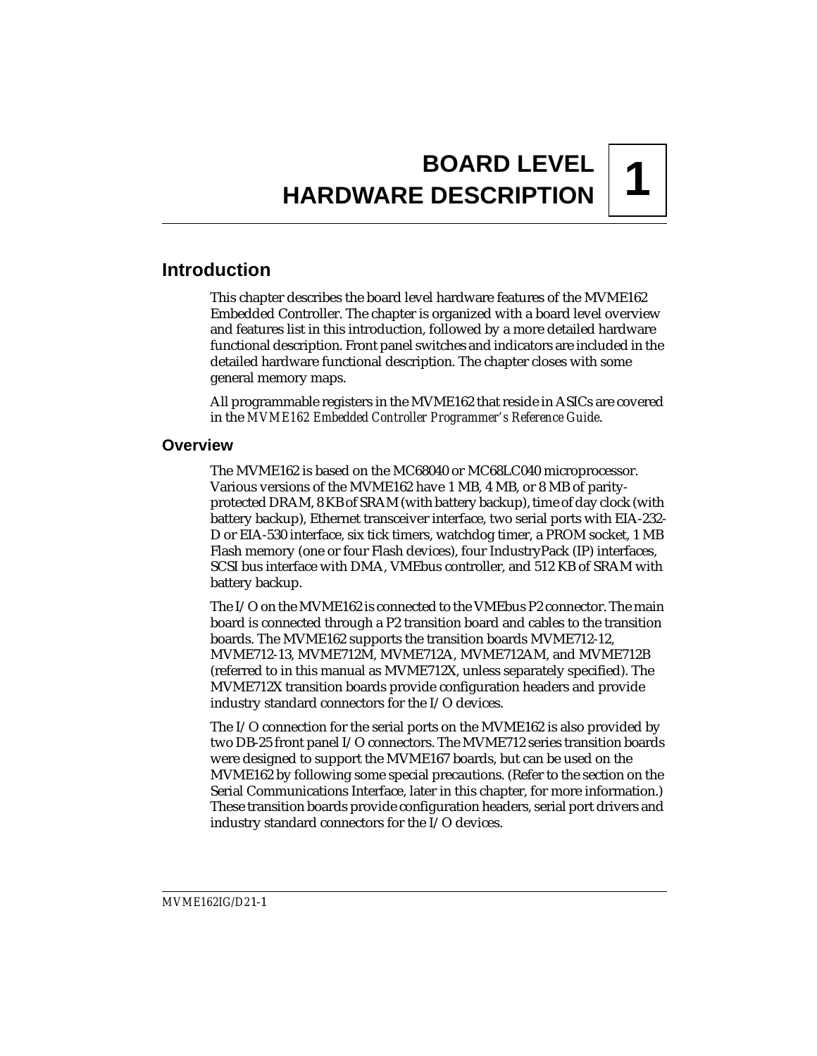# 1 BOARD LEVEL HARDWARE DESCRIPTION

## Introduction

This chapter describes the board level hardware features of the MVME162 Embedded Controller. The chapter is organized with a board level overview and features list in this introduction, followed by a more detailed hardware functional description. Front panel switches and indicators are included in the detailed hardware functional description. The chapter closes with some general memory maps.

All programmable registers in the MVME162 that reside in ASICs are covered in the *MVME162 Embedded Controller Programmer's Reference Guide*.

### Overview

The MVME162 is based on the MC68040 or MC68LC040 microprocessor. Various versions of the MVME162 have 1 MB, 4 MB, or 8 MB of parity-protected DRAM, 8 KB of SRAM (with battery backup), time of day clock (with battery backup), Ethernet transceiver interface, two serial ports with EIA-232-D or EIA-530 interface, six tick timers, watchdog timer, a PROM socket, 1 MB Flash memory (one or four Flash devices), four IndustryPack (IP) interfaces, SCSI bus interface with DMA, VMEbus controller, and 512 KB of SRAM with battery backup.

The I/O on the MVME162 is connected to the VMEbus P2 connector. The main board is connected through a P2 transition board and cables to the transition boards. The MVME162 supports the transition boards MVME712-12, MVME712-13, MVME712M, MVME712A, MVME712AM, and MVME712B (referred to in this manual as MVME712X, unless separately specified). The MVME712X transition boards provide configuration headers and provide industry standard connectors for the I/O devices.

The I/O connection for the serial ports on the MVME162 is also provided by two DB-25 front panel I/O connectors. The MVME712 series transition boards were designed to support the MVME167 boards, but can be used on the MVME162 by following some special precautions. (Refer to the section on the Serial Communications Interface, later in this chapter, for more information.) These transition boards provide configuration headers, serial port drivers and industry standard connectors for the I/O devices.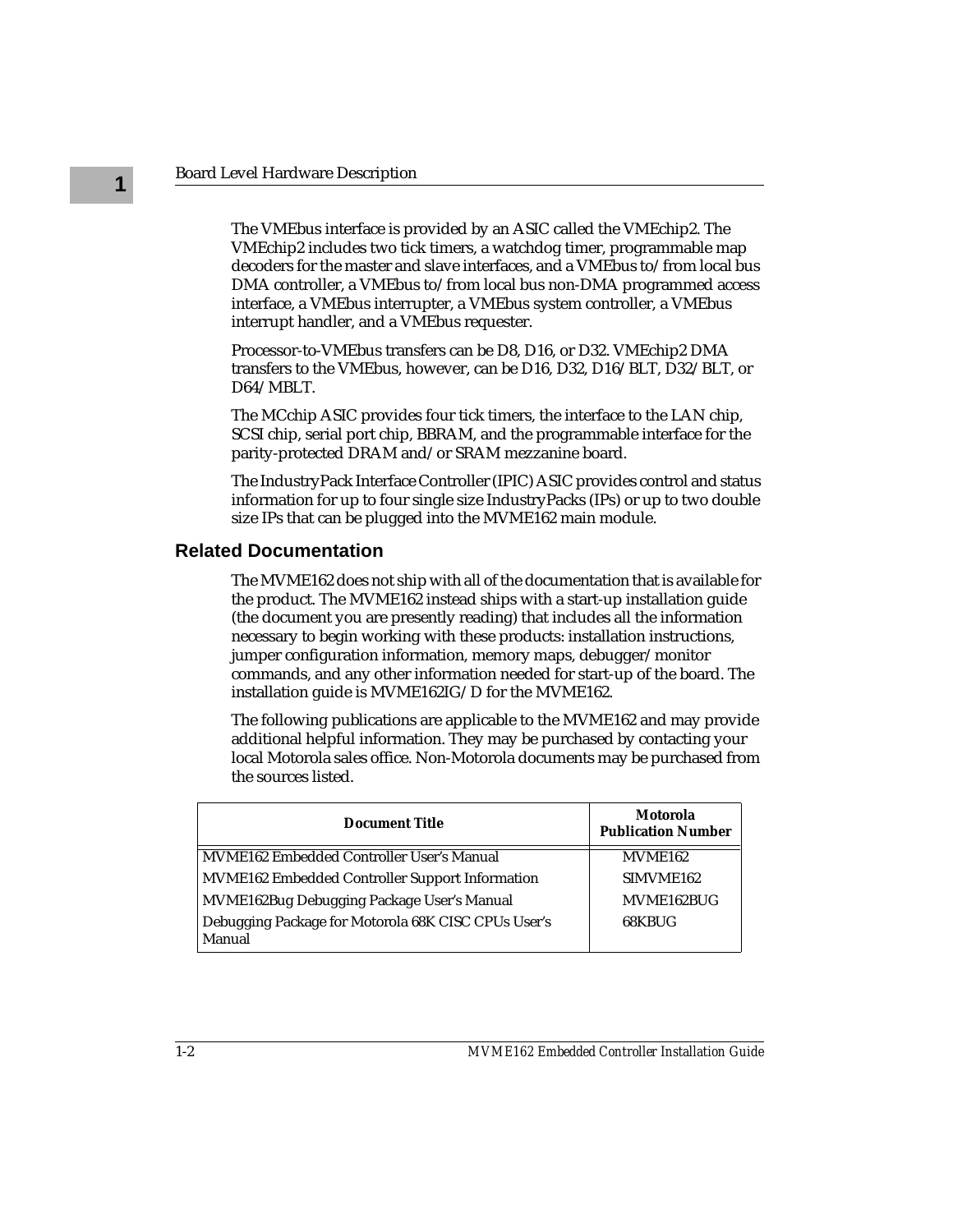The VMEbus interface is provided by an ASIC called the VMEchip2. The VMEchip2 includes two tick timers, a watchdog timer, programmable map decoders for the master and slave interfaces, and a VMEbus to/from local bus DMA controller, a VMEbus to/from local bus non-DMA programmed access interface, a VMEbus interrupter, a VMEbus system controller, a VMEbus interrupt handler, and a VMEbus requester.

Processor-to-VMEbus transfers can be D8, D16, or D32. VMEchip2 DMA transfers to the VMEbus, however, can be D16, D32, D16/BLT, D32/BLT, or D64/MBLT.

The MCchip ASIC provides four tick timers, the interface to the LAN chip, SCSI chip, serial port chip, BBRAM, and the programmable interface for the parity-protected DRAM and/or SRAM mezzanine board.

The IndustryPack Interface Controller (IPIC) ASIC provides control and status information for up to four single size IndustryPacks (IPs) or up to two double size IPs that can be plugged into the MVME162 main module.

## Related Documentation

The MVME162 does not ship with all of the documentation that is available for the product. The MVME162 instead ships with a start-up installation guide (the document you are presently reading) that includes all the information necessary to begin working with these products: installation instructions, jumper configuration information, memory maps, debugger/monitor commands, and any other information needed for start-up of the board. The installation guide is MVME162IG/D for the MVME162.

The following publications are applicable to the MVME162 and may provide additional helpful information. They may be purchased by contacting your local Motorola sales office. Non-Motorola documents may be purchased from the sources listed.

| Document Title | Motorola Publication Number |
|---|---|
| MVME162 Embedded Controller User's Manual | MVME162 |
| MVME162 Embedded Controller Support Information | SIMVME162 |
| MVME162Bug Debugging Package User's Manual | MVME162BUG |
| Debugging Package for Motorola 68K CISC CPUs User's Manual | 68KBUG |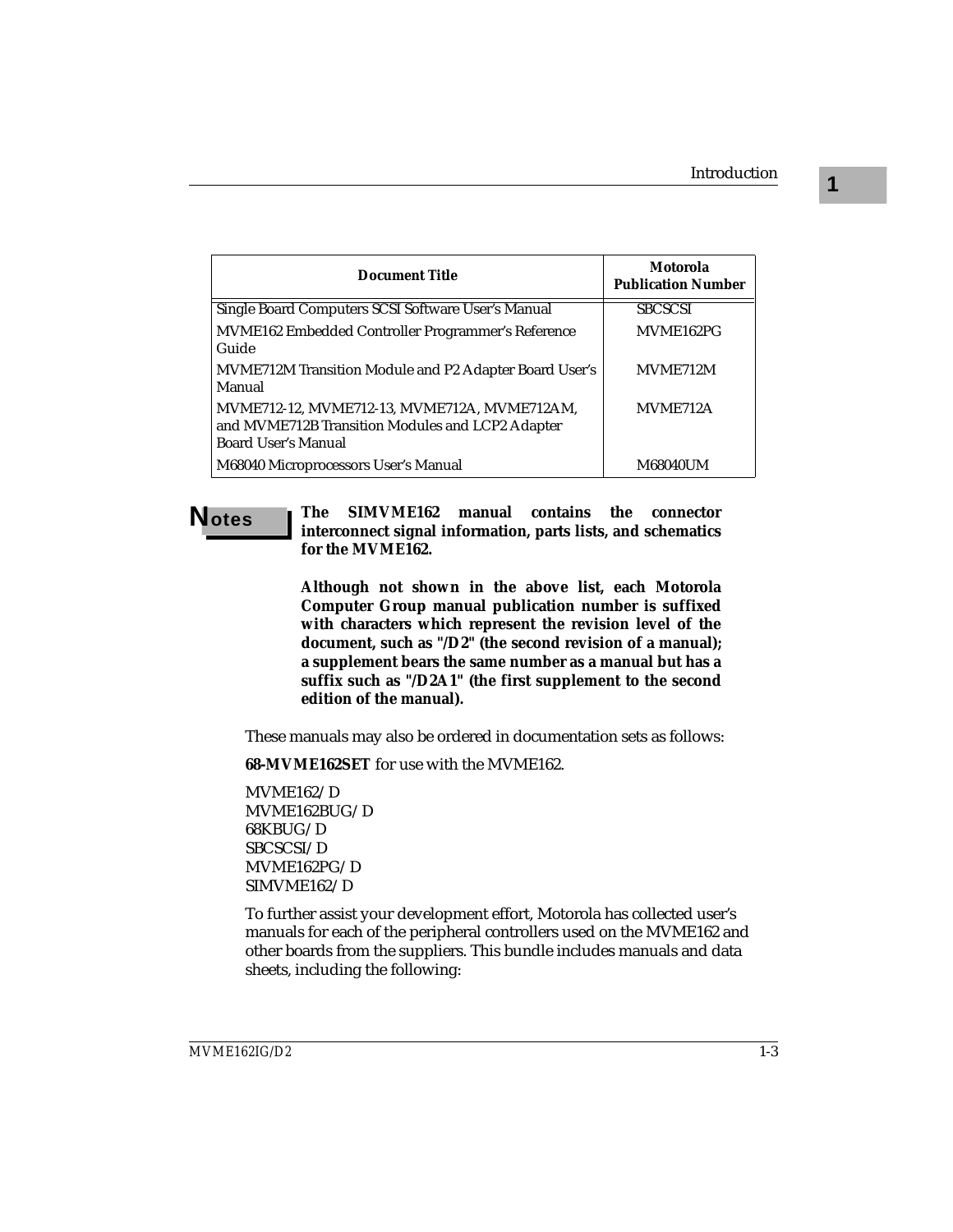| Document Title | Motorola Publication Number |
| --- | --- |
| Single Board Computers SCSI Software User's Manual | SBCSCSI |
| MVME162 Embedded Controller Programmer's Reference Guide | MVME162PG |
| MVME712M Transition Module and P2 Adapter Board User's Manual | MVME712M |
| MVME712-12, MVME712-13, MVME712A, MVME712AM, and MVME712B Transition Modules and LCP2 Adapter Board User's Manual | MVME712A |
| M68040 Microprocessors User's Manual | M68040UM |

**Notes**

**The SIMVME162 manual contains the connector interconnect signal information, parts lists, and schematics for the MVME162.**

**Although not shown in the above list, each Motorola Computer Group manual publication number is suffixed with characters which represent the revision level of the document, such as "/D2" (the second revision of a manual); a supplement bears the same number as a manual but has a suffix such as "/D2A1" (the first supplement to the second edition of the manual).**

These manuals may also be ordered in documentation sets as follows:

**68-MVME162SET** for use with the MVME162.

MVME162/D
MVME162BUG/D
68KBUG/D
SBCSCSI/D
MVME162PG/D
SIMVME162/D

To further assist your development effort, Motorola has collected user's manuals for each of the peripheral controllers used on the MVME162 and other boards from the suppliers. This bundle includes manuals and data sheets, including the following: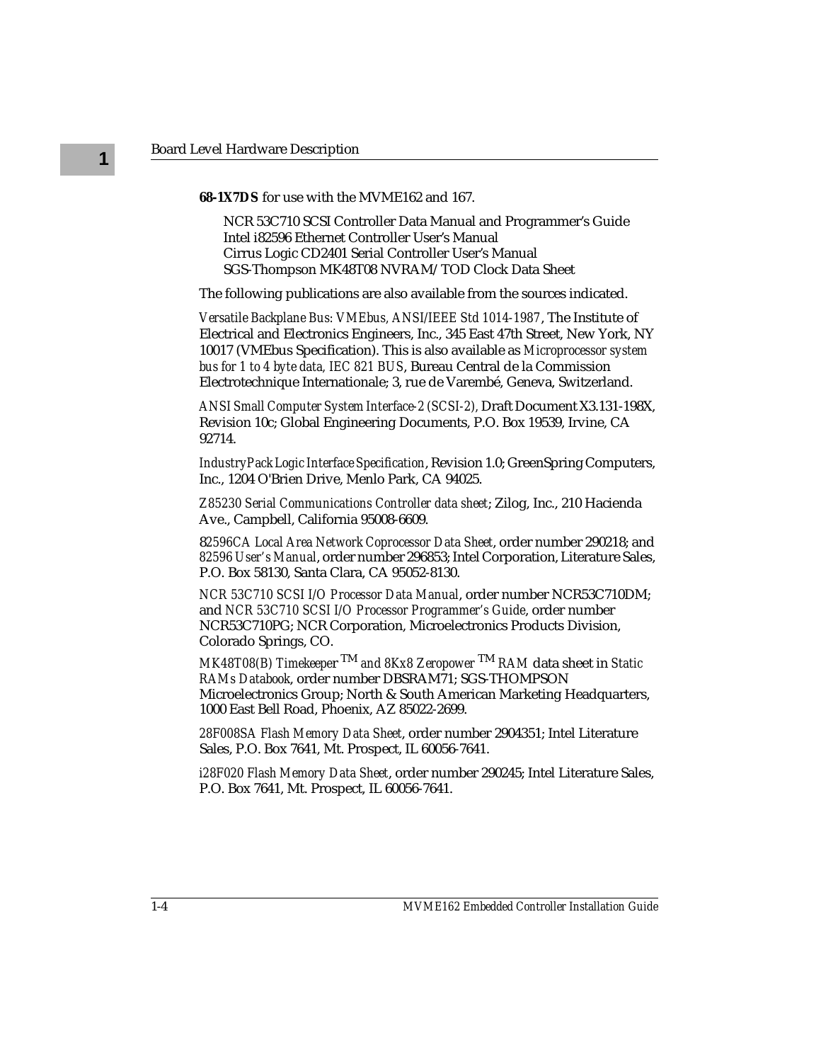**68-1X7DS** for use with the MVME162 and 167.

NCR 53C710 SCSI Controller Data Manual and Programmer's Guide
Intel i82596 Ethernet Controller User's Manual
Cirrus Logic CD2401 Serial Controller User's Manual
SGS-Thompson MK48T08 NVRAM/TOD Clock Data Sheet

The following publications are also available from the sources indicated.

*Versatile Backplane Bus: VMEbus, ANSI/IEEE Std 1014-1987*, The Institute of Electrical and Electronics Engineers, Inc., 345 East 47th Street, New York, NY 10017 (VMEbus Specification). This is also available as *Microprocessor system bus for 1 to 4 byte data, IEC 821 BUS*, Bureau Central de la Commission Electrotechnique Internationale; 3, rue de Varembé, Geneva, Switzerland.

*ANSI Small Computer System Interface-2 (SCSI-2)*, Draft Document X3.131-198X, Revision 10c; Global Engineering Documents, P.O. Box 19539, Irvine, CA 92714.

*IndustryPack Logic Interface Specification*, Revision 1.0; GreenSpring Computers, Inc., 1204 O'Brien Drive, Menlo Park, CA 94025.

*Z85230 Serial Communications Controller data sheet*; Zilog, Inc., 210 Hacienda Ave., Campbell, California 95008-6609.

*82596CA Local Area Network Coprocessor Data Sheet*, order number 290218; and *82596 User's Manual*, order number 296853; Intel Corporation, Literature Sales, P.O. Box 58130, Santa Clara, CA 95052-8130.

*NCR 53C710 SCSI I/O Processor Data Manual*, order number NCR53C710DM; and *NCR 53C710 SCSI I/O Processor Programmer's Guide*, order number NCR53C710PG; NCR Corporation, Microelectronics Products Division, Colorado Springs, CO.

*MK48T08(B) Timekeeper* TM *and 8Kx8 Zeropower* TM *RAM* data sheet in *Static RAMs Databook*, order number DBSRAM71; SGS-THOMPSON Microelectronics Group; North & South American Marketing Headquarters, 1000 East Bell Road, Phoenix, AZ 85022-2699.

*28F008SA Flash Memory Data Sheet*, order number 2904351; Intel Literature Sales, P.O. Box 7641, Mt. Prospect, IL 60056-7641.

*i28F020 Flash Memory Data Sheet*, order number 290245; Intel Literature Sales, P.O. Box 7641, Mt. Prospect, IL 60056-7641.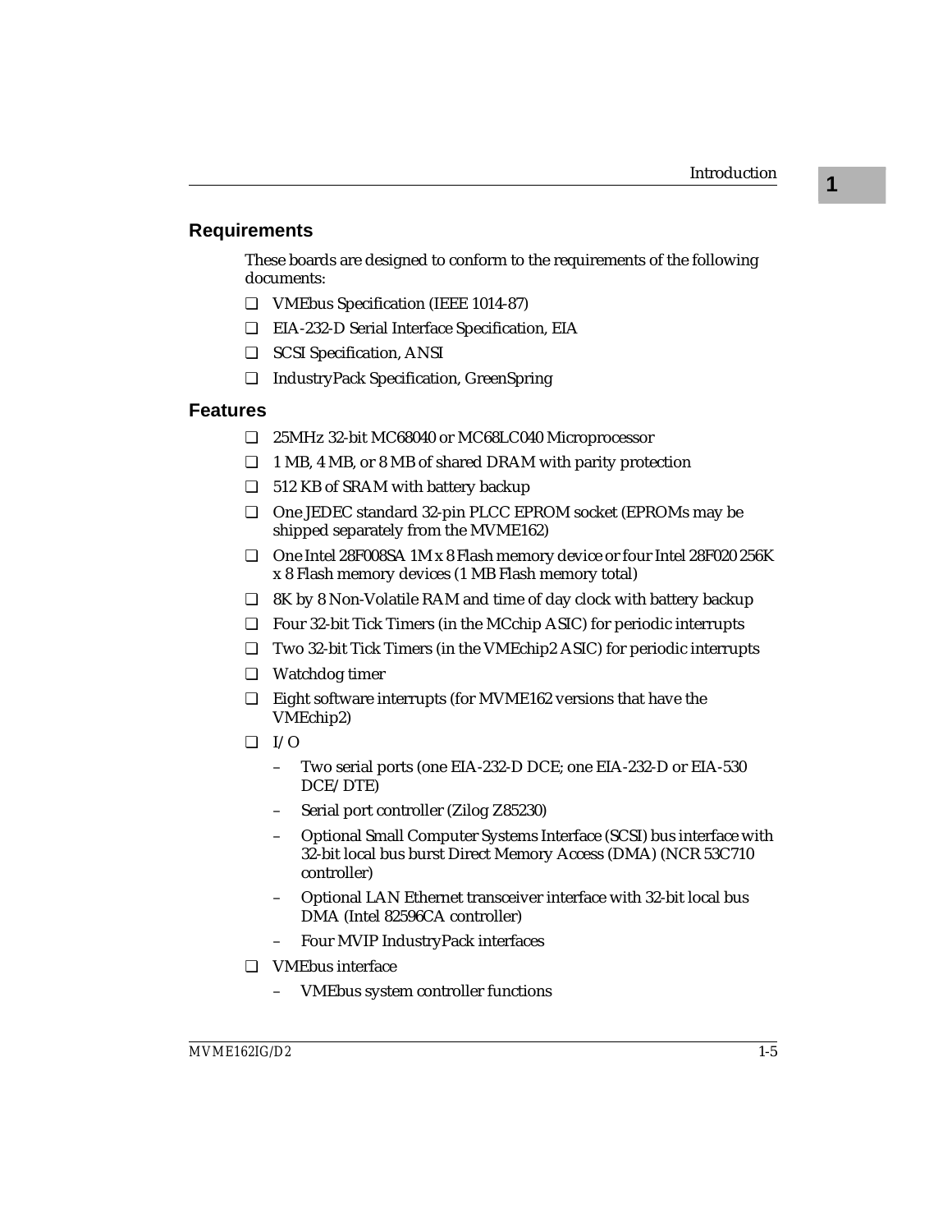## Requirements

These boards are designed to conform to the requirements of the following documents:

- VMEbus Specification (IEEE 1014-87)
- EIA-232-D Serial Interface Specification, EIA
- SCSI Specification, ANSI
- IndustryPack Specification, GreenSpring

## Features

- 25MHz 32-bit MC68040 or MC68LC040 Microprocessor
- 1 MB, 4 MB, or 8 MB of shared DRAM with parity protection
- 512 KB of SRAM with battery backup
- One JEDEC standard 32-pin PLCC EPROM socket (EPROMs may be shipped separately from the MVME162)
- One Intel 28F008SA 1M x 8 Flash memory device or four Intel 28F020 256K x 8 Flash memory devices (1 MB Flash memory total)
- 8K by 8 Non-Volatile RAM and time of day clock with battery backup
- Four 32-bit Tick Timers (in the MCchip ASIC) for periodic interrupts
- Two 32-bit Tick Timers (in the VMEchip2 ASIC) for periodic interrupts
- Watchdog timer
- Eight software interrupts (for MVME162 versions that have the VMEchip2)
- I/O
  - Two serial ports (one EIA-232-D DCE; one EIA-232-D or EIA-530 DCE/DTE)
  - Serial port controller (Zilog Z85230)
  - Optional Small Computer Systems Interface (SCSI) bus interface with 32-bit local bus burst Direct Memory Access (DMA) (NCR 53C710 controller)
  - Optional LAN Ethernet transceiver interface with 32-bit local bus DMA (Intel 82596CA controller)
  - Four MVIP IndustryPack interfaces
- VMEbus interface
  - VMEbus system controller functions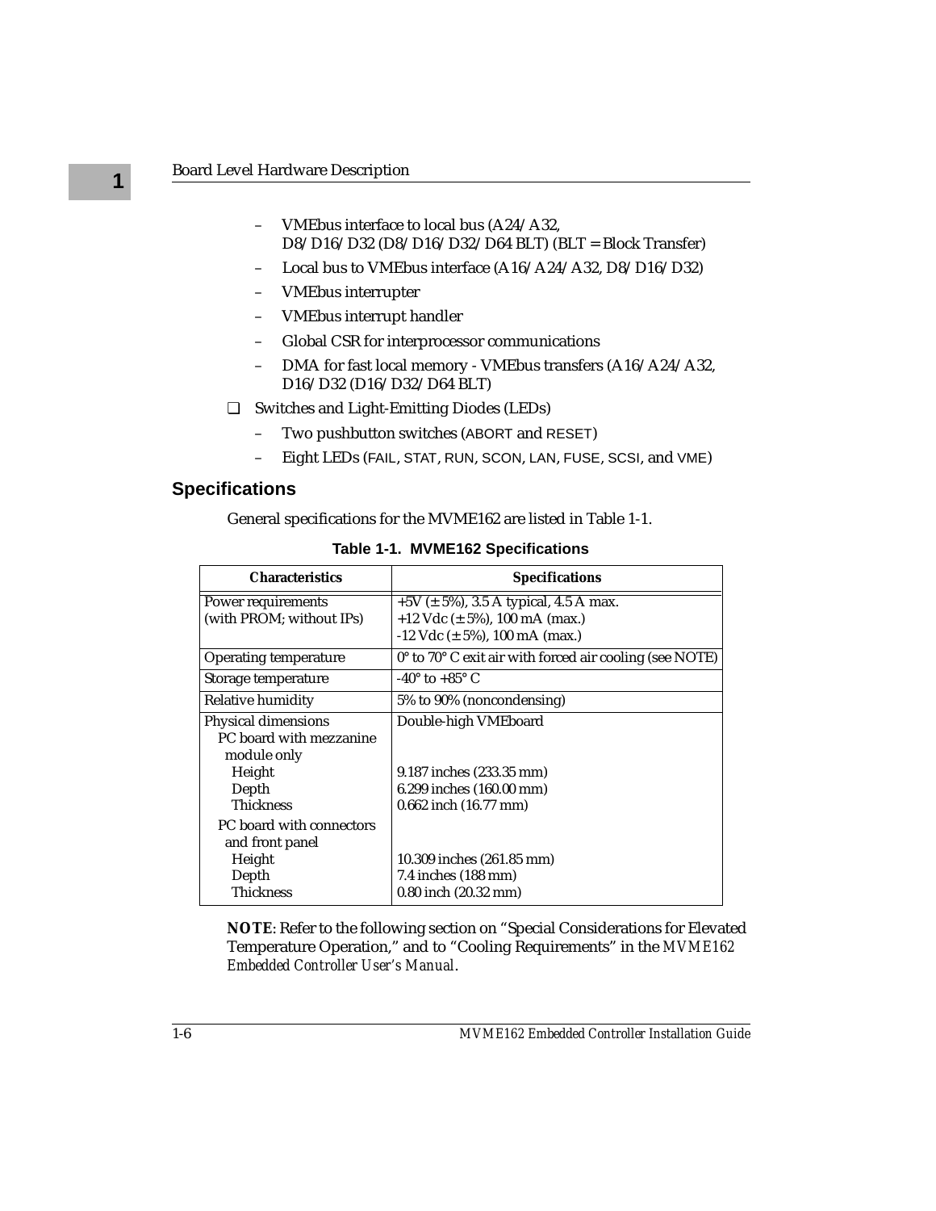- VMEbus interface to local bus (A24/A32, D8/D16/D32 (D8/D16/D32/D64 BLT) (BLT = Block Transfer)
- Local bus to VMEbus interface (A16/A24/A32, D8/D16/D32)
- VMEbus interrupter
- VMEbus interrupt handler
- Global CSR for interprocessor communications
- DMA for fast local memory - VMEbus transfers (A16/A24/A32, D16/D32 (D16/D32/D64 BLT)

❑ Switches and Light-Emitting Diodes (LEDs)

- Two pushbutton switches (ABORT and RESET)
- Eight LEDs (FAIL, STAT, RUN, SCON, LAN, FUSE, SCSI, and VME)

## Specifications

General specifications for the MVME162 are listed in Table 1-1.

**Table 1-1. MVME162 Specifications**

| Characteristics | Specifications |
|---|---|
| Power requirements (with PROM; without IPs) | +5V (± 5%), 3.5 A typical, 4.5 A max.<br>+12 Vdc (± 5%), 100 mA (max.)<br>-12 Vdc (± 5%), 100 mA (max.) |
| Operating temperature | 0° to 70° C exit air with forced air cooling (see NOTE) |
| Storage temperature | -40° to +85° C |
| Relative humidity | 5% to 90% (noncondensing) |
| Physical dimensions | Double-high VMEboard |
| PC board with mezzanine module only | |
| Height | 9.187 inches (233.35 mm) |
| Depth | 6.299 inches (160.00 mm) |
| Thickness | 0.662 inch (16.77 mm) |
| PC board with connectors and front panel | |
| Height | 10.309 inches (261.85 mm) |
| Depth | 7.4 inches (188 mm) |
| Thickness | 0.80 inch (20.32 mm) |

**NOTE**: Refer to the following section on "Special Considerations for Elevated Temperature Operation," and to "Cooling Requirements" in the *MVME162 Embedded Controller User's Manual*.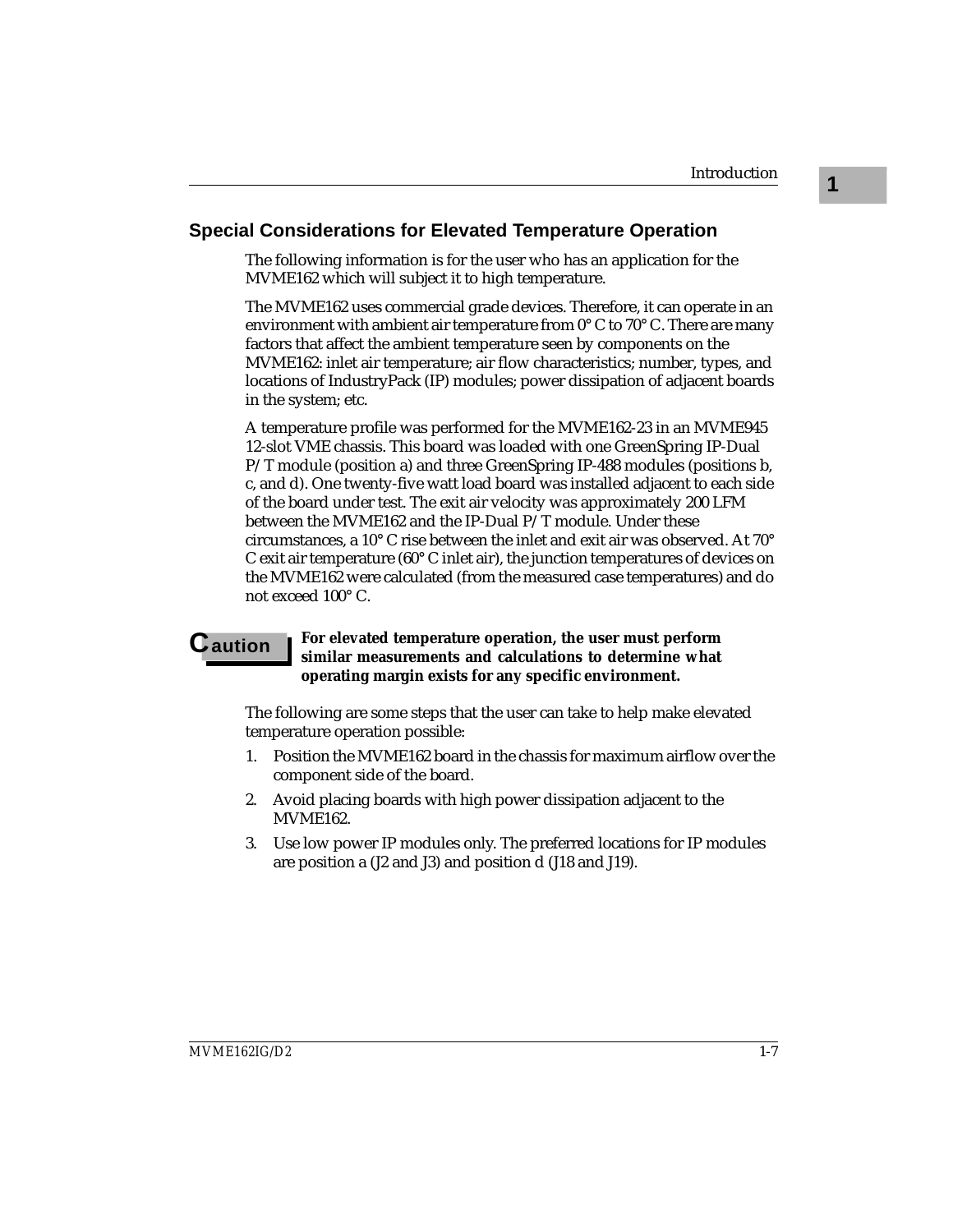## Special Considerations for Elevated Temperature Operation

The following information is for the user who has an application for the MVME162 which will subject it to high temperature.

The MVME162 uses commercial grade devices. Therefore, it can operate in an environment with ambient air temperature from 0° C to 70° C. There are many factors that affect the ambient temperature seen by components on the MVME162: inlet air temperature; air flow characteristics; number, types, and locations of IndustryPack (IP) modules; power dissipation of adjacent boards in the system; etc.

A temperature profile was performed for the MVME162-23 in an MVME945 12-slot VME chassis. This board was loaded with one GreenSpring IP-Dual P/T module (position a) and three GreenSpring IP-488 modules (positions b, c, and d). One twenty-five watt load board was installed adjacent to each side of the board under test. The exit air velocity was approximately 200 LFM between the MVME162 and the IP-Dual P/T module. Under these circumstances, a 10° C rise between the inlet and exit air was observed. At 70° C exit air temperature (60° C inlet air), the junction temperatures of devices on the MVME162 were calculated (from the measured case temperatures) and do not exceed 100° C.

**Caution** **For elevated temperature operation, the user must perform similar measurements and calculations to determine what operating margin exists for any specific environment.**

The following are some steps that the user can take to help make elevated temperature operation possible:

1. Position the MVME162 board in the chassis for maximum airflow over the component side of the board.
2. Avoid placing boards with high power dissipation adjacent to the MVME162.
3. Use low power IP modules only. The preferred locations for IP modules are position a (J2 and J3) and position d (J18 and J19).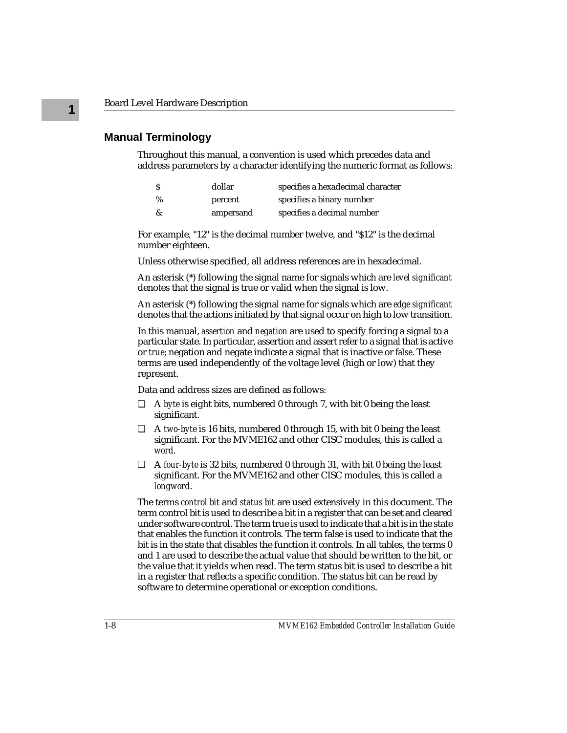## Manual Terminology

Throughout this manual, a convention is used which precedes data and address parameters by a character identifying the numeric format as follows:

| | | |
|---|---|---|
| $ | dollar | specifies a hexadecimal character |
| % | percent | specifies a binary number |
| & | ampersand | specifies a decimal number |

For example, "12" is the decimal number twelve, and "$12" is the decimal number eighteen.

Unless otherwise specified, all address references are in hexadecimal.

An asterisk (*) following the signal name for signals which are *level significant* denotes that the signal is true or valid when the signal is low.

An asterisk (*) following the signal name for signals which are *edge significant* denotes that the actions initiated by that signal occur on high to low transition.

In this manual, *assertion* and *negation* are used to specify forcing a signal to a particular state. In particular, assertion and assert refer to a signal that is active or *true*; negation and negate indicate a signal that is inactive or *false*. These terms are used independently of the voltage level (high or low) that they represent.

Data and address sizes are defined as follows:

- A *byte* is eight bits, numbered 0 through 7, with bit 0 being the least significant.
- A *two-byte* is 16 bits, numbered 0 through 15, with bit 0 being the least significant. For the MVME162 and other CISC modules, this is called a *word*.
- A *four-byte* is 32 bits, numbered 0 through 31, with bit 0 being the least significant. For the MVME162 and other CISC modules, this is called a *longword*.

The terms *control bit* and *status bit* are used extensively in this document. The term control bit is used to describe a bit in a register that can be set and cleared under software control. The term true is used to indicate that a bit is in the state that enables the function it controls. The term false is used to indicate that the bit is in the state that disables the function it controls. In all tables, the terms 0 and 1 are used to describe the actual value that should be written to the bit, or the value that it yields when read. The term status bit is used to describe a bit in a register that reflects a specific condition. The status bit can be read by software to determine operational or exception conditions.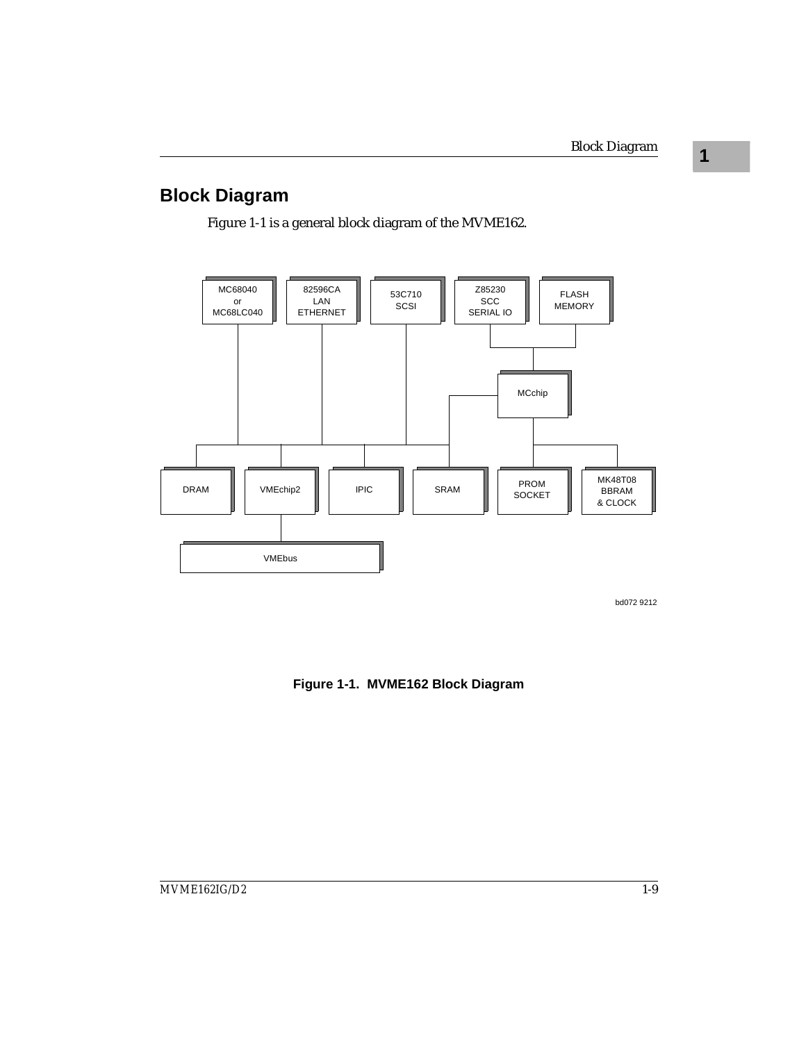## Block Diagram

Figure 1-1 is a general block diagram of the MVME162.

MC68040 or MC68LC040

82596CA LAN ETHERNET

53C710 SCSI

Z85230 SCC SERIAL IO

FLASH MEMORY

MCchip

DRAM

VMEchip2

IPIC

SRAM

PROM SOCKET

MK48T08 BBRAM & CLOCK

VMEbus

bd072 9212

**Figure 1-1. MVME162 Block Diagram**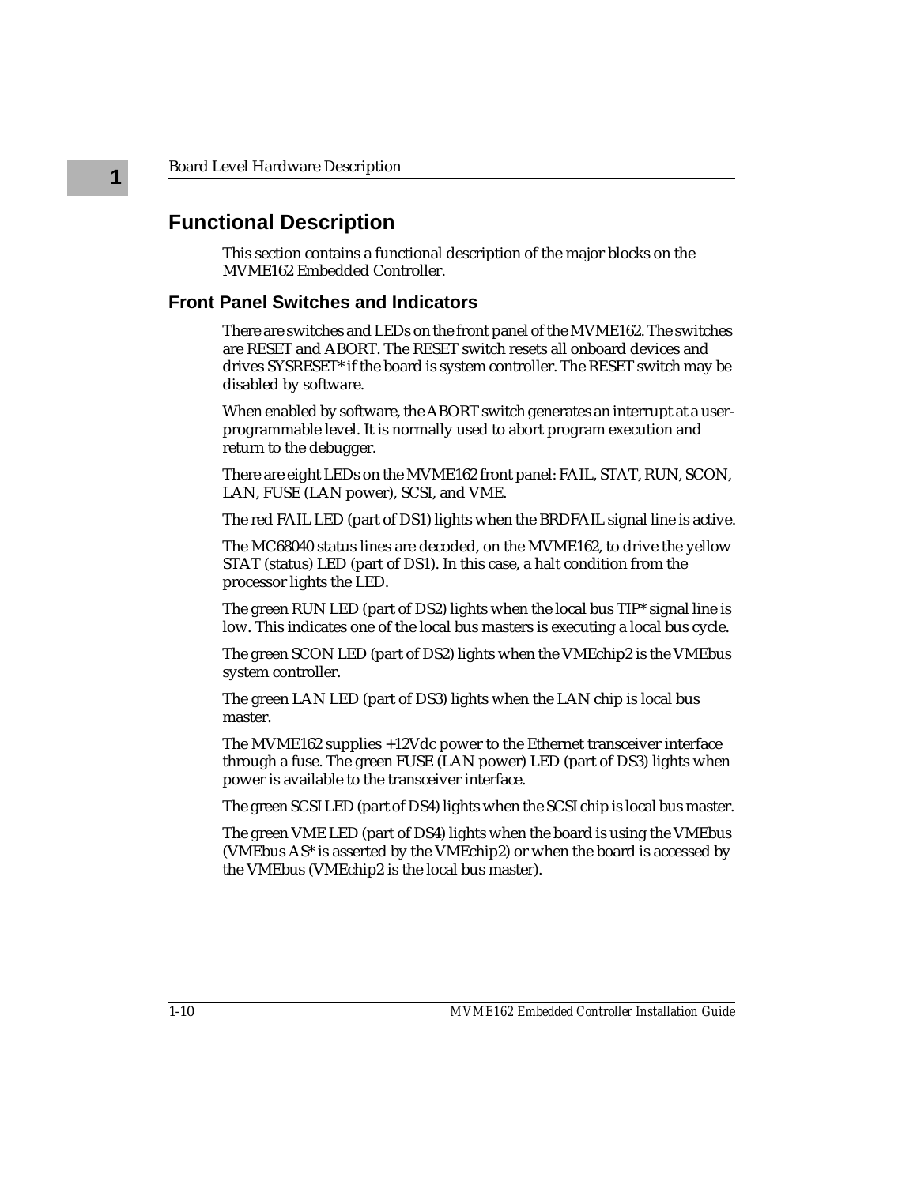## Functional Description

This section contains a functional description of the major blocks on the MVME162 Embedded Controller.

### Front Panel Switches and Indicators

There are switches and LEDs on the front panel of the MVME162. The switches are RESET and ABORT. The RESET switch resets all onboard devices and drives SYSRESET* if the board is system controller. The RESET switch may be disabled by software.

When enabled by software, the ABORT switch generates an interrupt at a user-programmable level. It is normally used to abort program execution and return to the debugger.

There are eight LEDs on the MVME162 front panel: FAIL, STAT, RUN, SCON, LAN, FUSE (LAN power), SCSI, and VME.

The red FAIL LED (part of DS1) lights when the BRDFAIL signal line is active.

The MC68040 status lines are decoded, on the MVME162, to drive the yellow STAT (status) LED (part of DS1). In this case, a halt condition from the processor lights the LED.

The green RUN LED (part of DS2) lights when the local bus TIP* signal line is low. This indicates one of the local bus masters is executing a local bus cycle.

The green SCON LED (part of DS2) lights when the VMEchip2 is the VMEbus system controller.

The green LAN LED (part of DS3) lights when the LAN chip is local bus master.

The MVME162 supplies +12Vdc power to the Ethernet transceiver interface through a fuse. The green FUSE (LAN power) LED (part of DS3) lights when power is available to the transceiver interface.

The green SCSI LED (part of DS4) lights when the SCSI chip is local bus master.

The green VME LED (part of DS4) lights when the board is using the VMEbus (VMEbus AS* is asserted by the VMEchip2) or when the board is accessed by the VMEbus (VMEchip2 is the local bus master).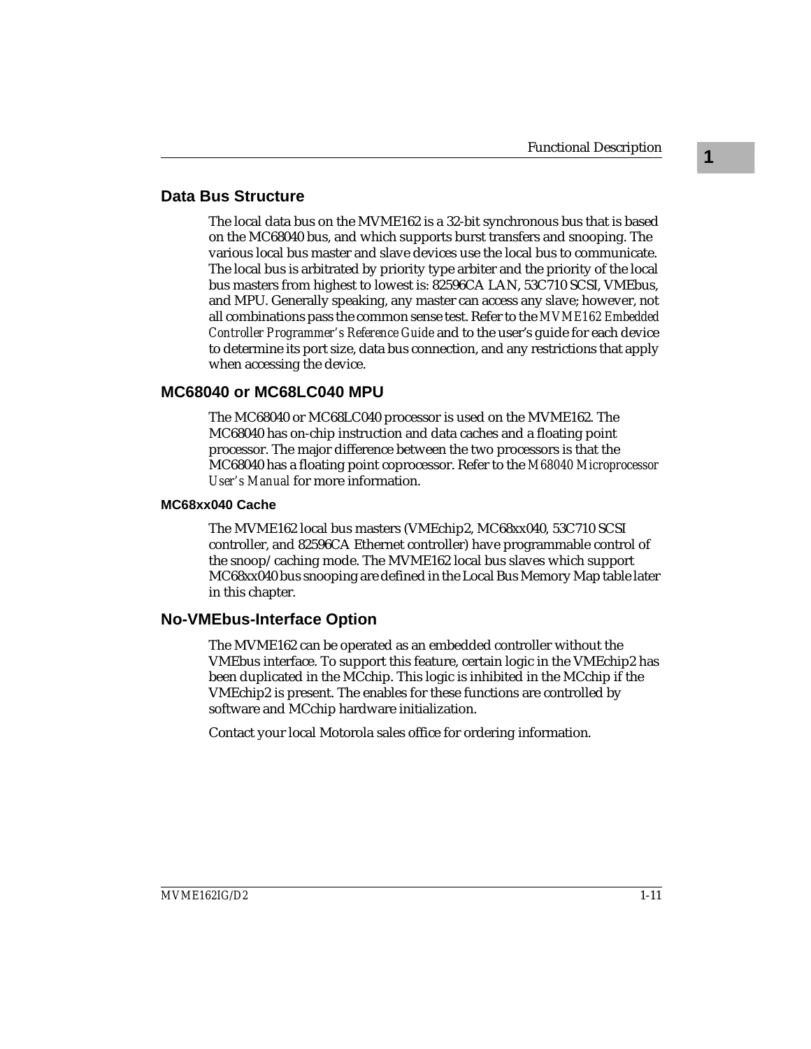## Data Bus Structure

The local data bus on the MVME162 is a 32-bit synchronous bus that is based on the MC68040 bus, and which supports burst transfers and snooping. The various local bus master and slave devices use the local bus to communicate. The local bus is arbitrated by priority type arbiter and the priority of the local bus masters from highest to lowest is: 82596CA LAN, 53C710 SCSI, VMEbus, and MPU. Generally speaking, any master can access any slave; however, not all combinations pass the common sense test. Refer to the *MVME162 Embedded Controller Programmer's Reference Guide* and to the user's guide for each device to determine its port size, data bus connection, and any restrictions that apply when accessing the device.

## MC68040 or MC68LC040 MPU

The MC68040 or MC68LC040 processor is used on the MVME162. The MC68040 has on-chip instruction and data caches and a floating point processor. The major difference between the two processors is that the MC68040 has a floating point coprocessor. Refer to the *M68040 Microprocessor User's Manual* for more information.

### MC68xx040 Cache

The MVME162 local bus masters (VMEchip2, MC68xx040, 53C710 SCSI controller, and 82596CA Ethernet controller) have programmable control of the snoop/caching mode. The MVME162 local bus slaves which support MC68xx040 bus snooping are defined in the Local Bus Memory Map table later in this chapter.

## No-VMEbus-Interface Option

The MVME162 can be operated as an embedded controller without the VMEbus interface. To support this feature, certain logic in the VMEchip2 has been duplicated in the MCchip. This logic is inhibited in the MCchip if the VMEchip2 is present. The enables for these functions are controlled by software and MCchip hardware initialization.

Contact your local Motorola sales office for ordering information.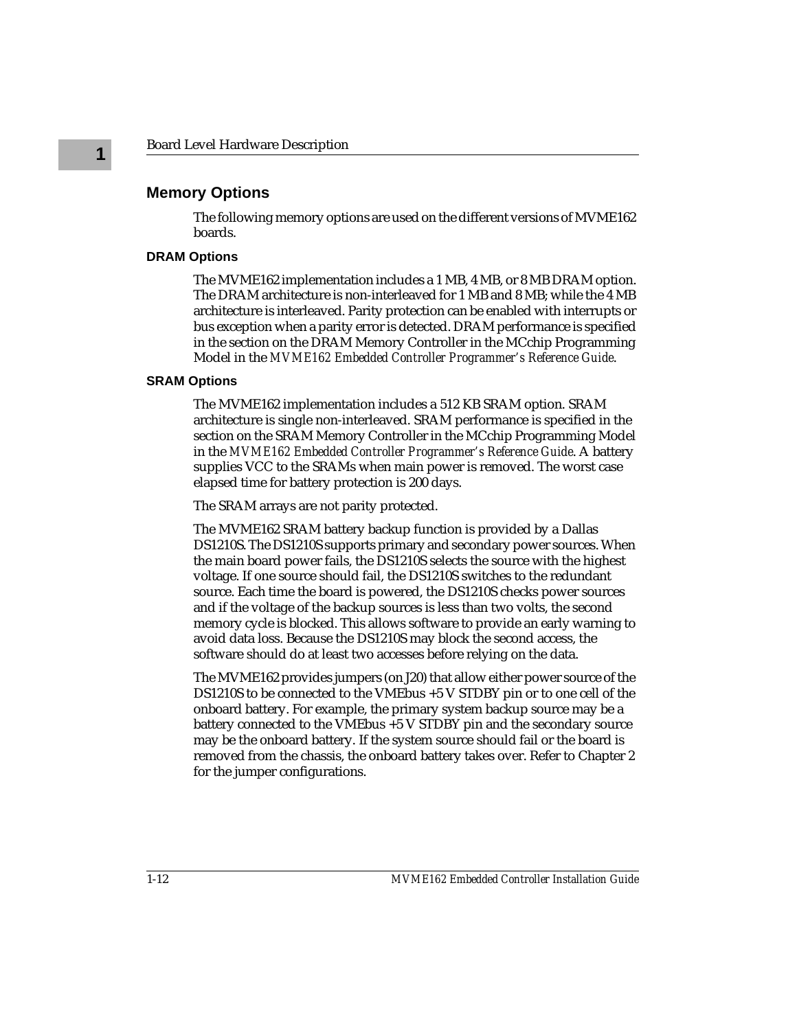## Memory Options

The following memory options are used on the different versions of MVME162 boards.

### DRAM Options

The MVME162 implementation includes a 1 MB, 4 MB, or 8 MB DRAM option. The DRAM architecture is non-interleaved for 1 MB and 8 MB; while the 4 MB architecture is interleaved. Parity protection can be enabled with interrupts or bus exception when a parity error is detected. DRAM performance is specified in the section on the DRAM Memory Controller in the MCchip Programming Model in the *MVME162 Embedded Controller Programmer's Reference Guide*.

### SRAM Options

The MVME162 implementation includes a 512 KB SRAM option. SRAM architecture is single non-interleaved. SRAM performance is specified in the section on the SRAM Memory Controller in the MCchip Programming Model in the *MVME162 Embedded Controller Programmer's Reference Guide*. A battery supplies VCC to the SRAMs when main power is removed. The worst case elapsed time for battery protection is 200 days.

The SRAM arrays are not parity protected.

The MVME162 SRAM battery backup function is provided by a Dallas DS1210S. The DS1210S supports primary and secondary power sources. When the main board power fails, the DS1210S selects the source with the highest voltage. If one source should fail, the DS1210S switches to the redundant source. Each time the board is powered, the DS1210S checks power sources and if the voltage of the backup sources is less than two volts, the second memory cycle is blocked. This allows software to provide an early warning to avoid data loss. Because the DS1210S may block the second access, the software should do at least two accesses before relying on the data.

The MVME162 provides jumpers (on J20) that allow either power source of the DS1210S to be connected to the VMEbus +5 V STDBY pin or to one cell of the onboard battery. For example, the primary system backup source may be a battery connected to the VMEbus +5 V STDBY pin and the secondary source may be the onboard battery. If the system source should fail or the board is removed from the chassis, the onboard battery takes over. Refer to Chapter 2 for the jumper configurations.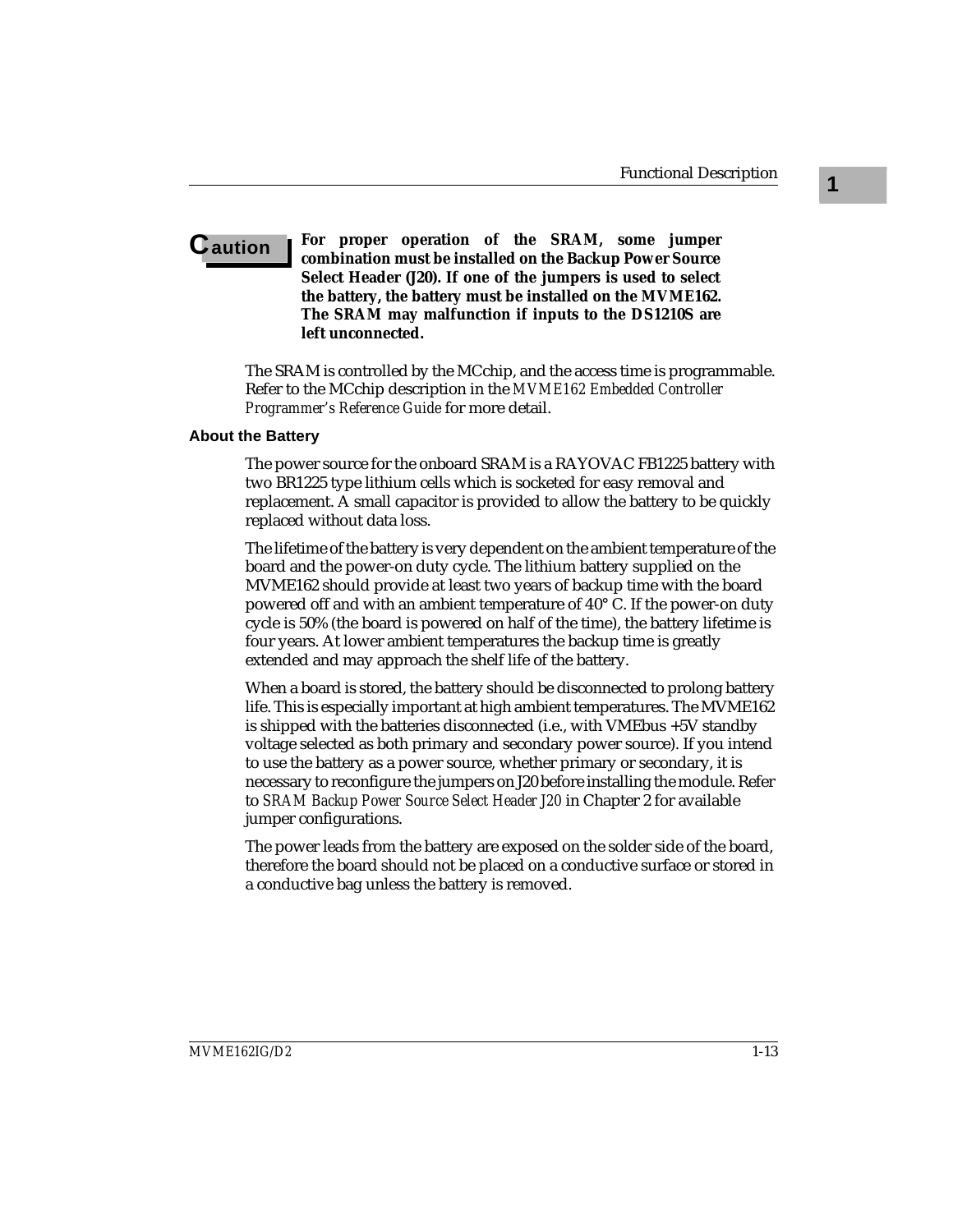**Caution** **For proper operation of the SRAM, some jumper combination must be installed on the Backup Power Source Select Header (J20). If one of the jumpers is used to select the battery, the battery must be installed on the MVME162. The SRAM may malfunction if inputs to the DS1210S are left unconnected.**

The SRAM is controlled by the MCchip, and the access time is programmable. Refer to the MCchip description in the *MVME162 Embedded Controller Programmer's Reference Guide* for more detail.

#### About the Battery

The power source for the onboard SRAM is a RAYOVAC FB1225 battery with two BR1225 type lithium cells which is socketed for easy removal and replacement. A small capacitor is provided to allow the battery to be quickly replaced without data loss.

The lifetime of the battery is very dependent on the ambient temperature of the board and the power-on duty cycle. The lithium battery supplied on the MVME162 should provide at least two years of backup time with the board powered off and with an ambient temperature of 40° C. If the power-on duty cycle is 50% (the board is powered on half of the time), the battery lifetime is four years. At lower ambient temperatures the backup time is greatly extended and may approach the shelf life of the battery.

When a board is stored, the battery should be disconnected to prolong battery life. This is especially important at high ambient temperatures. The MVME162 is shipped with the batteries disconnected (i.e., with VMEbus +5V standby voltage selected as both primary and secondary power source). If you intend to use the battery as a power source, whether primary or secondary, it is necessary to reconfigure the jumpers on J20 before installing the module. Refer to *SRAM Backup Power Source Select Header J20* in Chapter 2 for available jumper configurations.

The power leads from the battery are exposed on the solder side of the board, therefore the board should not be placed on a conductive surface or stored in a conductive bag unless the battery is removed.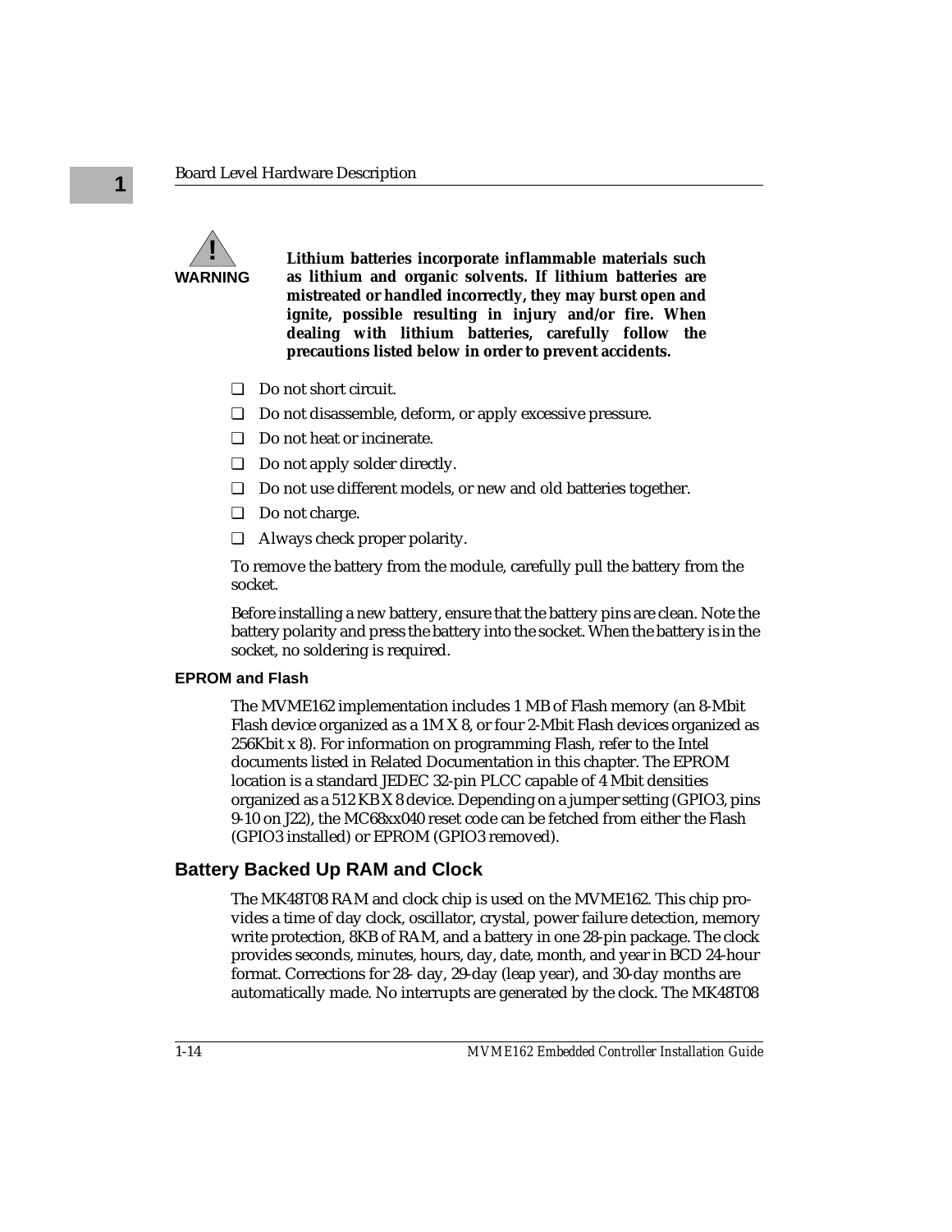**WARNING**

**Lithium batteries incorporate inflammable materials such as lithium and organic solvents. If lithium batteries are mistreated or handled incorrectly, they may burst open and ignite, possible resulting in injury and/or fire. When dealing with lithium batteries, carefully follow the precautions listed below in order to prevent accidents.**

- ❑ Do not short circuit.
- ❑ Do not disassemble, deform, or apply excessive pressure.
- ❑ Do not heat or incinerate.
- ❑ Do not apply solder directly.
- ❑ Do not use different models, or new and old batteries together.
- ❑ Do not charge.
- ❑ Always check proper polarity.

To remove the battery from the module, carefully pull the battery from the socket.

Before installing a new battery, ensure that the battery pins are clean. Note the battery polarity and press the battery into the socket. When the battery is in the socket, no soldering is required.

### EPROM and Flash

The MVME162 implementation includes 1 MB of Flash memory (an 8-Mbit Flash device organized as a 1M X 8, or four 2-Mbit Flash devices organized as 256Kbit x 8). For information on programming Flash, refer to the Intel documents listed in Related Documentation in this chapter. The EPROM location is a standard JEDEC 32-pin PLCC capable of 4 Mbit densities organized as a 512 KB X 8 device. Depending on a jumper setting (GPIO3, pins 9-10 on J22), the MC68xx040 reset code can be fetched from either the Flash (GPIO3 installed) or EPROM (GPIO3 removed).

## Battery Backed Up RAM and Clock

The MK48T08 RAM and clock chip is used on the MVME162. This chip provides a time of day clock, oscillator, crystal, power failure detection, memory write protection, 8KB of RAM, and a battery in one 28-pin package. The clock provides seconds, minutes, hours, day, date, month, and year in BCD 24-hour format. Corrections for 28- day, 29-day (leap year), and 30-day months are automatically made. No interrupts are generated by the clock. The MK48T08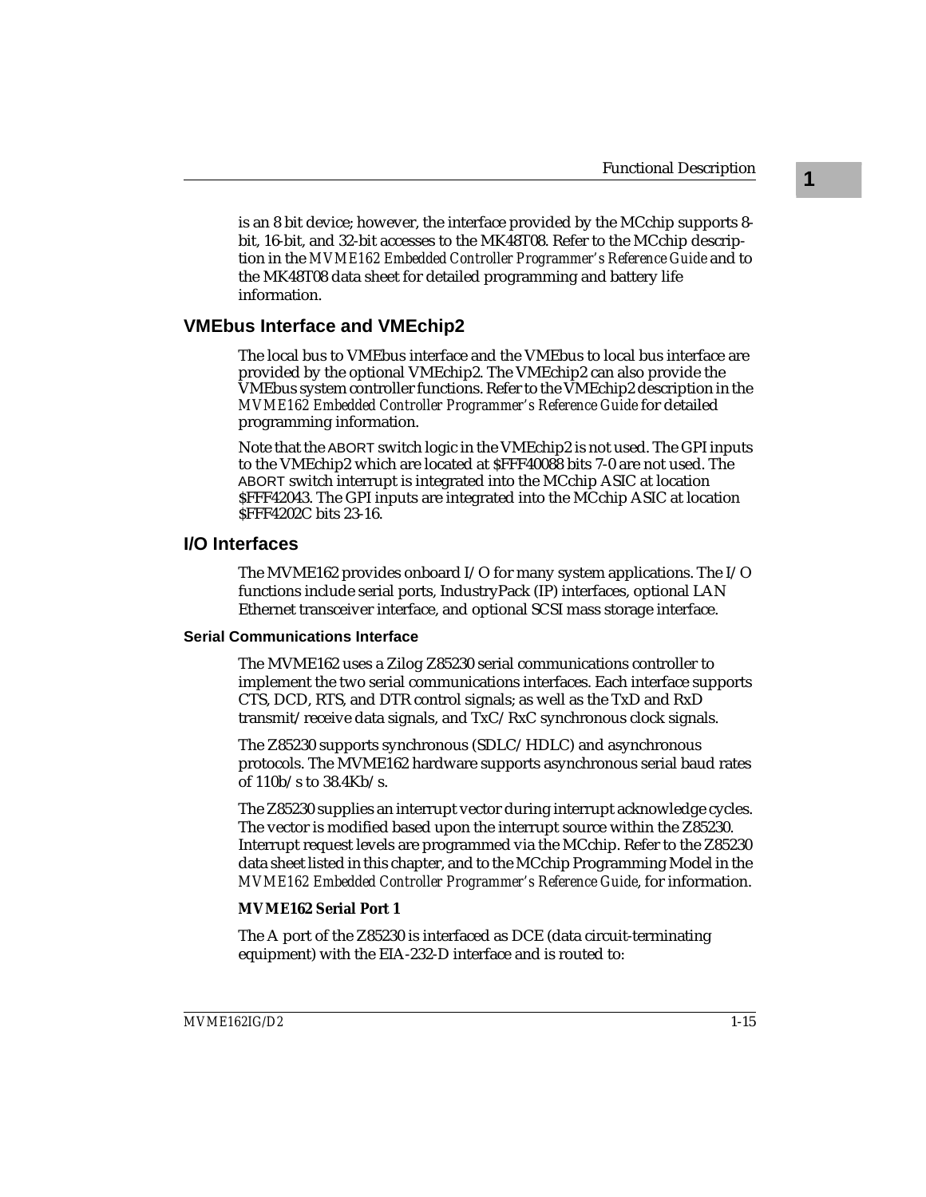is an 8 bit device; however, the interface provided by the MCchip supports 8-bit, 16-bit, and 32-bit accesses to the MK48T08. Refer to the MCchip description in the *MVME162 Embedded Controller Programmer's Reference Guide* and to the MK48T08 data sheet for detailed programming and battery life information.

## VMEbus Interface and VMEchip2

The local bus to VMEbus interface and the VMEbus to local bus interface are provided by the optional VMEchip2. The VMEchip2 can also provide the VMEbus system controller functions. Refer to the VMEchip2 description in the *MVME162 Embedded Controller Programmer's Reference Guide* for detailed programming information.

Note that the ABORT switch logic in the VMEchip2 is not used. The GPI inputs to the VMEchip2 which are located at $FFF40088 bits 7-0 are not used. The ABORT switch interrupt is integrated into the MCchip ASIC at location $FFF42043. The GPI inputs are integrated into the MCchip ASIC at location $FFF4202C bits 23-16.

## I/O Interfaces

The MVME162 provides onboard I/O for many system applications. The I/O functions include serial ports, IndustryPack (IP) interfaces, optional LAN Ethernet transceiver interface, and optional SCSI mass storage interface.

### Serial Communications Interface

The MVME162 uses a Zilog Z85230 serial communications controller to implement the two serial communications interfaces. Each interface supports CTS, DCD, RTS, and DTR control signals; as well as the TxD and RxD transmit/receive data signals, and TxC/RxC synchronous clock signals.

The Z85230 supports synchronous (SDLC/HDLC) and asynchronous protocols. The MVME162 hardware supports asynchronous serial baud rates of 110b/s to 38.4Kb/s.

The Z85230 supplies an interrupt vector during interrupt acknowledge cycles. The vector is modified based upon the interrupt source within the Z85230. Interrupt request levels are programmed via the MCchip. Refer to the Z85230 data sheet listed in this chapter, and to the MCchip Programming Model in the *MVME162 Embedded Controller Programmer's Reference Guide*, for information.

**MVME162 Serial Port 1**

The A port of the Z85230 is interfaced as DCE (data circuit-terminating equipment) with the EIA-232-D interface and is routed to: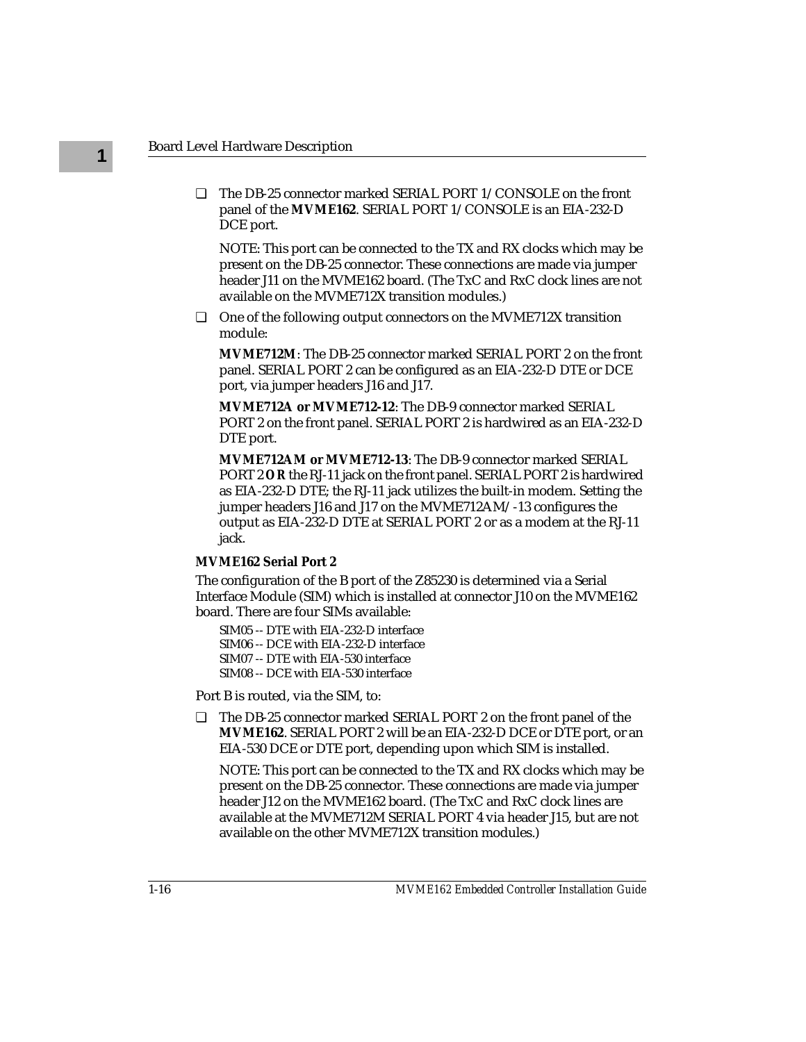- The DB-25 connector marked SERIAL PORT 1/CONSOLE on the front panel of the **MVME162**. SERIAL PORT 1/CONSOLE is an EIA-232-D DCE port.

  NOTE: This port can be connected to the TX and RX clocks which may be present on the DB-25 connector. These connections are made via jumper header J11 on the MVME162 board. (The TxC and RxC clock lines are not available on the MVME712X transition modules.)

- One of the following output connectors on the MVME712X transition module:

  **MVME712M**: The DB-25 connector marked SERIAL PORT 2 on the front panel. SERIAL PORT 2 can be configured as an EIA-232-D DTE or DCE port, via jumper headers J16 and J17.

  **MVME712A or MVME712-12**: The DB-9 connector marked SERIAL PORT 2 on the front panel. SERIAL PORT 2 is hardwired as an EIA-232-D DTE port.

  **MVME712AM or MVME712-13**: The DB-9 connector marked SERIAL PORT 2 **OR** the RJ-11 jack on the front panel. SERIAL PORT 2 is hardwired as EIA-232-D DTE; the RJ-11 jack utilizes the built-in modem. Setting the jumper headers J16 and J17 on the MVME712AM/-13 configures the output as EIA-232-D DTE at SERIAL PORT 2 or as a modem at the RJ-11 jack.

**MVME162 Serial Port 2**

The configuration of the B port of the Z85230 is determined via a Serial Interface Module (SIM) which is installed at connector J10 on the MVME162 board. There are four SIMs available:

SIM05 -- DTE with EIA-232-D interface
SIM06 -- DCE with EIA-232-D interface
SIM07 -- DTE with EIA-530 interface
SIM08 -- DCE with EIA-530 interface

Port B is routed, via the SIM, to:

- The DB-25 connector marked SERIAL PORT 2 on the front panel of the **MVME162**. SERIAL PORT 2 will be an EIA-232-D DCE or DTE port, or an EIA-530 DCE or DTE port, depending upon which SIM is installed.

  NOTE: This port can be connected to the TX and RX clocks which may be present on the DB-25 connector. These connections are made via jumper header J12 on the MVME162 board. (The TxC and RxC clock lines are available at the MVME712M SERIAL PORT 4 via header J15, but are not available on the other MVME712X transition modules.)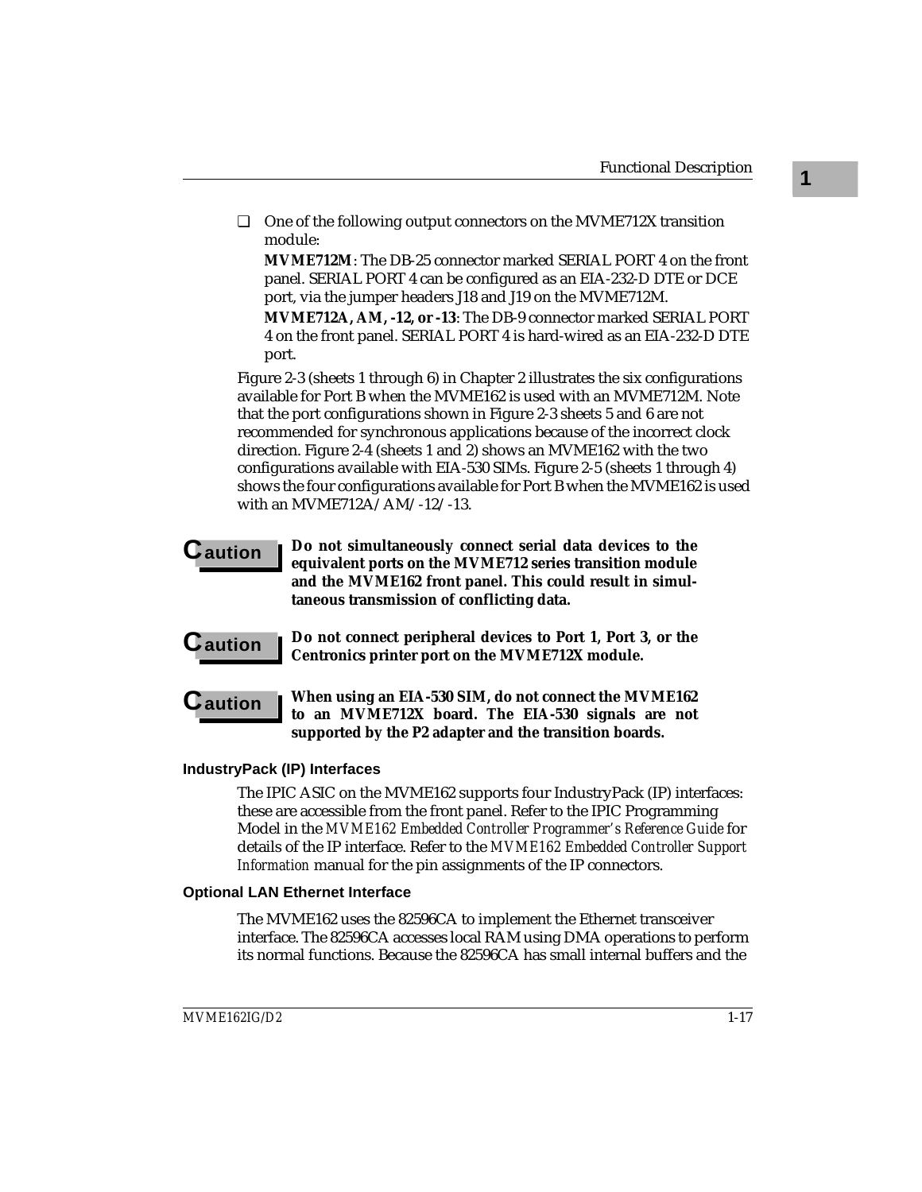- One of the following output connectors on the MVME712X transition module:

  **MVME712M**: The DB-25 connector marked SERIAL PORT 4 on the front panel. SERIAL PORT 4 can be configured as an EIA-232-D DTE or DCE port, via the jumper headers J18 and J19 on the MVME712M.

  **MVME712A, AM, -12, or -13**: The DB-9 connector marked SERIAL PORT 4 on the front panel. SERIAL PORT 4 is hard-wired as an EIA-232-D DTE port.

Figure 2-3 (sheets 1 through 6) in Chapter 2 illustrates the six configurations available for Port B when the MVME162 is used with an MVME712M. Note that the port configurations shown in Figure 2-3 sheets 5 and 6 are not recommended for synchronous applications because of the incorrect clock direction. Figure 2-4 (sheets 1 and 2) shows an MVME162 with the two configurations available with EIA-530 SIMs. Figure 2-5 (sheets 1 through 4) shows the four configurations available for Port B when the MVME162 is used with an MVME712A/AM/-12/-13.

**Caution** **Do not simultaneously connect serial data devices to the equivalent ports on the MVME712 series transition module and the MVME162 front panel. This could result in simultaneous transmission of conflicting data.**

**Caution** **Do not connect peripheral devices to Port 1, Port 3, or the Centronics printer port on the MVME712X module.**

**Caution** **When using an EIA-530 SIM, do not connect the MVME162 to an MVME712X board. The EIA-530 signals are not supported by the P2 adapter and the transition boards.**

### IndustryPack (IP) Interfaces

The IPIC ASIC on the MVME162 supports four IndustryPack (IP) interfaces: these are accessible from the front panel. Refer to the IPIC Programming Model in the *MVME162 Embedded Controller Programmer's Reference Guide* for details of the IP interface. Refer to the *MVME162 Embedded Controller Support Information* manual for the pin assignments of the IP connectors.

### Optional LAN Ethernet Interface

The MVME162 uses the 82596CA to implement the Ethernet transceiver interface. The 82596CA accesses local RAM using DMA operations to perform its normal functions. Because the 82596CA has small internal buffers and the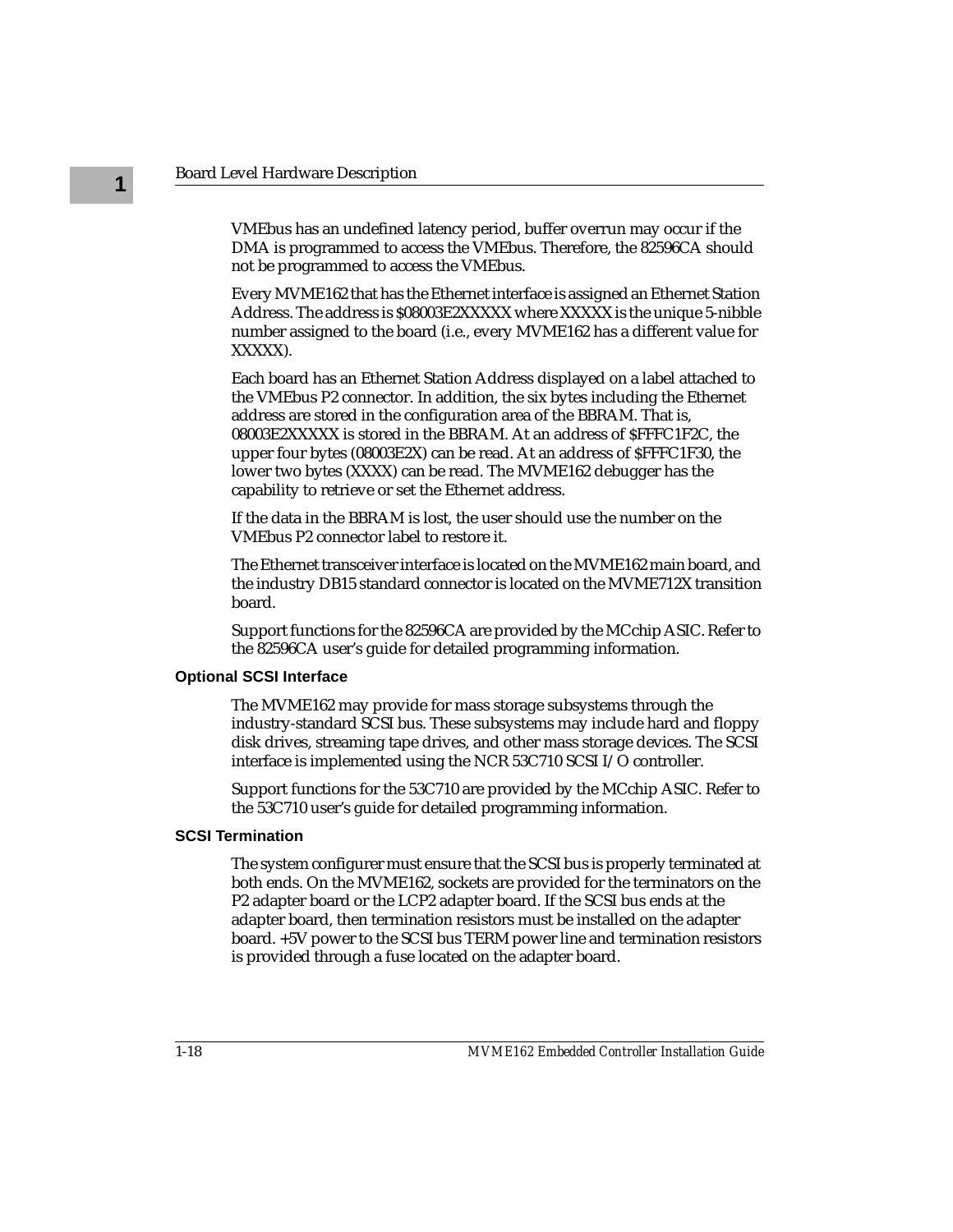VMEbus has an undefined latency period, buffer overrun may occur if the DMA is programmed to access the VMEbus. Therefore, the 82596CA should not be programmed to access the VMEbus.

Every MVME162 that has the Ethernet interface is assigned an Ethernet Station Address. The address is $08003E2XXXXX where XXXXX is the unique 5-nibble number assigned to the board (i.e., every MVME162 has a different value for XXXXX).

Each board has an Ethernet Station Address displayed on a label attached to the VMEbus P2 connector. In addition, the six bytes including the Ethernet address are stored in the configuration area of the BBRAM. That is, 08003E2XXXXX is stored in the BBRAM. At an address of $FFFC1F2C, the upper four bytes (08003E2X) can be read. At an address of $FFFC1F30, the lower two bytes (XXXX) can be read. The MVME162 debugger has the capability to retrieve or set the Ethernet address.

If the data in the BBRAM is lost, the user should use the number on the VMEbus P2 connector label to restore it.

The Ethernet transceiver interface is located on the MVME162 main board, and the industry DB15 standard connector is located on the MVME712X transition board.

Support functions for the 82596CA are provided by the MCchip ASIC. Refer to the 82596CA user's guide for detailed programming information.

### Optional SCSI Interface

The MVME162 may provide for mass storage subsystems through the industry-standard SCSI bus. These subsystems may include hard and floppy disk drives, streaming tape drives, and other mass storage devices. The SCSI interface is implemented using the NCR 53C710 SCSI I/O controller.

Support functions for the 53C710 are provided by the MCchip ASIC. Refer to the 53C710 user's guide for detailed programming information.

### SCSI Termination

The system configurer must ensure that the SCSI bus is properly terminated at both ends. On the MVME162, sockets are provided for the terminators on the P2 adapter board or the LCP2 adapter board. If the SCSI bus ends at the adapter board, then termination resistors must be installed on the adapter board. +5V power to the SCSI bus TERM power line and termination resistors is provided through a fuse located on the adapter board.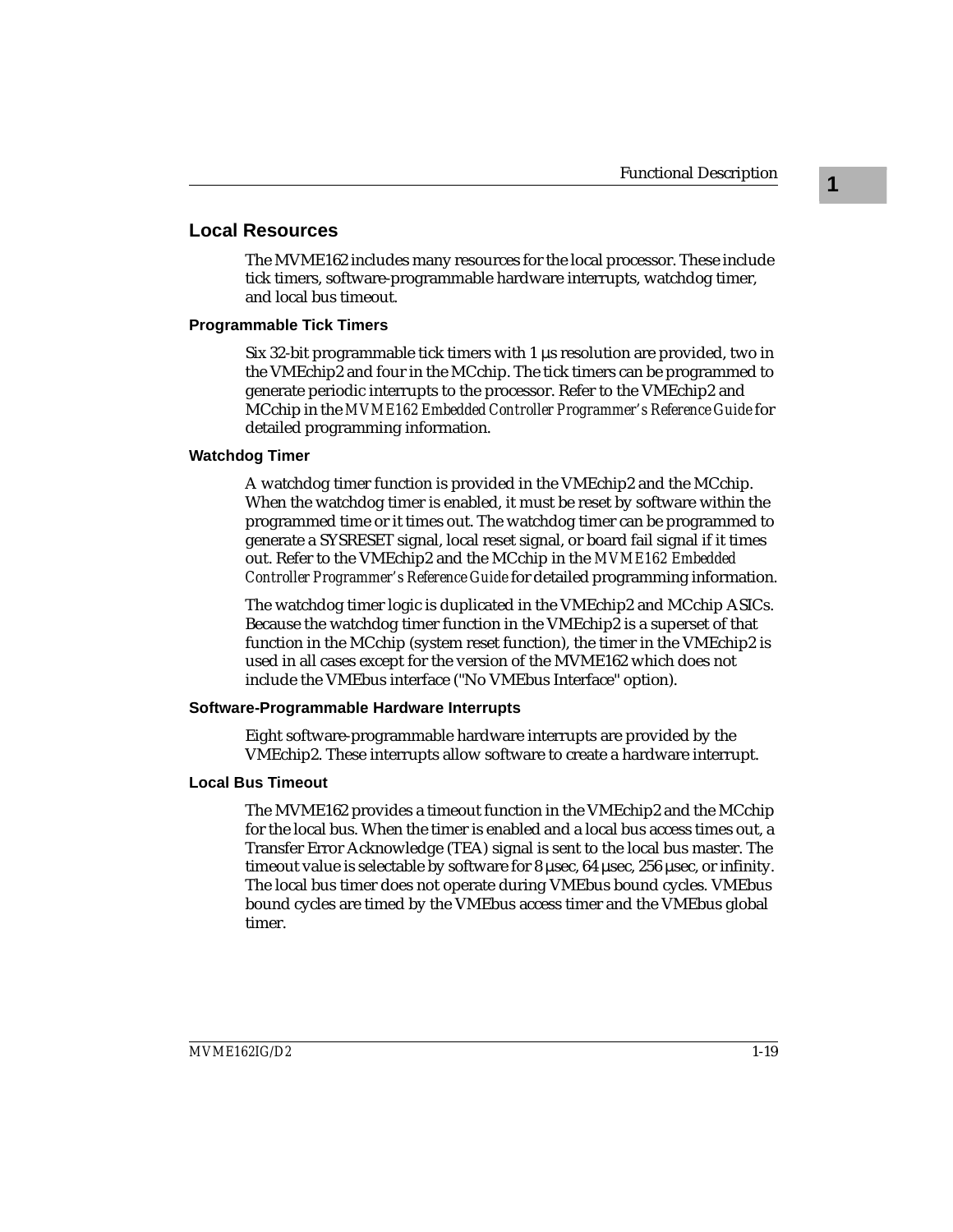## Local Resources

The MVME162 includes many resources for the local processor. These include tick timers, software-programmable hardware interrupts, watchdog timer, and local bus timeout.

### Programmable Tick Timers

Six 32-bit programmable tick timers with 1 µs resolution are provided, two in the VMEchip2 and four in the MCchip. The tick timers can be programmed to generate periodic interrupts to the processor. Refer to the VMEchip2 and MCchip in the *MVME162 Embedded Controller Programmer's Reference Guide* for detailed programming information.

### Watchdog Timer

A watchdog timer function is provided in the VMEchip2 and the MCchip. When the watchdog timer is enabled, it must be reset by software within the programmed time or it times out. The watchdog timer can be programmed to generate a SYSRESET signal, local reset signal, or board fail signal if it times out. Refer to the VMEchip2 and the MCchip in the *MVME162 Embedded Controller Programmer's Reference Guide* for detailed programming information.

The watchdog timer logic is duplicated in the VMEchip2 and MCchip ASICs. Because the watchdog timer function in the VMEchip2 is a superset of that function in the MCchip (system reset function), the timer in the VMEchip2 is used in all cases except for the version of the MVME162 which does not include the VMEbus interface ("No VMEbus Interface" option).

### Software-Programmable Hardware Interrupts

Eight software-programmable hardware interrupts are provided by the VMEchip2. These interrupts allow software to create a hardware interrupt.

### Local Bus Timeout

The MVME162 provides a timeout function in the VMEchip2 and the MCchip for the local bus. When the timer is enabled and a local bus access times out, a Transfer Error Acknowledge (TEA) signal is sent to the local bus master. The timeout value is selectable by software for 8 µsec, 64 µsec, 256 µsec, or infinity. The local bus timer does not operate during VMEbus bound cycles. VMEbus bound cycles are timed by the VMEbus access timer and the VMEbus global timer.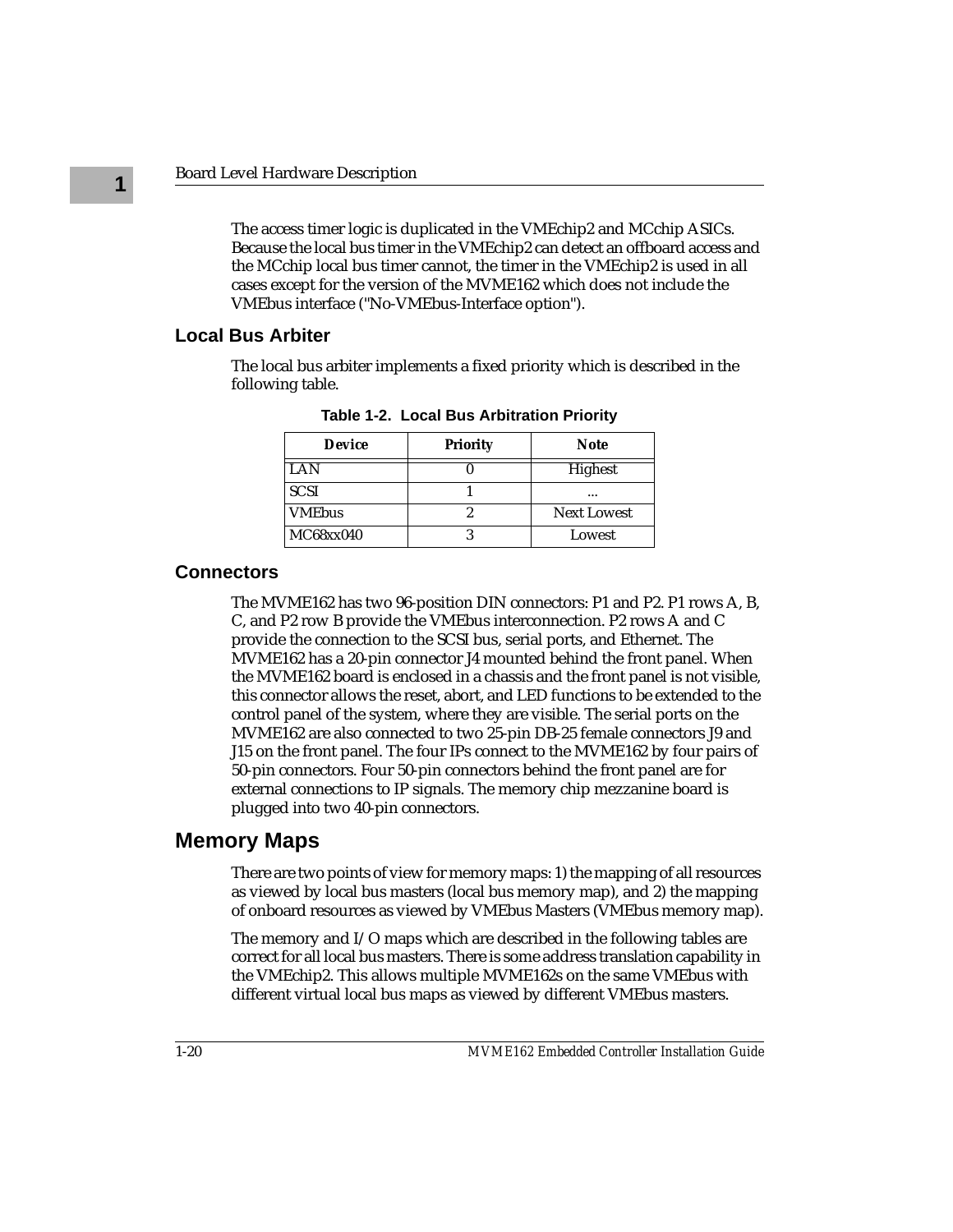The access timer logic is duplicated in the VMEchip2 and MCchip ASICs. Because the local bus timer in the VMEchip2 can detect an offboard access and the MCchip local bus timer cannot, the timer in the VMEchip2 is used in all cases except for the version of the MVME162 which does not include the VMEbus interface ("No-VMEbus-Interface option").

### Local Bus Arbiter

The local bus arbiter implements a fixed priority which is described in the following table.

**Table 1-2. Local Bus Arbitration Priority**

| Device | Priority | Note |
|---|---|---|
| LAN | 0 | Highest |
| SCSI | 1 | ... |
| VMEbus | 2 | Next Lowest |
| MC68xx040 | 3 | Lowest |

### Connectors

The MVME162 has two 96-position DIN connectors: P1 and P2. P1 rows A, B, C, and P2 row B provide the VMEbus interconnection. P2 rows A and C provide the connection to the SCSI bus, serial ports, and Ethernet. The MVME162 has a 20-pin connector J4 mounted behind the front panel. When the MVME162 board is enclosed in a chassis and the front panel is not visible, this connector allows the reset, abort, and LED functions to be extended to the control panel of the system, where they are visible. The serial ports on the MVME162 are also connected to two 25-pin DB-25 female connectors J9 and J15 on the front panel. The four IPs connect to the MVME162 by four pairs of 50-pin connectors. Four 50-pin connectors behind the front panel are for external connections to IP signals. The memory chip mezzanine board is plugged into two 40-pin connectors.

## Memory Maps

There are two points of view for memory maps: 1) the mapping of all resources as viewed by local bus masters (local bus memory map), and 2) the mapping of onboard resources as viewed by VMEbus Masters (VMEbus memory map).

The memory and I/O maps which are described in the following tables are correct for all local bus masters. There is some address translation capability in the VMEchip2. This allows multiple MVME162s on the same VMEbus with different virtual local bus maps as viewed by different VMEbus masters.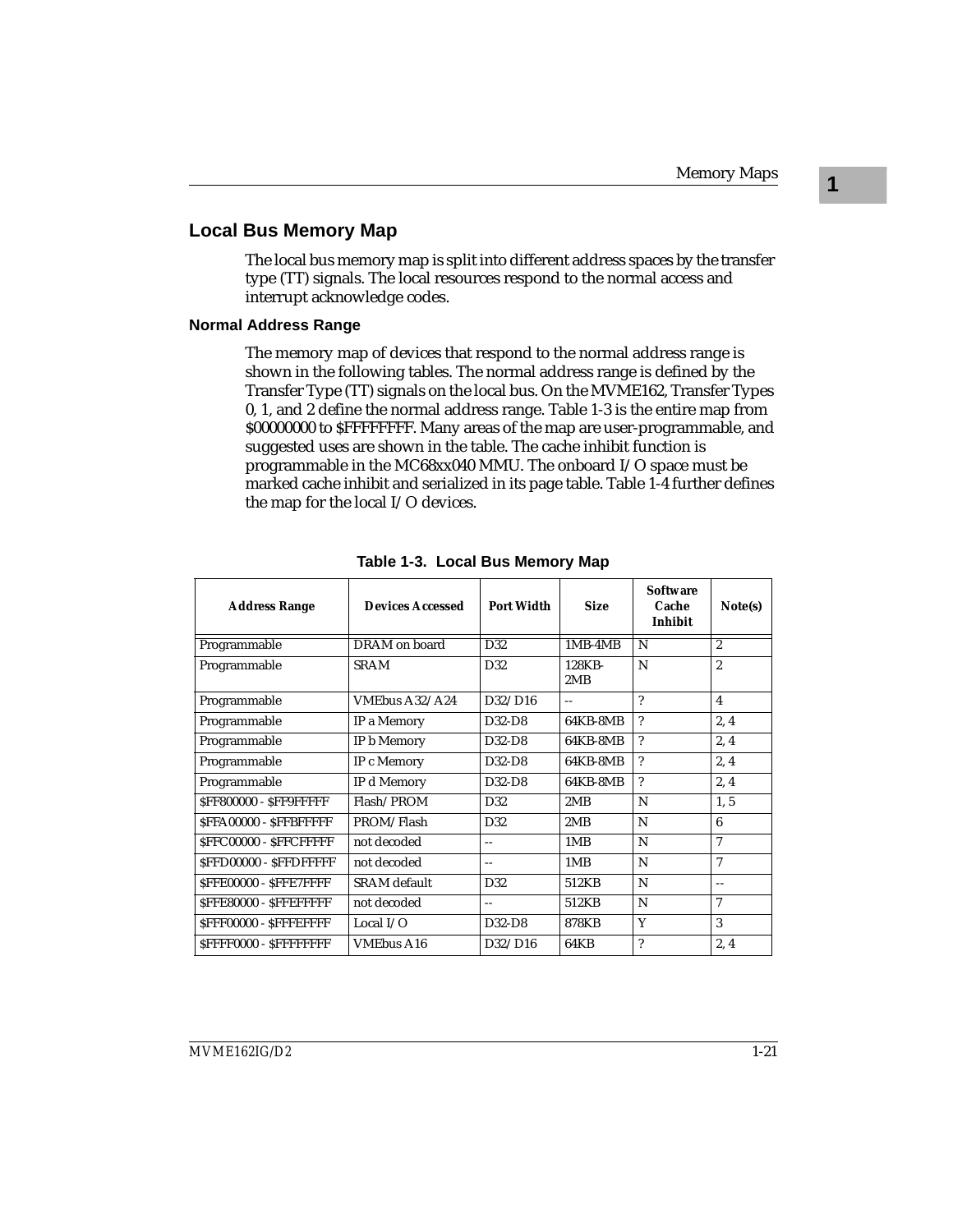## Local Bus Memory Map

The local bus memory map is split into different address spaces by the transfer type (TT) signals. The local resources respond to the normal access and interrupt acknowledge codes.

### Normal Address Range

The memory map of devices that respond to the normal address range is shown in the following tables. The normal address range is defined by the Transfer Type (TT) signals on the local bus. On the MVME162, Transfer Types 0, 1, and 2 define the normal address range. Table 1-3 is the entire map from $00000000 to $FFFFFFFF. Many areas of the map are user-programmable, and suggested uses are shown in the table. The cache inhibit function is programmable in the MC68xx040 MMU. The onboard I/O space must be marked cache inhibit and serialized in its page table. Table 1-4 further defines the map for the local I/O devices.

**Table 1-3. Local Bus Memory Map**

| Address Range | Devices Accessed | Port Width | Size | Software Cache Inhibit | Note(s) |
|---|---|---|---|---|---|
| Programmable | DRAM on board | D32 | 1MB-4MB | N | 2 |
| Programmable | SRAM | D32 | 128KB-2MB | N | 2 |
| Programmable | VMEbus A32/A24 | D32/D16 | -- | ? | 4 |
| Programmable | IP a Memory | D32-D8 | 64KB-8MB | ? | 2, 4 |
| Programmable | IP b Memory | D32-D8 | 64KB-8MB | ? | 2, 4 |
| Programmable | IP c Memory | D32-D8 | 64KB-8MB | ? | 2, 4 |
| Programmable | IP d Memory | D32-D8 | 64KB-8MB | ? | 2, 4 |
| $FF800000 - $FF9FFFFF | Flash/PROM | D32 | 2MB | N | 1, 5 |
| $FFA00000 - $FFBFFFFF | PROM/Flash | D32 | 2MB | N | 6 |
| $FFC00000 - $FFCFFFFF | not decoded | -- | 1MB | N | 7 |
| $FFD00000 - $FFDFFFFF | not decoded | -- | 1MB | N | 7 |
| $FFE00000 - $FFE7FFFF | SRAM default | D32 | 512KB | N | -- |
| $FFE80000 - $FFEFFFFF | not decoded | -- | 512KB | N | 7 |
| $FFF00000 - $FFFEFFFF | Local I/O | D32-D8 | 878KB | Y | 3 |
| $FFFF0000 - $FFFFFFFF | VMEbus A16 | D32/D16 | 64KB | ? | 2, 4 |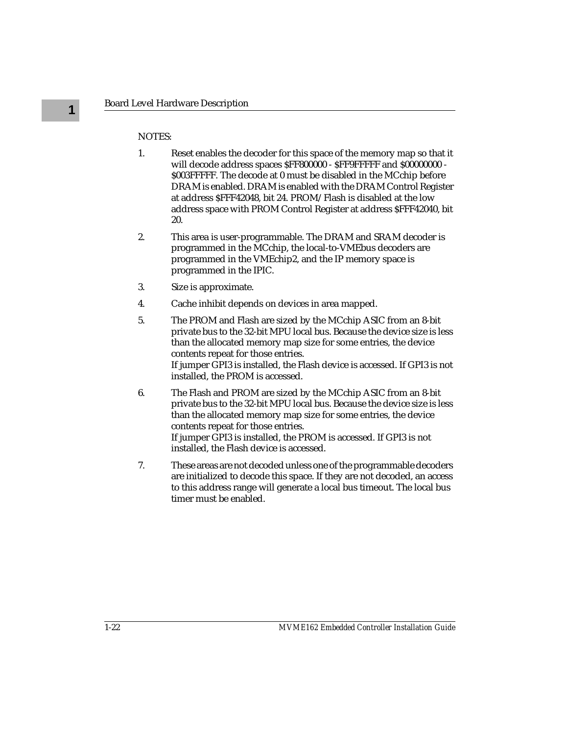NOTES:

1. Reset enables the decoder for this space of the memory map so that it will decode address spaces $FF800000 - $FF9FFFFF and $00000000 - $003FFFFF. The decode at 0 must be disabled in the MCchip before DRAM is enabled. DRAM is enabled with the DRAM Control Register at address $FFF42048, bit 24. PROM/Flash is disabled at the low address space with PROM Control Register at address $FFF42040, bit 20.

2. This area is user-programmable. The DRAM and SRAM decoder is programmed in the MCchip, the local-to-VMEbus decoders are programmed in the VMEchip2, and the IP memory space is programmed in the IPIC.

3. Size is approximate.

4. Cache inhibit depends on devices in area mapped.

5. The PROM and Flash are sized by the MCchip ASIC from an 8-bit private bus to the 32-bit MPU local bus. Because the device size is less than the allocated memory map size for some entries, the device contents repeat for those entries.
   If jumper GPI3 is installed, the Flash device is accessed. If GPI3 is not installed, the PROM is accessed.

6. The Flash and PROM are sized by the MCchip ASIC from an 8-bit private bus to the 32-bit MPU local bus. Because the device size is less than the allocated memory map size for some entries, the device contents repeat for those entries.
   If jumper GPI3 is installed, the PROM is accessed. If GPI3 is not installed, the Flash device is accessed.

7. These areas are not decoded unless one of the programmable decoders are initialized to decode this space. If they are not decoded, an access to this address range will generate a local bus timeout. The local bus timer must be enabled.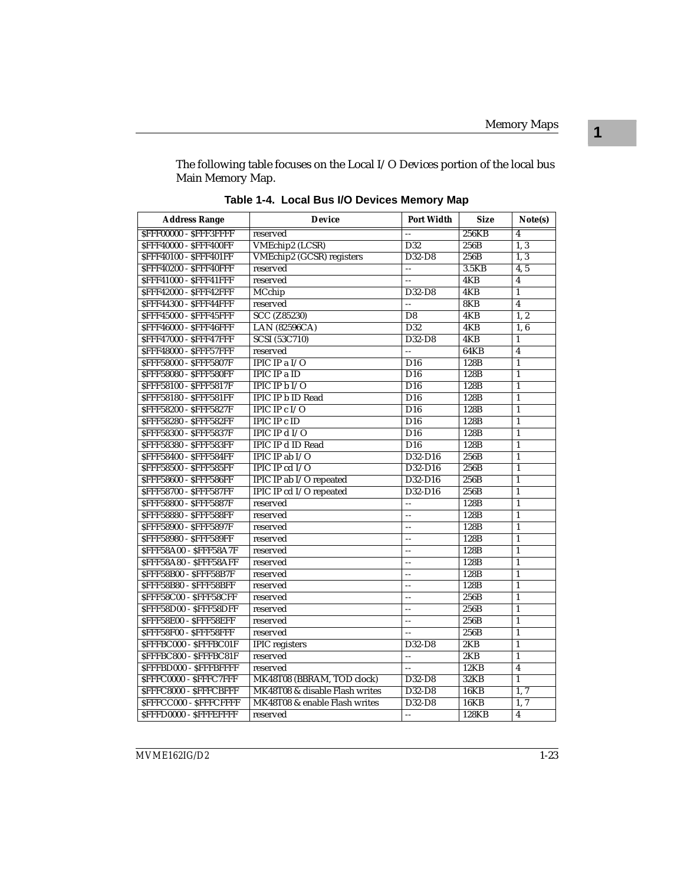The following table focuses on the Local I/O Devices portion of the local bus Main Memory Map.

**Table 1-4. Local Bus I/O Devices Memory Map**

| Address Range | Device | Port Width | Size | Note(s) |
|---|---|---|---|---|
| $FFF00000 - $FFF3FFFF | reserved | -- | 256KB | 4 |
| $FFF40000 - $FFF400FF | VMEchip2 (LCSR) | D32 | 256B | 1, 3 |
| $FFF40100 - $FFF401FF | VMEchip2 (GCSR) registers | D32-D8 | 256B | 1, 3 |
| $FFF40200 - $FFF40FFF | reserved | -- | 3.5KB | 4, 5 |
| $FFF41000 - $FFF41FFF | reserved | -- | 4KB | 4 |
| $FFF42000 - $FFF42FFF | MCchip | D32-D8 | 4KB | 1 |
| $FFF44300 - $FFF44FFF | reserved | -- | 8KB | 4 |
| $FFF45000 - $FFF45FFF | SCC (Z85230) | D8 | 4KB | 1, 2 |
| $FFF46000 - $FFF46FFF | LAN (82596CA) | D32 | 4KB | 1, 6 |
| $FFF47000 - $FFF47FFF | SCSI (53C710) | D32-D8 | 4KB | 1 |
| $FFF48000 - $FFF57FFF | reserved | -- | 64KB | 4 |
| $FFF58000 - $FFF5807F | IPIC IP a I/O | D16 | 128B | 1 |
| $FFF58080 - $FFF580FF | IPIC IP a ID | D16 | 128B | 1 |
| $FFF58100 - $FFF5817F | IPIC IP b I/O | D16 | 128B | 1 |
| $FFF58180 - $FFF581FF | IPIC IP b ID Read | D16 | 128B | 1 |
| $FFF58200 - $FFF5827F | IPIC IP c I/O | D16 | 128B | 1 |
| $FFF58280 - $FFF582FF | IPIC IP c ID | D16 | 128B | 1 |
| $FFF58300 - $FFF5837F | IPIC IP d I/O | D16 | 128B | 1 |
| $FFF58380 - $FFF583FF | IPIC IP d ID Read | D16 | 128B | 1 |
| $FFF58400 - $FFF584FF | IPIC IP ab I/O | D32-D16 | 256B | 1 |
| $FFF58500 - $FFF585FF | IPIC IP cd I/O | D32-D16 | 256B | 1 |
| $FFF58600 - $FFF586FF | IPIC IP ab I/O repeated | D32-D16 | 256B | 1 |
| $FFF58700 - $FFF587FF | IPIC IP cd I/O repeated | D32-D16 | 256B | 1 |
| $FFF58800 - $FFF5887F | reserved | -- | 128B | 1 |
| $FFF58880 - $FFF588FF | reserved | -- | 128B | 1 |
| $FFF58900 - $FFF5897F | reserved | -- | 128B | 1 |
| $FFF58980 - $FFF589FF | reserved | -- | 128B | 1 |
| $FFF58A00 - $FFF58A7F | reserved | -- | 128B | 1 |
| $FFF58A80 - $FFF58AFF | reserved | -- | 128B | 1 |
| $FFF58B00 - $FFF58B7F | reserved | -- | 128B | 1 |
| $FFF58B80 - $FFF58BFF | reserved | -- | 128B | 1 |
| $FFF58C00 - $FFF58CFF | reserved | -- | 256B | 1 |
| $FFF58D00 - $FFF58DFF | reserved | -- | 256B | 1 |
| $FFF58E00 - $FFF58EFF | reserved | -- | 256B | 1 |
| $FFF58F00 - $FFF58FFF | reserved | -- | 256B | 1 |
| $FFFBC000 - $FFFBC01F | IPIC registers | D32-D8 | 2KB | 1 |
| $FFFBC800 - $FFFBC81F | reserved | -- | 2KB | 1 |
| $FFFBD000 - $FFFBFFFF | reserved | -- | 12KB | 4 |
| $FFFC0000 - $FFFC7FFF | MK48T08 (BBRAM, TOD clock) | D32-D8 | 32KB | 1 |
| $FFFC8000 - $FFFCBFFF | MK48T08 & disable Flash writes | D32-D8 | 16KB | 1, 7 |
| $FFFCC000 - $FFFCFFFF | MK48T08 & enable Flash writes | D32-D8 | 16KB | 1, 7 |
| $FFFD0000 - $FFFEFFFF | reserved | -- | 128KB | 4 |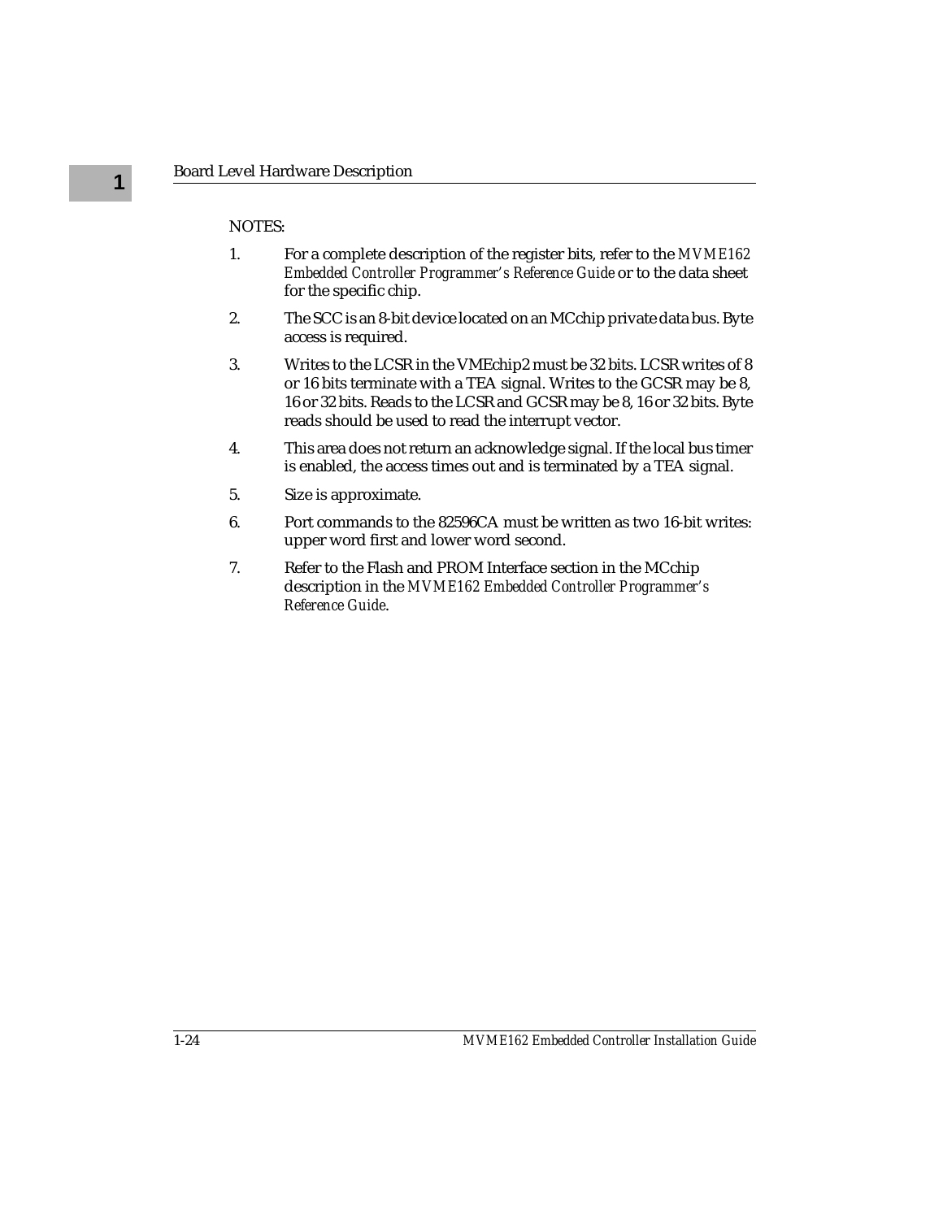NOTES:

1. For a complete description of the register bits, refer to the *MVME162 Embedded Controller Programmer's Reference Guide* or to the data sheet for the specific chip.

2. The SCC is an 8-bit device located on an MCchip private data bus. Byte access is required.

3. Writes to the LCSR in the VMEchip2 must be 32 bits. LCSR writes of 8 or 16 bits terminate with a TEA signal. Writes to the GCSR may be 8, 16 or 32 bits. Reads to the LCSR and GCSR may be 8, 16 or 32 bits. Byte reads should be used to read the interrupt vector.

4. This area does not return an acknowledge signal. If the local bus timer is enabled, the access times out and is terminated by a TEA signal.

5. Size is approximate.

6. Port commands to the 82596CA must be written as two 16-bit writes: upper word first and lower word second.

7. Refer to the Flash and PROM Interface section in the MCchip description in the *MVME162 Embedded Controller Programmer's Reference Guide*.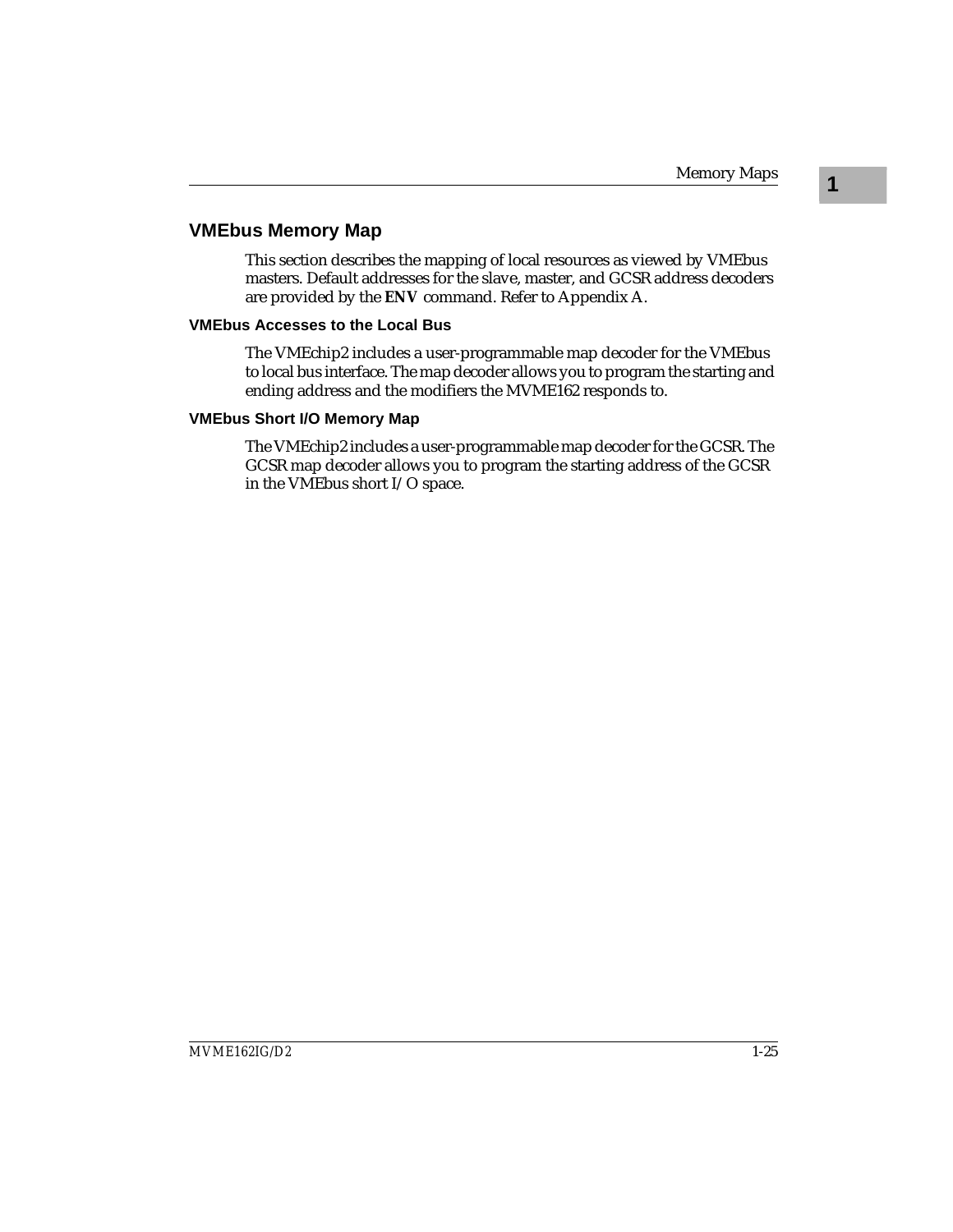## VMEbus Memory Map

This section describes the mapping of local resources as viewed by VMEbus masters. Default addresses for the slave, master, and GCSR address decoders are provided by the **ENV** command. Refer to Appendix A.

### VMEbus Accesses to the Local Bus

The VMEchip2 includes a user-programmable map decoder for the VMEbus to local bus interface. The map decoder allows you to program the starting and ending address and the modifiers the MVME162 responds to.

### VMEbus Short I/O Memory Map

The VMEchip2 includes a user-programmable map decoder for the GCSR. The GCSR map decoder allows you to program the starting address of the GCSR in the VMEbus short I/O space.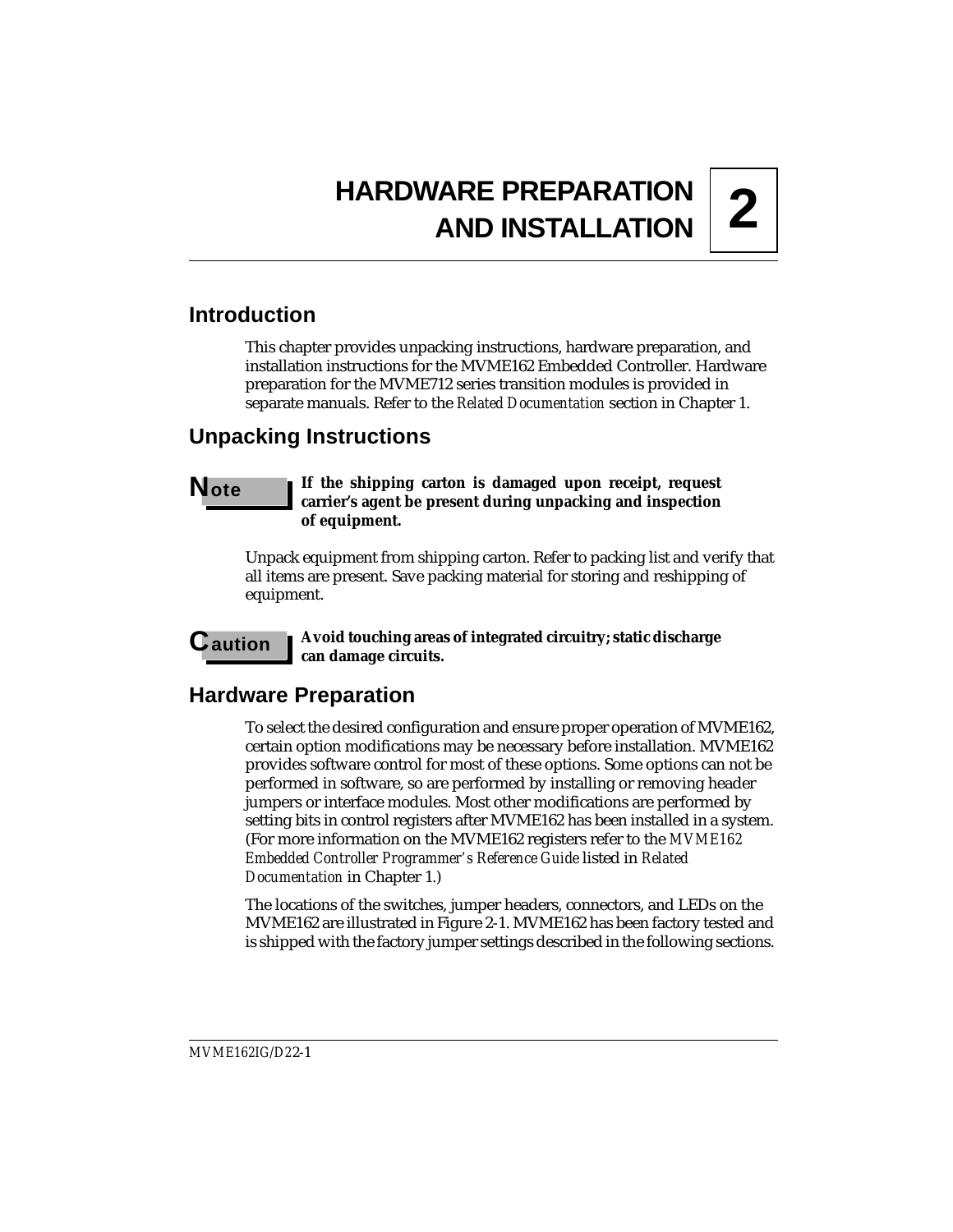# HARDWARE PREPARATION AND INSTALLATION

# 2

## Introduction

This chapter provides unpacking instructions, hardware preparation, and installation instructions for the MVME162 Embedded Controller. Hardware preparation for the MVME712 series transition modules is provided in separate manuals. Refer to the *Related Documentation* section in Chapter 1.

## Unpacking Instructions

**Note**

**If the shipping carton is damaged upon receipt, request carrier's agent be present during unpacking and inspection of equipment.**

Unpack equipment from shipping carton. Refer to packing list and verify that all items are present. Save packing material for storing and reshipping of equipment.

**Caution**

**Avoid touching areas of integrated circuitry; static discharge can damage circuits.**

## Hardware Preparation

To select the desired configuration and ensure proper operation of MVME162, certain option modifications may be necessary before installation. MVME162 provides software control for most of these options. Some options can not be performed in software, so are performed by installing or removing header jumpers or interface modules. Most other modifications are performed by setting bits in control registers after MVME162 has been installed in a system. (For more information on the MVME162 registers refer to the *MVME162 Embedded Controller Programmer's Reference Guide* listed in *Related Documentation* in Chapter 1.)

The locations of the switches, jumper headers, connectors, and LEDs on the MVME162 are illustrated in Figure 2-1. MVME162 has been factory tested and is shipped with the factory jumper settings described in the following sections.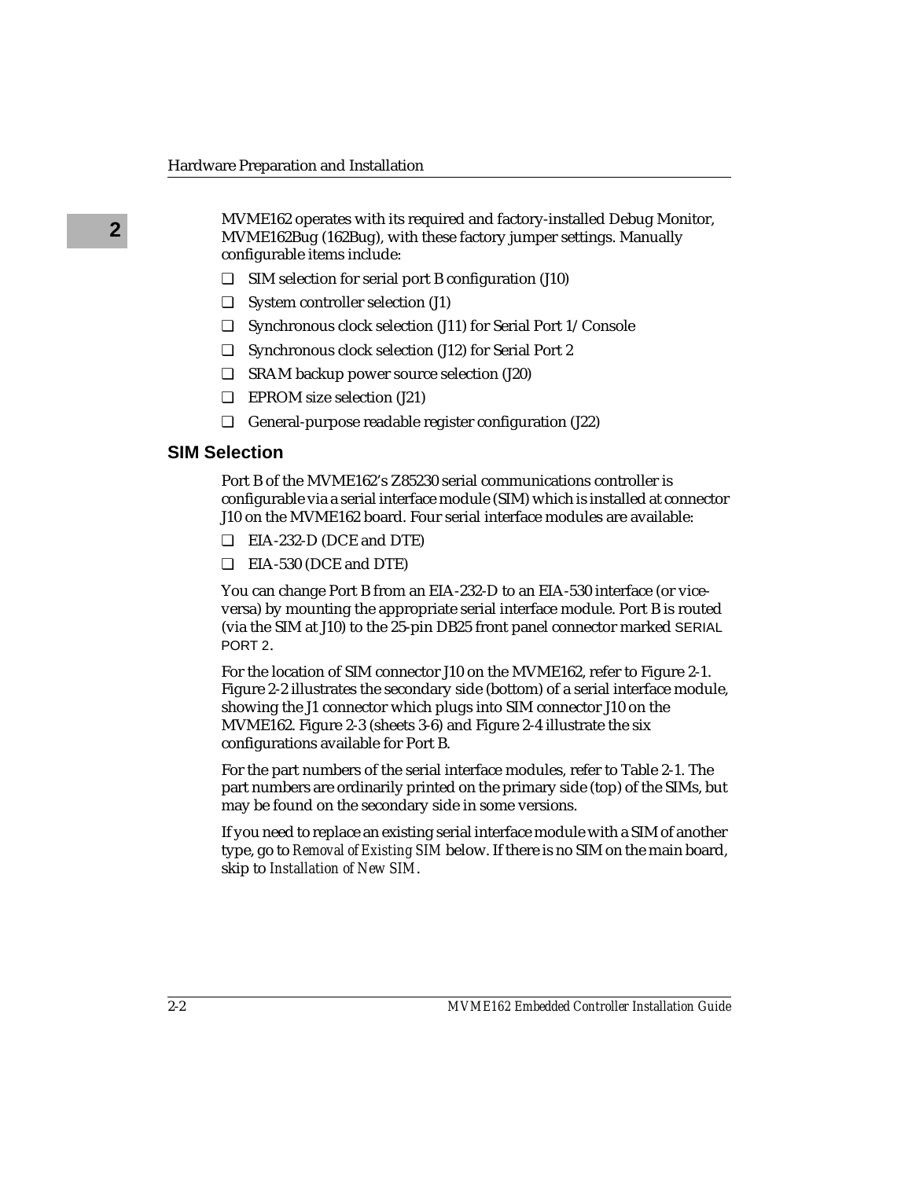MVME162 operates with its required and factory-installed Debug Monitor, MVME162Bug (162Bug), with these factory jumper settings. Manually configurable items include:

- ❑ SIM selection for serial port B configuration (J10)
- ❑ System controller selection (J1)
- ❑ Synchronous clock selection (J11) for Serial Port 1/Console
- ❑ Synchronous clock selection (J12) for Serial Port 2
- ❑ SRAM backup power source selection (J20)
- ❑ EPROM size selection (J21)
- ❑ General-purpose readable register configuration (J22)

## SIM Selection

Port B of the MVME162's Z85230 serial communications controller is configurable via a serial interface module (SIM) which is installed at connector J10 on the MVME162 board. Four serial interface modules are available:

- ❑ EIA-232-D (DCE and DTE)
- ❑ EIA-530 (DCE and DTE)

You can change Port B from an EIA-232-D to an EIA-530 interface (or vice-versa) by mounting the appropriate serial interface module. Port B is routed (via the SIM at J10) to the 25-pin DB25 front panel connector marked SERIAL PORT 2.

For the location of SIM connector J10 on the MVME162, refer to Figure 2-1. Figure 2-2 illustrates the secondary side (bottom) of a serial interface module, showing the J1 connector which plugs into SIM connector J10 on the MVME162. Figure 2-3 (sheets 3-6) and Figure 2-4 illustrate the six configurations available for Port B.

For the part numbers of the serial interface modules, refer to Table 2-1. The part numbers are ordinarily printed on the primary side (top) of the SIMs, but may be found on the secondary side in some versions.

If you need to replace an existing serial interface module with a SIM of another type, go to *Removal of Existing SIM* below. If there is no SIM on the main board, skip to *Installation of New SIM*.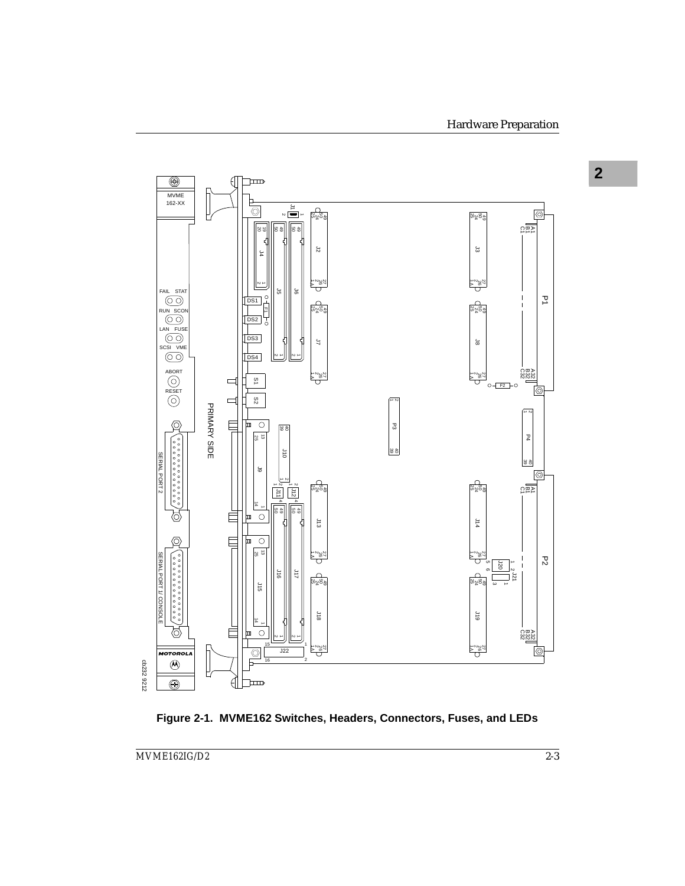**Figure 2-1. MVME162 Switches, Headers, Connectors, Fuses, and LEDs**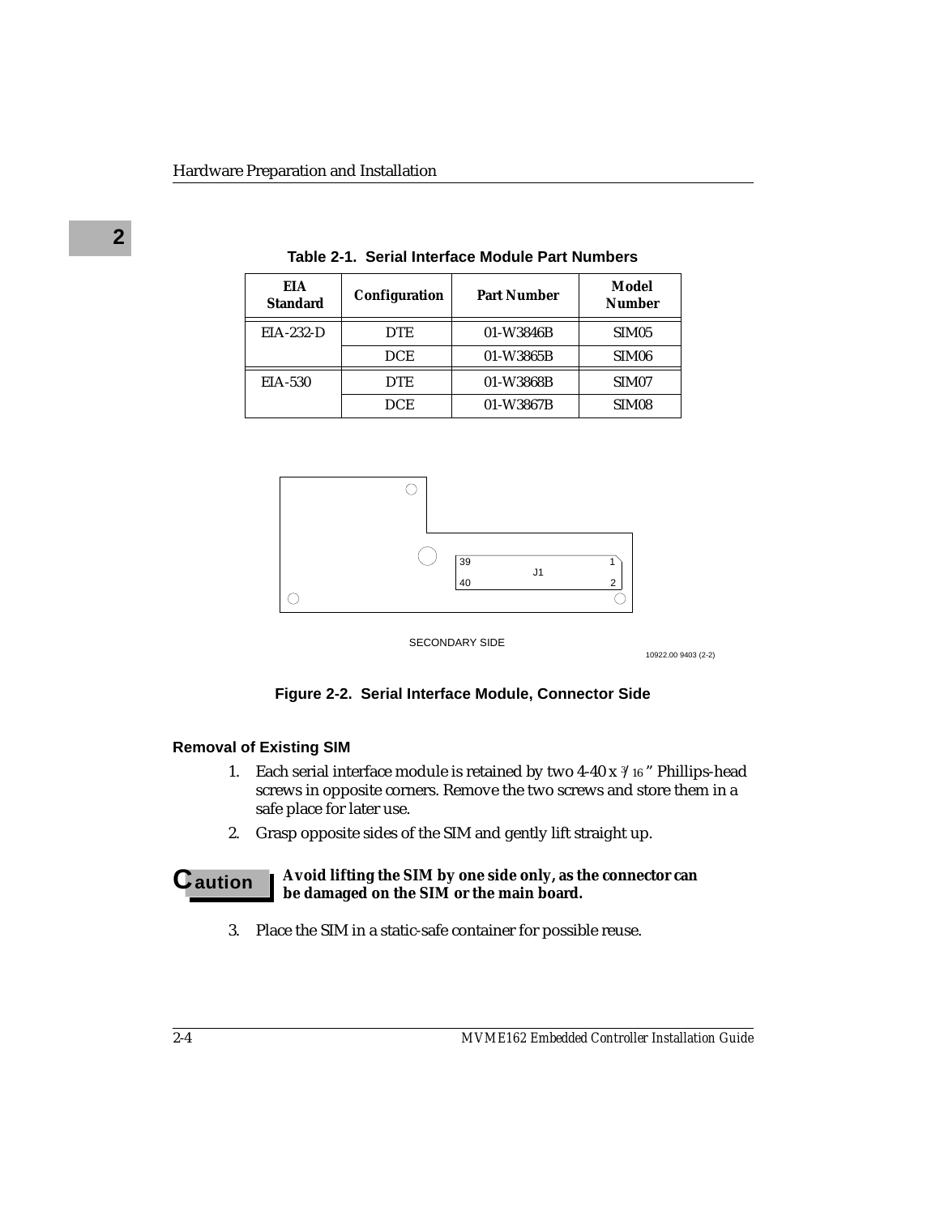**Table 2-1. Serial Interface Module Part Numbers**

| EIA Standard | Configuration | Part Number | Model Number |
|---|---|---|---|
| EIA-232-D | DTE | 01-W3846B | SIM05 |
| | DCE | 01-W3865B | SIM06 |
| EIA-530 | DTE | 01-W3868B | SIM07 |
| | DCE | 01-W3867B | SIM08 |

39 1
J1
40 2

SECONDARY SIDE

10922.00 9403 (2-2)

**Figure 2-2. Serial Interface Module, Connector Side**

### Removal of Existing SIM

1. Each serial interface module is retained by two 4-40 x 3/16" Phillips-head screws in opposite corners. Remove the two screws and store them in a safe place for later use.
2. Grasp opposite sides of the SIM and gently lift straight up.

**Caution** ***Avoid lifting the SIM by one side only, as the connector can be damaged on the SIM or the main board.***

3. Place the SIM in a static-safe container for possible reuse.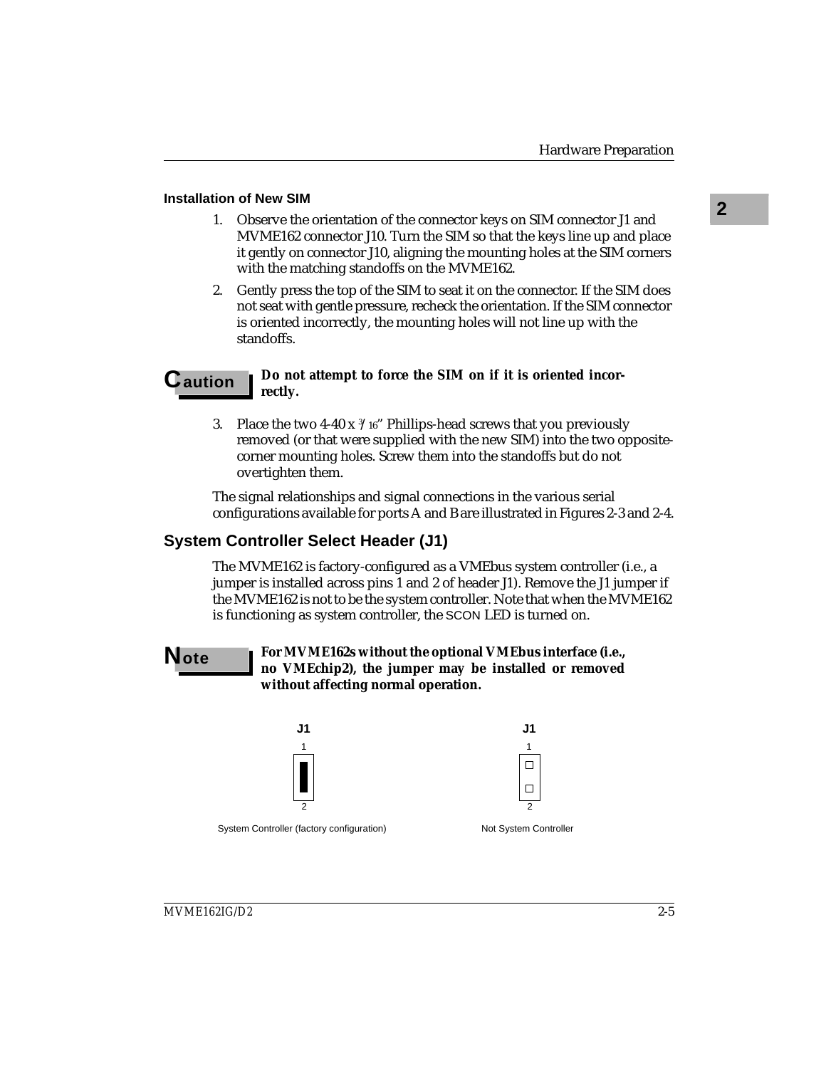### Installation of New SIM

1. Observe the orientation of the connector keys on SIM connector J1 and MVME162 connector J10. Turn the SIM so that the keys line up and place it gently on connector J10, aligning the mounting holes at the SIM corners with the matching standoffs on the MVME162.
2. Gently press the top of the SIM to seat it on the connector. If the SIM does not seat with gentle pressure, recheck the orientation. If the SIM connector is oriented incorrectly, the mounting holes will not line up with the standoffs.

**Caution** **Do not attempt to force the SIM on if it is oriented incorrectly.**

3. Place the two 4-40 x 3/16" Phillips-head screws that you previously removed (or that were supplied with the new SIM) into the two opposite-corner mounting holes. Screw them into the standoffs but do not overtighten them.

The signal relationships and signal connections in the various serial configurations available for ports A and B are illustrated in Figures 2-3 and 2-4.

## System Controller Select Header (J1)

The MVME162 is factory-configured as a VMEbus system controller (i.e., a jumper is installed across pins 1 and 2 of header J1). Remove the J1 jumper if the MVME162 is not to be the system controller. Note that when the MVME162 is functioning as system controller, the SCON LED is turned on.

**Note** **For MVME162s without the optional VMEbus interface (i.e., no VMEchip2), the jumper may be installed or removed without affecting normal operation.**

J1 (pins 1–2 jumpered): System Controller (factory configuration)

J1 (no jumper): Not System Controller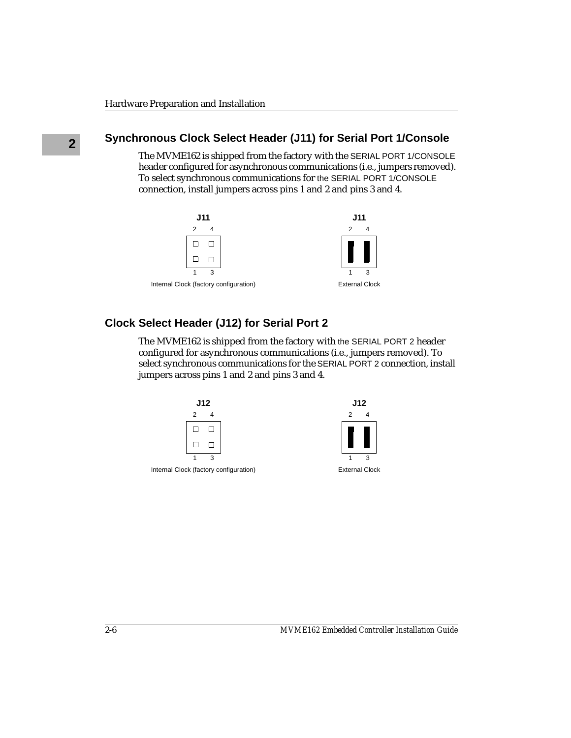## Synchronous Clock Select Header (J11) for Serial Port 1/Console

The MVME162 is shipped from the factory with the SERIAL PORT 1/CONSOLE header configured for asynchronous communications (i.e., jumpers removed). To select synchronous communications for the SERIAL PORT 1/CONSOLE connection, install jumpers across pins 1 and 2 and pins 3 and 4.

J11

Internal Clock (factory configuration)

J11

External Clock

## Clock Select Header (J12) for Serial Port 2

The MVME162 is shipped from the factory with the SERIAL PORT 2 header configured for asynchronous communications (i.e., jumpers removed). To select synchronous communications for the SERIAL PORT 2 connection, install jumpers across pins 1 and 2 and pins 3 and 4.

J12

Internal Clock (factory configuration)

J12

External Clock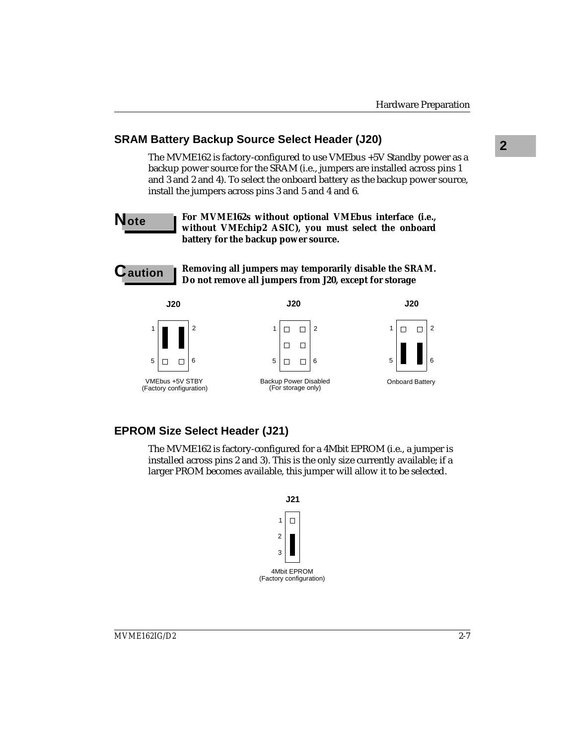## SRAM Battery Backup Source Select Header (J20)

The MVME162 is factory-configured to use VMEbus +5V Standby power as a backup power source for the SRAM (i.e., jumpers are installed across pins 1 and 3 and 2 and 4). To select the onboard battery as the backup power source, install the jumpers across pins 3 and 5 and 4 and 6.

**Note** **For MVME162s without optional VMEbus interface (i.e., without VMEchip2 ASIC), you must select the onboard battery for the backup power source.**

**Caution** **Removing all jumpers may temporarily disable the SRAM. Do not remove all jumpers from J20, except for storage**

J20 — VMEbus +5V STBY (Factory configuration)

J20 — Backup Power Disabled (For storage only)

J20 — Onboard Battery

## EPROM Size Select Header (J21)

The MVME162 is factory-configured for a 4Mbit EPROM (i.e., a jumper is installed across pins 2 and 3). This is the only size currently available; if a larger PROM becomes available, this jumper will allow it to be selected.

J21 — 4Mbit EPROM (Factory configuration)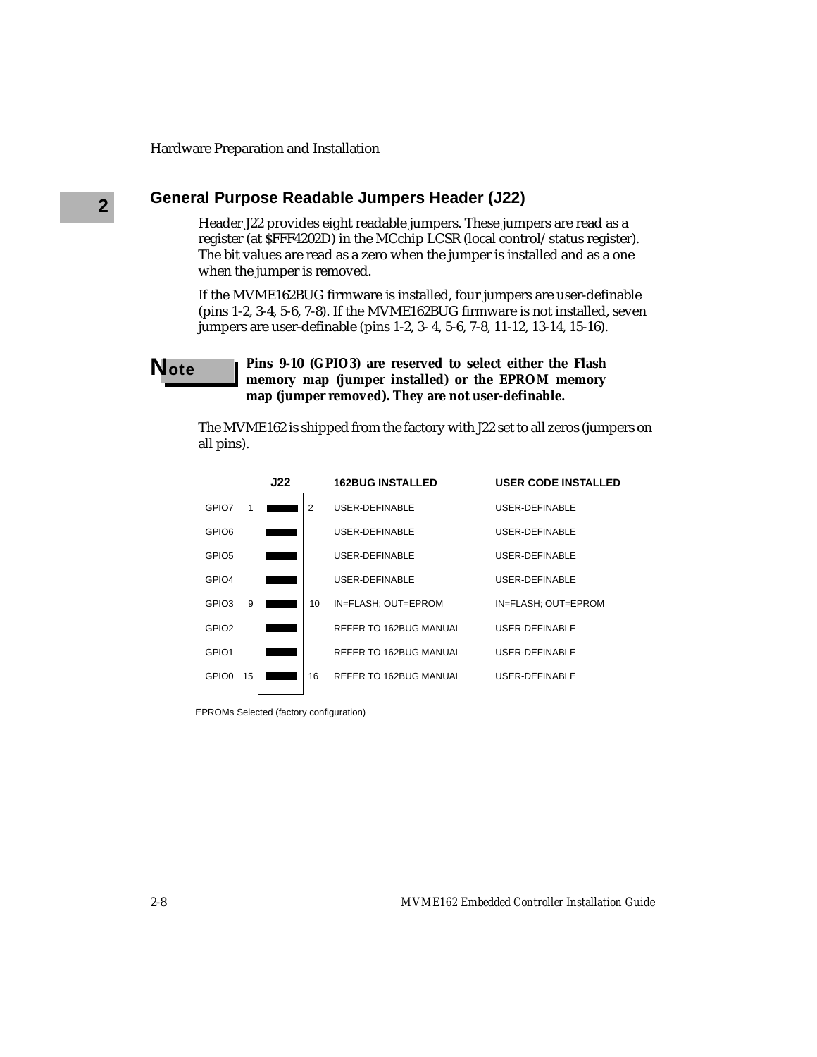## General Purpose Readable Jumpers Header (J22)

Header J22 provides eight readable jumpers. These jumpers are read as a register (at $FFF4202D) in the MCchip LCSR (local control/status register). The bit values are read as a zero when the jumper is installed and as a one when the jumper is removed.

If the MVME162BUG firmware is installed, four jumpers are user-definable (pins 1-2, 3-4, 5-6, 7-8). If the MVME162BUG firmware is not installed, seven jumpers are user-definable (pins 1-2, 3- 4, 5-6, 7-8, 11-12, 13-14, 15-16).

**Note**

**Pins 9-10 (GPIO3) are reserved to select either the Flash memory map (jumper installed) or the EPROM memory map (jumper removed). They are not user-definable.**

The MVME162 is shipped from the factory with J22 set to all zeros (jumpers on all pins).

| | J22 | 162BUG INSTALLED | USER CODE INSTALLED |
|---|---|---|---|
| GPIO7 | 1 – 2 | USER-DEFINABLE | USER-DEFINABLE |
| GPIO6 | | USER-DEFINABLE | USER-DEFINABLE |
| GPIO5 | | USER-DEFINABLE | USER-DEFINABLE |
| GPIO4 | | USER-DEFINABLE | USER-DEFINABLE |
| GPIO3 | 9 – 10 | IN=FLASH; OUT=EPROM | IN=FLASH; OUT=EPROM |
| GPIO2 | | REFER TO 162BUG MANUAL | USER-DEFINABLE |
| GPIO1 | | REFER TO 162BUG MANUAL | USER-DEFINABLE |
| GPIO0 | 15 – 16 | REFER TO 162BUG MANUAL | USER-DEFINABLE |

EPROMs Selected (factory configuration)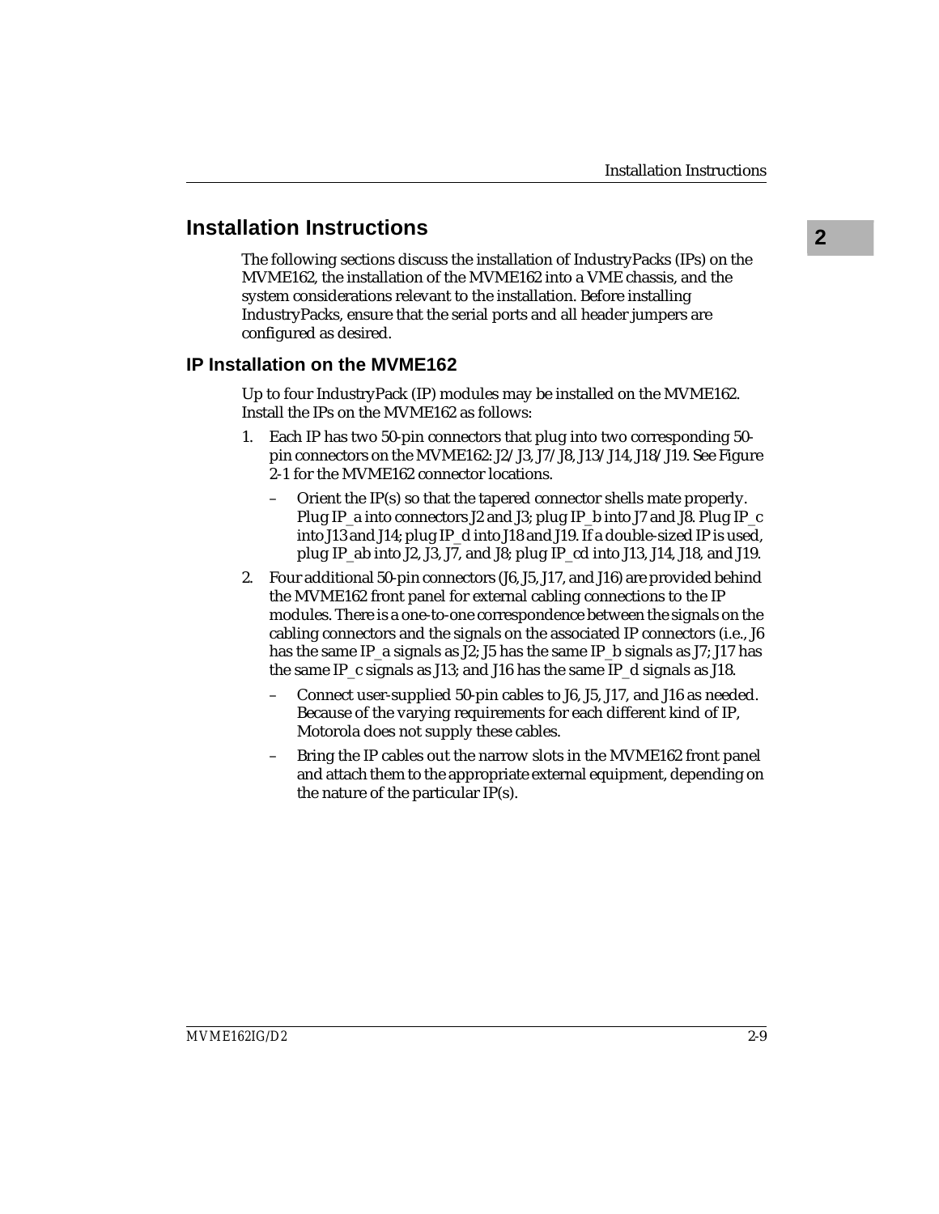## Installation Instructions

The following sections discuss the installation of IndustryPacks (IPs) on the MVME162, the installation of the MVME162 into a VME chassis, and the system considerations relevant to the installation. Before installing IndustryPacks, ensure that the serial ports and all header jumpers are configured as desired.

### IP Installation on the MVME162

Up to four IndustryPack (IP) modules may be installed on the MVME162. Install the IPs on the MVME162 as follows:

1. Each IP has two 50-pin connectors that plug into two corresponding 50-pin connectors on the MVME162: J2/J3, J7/J8, J13/J14, J18/J19. See Figure 2-1 for the MVME162 connector locations.
   - Orient the IP(s) so that the tapered connector shells mate properly. Plug IP_a into connectors J2 and J3; plug IP_b into J7 and J8. Plug IP_c into J13 and J14; plug IP_d into J18 and J19. If a double-sized IP is used, plug IP_ab into J2, J3, J7, and J8; plug IP_cd into J13, J14, J18, and J19.
2. Four additional 50-pin connectors (J6, J5, J17, and J16) are provided behind the MVME162 front panel for external cabling connections to the IP modules. There is a one-to-one correspondence between the signals on the cabling connectors and the signals on the associated IP connectors (i.e., J6 has the same IP_a signals as J2; J5 has the same IP_b signals as J7; J17 has the same IP_c signals as J13; and J16 has the same IP_d signals as J18.
   - Connect user-supplied 50-pin cables to J6, J5, J17, and J16 as needed. Because of the varying requirements for each different kind of IP, Motorola does not supply these cables.
   - Bring the IP cables out the narrow slots in the MVME162 front panel and attach them to the appropriate external equipment, depending on the nature of the particular IP(s).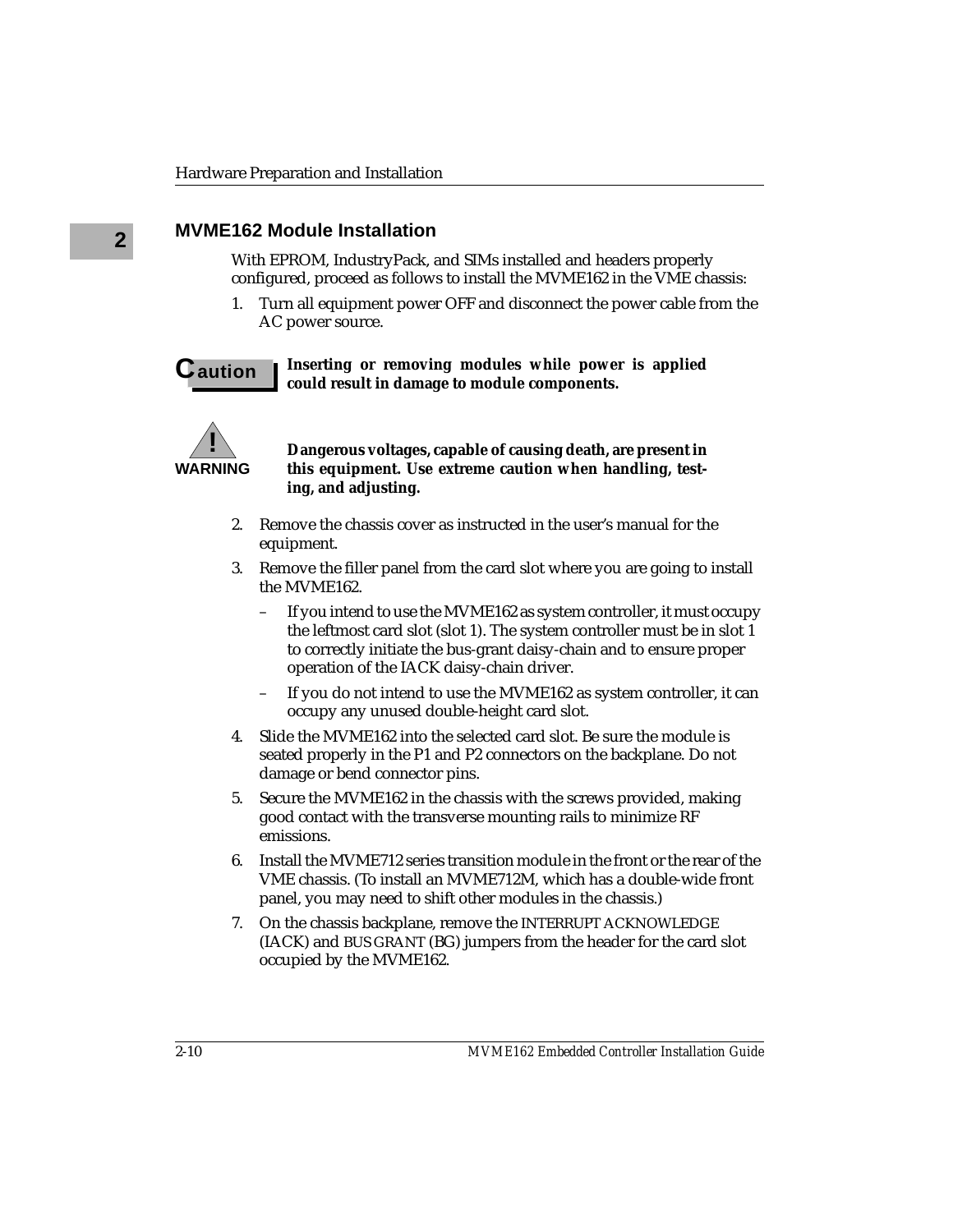## MVME162 Module Installation

With EPROM, IndustryPack, and SIMs installed and headers properly configured, proceed as follows to install the MVME162 in the VME chassis:

1. Turn all equipment power OFF and disconnect the power cable from the AC power source.

**Caution** **Inserting or removing modules while power is applied could result in damage to module components.**

**WARNING** **Dangerous voltages, capable of causing death, are present in this equipment. Use extreme caution when handling, testing, and adjusting.**

2. Remove the chassis cover as instructed in the user's manual for the equipment.
3. Remove the filler panel from the card slot where you are going to install the MVME162.
   - If you intend to use the MVME162 as system controller, it must occupy the leftmost card slot (slot 1). The system controller must be in slot 1 to correctly initiate the bus-grant daisy-chain and to ensure proper operation of the IACK daisy-chain driver.
   - If you do not intend to use the MVME162 as system controller, it can occupy any unused double-height card slot.
4. Slide the MVME162 into the selected card slot. Be sure the module is seated properly in the P1 and P2 connectors on the backplane. Do not damage or bend connector pins.
5. Secure the MVME162 in the chassis with the screws provided, making good contact with the transverse mounting rails to minimize RF emissions.
6. Install the MVME712 series transition module in the front or the rear of the VME chassis. (To install an MVME712M, which has a double-wide front panel, you may need to shift other modules in the chassis.)
7. On the chassis backplane, remove the INTERRUPT ACKNOWLEDGE (IACK) and BUS GRANT (BG) jumpers from the header for the card slot occupied by the MVME162.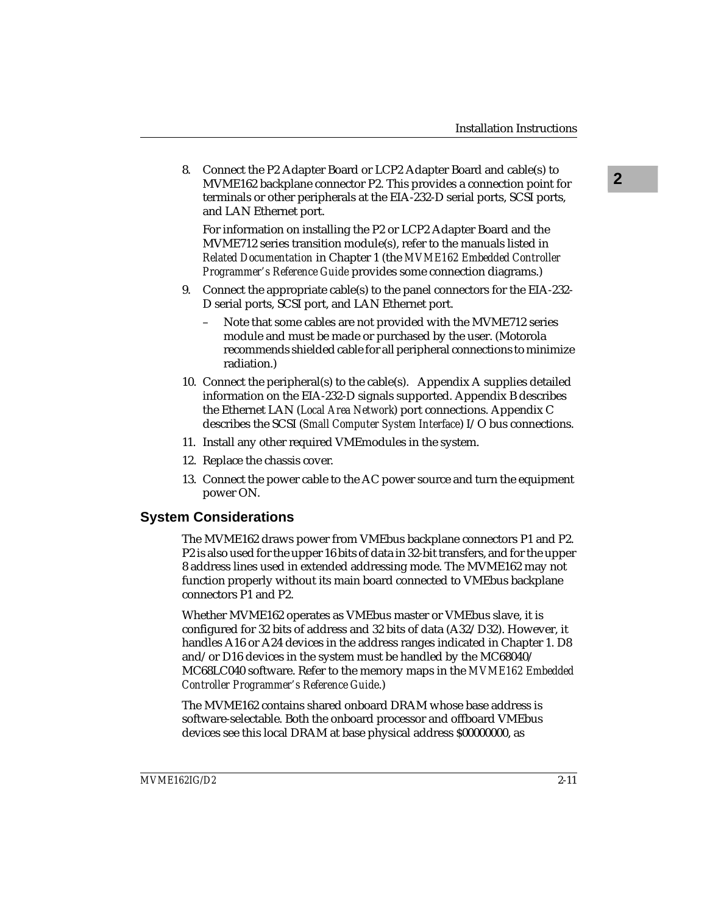8. Connect the P2 Adapter Board or LCP2 Adapter Board and cable(s) to MVME162 backplane connector P2. This provides a connection point for terminals or other peripherals at the EIA-232-D serial ports, SCSI ports, and LAN Ethernet port.

   For information on installing the P2 or LCP2 Adapter Board and the MVME712 series transition module(s), refer to the manuals listed in *Related Documentation* in Chapter 1 (the *MVME162 Embedded Controller Programmer's Reference Guide* provides some connection diagrams.)

9. Connect the appropriate cable(s) to the panel connectors for the EIA-232-D serial ports, SCSI port, and LAN Ethernet port.
   - Note that some cables are not provided with the MVME712 series module and must be made or purchased by the user. (Motorola recommends shielded cable for all peripheral connections to minimize radiation.)

10. Connect the peripheral(s) to the cable(s). Appendix A supplies detailed information on the EIA-232-D signals supported. Appendix B describes the Ethernet LAN (*Local Area Network*) port connections. Appendix C describes the SCSI (*Small Computer System Interface*) I/O bus connections.

11. Install any other required VMEmodules in the system.

12. Replace the chassis cover.

13. Connect the power cable to the AC power source and turn the equipment power ON.

## System Considerations

The MVME162 draws power from VMEbus backplane connectors P1 and P2. P2 is also used for the upper 16 bits of data in 32-bit transfers, and for the upper 8 address lines used in extended addressing mode. The MVME162 may not function properly without its main board connected to VMEbus backplane connectors P1 and P2.

Whether MVME162 operates as VMEbus master or VMEbus slave, it is configured for 32 bits of address and 32 bits of data (A32/D32). However, it handles A16 or A24 devices in the address ranges indicated in Chapter 1. D8 and/or D16 devices in the system must be handled by the MC68040/ MC68LC040 software. Refer to the memory maps in the *MVME162 Embedded Controller Programmer's Reference Guide*.)

The MVME162 contains shared onboard DRAM whose base address is software-selectable. Both the onboard processor and offboard VMEbus devices see this local DRAM at base physical address $00000000, as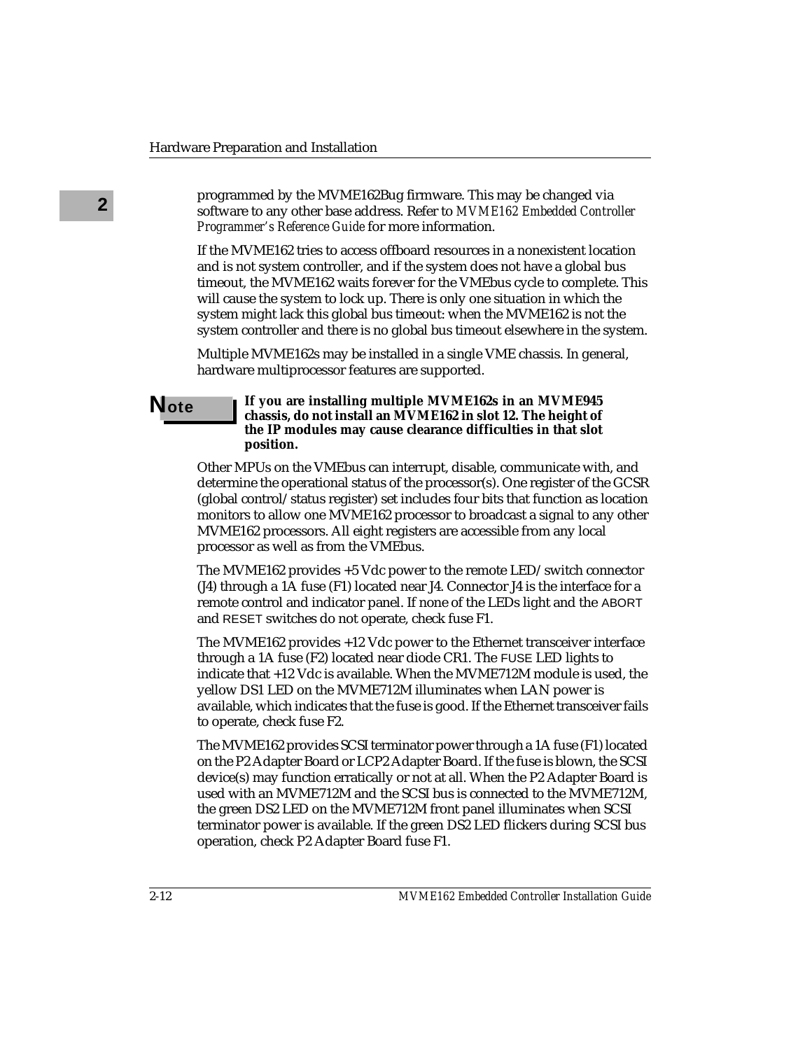programmed by the MVME162Bug firmware. This may be changed via software to any other base address. Refer to *MVME162 Embedded Controller Programmer's Reference Guide* for more information.

If the MVME162 tries to access offboard resources in a nonexistent location and is not system controller, and if the system does not have a global bus timeout, the MVME162 waits forever for the VMEbus cycle to complete. This will cause the system to lock up. There is only one situation in which the system might lack this global bus timeout: when the MVME162 is not the system controller and there is no global bus timeout elsewhere in the system.

Multiple MVME162s may be installed in a single VME chassis. In general, hardware multiprocessor features are supported.

**Note**

**If you are installing multiple MVME162s in an MVME945 chassis, do not install an MVME162 in slot 12. The height of the IP modules may cause clearance difficulties in that slot position.**

Other MPUs on the VMEbus can interrupt, disable, communicate with, and determine the operational status of the processor(s). One register of the GCSR (global control/status register) set includes four bits that function as location monitors to allow one MVME162 processor to broadcast a signal to any other MVME162 processors. All eight registers are accessible from any local processor as well as from the VMEbus.

The MVME162 provides +5 Vdc power to the remote LED/switch connector (J4) through a 1A fuse (F1) located near J4. Connector J4 is the interface for a remote control and indicator panel. If none of the LEDs light and the ABORT and RESET switches do not operate, check fuse F1.

The MVME162 provides +12 Vdc power to the Ethernet transceiver interface through a 1A fuse (F2) located near diode CR1. The FUSE LED lights to indicate that +12 Vdc is available. When the MVME712M module is used, the yellow DS1 LED on the MVME712M illuminates when LAN power is available, which indicates that the fuse is good. If the Ethernet transceiver fails to operate, check fuse F2.

The MVME162 provides SCSI terminator power through a 1A fuse (F1) located on the P2 Adapter Board or LCP2 Adapter Board. If the fuse is blown, the SCSI device(s) may function erratically or not at all. When the P2 Adapter Board is used with an MVME712M and the SCSI bus is connected to the MVME712M, the green DS2 LED on the MVME712M front panel illuminates when SCSI terminator power is available. If the green DS2 LED flickers during SCSI bus operation, check P2 Adapter Board fuse F1.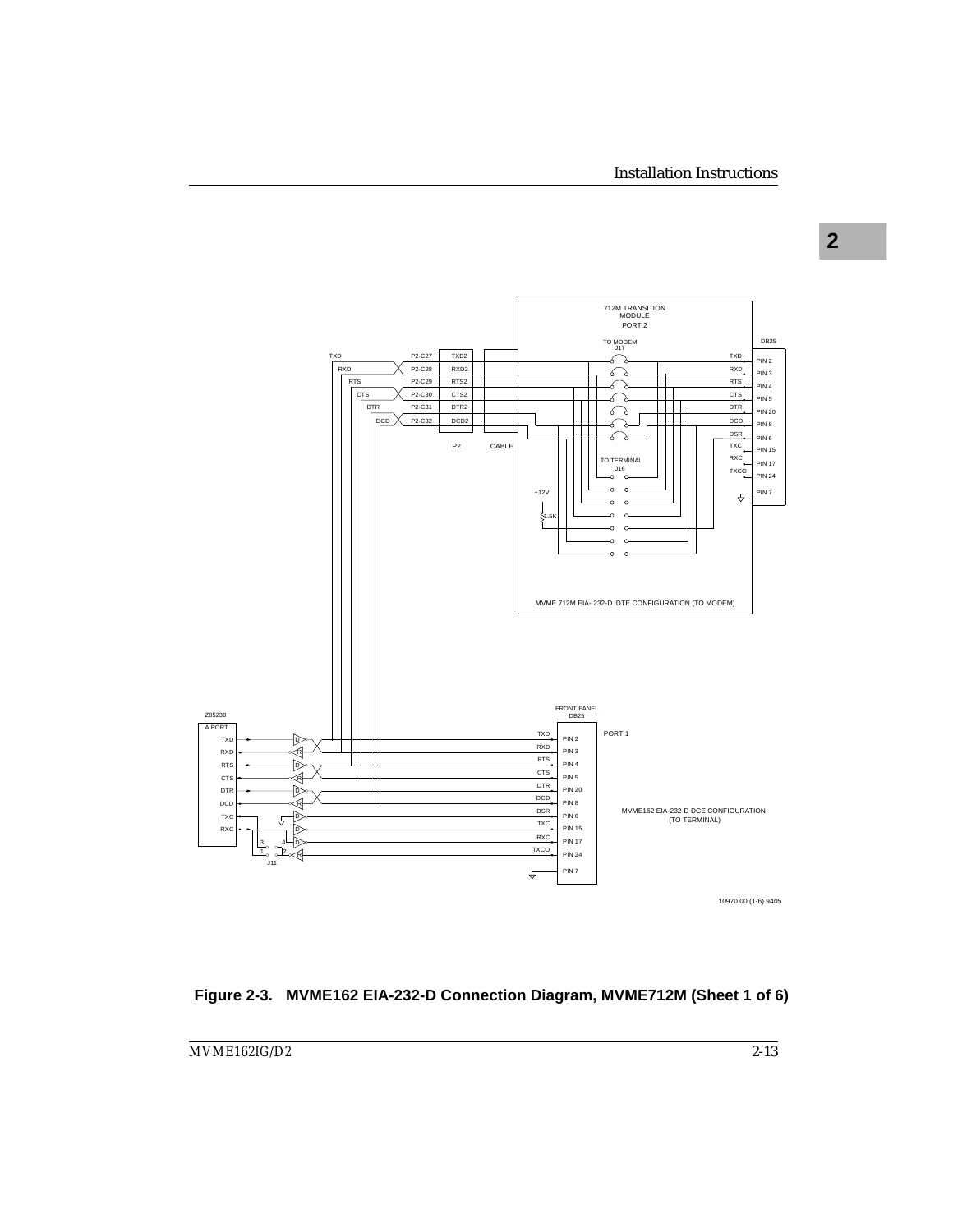Figure 2-3. MVME162 EIA-232-D Connection Diagram, MVME712M (Sheet 1 of 6)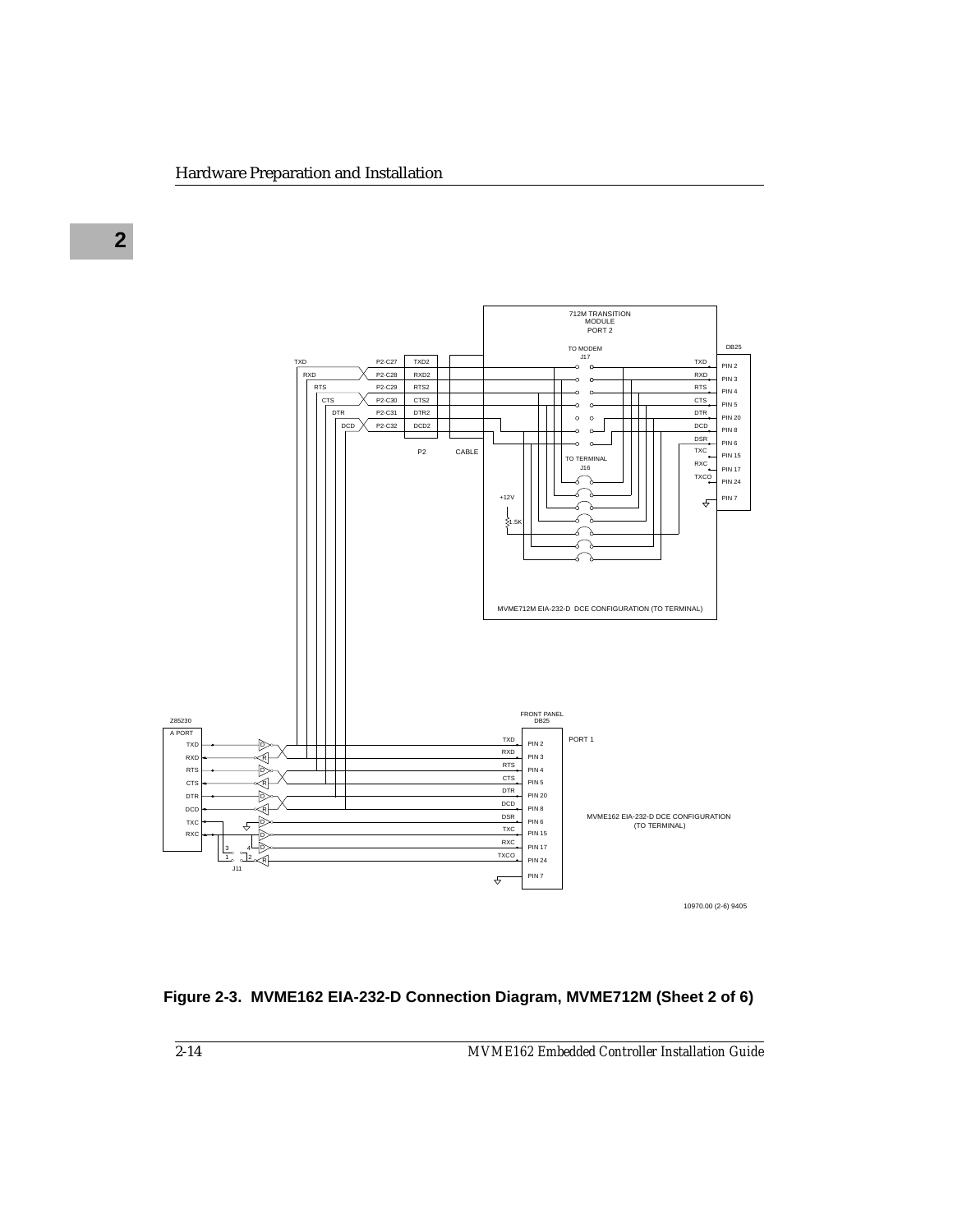Figure 2-3. MVME162 EIA-232-D Connection Diagram, MVME712M (Sheet 2 of 6)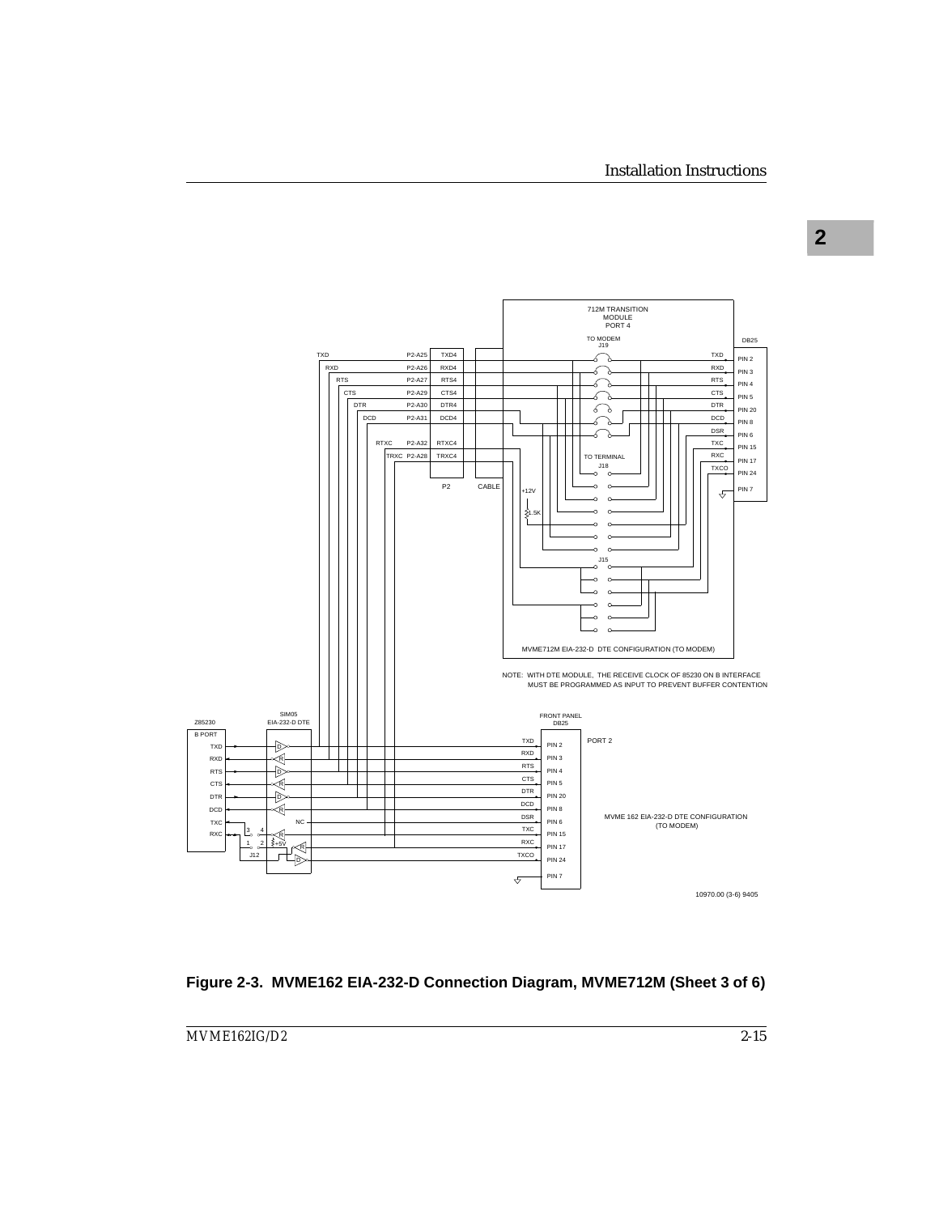712M TRANSITION MODULE PORT 4

TO MODEM J19

DB25

TXD P2-A25 TXD4
RXD P2-A26 RXD4
RTS P2-A27 RTS4
CTS P2-A29 CTS4
DTR P2-A30 DTR4
DCD P2-A31 DCD4
RTXC P2-A32 RTXC4
TRXC P2-A28 TRXC4

P2 CABLE

TXD PIN 2
RXD PIN 3
RTS PIN 4
CTS PIN 5
DTR PIN 20
DCD PIN 8
DSR PIN 6
TXC PIN 15
RXC PIN 17
TXCO PIN 24
PIN 7

TO TERMINAL J18

+12V

1.5K

J15

MVME712M EIA-232-D DTE CONFIGURATION (TO MODEM)

NOTE: WITH DTE MODULE, THE RECEIVE CLOCK OF 85230 ON B INTERFACE MUST BE PROGRAMMED AS INPUT TO PREVENT BUFFER CONTENTION

Z85230 B PORT: TXD, RXD, RTS, CTS, DTR, DCD, TXC, RXC

SIM05 EIA-232-D DTE

NC

J12

+5V

FRONT PANEL DB25

PORT 2

TXD PIN 2
RXD PIN 3
RTS PIN 4
CTS PIN 5
DTR PIN 20
DCD PIN 8
DSR PIN 6
TXC PIN 15
RXC PIN 17
TXCO PIN 24
PIN 7

MVME 162 EIA-232-D DTE CONFIGURATION (TO MODEM)

10970.00 (3-6) 9405

**Figure 2-3. MVME162 EIA-232-D Connection Diagram, MVME712M (Sheet 3 of 6)**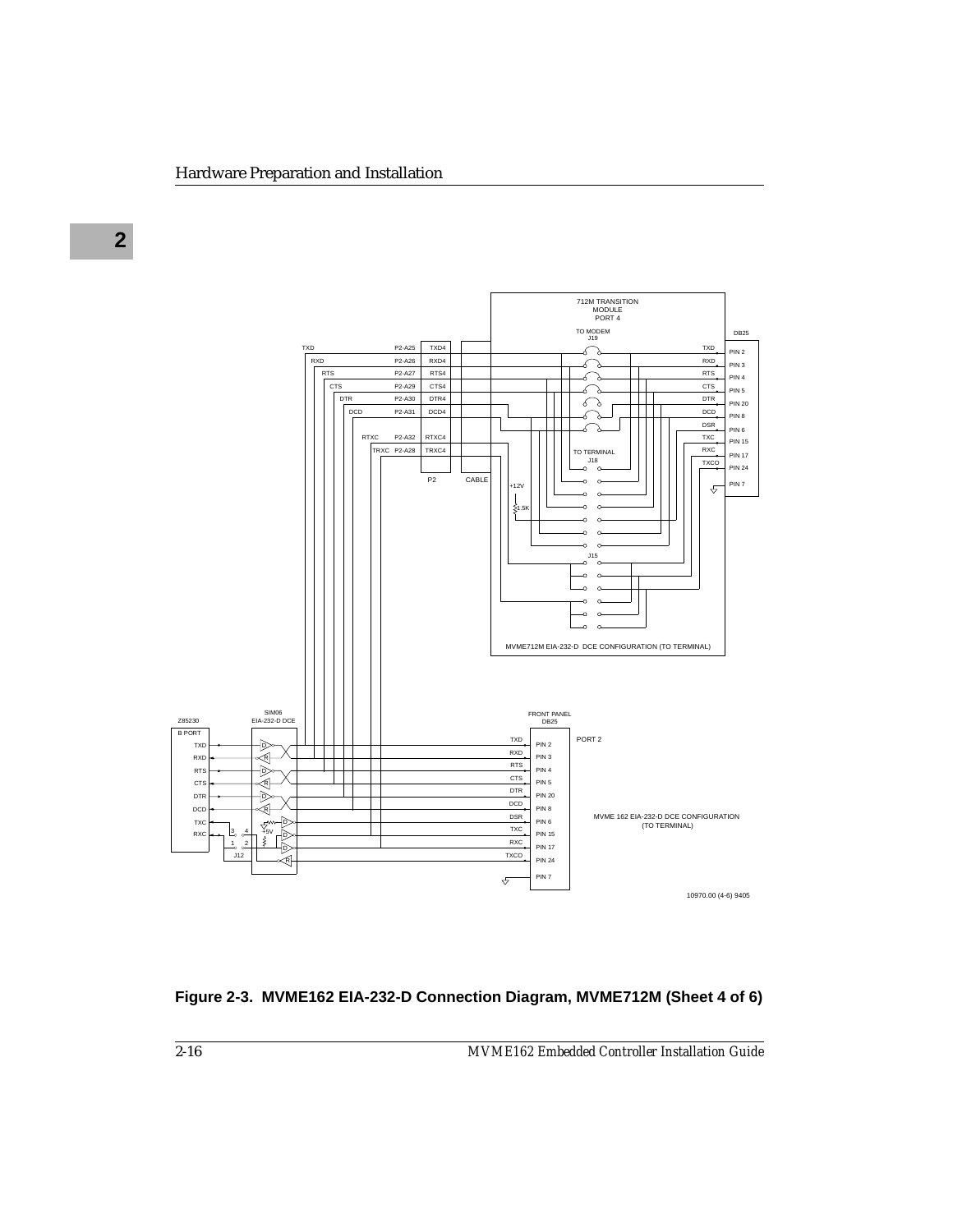712M TRANSITION MODULE PORT 4

TO MODEM J19

DB25

TXD P2-A25 TXD4 — TXD PIN 2

RXD P2-A26 RXD4 — RXD PIN 3

RTS P2-A27 RTS4 — RTS PIN 4

CTS P2-A29 CTS4 — CTS PIN 5

DTR P2-A30 DTR4 — DTR PIN 20

DCD P2-A31 DCD4 — DCD PIN 8

DSR PIN 6

RTXC P2-A32 RTXC4 — TXC PIN 15

TRXC P2-A28 TRXC4 — RXC PIN 17

TXCO PIN 24

PIN 7

P2 CABLE

TO TERMINAL J18

+12V

1.5K

J15

MVME712M EIA-232-D DCE CONFIGURATION (TO TERMINAL)

Z85230 B PORT: TXD, RXD, RTS, CTS, DTR, DCD, TXC, RXC

SIM06 EIA-232-D DCE

J12

+5V

FRONT PANEL DB25

TXD PIN 2

RXD PIN 3

RTS PIN 4

CTS PIN 5

DTR PIN 20

DCD PIN 8

DSR PIN 6

TXC PIN 15

RXC PIN 17

TXCO PIN 24

PIN 7

PORT 2

MVME 162 EIA-232-D DCE CONFIGURATION (TO TERMINAL)

10970.00 (4-6) 9405

**Figure 2-3. MVME162 EIA-232-D Connection Diagram, MVME712M (Sheet 4 of 6)**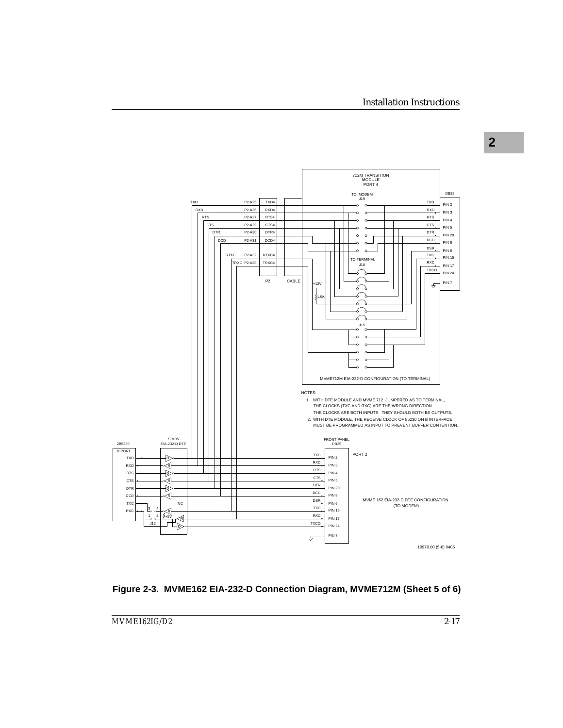NOTES:

1. WITH DTE MODULE AND MVME 712 JUMPERED AS TO TERMINAL, THE CLOCKS (TXC AND RXC) ARE THE WRONG DIRECTION. THE CLOCKS ARE BOTH INPUTS. THEY SHOULD BOTH BE OUTPUTS.
2. WITH DTE MODULE, THE RECEIVE CLOCK OF 85230 ON B INTERFACE MUST BE PROGRAMMED AS INPUT TO PREVENT BUFFER CONTENTION.

**Figure 2-3. MVME162 EIA-232-D Connection Diagram, MVME712M (Sheet 5 of 6)**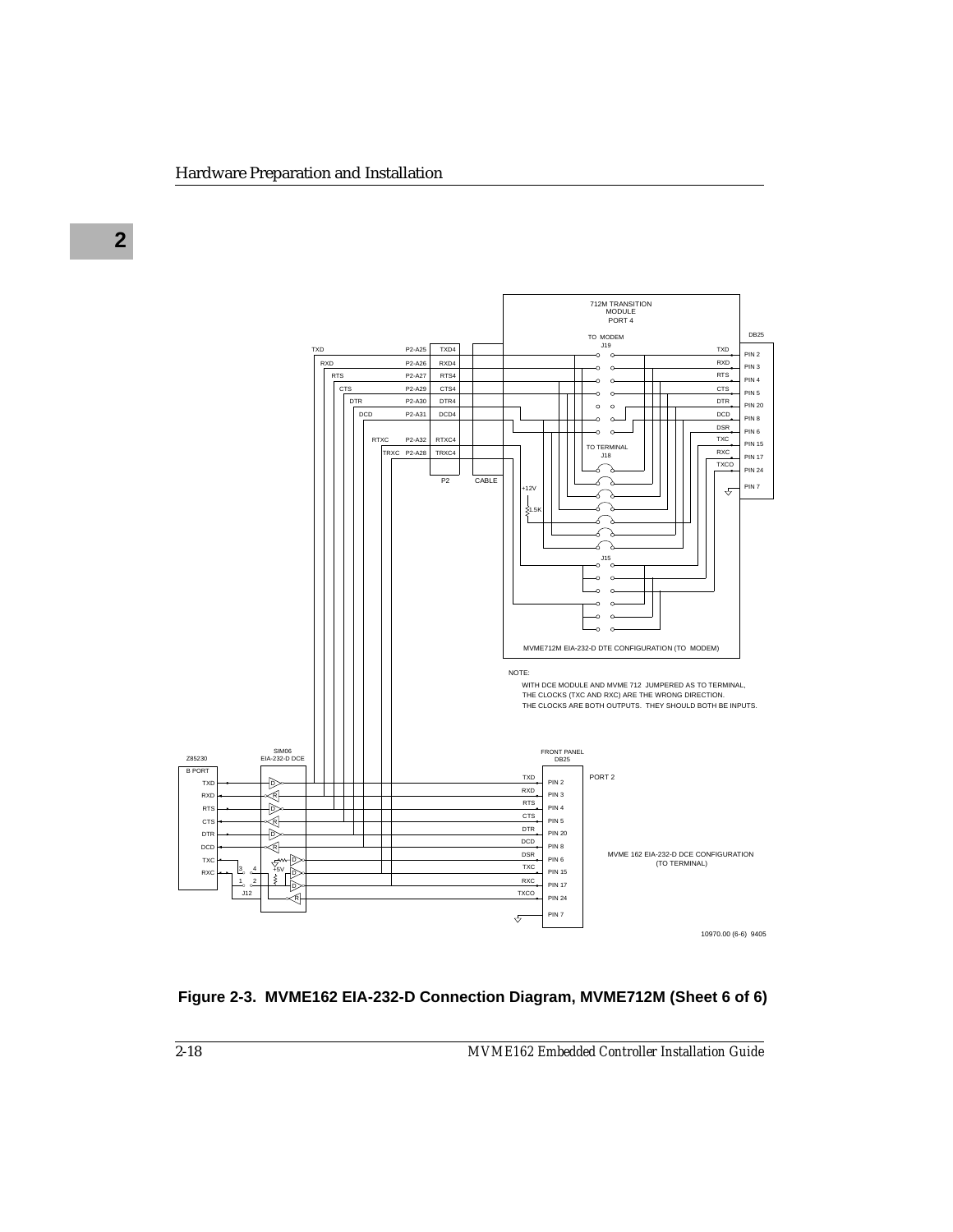712M TRANSITION MODULE PORT 4

NOTE:

WITH DCE MODULE AND MVME 712 JUMPERED AS TO TERMINAL, THE CLOCKS (TXC AND RXC) ARE THE WRONG DIRECTION. THE CLOCKS ARE BOTH OUTPUTS. THEY SHOULD BOTH BE INPUTS.

MVME712M EIA-232-D DTE CONFIGURATION (TO MODEM)

MVME 162 EIA-232-D DCE CONFIGURATION (TO TERMINAL)

10970.00 (6-6) 9405

**Figure 2-3. MVME162 EIA-232-D Connection Diagram, MVME712M (Sheet 6 of 6)**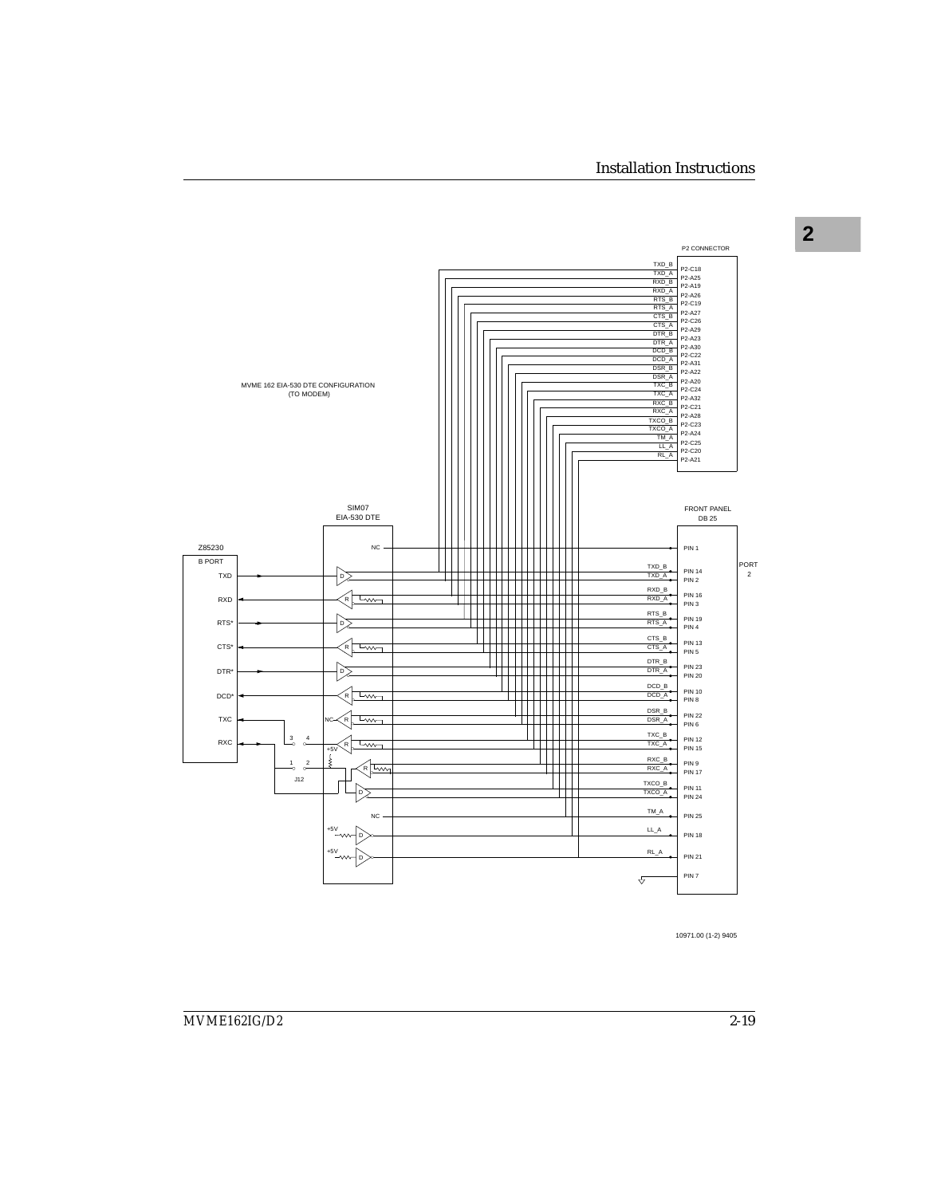MVME 162 EIA-530 DTE CONFIGURATION
(TO MODEM)

P2 CONNECTOR

| Signal | P2 Pin |
|---|---|
| TXD_B | P2-C18 |
| TXD_A | P2-A25 |
| RXD_B | P2-A19 |
| RXD_A | P2-A26 |
| RTS_B | P2-C19 |
| RTS_A | P2-A27 |
| CTS_B | P2-C26 |
| CTS_A | P2-A29 |
| DTR_B | P2-A23 |
| DTR_A | P2-A30 |
| DCD_B | P2-C22 |
| DCD_A | P2-A31 |
| DSR_B | P2-A22 |
| DSR_A | P2-A20 |
| TXC_B | P2-C24 |
| TXC_A | P2-A32 |
| RXC_B | P2-C21 |
| RXC_A | P2-A28 |
| TXCO_B | P2-C23 |
| TXCO_A | P2-A24 |
| TM_A | P2-C25 |
| LL_A | P2-C20 |
| RL_A | P2-A21 |

Z85230 B PORT: TXD, RXD, RTS*, CTS*, DTR*, DCD*, TXC, RXC

SIM07 EIA-530 DTE

J12 (pins 1, 2, 3, 4), +5V, NC

FRONT PANEL DB 25 — PORT 2

| Signal | DB25 Pin |
|---|---|
| NC | PIN 1 |
| TXD_B | PIN 14 |
| TXD_A | PIN 2 |
| RXD_B | PIN 16 |
| RXD_A | PIN 3 |
| RTS_B | PIN 19 |
| RTS_A | PIN 4 |
| CTS_B | PIN 13 |
| CTS_A | PIN 5 |
| DTR_B | PIN 23 |
| DTR_A | PIN 20 |
| DCD_B | PIN 10 |
| DCD_A | PIN 8 |
| DSR_B | PIN 22 |
| DSR_A | PIN 6 |
| TXC_B | PIN 12 |
| TXC_A | PIN 15 |
| RXC_B | PIN 9 |
| RXC_A | PIN 17 |
| TXCO_B | PIN 11 |
| TXCO_A | PIN 24 |
| TM_A | PIN 25 |
| LL_A | PIN 18 |
| RL_A | PIN 21 |
| (ground) | PIN 7 |

10971.00 (1-2) 9405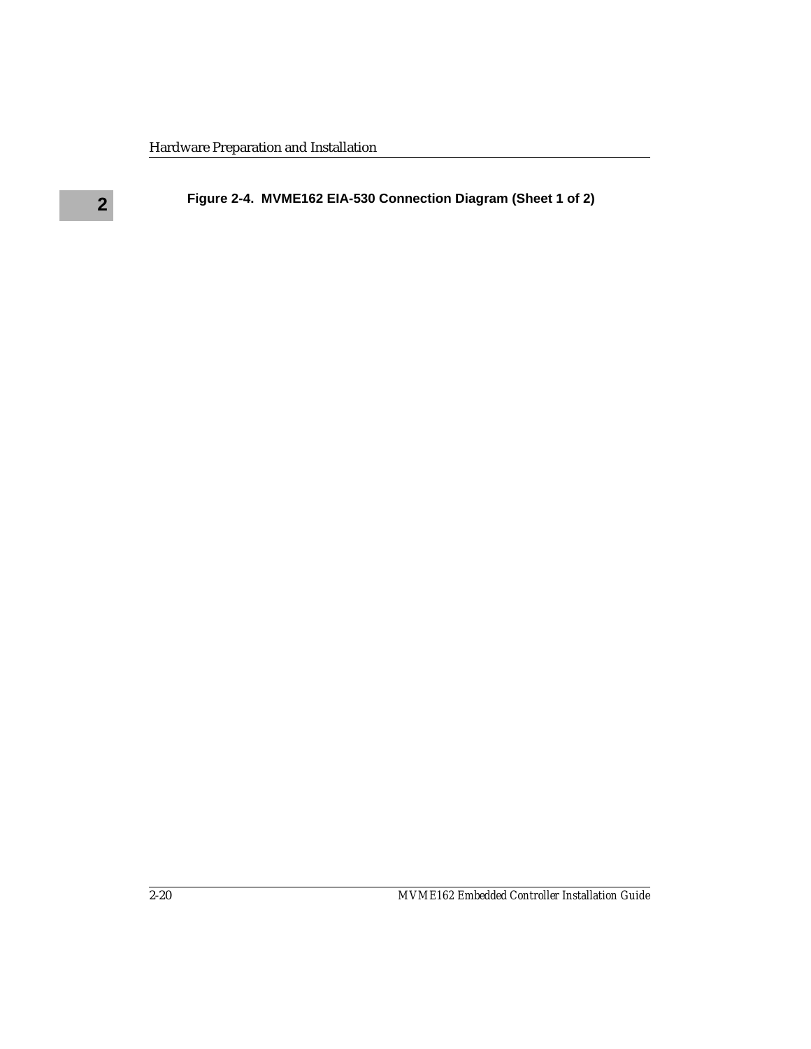**Figure 2-4. MVME162 EIA-530 Connection Diagram (Sheet 1 of 2)**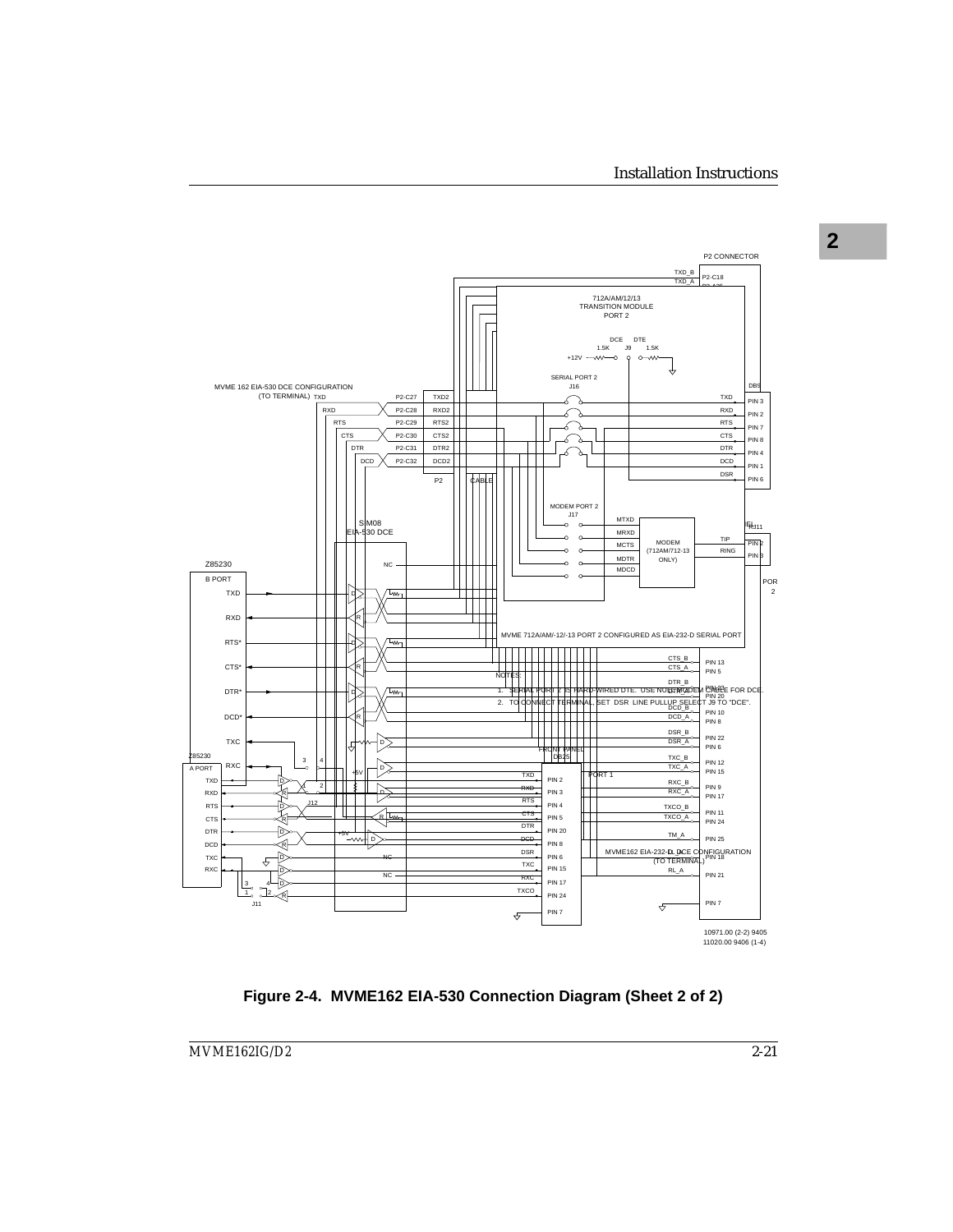Figure 2-4. MVME162 EIA-530 Connection Diagram (Sheet 2 of 2)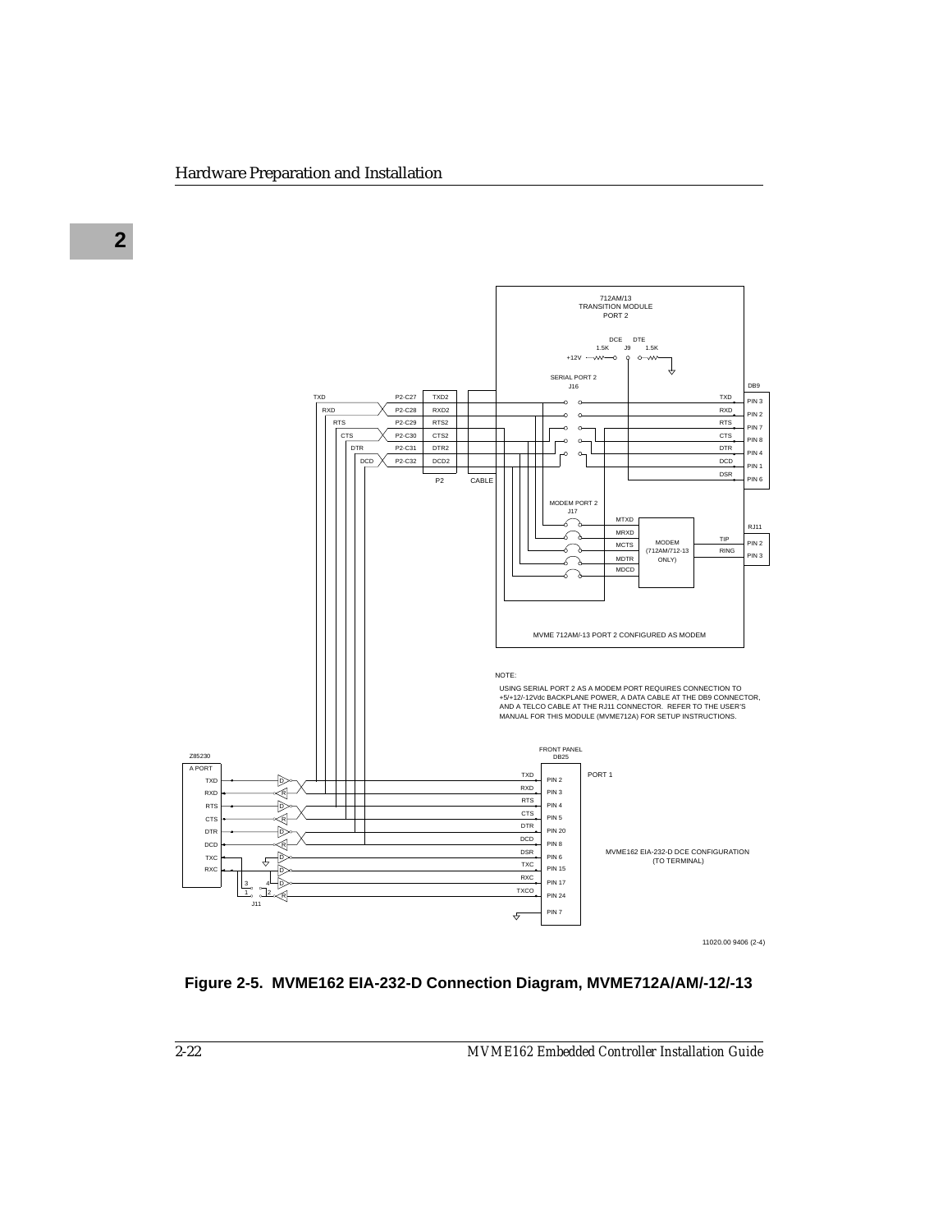712AM/13
TRANSITION MODULE
PORT 2

DCE DTE
1.5K J9 1.5K
+12V

SERIAL PORT 2
J16

DB9

| | | | | | |
|---|---|---|---|---|---|
| TXD | P2-C27 | TXD2 | | TXD | PIN 3 |
| RXD | P2-C28 | RXD2 | | RXD | PIN 2 |
| RTS | P2-C29 | RTS2 | | RTS | PIN 7 |
| CTS | P2-C30 | CTS2 | | CTS | PIN 8 |
| DTR | P2-C31 | DTR2 | | DTR | PIN 4 |
| DCD | P2-C32 | DCD2 | | DCD | PIN 1 |
| | | | | DSR | PIN 6 |

P2 CABLE

MODEM PORT 2
J17

MTXD, MRXD, MCTS, MDTR, MDCD

MODEM (712AM/712-13 ONLY)

RJ11: TIP PIN 2, RING PIN 3

MVME 712AM/-13 PORT 2 CONFIGURED AS MODEM

NOTE:

USING SERIAL PORT 2 AS A MODEM PORT REQUIRES CONNECTION TO +5/+12/-12Vdc BACKPLANE POWER, A DATA CABLE AT THE DB9 CONNECTOR, AND A TELCO CABLE AT THE RJ11 CONNECTOR. REFER TO THE USER'S MANUAL FOR THIS MODULE (MVME712A) FOR SETUP INSTRUCTIONS.

Z85230
A PORT

FRONT PANEL
DB25

PORT 1

| Z85230 A PORT | DB25 Signal | Pin |
|---|---|---|
| TXD | TXD | PIN 2 |
| RXD | RXD | PIN 3 |
| RTS | RTS | PIN 4 |
| CTS | CTS | PIN 5 |
| DTR | DTR | PIN 20 |
| DCD | DCD | PIN 8 |
| | DSR | PIN 6 |
| TXC | TXC | PIN 15 |
| RXC | RXC | PIN 17 |
| | TXCO | PIN 24 |
| | | PIN 7 |

J11

MVME162 EIA-232-D DCE CONFIGURATION (TO TERMINAL)

11020.00 9406 (2-4)

**Figure 2-5. MVME162 EIA-232-D Connection Diagram, MVME712A/AM/-12/-13**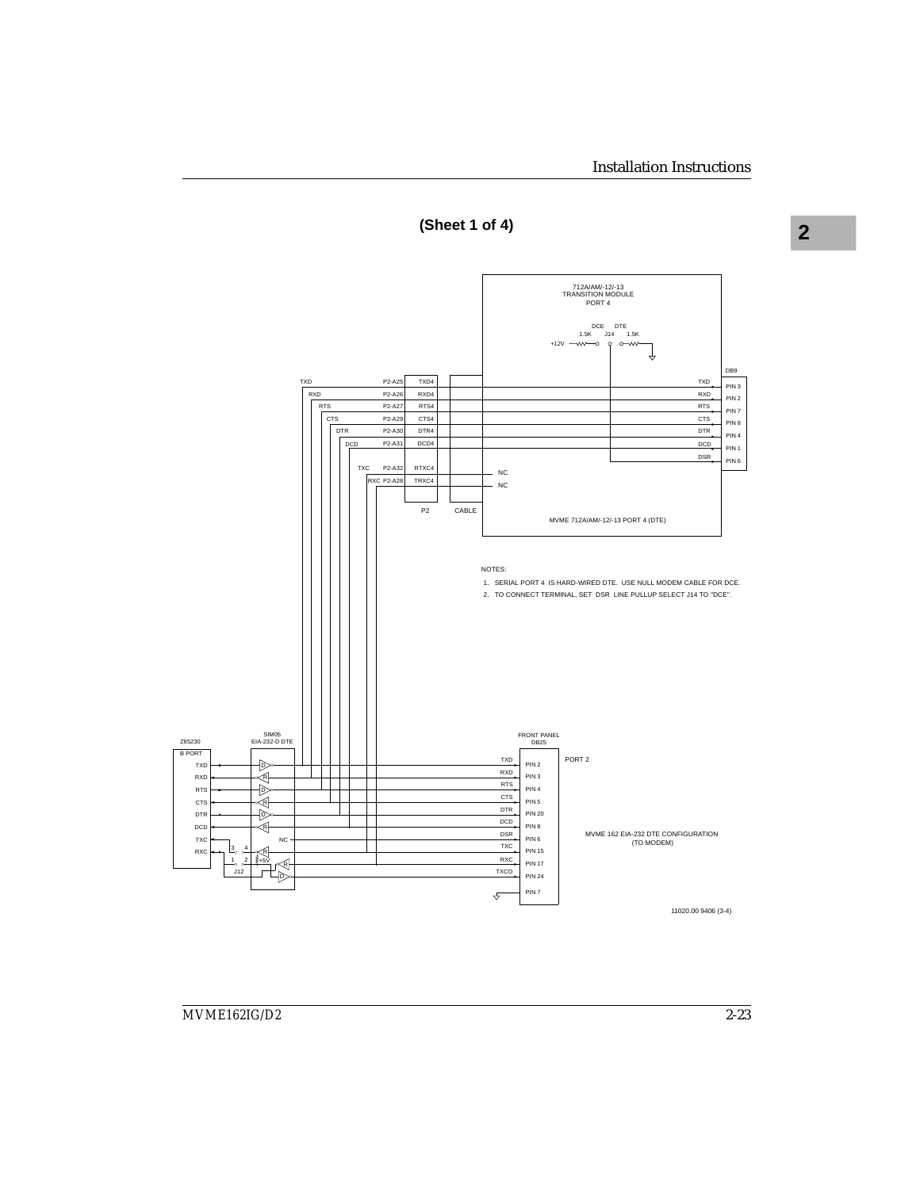**(Sheet 1 of 4)**

712A/AM/-12/-13
TRANSITION MODULE
PORT 4

DCE DTE
1.5K J14 1.5K
+12V

DB9

| Signal | P2 | Module | DB9 |
|---|---|---|---|
| TXD | P2-A25 | TXD4 | PIN 3 |
| RXD | P2-A26 | RXD4 | PIN 2 |
| RTS | P2-A27 | RTS4 | PIN 7 |
| CTS | P2-A29 | CTS4 | PIN 8 |
| DTR | P2-A30 | DTR4 | PIN 4 |
| DCD | P2-A31 | DCD4 | PIN 1 |
| DSR | | | PIN 6 |
| TXC | P2-A32 | RTXC4 | NC |
| RXC | P2-A28 | TRXC4 | NC |

P2 CABLE

MVME 712A/AM/-12/-13 PORT 4 (DTE)

NOTES:

1. SERIAL PORT 4 IS HARD-WIRED DTE. USE NULL MODEM CABLE FOR DCE.
2. TO CONNECT TERMINAL, SET DSR LINE PULLUP SELECT J14 TO "DCE".

Z85230 B PORT — SIM05 EIA-232-D DTE — FRONT PANEL DB25 PORT 2

| Z85230 B PORT | Front Panel Signal | DB25 |
|---|---|---|
| TXD | TXD | PIN 2 |
| RXD | RXD | PIN 3 |
| RTS | RTS | PIN 4 |
| CTS | CTS | PIN 5 |
| DTR | DTR | PIN 20 |
| DCD | DCD | PIN 8 |
| TXC | DSR (NC) | PIN 6 |
| RXC | TXC | PIN 15 |
| | RXC | PIN 17 |
| | TXCO | PIN 24 |
| | (GND) | PIN 7 |

J12 (pins 1, 2, 3, 4), +5V

MVME 162 EIA-232 DTE CONFIGURATION
(TO MODEM)

11020.00 9406 (3-4)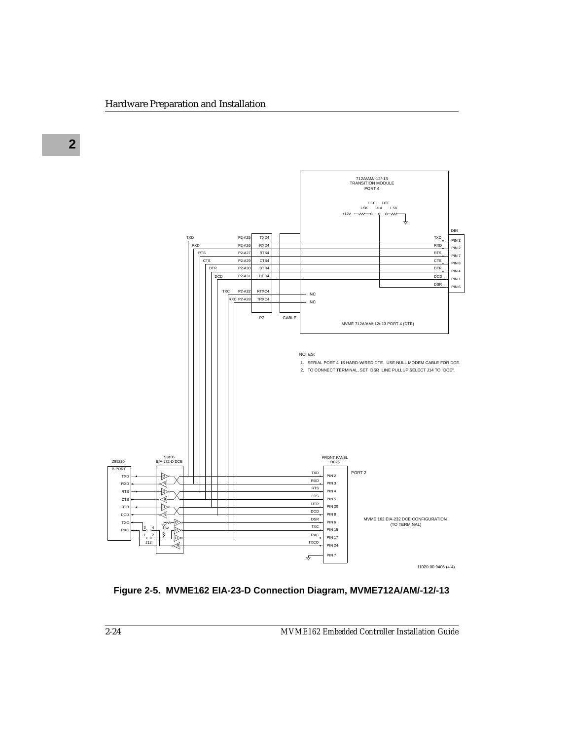NOTES:

1. SERIAL PORT 4 IS HARD-WIRED DTE. USE NULL MODEM CABLE FOR DCE.
2. TO CONNECT TERMINAL, SET DSR LINE PULLUP SELECT J14 TO "DCE".

**Figure 2-5. MVME162 EIA-23-D Connection Diagram, MVME712A/AM/-12/-13**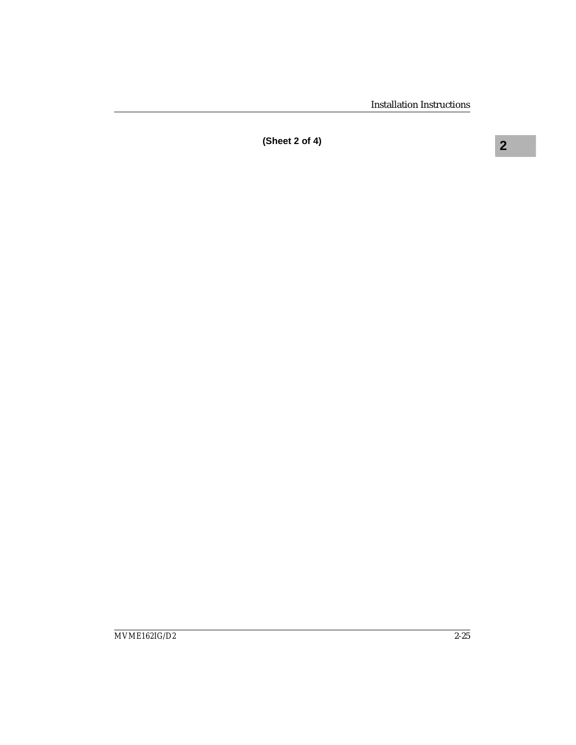**(Sheet 2 of 4)**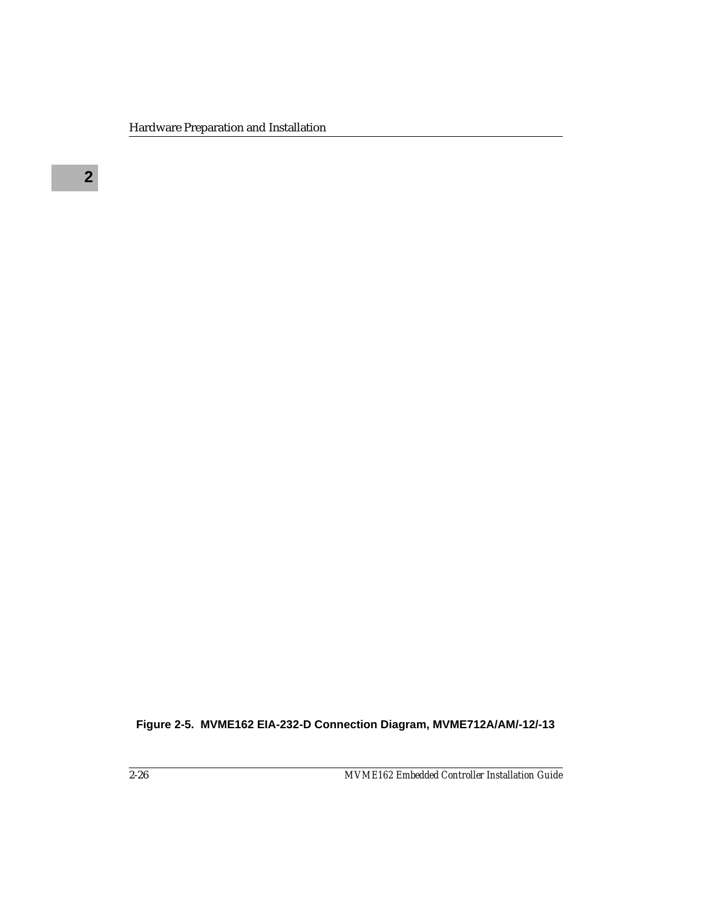**Figure 2-5. MVME162 EIA-232-D Connection Diagram, MVME712A/AM/-12/-13**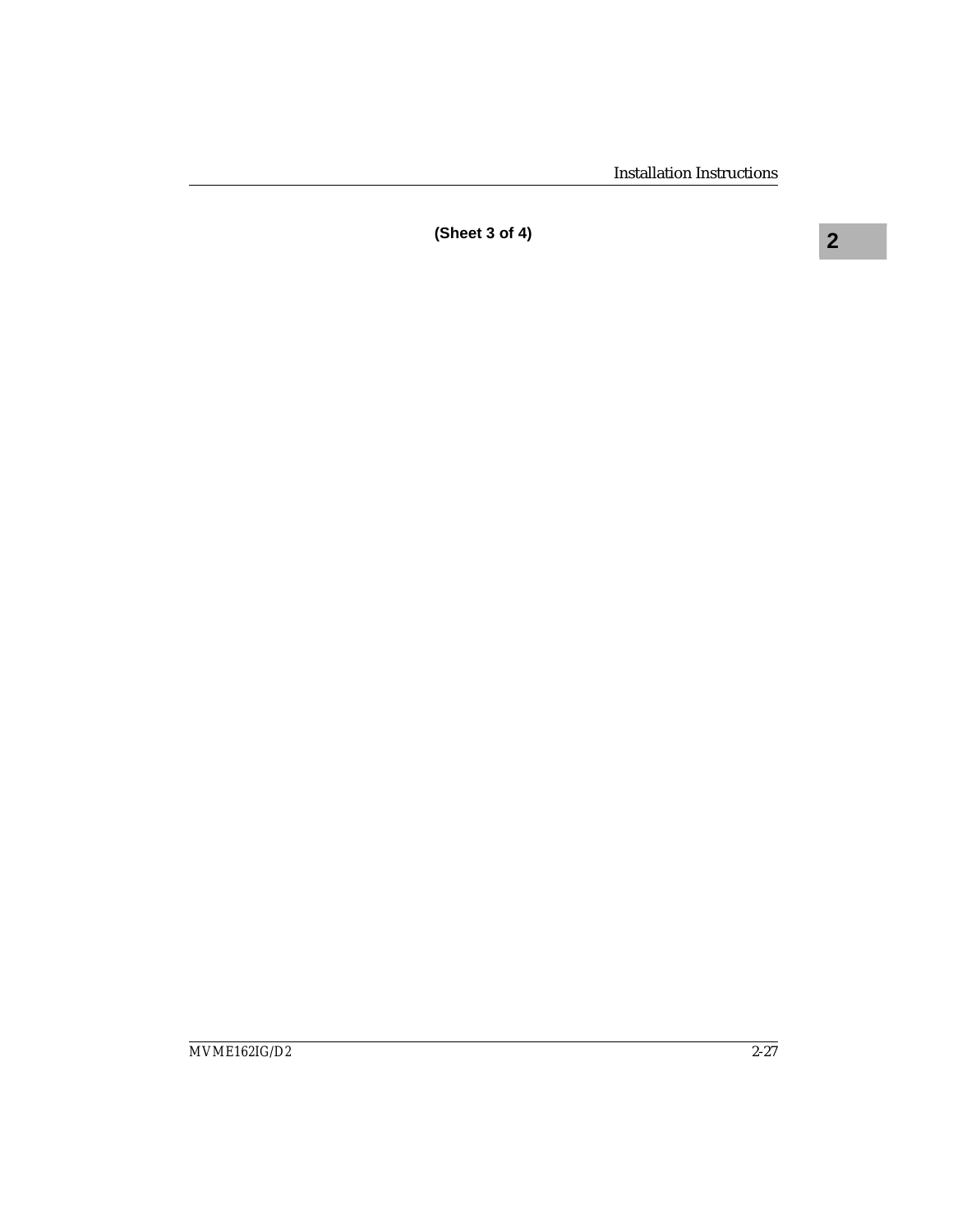**(Sheet 3 of 4)**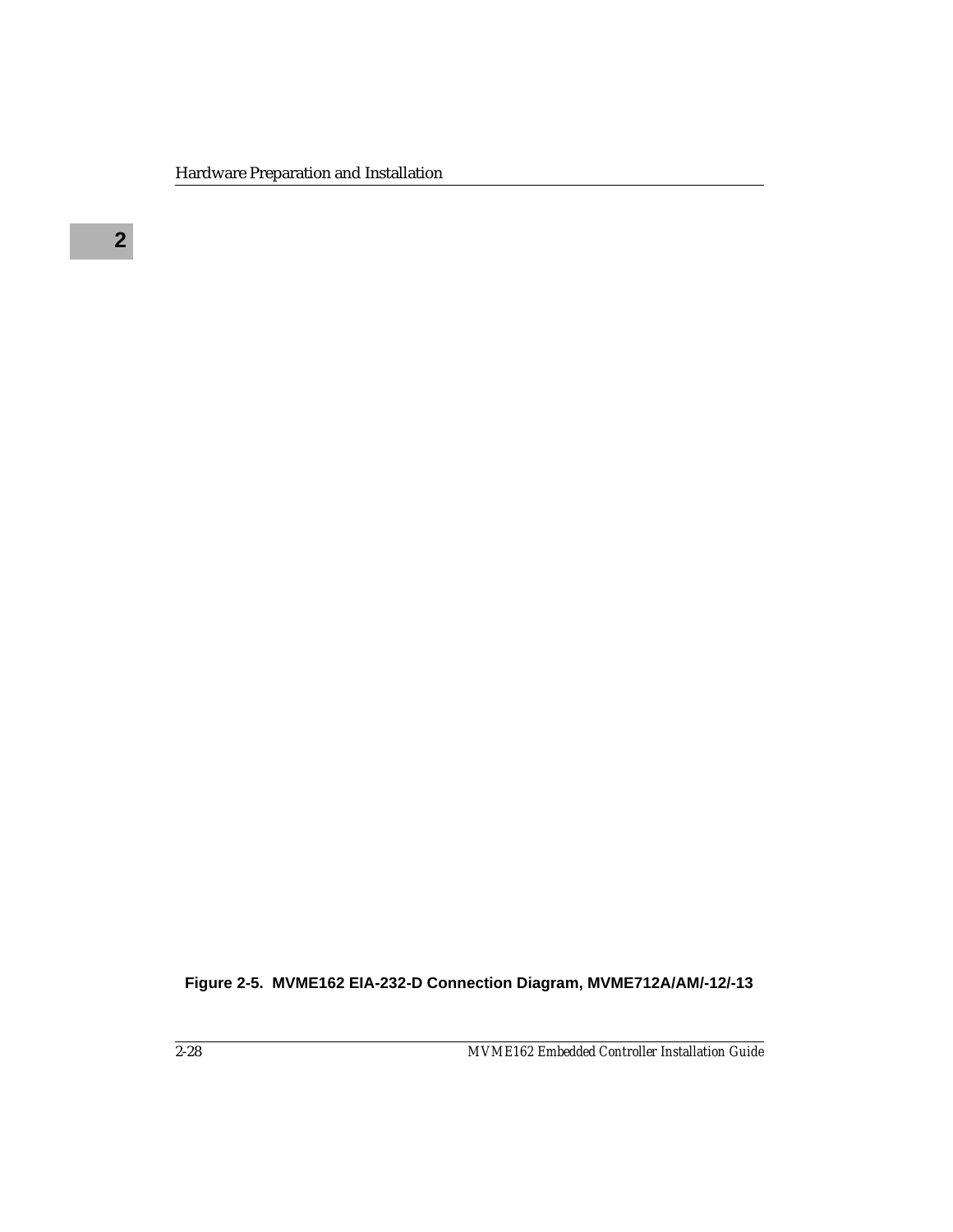**Figure 2-5. MVME162 EIA-232-D Connection Diagram, MVME712A/AM/-12/-13**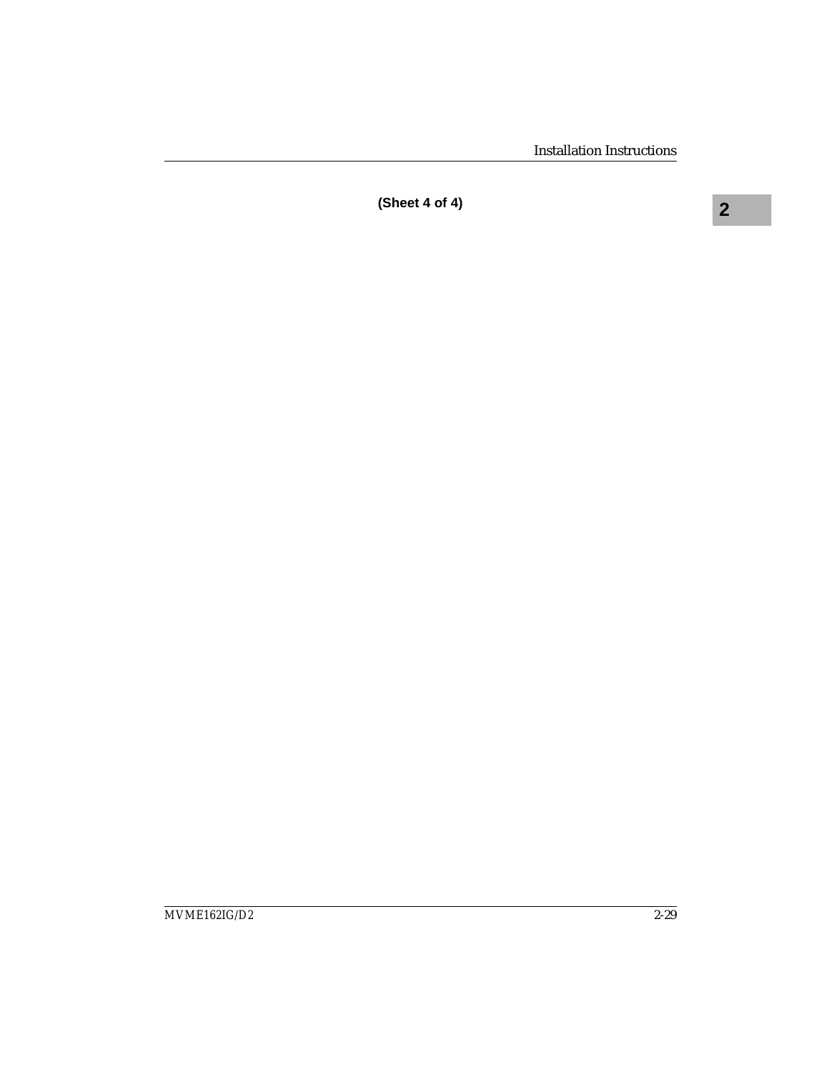**(Sheet 4 of 4)**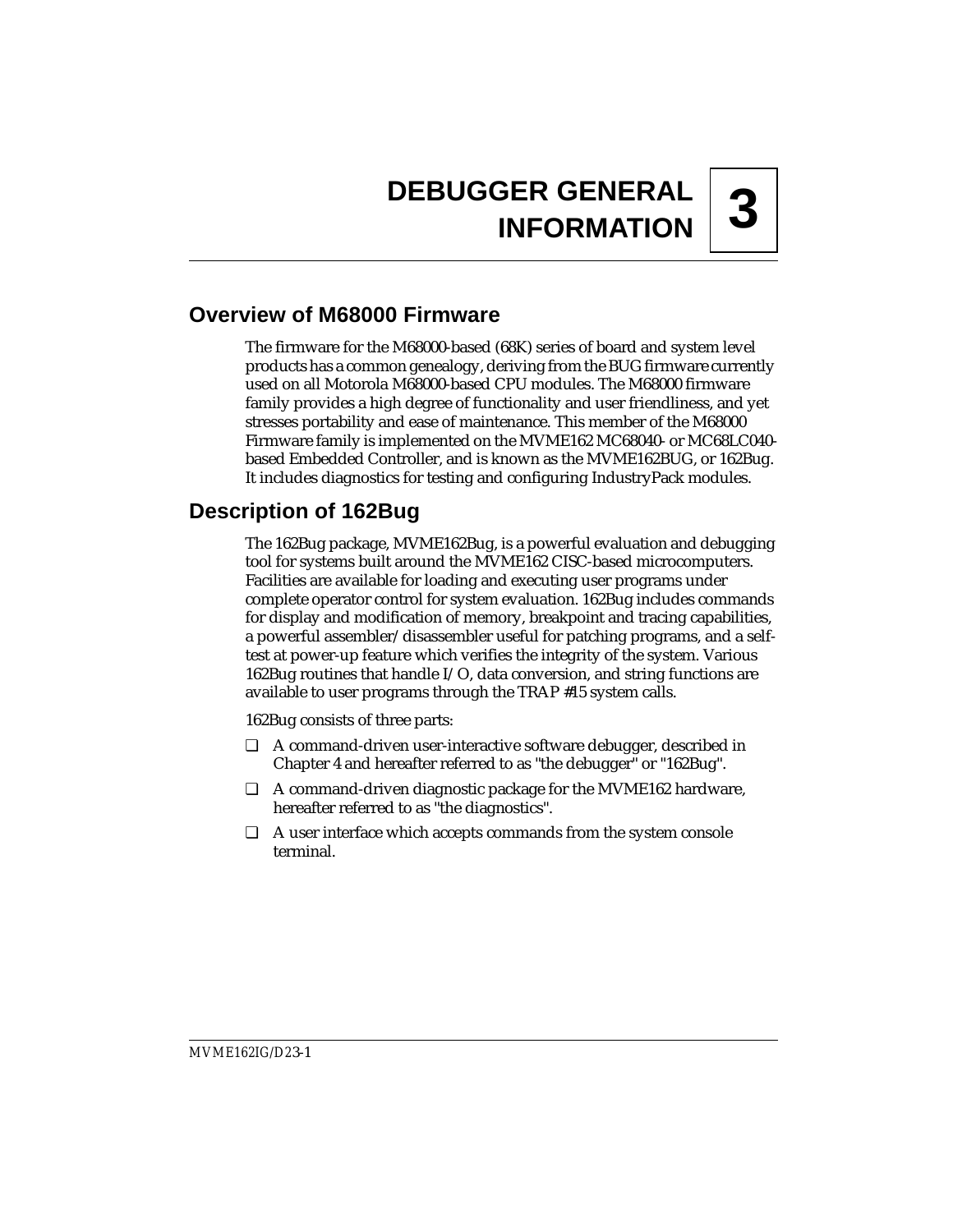# 3 DEBUGGER GENERAL INFORMATION

## Overview of M68000 Firmware

The firmware for the M68000-based (68K) series of board and system level products has a common genealogy, deriving from the BUG firmware currently used on all Motorola M68000-based CPU modules. The M68000 firmware family provides a high degree of functionality and user friendliness, and yet stresses portability and ease of maintenance. This member of the M68000 Firmware family is implemented on the MVME162 MC68040- or MC68LC040-based Embedded Controller, and is known as the MVME162BUG, or 162Bug. It includes diagnostics for testing and configuring IndustryPack modules.

## Description of 162Bug

The 162Bug package, MVME162Bug, is a powerful evaluation and debugging tool for systems built around the MVME162 CISC-based microcomputers. Facilities are available for loading and executing user programs under complete operator control for system evaluation. 162Bug includes commands for display and modification of memory, breakpoint and tracing capabilities, a powerful assembler/disassembler useful for patching programs, and a self-test at power-up feature which verifies the integrity of the system. Various 162Bug routines that handle I/O, data conversion, and string functions are available to user programs through the TRAP #15 system calls.

162Bug consists of three parts:

- A command-driven user-interactive software debugger, described in Chapter 4 and hereafter referred to as "the debugger" or "162Bug".
- A command-driven diagnostic package for the MVME162 hardware, hereafter referred to as "the diagnostics".
- A user interface which accepts commands from the system console terminal.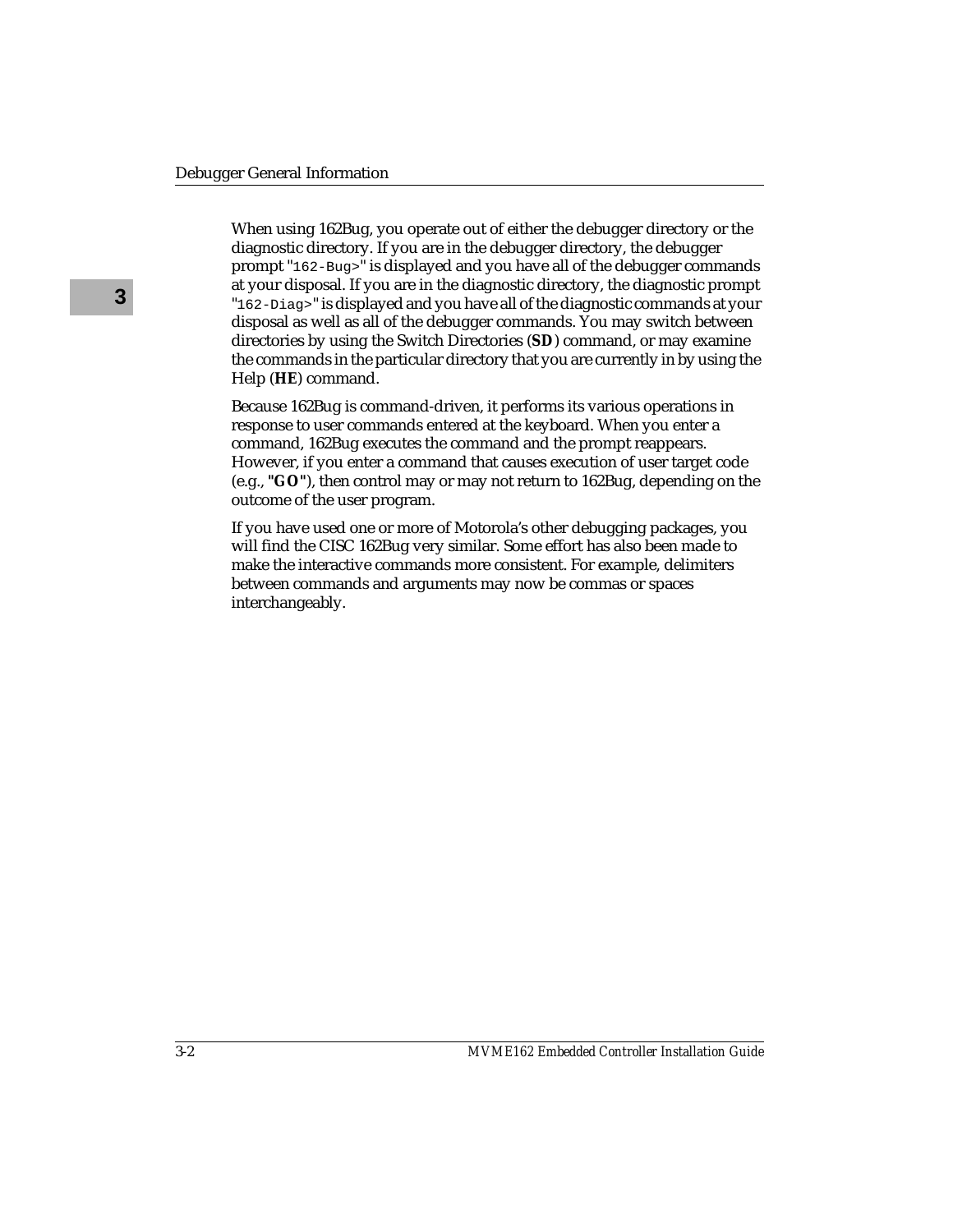When using 162Bug, you operate out of either the debugger directory or the diagnostic directory. If you are in the debugger directory, the debugger prompt "`162-Bug>`" is displayed and you have all of the debugger commands at your disposal. If you are in the diagnostic directory, the diagnostic prompt "`162-Diag>`" is displayed and you have all of the diagnostic commands at your disposal as well as all of the debugger commands. You may switch between directories by using the Switch Directories (**SD**) command, or may examine the commands in the particular directory that you are currently in by using the Help (**HE**) command.

Because 162Bug is command-driven, it performs its various operations in response to user commands entered at the keyboard. When you enter a command, 162Bug executes the command and the prompt reappears. However, if you enter a command that causes execution of user target code (e.g., **"GO"**), then control may or may not return to 162Bug, depending on the outcome of the user program.

If you have used one or more of Motorola's other debugging packages, you will find the CISC 162Bug very similar. Some effort has also been made to make the interactive commands more consistent. For example, delimiters between commands and arguments may now be commas or spaces interchangeably.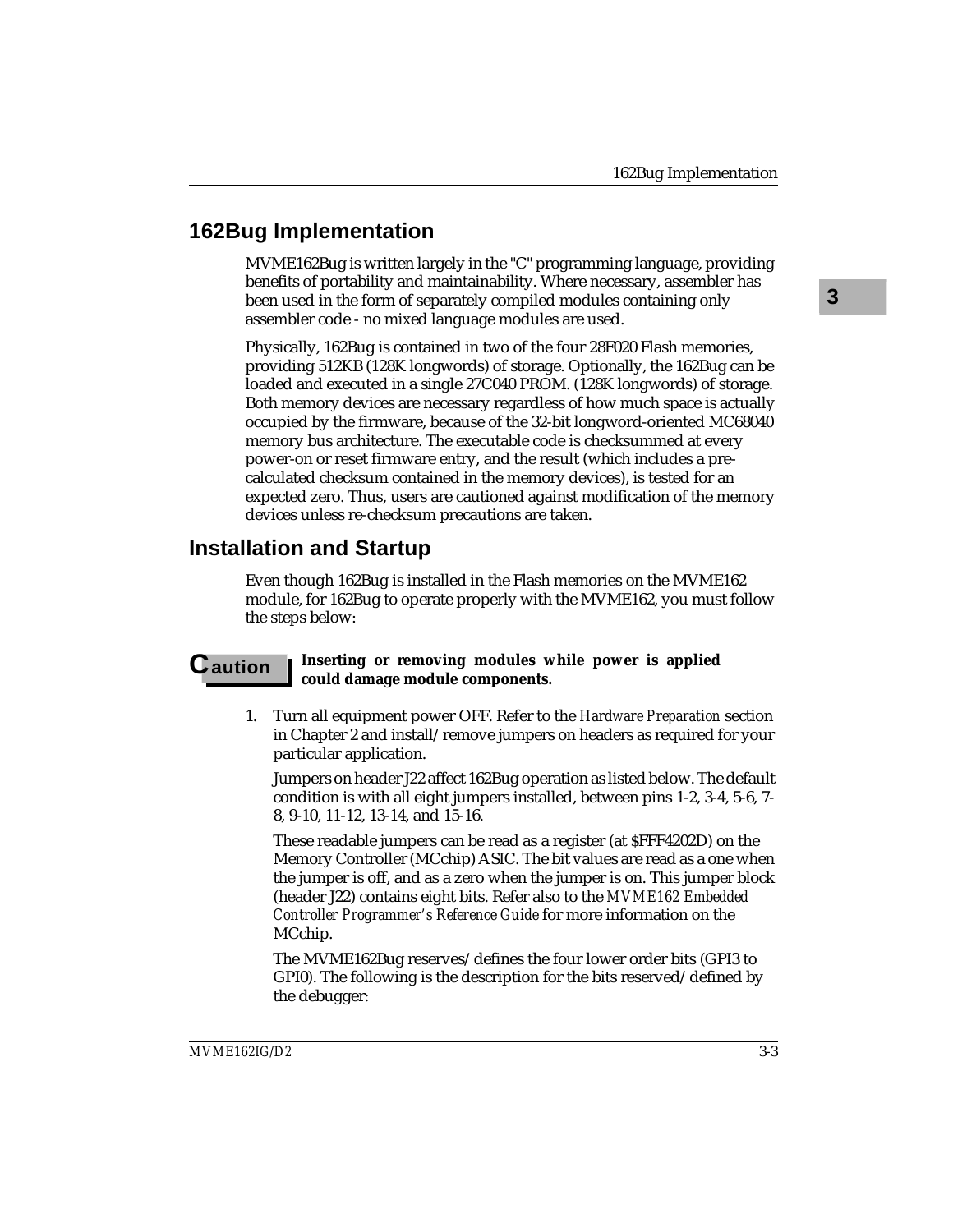## 162Bug Implementation

MVME162Bug is written largely in the "C" programming language, providing benefits of portability and maintainability. Where necessary, assembler has been used in the form of separately compiled modules containing only assembler code - no mixed language modules are used.

Physically, 162Bug is contained in two of the four 28F020 Flash memories, providing 512KB (128K longwords) of storage. Optionally, the 162Bug can be loaded and executed in a single 27C040 PROM. (128K longwords) of storage. Both memory devices are necessary regardless of how much space is actually occupied by the firmware, because of the 32-bit longword-oriented MC68040 memory bus architecture. The executable code is checksummed at every power-on or reset firmware entry, and the result (which includes a pre-calculated checksum contained in the memory devices), is tested for an expected zero. Thus, users are cautioned against modification of the memory devices unless re-checksum precautions are taken.

## Installation and Startup

Even though 162Bug is installed in the Flash memories on the MVME162 module, for 162Bug to operate properly with the MVME162, you must follow the steps below:

**Caution** **Inserting or removing modules while power is applied could damage module components.**

1. Turn all equipment power OFF. Refer to the *Hardware Preparation* section in Chapter 2 and install/remove jumpers on headers as required for your particular application.

   Jumpers on header J22 affect 162Bug operation as listed below. The default condition is with all eight jumpers installed, between pins 1-2, 3-4, 5-6, 7-8, 9-10, 11-12, 13-14, and 15-16.

   These readable jumpers can be read as a register (at $FFF4202D) on the Memory Controller (MCchip) ASIC. The bit values are read as a one when the jumper is off, and as a zero when the jumper is on. This jumper block (header J22) contains eight bits. Refer also to the *MVME162 Embedded Controller Programmer's Reference Guide* for more information on the MCchip.

   The MVME162Bug reserves/defines the four lower order bits (GPI3 to GPI0). The following is the description for the bits reserved/defined by the debugger: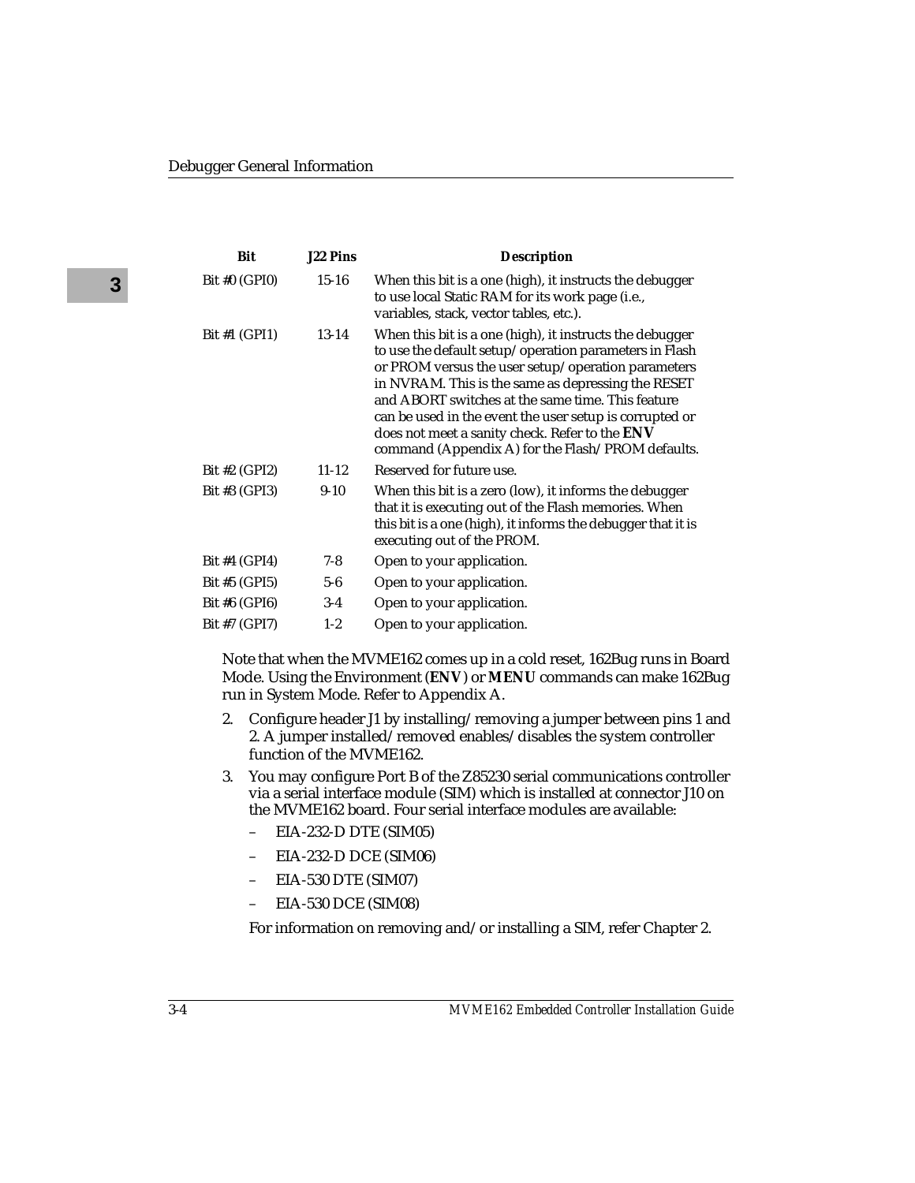| Bit | J22 Pins | Description |
|---|---|---|
| Bit #0 (GPI0) | 15-16 | When this bit is a one (high), it instructs the debugger to use local Static RAM for its work page (i.e., variables, stack, vector tables, etc.). |
| Bit #1 (GPI1) | 13-14 | When this bit is a one (high), it instructs the debugger to use the default setup/operation parameters in Flash or PROM versus the user setup/operation parameters in NVRAM. This is the same as depressing the RESET and ABORT switches at the same time. This feature can be used in the event the user setup is corrupted or does not meet a sanity check. Refer to the **ENV** command (Appendix A) for the Flash/PROM defaults. |
| Bit #2 (GPI2) | 11-12 | Reserved for future use. |
| Bit #3 (GPI3) | 9-10 | When this bit is a zero (low), it informs the debugger that it is executing out of the Flash memories. When this bit is a one (high), it informs the debugger that it is executing out of the PROM. |
| Bit #4 (GPI4) | 7-8 | Open to your application. |
| Bit #5 (GPI5) | 5-6 | Open to your application. |
| Bit #6 (GPI6) | 3-4 | Open to your application. |
| Bit #7 (GPI7) | 1-2 | Open to your application. |

Note that when the MVME162 comes up in a cold reset, 162Bug runs in Board Mode. Using the Environment (**ENV**) or **MENU** commands can make 162Bug run in System Mode. Refer to Appendix A.

2. Configure header J1 by installing/removing a jumper between pins 1 and 2. A jumper installed/removed enables/disables the system controller function of the MVME162.

3. You may configure Port B of the Z85230 serial communications controller via a serial interface module (SIM) which is installed at connector J10 on the MVME162 board. Four serial interface modules are available:

   – EIA-232-D DTE (SIM05)

   – EIA-232-D DCE (SIM06)

   – EIA-530 DTE (SIM07)

   – EIA-530 DCE (SIM08)

   For information on removing and/or installing a SIM, refer Chapter 2.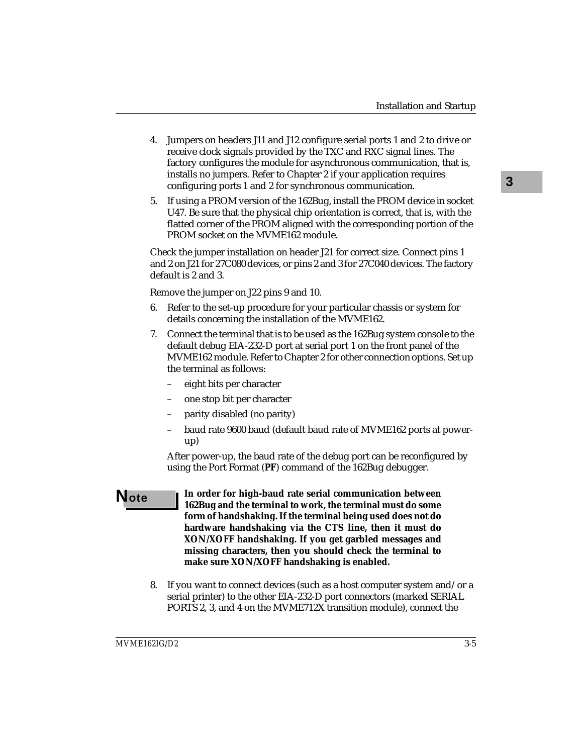4. Jumpers on headers J11 and J12 configure serial ports 1 and 2 to drive or receive clock signals provided by the TXC and RXC signal lines. The factory configures the module for asynchronous communication, that is, installs no jumpers. Refer to Chapter 2 if your application requires configuring ports 1 and 2 for synchronous communication.
5. If using a PROM version of the 162Bug, install the PROM device in socket U47. Be sure that the physical chip orientation is correct, that is, with the flatted corner of the PROM aligned with the corresponding portion of the PROM socket on the MVME162 module.

   Check the jumper installation on header J21 for correct size. Connect pins 1 and 2 on J21 for 27C080 devices, or pins 2 and 3 for 27C040 devices. The factory default is 2 and 3.

   Remove the jumper on J22 pins 9 and 10.
6. Refer to the set-up procedure for your particular chassis or system for details concerning the installation of the MVME162.
7. Connect the terminal that is to be used as the 162Bug system console to the default debug EIA-232-D port at serial port 1 on the front panel of the MVME162 module. Refer to Chapter 2 for other connection options. Set up the terminal as follows:
   - eight bits per character
   - one stop bit per character
   - parity disabled (no parity)
   - baud rate 9600 baud (default baud rate of MVME162 ports at power-up)

   After power-up, the baud rate of the debug port can be reconfigured by using the Port Format (**PF**) command of the 162Bug debugger.

**Note**

**In order for high-baud rate serial communication between 162Bug and the terminal to work, the terminal must do some form of handshaking. If the terminal being used does not do hardware handshaking via the CTS line, then it must do XON/XOFF handshaking. If you get garbled messages and missing characters, then you should check the terminal to make sure XON/XOFF handshaking is enabled.**

8. If you want to connect devices (such as a host computer system and/or a serial printer) to the other EIA-232-D port connectors (marked SERIAL PORTS 2, 3, and 4 on the MVME712X transition module), connect the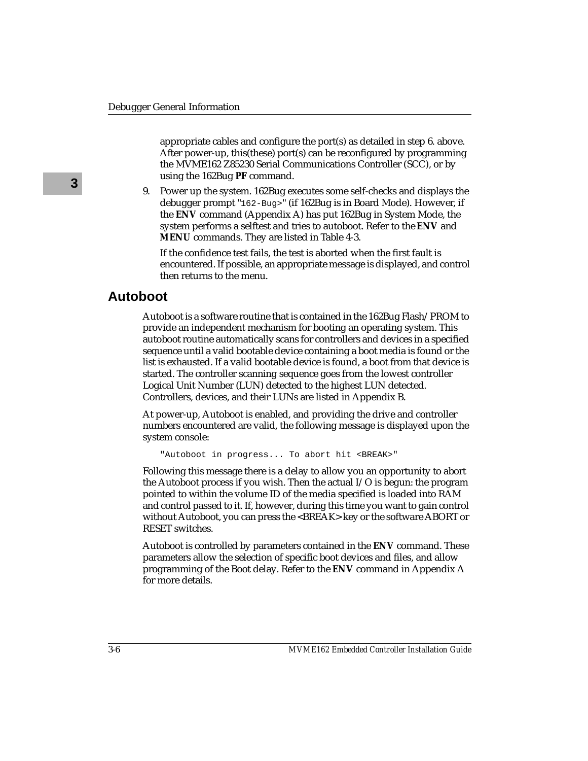appropriate cables and configure the port(s) as detailed in step 6. above. After power-up, this(these) port(s) can be reconfigured by programming the MVME162 Z85230 Serial Communications Controller (SCC), or by using the 162Bug **PF** command.

9. Power up the system. 162Bug executes some self-checks and displays the debugger prompt "`162-Bug>`" (if 162Bug is in Board Mode). However, if the **ENV** command (Appendix A) has put 162Bug in System Mode, the system performs a selftest and tries to autoboot. Refer to the **ENV** and **MENU** commands. They are listed in Table 4-3.

   If the confidence test fails, the test is aborted when the first fault is encountered. If possible, an appropriate message is displayed, and control then returns to the menu.

## Autoboot

Autoboot is a software routine that is contained in the 162Bug Flash/PROM to provide an independent mechanism for booting an operating system. This autoboot routine automatically scans for controllers and devices in a specified sequence until a valid bootable device containing a boot media is found or the list is exhausted. If a valid bootable device is found, a boot from that device is started. The controller scanning sequence goes from the lowest controller Logical Unit Number (LUN) detected to the highest LUN detected. Controllers, devices, and their LUNs are listed in Appendix B.

At power-up, Autoboot is enabled, and providing the drive and controller numbers encountered are valid, the following message is displayed upon the system console:

```
"Autoboot in progress... To abort hit <BREAK>"
```

Following this message there is a delay to allow you an opportunity to abort the Autoboot process if you wish. Then the actual I/O is begun: the program pointed to within the volume ID of the media specified is loaded into RAM and control passed to it. If, however, during this time you want to gain control without Autoboot, you can press the <BREAK> key or the software ABORT or RESET switches.

Autoboot is controlled by parameters contained in the **ENV** command. These parameters allow the selection of specific boot devices and files, and allow programming of the Boot delay. Refer to the **ENV** command in Appendix A for more details.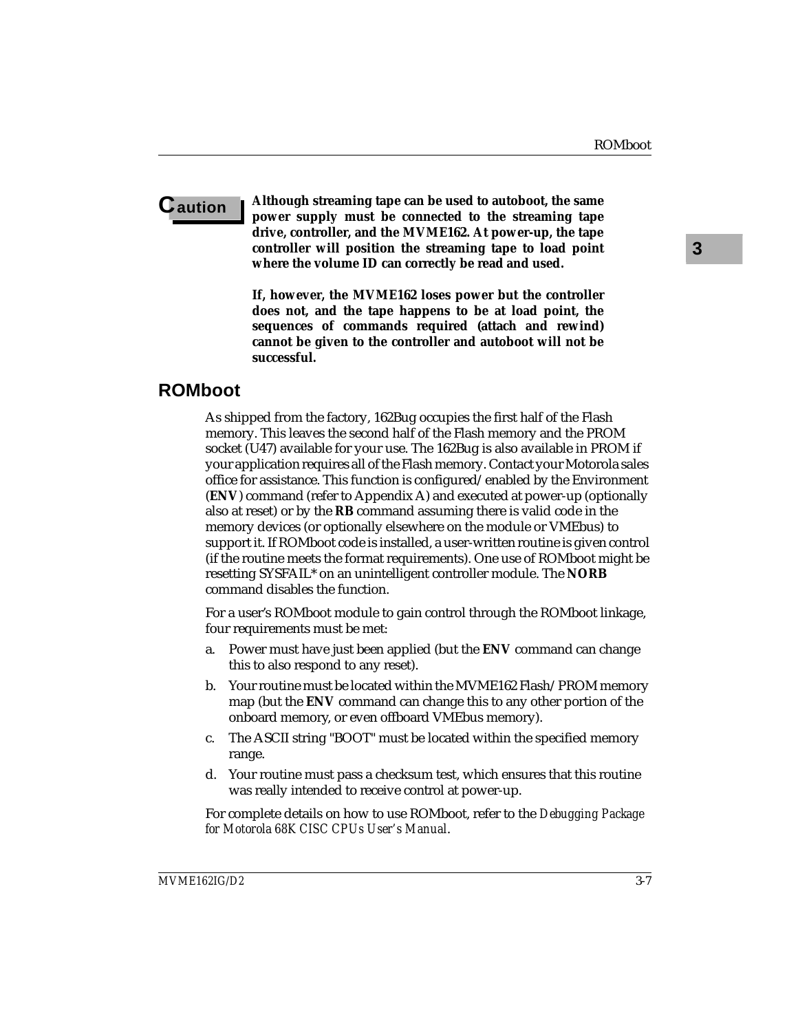**Caution**

**Although streaming tape can be used to autoboot, the same power supply must be connected to the streaming tape drive, controller, and the MVME162. At power-up, the tape controller will position the streaming tape to load point where the volume ID can correctly be read and used.**

**If, however, the MVME162 loses power but the controller does not, and the tape happens to be at load point, the sequences of commands required (attach and rewind) cannot be given to the controller and autoboot will not be successful.**

## ROMboot

As shipped from the factory, 162Bug occupies the first half of the Flash memory. This leaves the second half of the Flash memory and the PROM socket (U47) available for your use. The 162Bug is also available in PROM if your application requires all of the Flash memory. Contact your Motorola sales office for assistance. This function is configured/enabled by the Environment (**ENV**) command (refer to Appendix A) and executed at power-up (optionally also at reset) or by the **RB** command assuming there is valid code in the memory devices (or optionally elsewhere on the module or VMEbus) to support it. If ROMboot code is installed, a user-written routine is given control (if the routine meets the format requirements). One use of ROMboot might be resetting SYSFAIL* on an unintelligent controller module. The **NORB** command disables the function.

For a user's ROMboot module to gain control through the ROMboot linkage, four requirements must be met:

a. Power must have just been applied (but the **ENV** command can change this to also respond to any reset).

b. Your routine must be located within the MVME162 Flash/PROM memory map (but the **ENV** command can change this to any other portion of the onboard memory, or even offboard VMEbus memory).

c. The ASCII string "BOOT" must be located within the specified memory range.

d. Your routine must pass a checksum test, which ensures that this routine was really intended to receive control at power-up.

For complete details on how to use ROMboot, refer to the *Debugging Package for Motorola 68K CISC CPUs User's Manual*.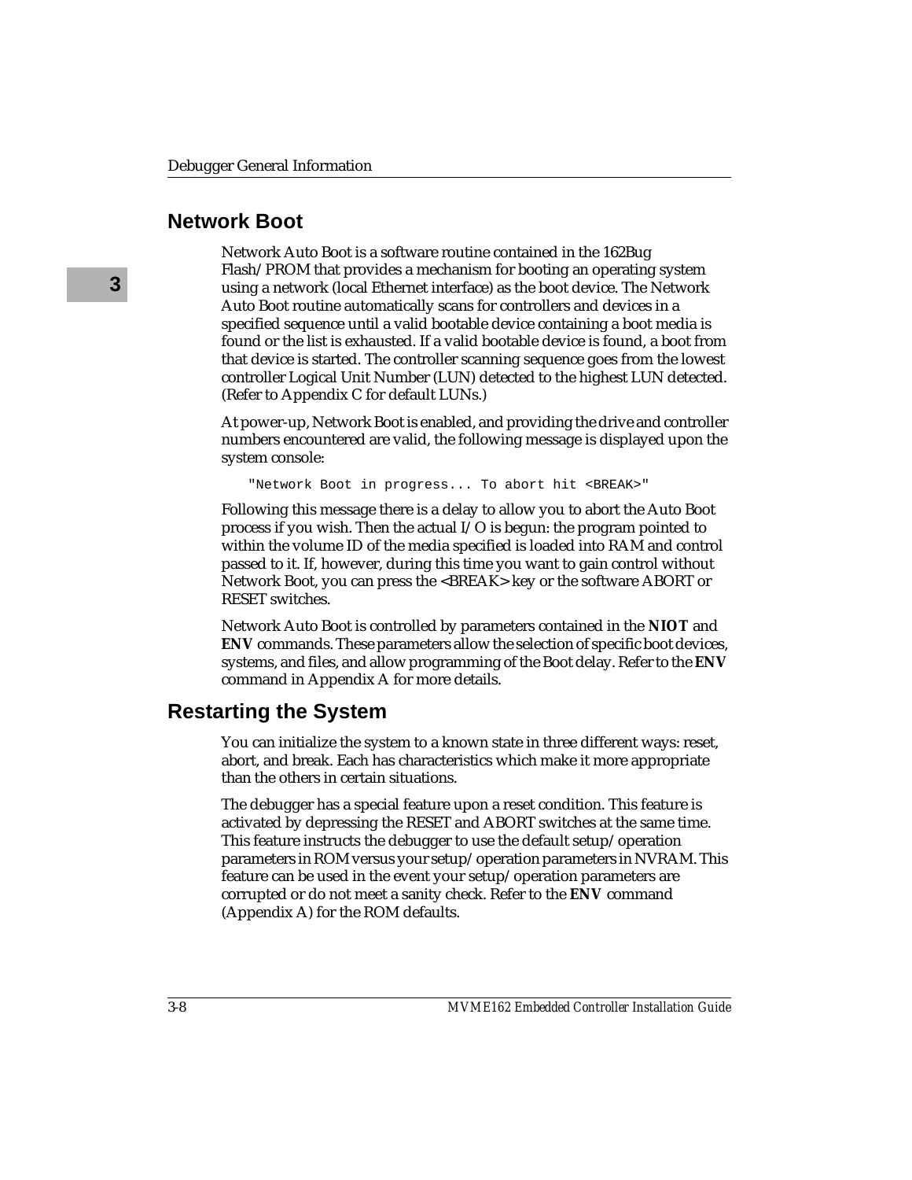## Network Boot

Network Auto Boot is a software routine contained in the 162Bug Flash/PROM that provides a mechanism for booting an operating system using a network (local Ethernet interface) as the boot device. The Network Auto Boot routine automatically scans for controllers and devices in a specified sequence until a valid bootable device containing a boot media is found or the list is exhausted. If a valid bootable device is found, a boot from that device is started. The controller scanning sequence goes from the lowest controller Logical Unit Number (LUN) detected to the highest LUN detected. (Refer to Appendix C for default LUNs.)

At power-up, Network Boot is enabled, and providing the drive and controller numbers encountered are valid, the following message is displayed upon the system console:

```
"Network Boot in progress... To abort hit <BREAK>"
```

Following this message there is a delay to allow you to abort the Auto Boot process if you wish. Then the actual I/O is begun: the program pointed to within the volume ID of the media specified is loaded into RAM and control passed to it. If, however, during this time you want to gain control without Network Boot, you can press the <BREAK> key or the software ABORT or RESET switches.

Network Auto Boot is controlled by parameters contained in the **NIOT** and **ENV** commands. These parameters allow the selection of specific boot devices, systems, and files, and allow programming of the Boot delay. Refer to the **ENV** command in Appendix A for more details.

## Restarting the System

You can initialize the system to a known state in three different ways: reset, abort, and break. Each has characteristics which make it more appropriate than the others in certain situations.

The debugger has a special feature upon a reset condition. This feature is activated by depressing the RESET and ABORT switches at the same time. This feature instructs the debugger to use the default setup/operation parameters in ROM versus your setup/operation parameters in NVRAM. This feature can be used in the event your setup/operation parameters are corrupted or do not meet a sanity check. Refer to the **ENV** command (Appendix A) for the ROM defaults.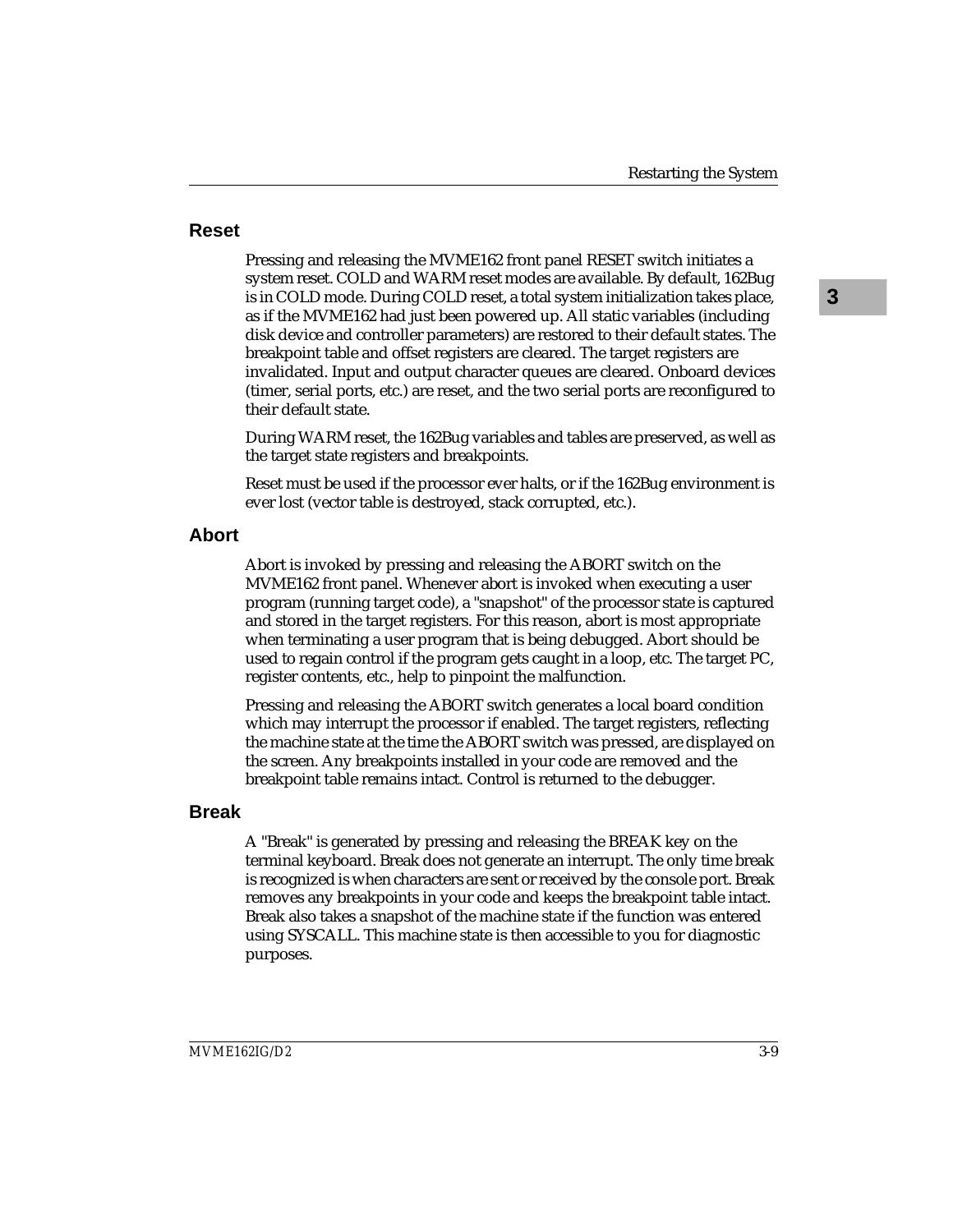## Reset

Pressing and releasing the MVME162 front panel RESET switch initiates a system reset. COLD and WARM reset modes are available. By default, 162Bug is in COLD mode. During COLD reset, a total system initialization takes place, as if the MVME162 had just been powered up. All static variables (including disk device and controller parameters) are restored to their default states. The breakpoint table and offset registers are cleared. The target registers are invalidated. Input and output character queues are cleared. Onboard devices (timer, serial ports, etc.) are reset, and the two serial ports are reconfigured to their default state.

During WARM reset, the 162Bug variables and tables are preserved, as well as the target state registers and breakpoints.

Reset must be used if the processor ever halts, or if the 162Bug environment is ever lost (vector table is destroyed, stack corrupted, etc.).

## Abort

Abort is invoked by pressing and releasing the ABORT switch on the MVME162 front panel. Whenever abort is invoked when executing a user program (running target code), a "snapshot" of the processor state is captured and stored in the target registers. For this reason, abort is most appropriate when terminating a user program that is being debugged. Abort should be used to regain control if the program gets caught in a loop, etc. The target PC, register contents, etc., help to pinpoint the malfunction.

Pressing and releasing the ABORT switch generates a local board condition which may interrupt the processor if enabled. The target registers, reflecting the machine state at the time the ABORT switch was pressed, are displayed on the screen. Any breakpoints installed in your code are removed and the breakpoint table remains intact. Control is returned to the debugger.

## Break

A "Break" is generated by pressing and releasing the BREAK key on the terminal keyboard. Break does not generate an interrupt. The only time break is recognized is when characters are sent or received by the console port. Break removes any breakpoints in your code and keeps the breakpoint table intact. Break also takes a snapshot of the machine state if the function was entered using SYSCALL. This machine state is then accessible to you for diagnostic purposes.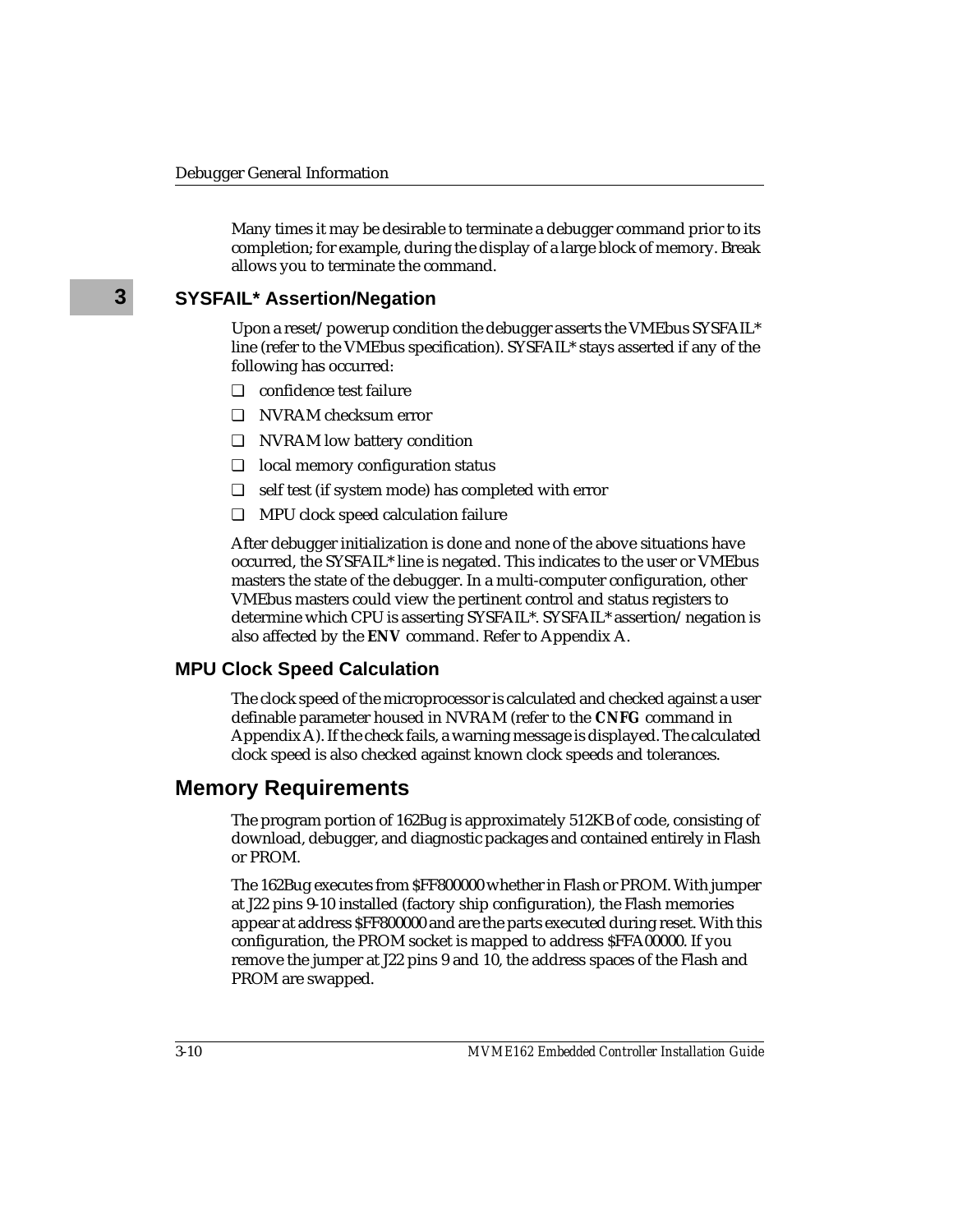Many times it may be desirable to terminate a debugger command prior to its completion; for example, during the display of a large block of memory. Break allows you to terminate the command.

### SYSFAIL* Assertion/Negation

Upon a reset/powerup condition the debugger asserts the VMEbus SYSFAIL* line (refer to the VMEbus specification). SYSFAIL* stays asserted if any of the following has occurred:

- confidence test failure
- NVRAM checksum error
- NVRAM low battery condition
- local memory configuration status
- self test (if system mode) has completed with error
- MPU clock speed calculation failure

After debugger initialization is done and none of the above situations have occurred, the SYSFAIL* line is negated. This indicates to the user or VMEbus masters the state of the debugger. In a multi-computer configuration, other VMEbus masters could view the pertinent control and status registers to determine which CPU is asserting SYSFAIL*. SYSFAIL* assertion/negation is also affected by the **ENV** command. Refer to Appendix A.

### MPU Clock Speed Calculation

The clock speed of the microprocessor is calculated and checked against a user definable parameter housed in NVRAM (refer to the **CNFG** command in Appendix A). If the check fails, a warning message is displayed. The calculated clock speed is also checked against known clock speeds and tolerances.

## Memory Requirements

The program portion of 162Bug is approximately 512KB of code, consisting of download, debugger, and diagnostic packages and contained entirely in Flash or PROM.

The 162Bug executes from $FF800000 whether in Flash or PROM. With jumper at J22 pins 9-10 installed (factory ship configuration), the Flash memories appear at address $FF800000 and are the parts executed during reset. With this configuration, the PROM socket is mapped to address $FFA00000. If you remove the jumper at J22 pins 9 and 10, the address spaces of the Flash and PROM are swapped.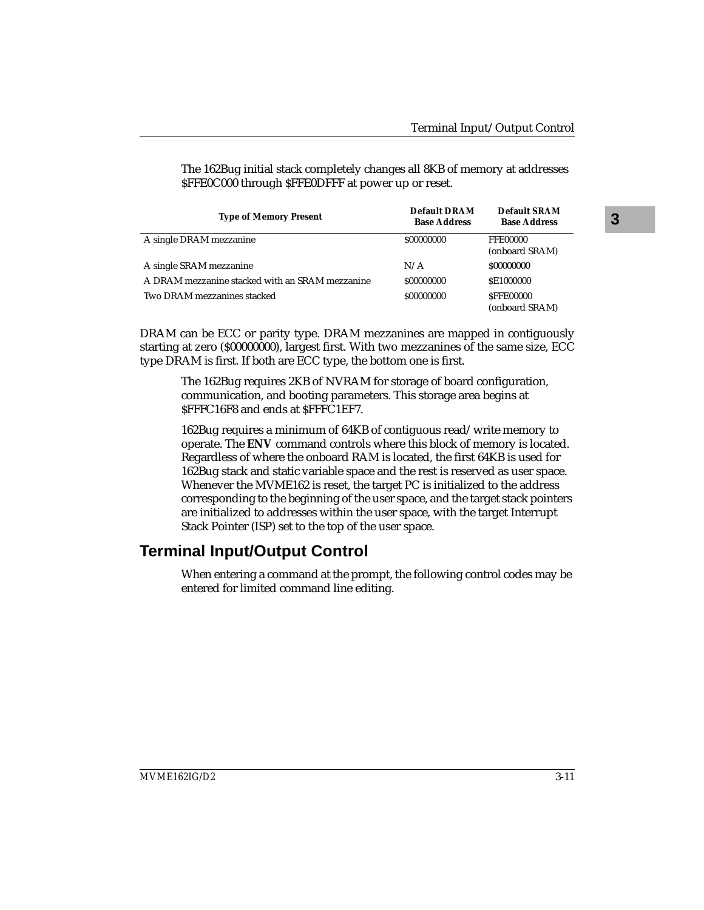The 162Bug initial stack completely changes all 8KB of memory at addresses $FFE0C000 through $FFE0DFFF at power up or reset.

| Type of Memory Present | Default DRAM Base Address | Default SRAM Base Address |
|---|---|---|
| A single DRAM mezzanine | $00000000 | FFE00000 (onboard SRAM) |
| A single SRAM mezzanine | N/A | $00000000 |
| A DRAM mezzanine stacked with an SRAM mezzanine | $00000000 | $E1000000 |
| Two DRAM mezzanines stacked | $00000000 | $FFE00000 (onboard SRAM) |

DRAM can be ECC or parity type. DRAM mezzanines are mapped in contiguously starting at zero ($00000000), largest first. With two mezzanines of the same size, ECC type DRAM is first. If both are ECC type, the bottom one is first.

The 162Bug requires 2KB of NVRAM for storage of board configuration, communication, and booting parameters. This storage area begins at $FFFC16F8 and ends at $FFFC1EF7.

162Bug requires a minimum of 64KB of contiguous read/write memory to operate. The **ENV** command controls where this block of memory is located. Regardless of where the onboard RAM is located, the first 64KB is used for 162Bug stack and static variable space and the rest is reserved as user space. Whenever the MVME162 is reset, the target PC is initialized to the address corresponding to the beginning of the user space, and the target stack pointers are initialized to addresses within the user space, with the target Interrupt Stack Pointer (ISP) set to the top of the user space.

## Terminal Input/Output Control

When entering a command at the prompt, the following control codes may be entered for limited command line editing.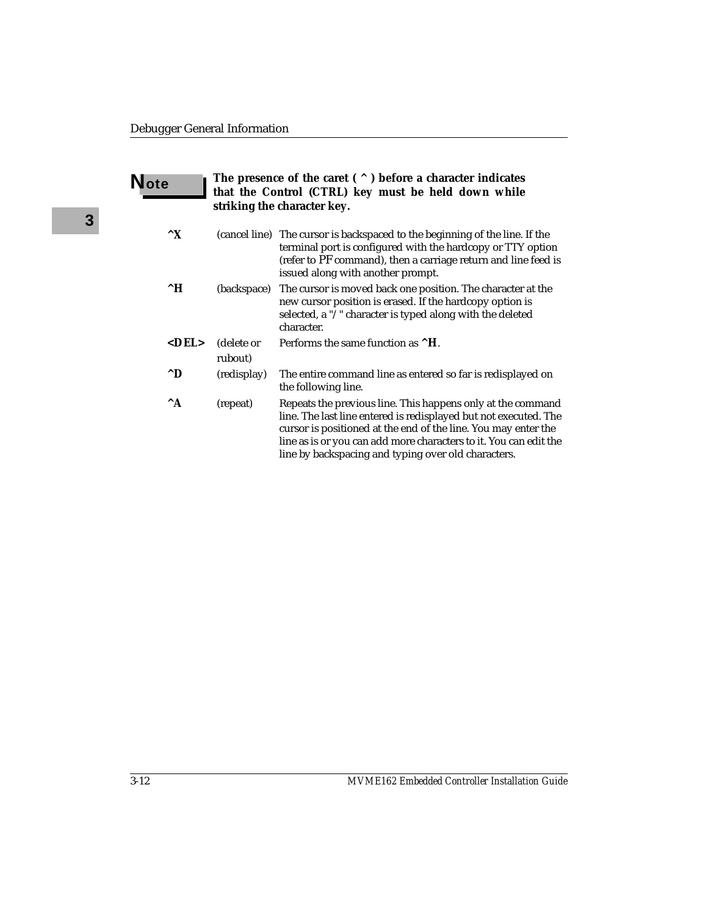**Note** **The presence of the caret ( ^ ) before a character indicates that the Control (CTRL) key must be held down while striking the character key.**

| | | |
|---|---|---|
| **^X** | (cancel line) | The cursor is backspaced to the beginning of the line. If the terminal port is configured with the hardcopy or TTY option (refer to PF command), then a carriage return and line feed is issued along with another prompt. |
| **^H** | (backspace) | The cursor is moved back one position. The character at the new cursor position is erased. If the hardcopy option is selected, a "/" character is typed along with the deleted character. |
| **<DEL>** | (delete or rubout) | Performs the same function as **^H**. |
| **^D** | (redisplay) | The entire command line as entered so far is redisplayed on the following line. |
| **^A** | (repeat) | Repeats the previous line. This happens only at the command line. The last line entered is redisplayed but not executed. The cursor is positioned at the end of the line. You may enter the line as is or you can add more characters to it. You can edit the line by backspacing and typing over old characters. |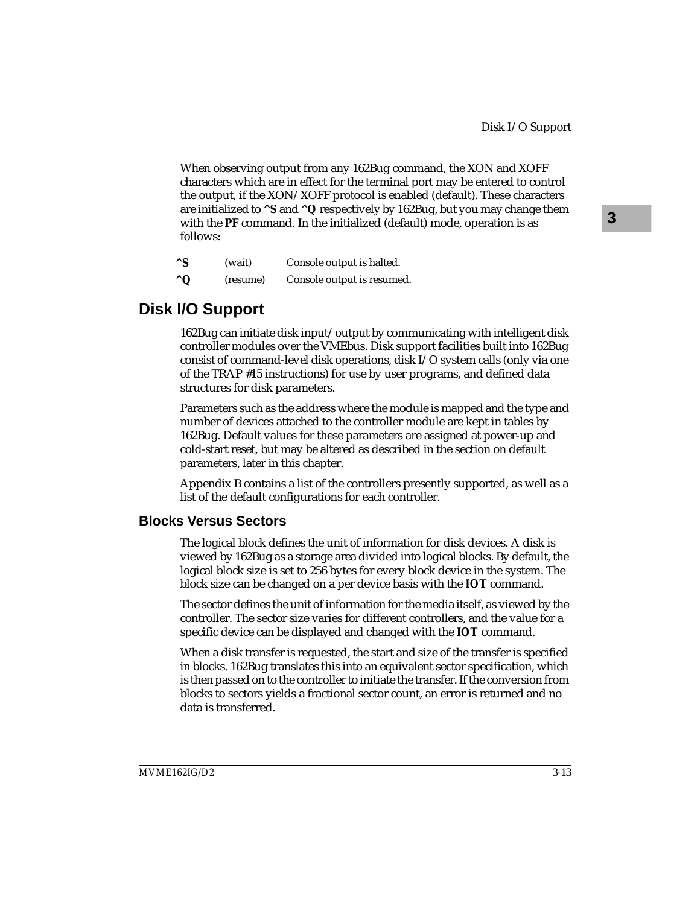When observing output from any 162Bug command, the XON and XOFF characters which are in effect for the terminal port may be entered to control the output, if the XON/XOFF protocol is enabled (default). These characters are initialized to **^S** and **^Q** respectively by 162Bug, but you may change them with the **PF** command. In the initialized (default) mode, operation is as follows:

| | | |
|---|---|---|
| **^S** | (wait) | Console output is halted. |
| **^Q** | (resume) | Console output is resumed. |

## Disk I/O Support

162Bug can initiate disk input/output by communicating with intelligent disk controller modules over the VMEbus. Disk support facilities built into 162Bug consist of command-level disk operations, disk I/O system calls (only via one of the TRAP #15 instructions) for use by user programs, and defined data structures for disk parameters.

Parameters such as the address where the module is mapped and the type and number of devices attached to the controller module are kept in tables by 162Bug. Default values for these parameters are assigned at power-up and cold-start reset, but may be altered as described in the section on default parameters, later in this chapter.

Appendix B contains a list of the controllers presently supported, as well as a list of the default configurations for each controller.

### Blocks Versus Sectors

The logical block defines the unit of information for disk devices. A disk is viewed by 162Bug as a storage area divided into logical blocks. By default, the logical block size is set to 256 bytes for every block device in the system. The block size can be changed on a per device basis with the **IOT** command.

The sector defines the unit of information for the media itself, as viewed by the controller. The sector size varies for different controllers, and the value for a specific device can be displayed and changed with the **IOT** command.

When a disk transfer is requested, the start and size of the transfer is specified in blocks. 162Bug translates this into an equivalent sector specification, which is then passed on to the controller to initiate the transfer. If the conversion from blocks to sectors yields a fractional sector count, an error is returned and no data is transferred.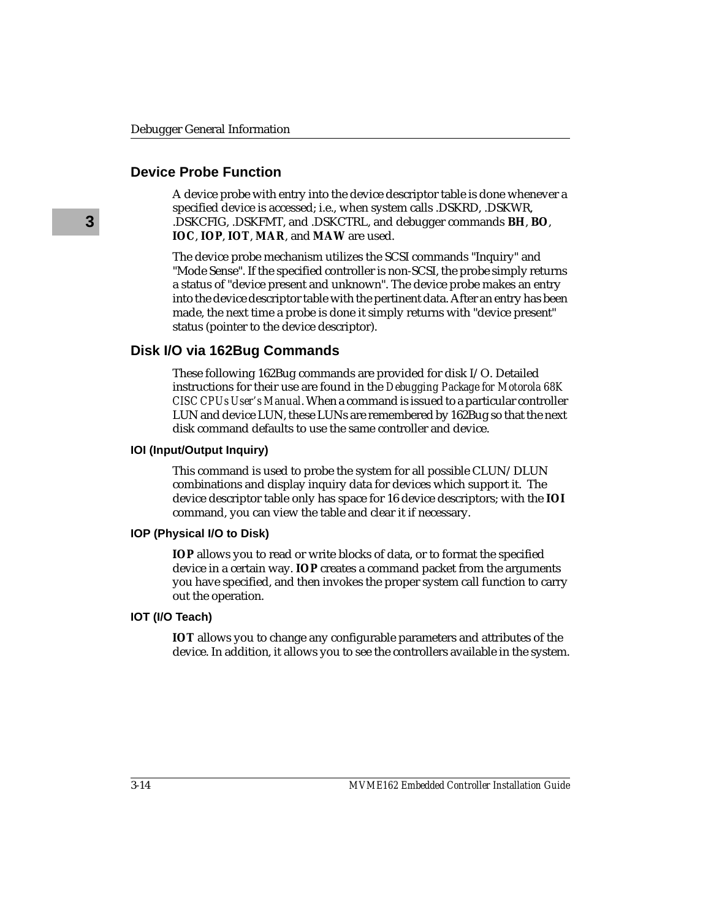## Device Probe Function

A device probe with entry into the device descriptor table is done whenever a specified device is accessed; i.e., when system calls .DSKRD, .DSKWR, .DSKCFIG, .DSKFMT, and .DSKCTRL, and debugger commands **BH**, **BO**, **IOC**, **IOP**, **IOT**, **MAR**, and **MAW** are used.

The device probe mechanism utilizes the SCSI commands "Inquiry" and "Mode Sense". If the specified controller is non-SCSI, the probe simply returns a status of "device present and unknown". The device probe makes an entry into the device descriptor table with the pertinent data. After an entry has been made, the next time a probe is done it simply returns with "device present" status (pointer to the device descriptor).

## Disk I/O via 162Bug Commands

These following 162Bug commands are provided for disk I/O. Detailed instructions for their use are found in the *Debugging Package for Motorola 68K CISC CPUs User's Manual*. When a command is issued to a particular controller LUN and device LUN, these LUNs are remembered by 162Bug so that the next disk command defaults to use the same controller and device.

### IOI (Input/Output Inquiry)

This command is used to probe the system for all possible CLUN/DLUN combinations and display inquiry data for devices which support it. The device descriptor table only has space for 16 device descriptors; with the **IOI** command, you can view the table and clear it if necessary.

### IOP (Physical I/O to Disk)

**IOP** allows you to read or write blocks of data, or to format the specified device in a certain way. **IOP** creates a command packet from the arguments you have specified, and then invokes the proper system call function to carry out the operation.

### IOT (I/O Teach)

**IOT** allows you to change any configurable parameters and attributes of the device. In addition, it allows you to see the controllers available in the system.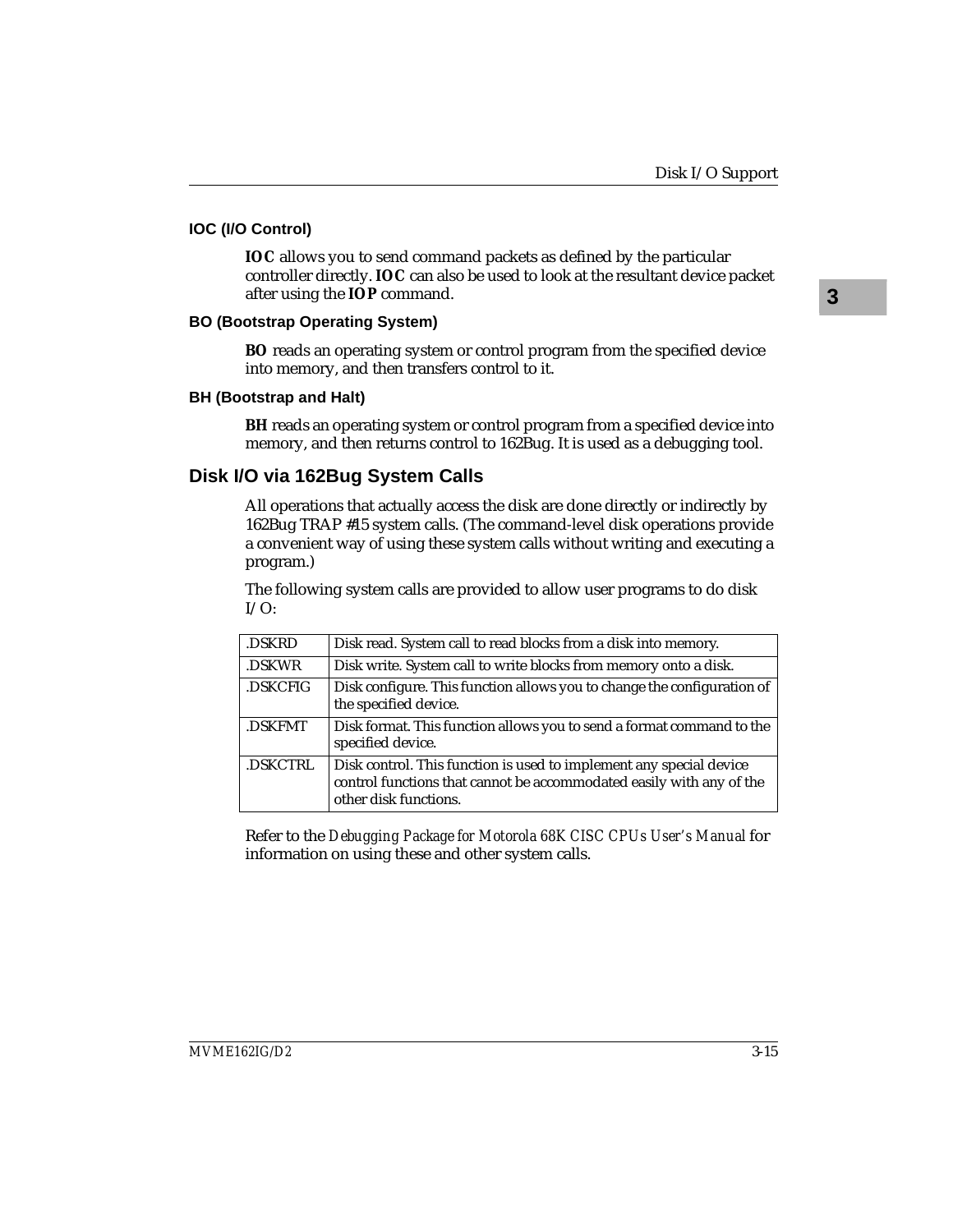### IOC (I/O Control)

**IOC** allows you to send command packets as defined by the particular controller directly. **IOC** can also be used to look at the resultant device packet after using the **IOP** command.

### BO (Bootstrap Operating System)

**BO** reads an operating system or control program from the specified device into memory, and then transfers control to it.

### BH (Bootstrap and Halt)

**BH** reads an operating system or control program from a specified device into memory, and then returns control to 162Bug. It is used as a debugging tool.

## Disk I/O via 162Bug System Calls

All operations that actually access the disk are done directly or indirectly by 162Bug TRAP #15 system calls. (The command-level disk operations provide a convenient way of using these system calls without writing and executing a program.)

The following system calls are provided to allow user programs to do disk I/O:

| | |
|---|---|
| .DSKRD | Disk read. System call to read blocks from a disk into memory. |
| .DSKWR | Disk write. System call to write blocks from memory onto a disk. |
| .DSKCFIG | Disk configure. This function allows you to change the configuration of the specified device. |
| .DSKFMT | Disk format. This function allows you to send a format command to the specified device. |
| .DSKCTRL | Disk control. This function is used to implement any special device control functions that cannot be accommodated easily with any of the other disk functions. |

Refer to the *Debugging Package for Motorola 68K CISC CPUs User's Manual* for information on using these and other system calls.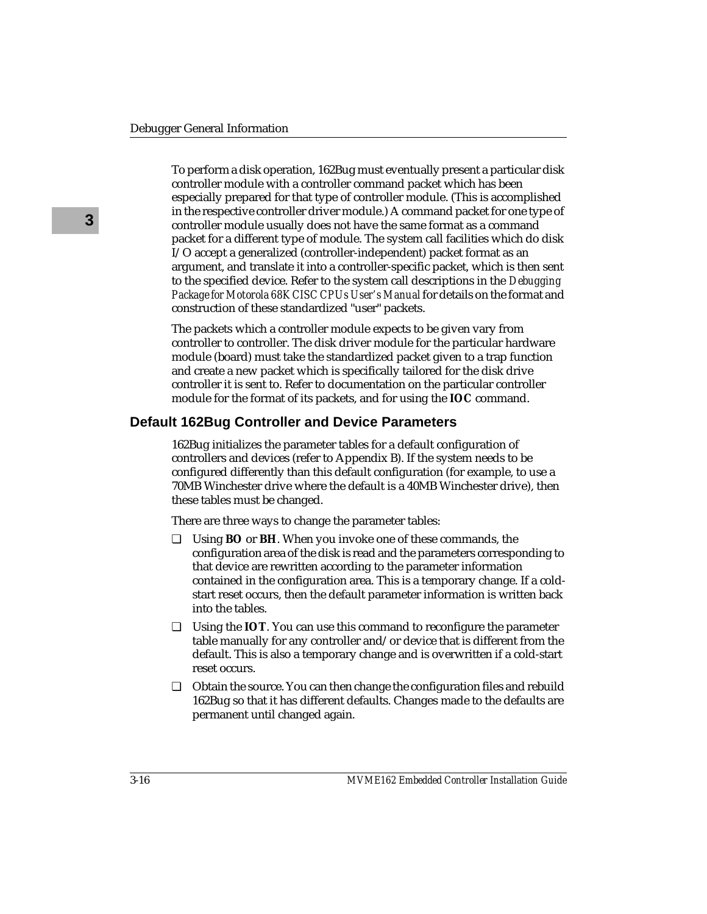To perform a disk operation, 162Bug must eventually present a particular disk controller module with a controller command packet which has been especially prepared for that type of controller module. (This is accomplished in the respective controller driver module.) A command packet for one type of controller module usually does not have the same format as a command packet for a different type of module. The system call facilities which do disk I/O accept a generalized (controller-independent) packet format as an argument, and translate it into a controller-specific packet, which is then sent to the specified device. Refer to the system call descriptions in the *Debugging Package for Motorola 68K CISC CPUs User's Manual* for details on the format and construction of these standardized "user" packets.

The packets which a controller module expects to be given vary from controller to controller. The disk driver module for the particular hardware module (board) must take the standardized packet given to a trap function and create a new packet which is specifically tailored for the disk drive controller it is sent to. Refer to documentation on the particular controller module for the format of its packets, and for using the **IOC** command.

## Default 162Bug Controller and Device Parameters

162Bug initializes the parameter tables for a default configuration of controllers and devices (refer to Appendix B). If the system needs to be configured differently than this default configuration (for example, to use a 70MB Winchester drive where the default is a 40MB Winchester drive), then these tables must be changed.

There are three ways to change the parameter tables:

- Using **BO** or **BH**. When you invoke one of these commands, the configuration area of the disk is read and the parameters corresponding to that device are rewritten according to the parameter information contained in the configuration area. This is a temporary change. If a cold-start reset occurs, then the default parameter information is written back into the tables.
- Using the **IOT**. You can use this command to reconfigure the parameter table manually for any controller and/or device that is different from the default. This is also a temporary change and is overwritten if a cold-start reset occurs.
- Obtain the source. You can then change the configuration files and rebuild 162Bug so that it has different defaults. Changes made to the defaults are permanent until changed again.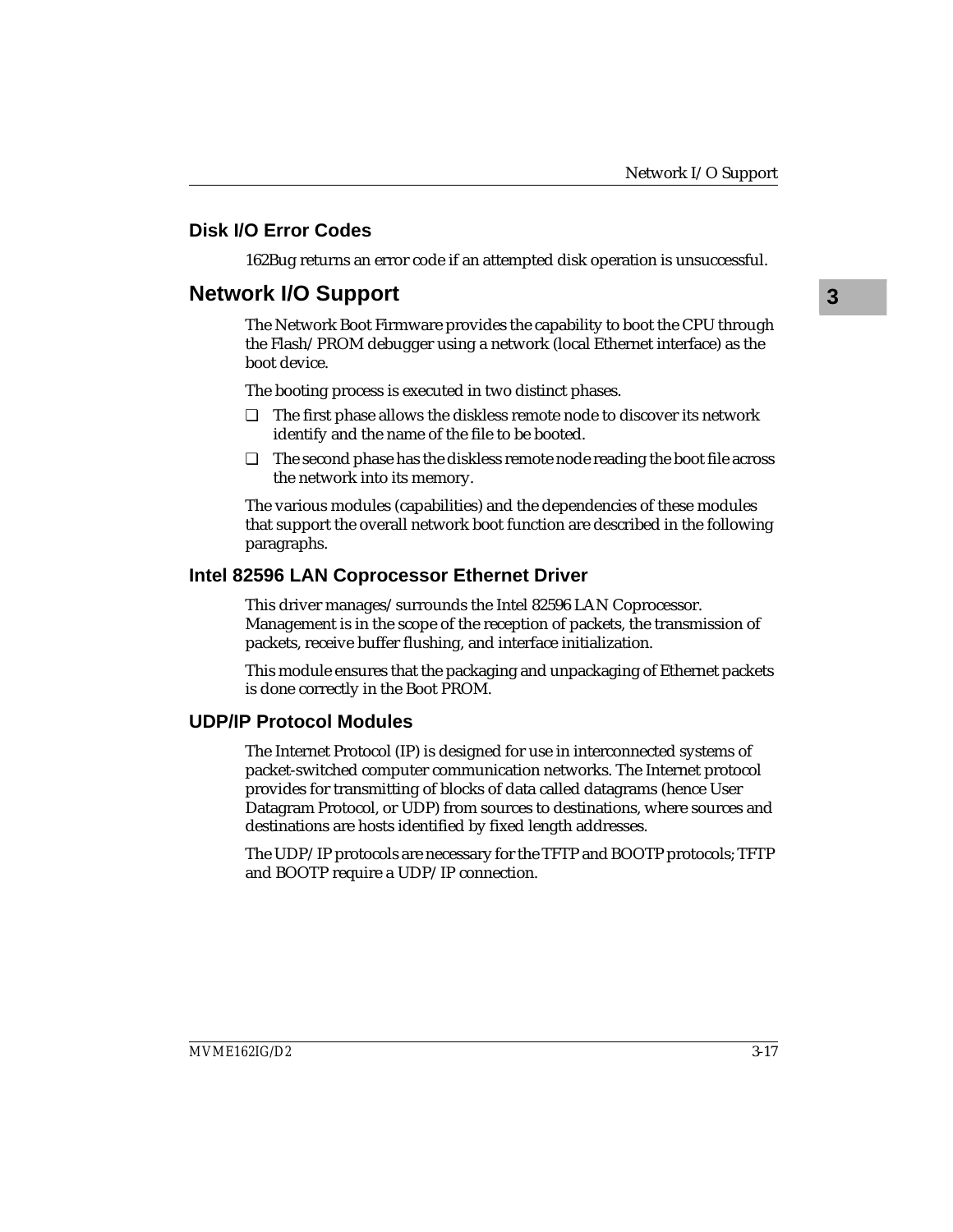## Disk I/O Error Codes

162Bug returns an error code if an attempted disk operation is unsuccessful.

# Network I/O Support

The Network Boot Firmware provides the capability to boot the CPU through the Flash/PROM debugger using a network (local Ethernet interface) as the boot device.

The booting process is executed in two distinct phases.

- ❑ The first phase allows the diskless remote node to discover its network identify and the name of the file to be booted.
- ❑ The second phase has the diskless remote node reading the boot file across the network into its memory.

The various modules (capabilities) and the dependencies of these modules that support the overall network boot function are described in the following paragraphs.

## Intel 82596 LAN Coprocessor Ethernet Driver

This driver manages/surrounds the Intel 82596 LAN Coprocessor. Management is in the scope of the reception of packets, the transmission of packets, receive buffer flushing, and interface initialization.

This module ensures that the packaging and unpackaging of Ethernet packets is done correctly in the Boot PROM.

## UDP/IP Protocol Modules

The Internet Protocol (IP) is designed for use in interconnected systems of packet-switched computer communication networks. The Internet protocol provides for transmitting of blocks of data called datagrams (hence User Datagram Protocol, or UDP) from sources to destinations, where sources and destinations are hosts identified by fixed length addresses.

The UDP/IP protocols are necessary for the TFTP and BOOTP protocols; TFTP and BOOTP require a UDP/IP connection.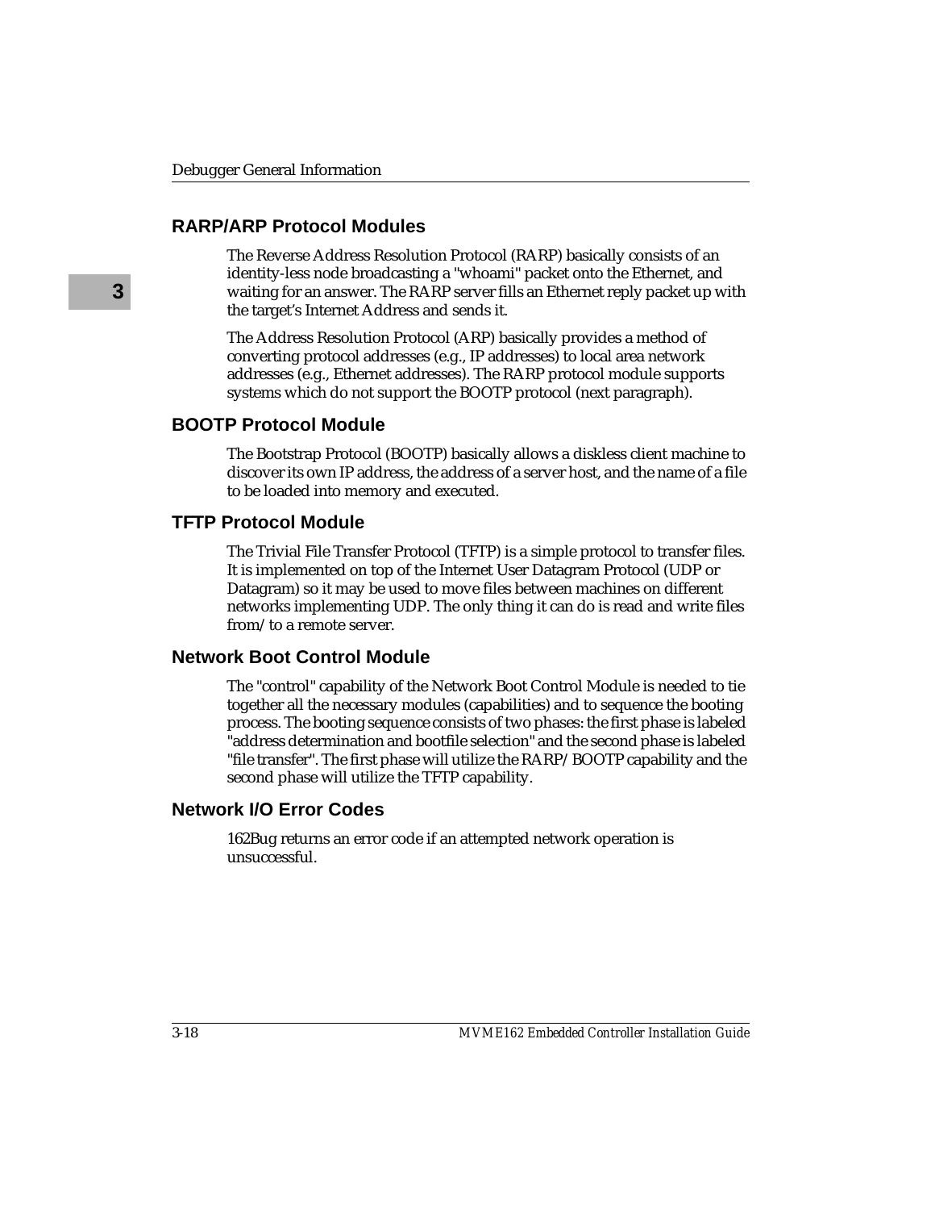## RARP/ARP Protocol Modules

The Reverse Address Resolution Protocol (RARP) basically consists of an identity-less node broadcasting a "whoami" packet onto the Ethernet, and waiting for an answer. The RARP server fills an Ethernet reply packet up with the target's Internet Address and sends it.

The Address Resolution Protocol (ARP) basically provides a method of converting protocol addresses (e.g., IP addresses) to local area network addresses (e.g., Ethernet addresses). The RARP protocol module supports systems which do not support the BOOTP protocol (next paragraph).

## BOOTP Protocol Module

The Bootstrap Protocol (BOOTP) basically allows a diskless client machine to discover its own IP address, the address of a server host, and the name of a file to be loaded into memory and executed.

## TFTP Protocol Module

The Trivial File Transfer Protocol (TFTP) is a simple protocol to transfer files. It is implemented on top of the Internet User Datagram Protocol (UDP or Datagram) so it may be used to move files between machines on different networks implementing UDP. The only thing it can do is read and write files from/to a remote server.

## Network Boot Control Module

The "control" capability of the Network Boot Control Module is needed to tie together all the necessary modules (capabilities) and to sequence the booting process. The booting sequence consists of two phases: the first phase is labeled "address determination and bootfile selection" and the second phase is labeled "file transfer". The first phase will utilize the RARP/BOOTP capability and the second phase will utilize the TFTP capability.

## Network I/O Error Codes

162Bug returns an error code if an attempted network operation is unsuccessful.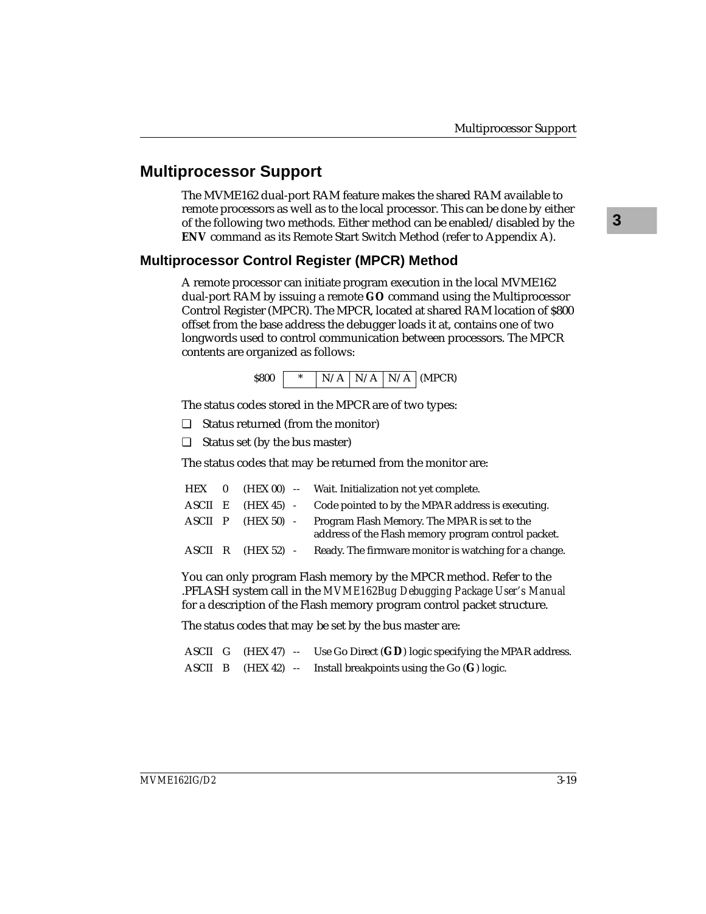## Multiprocessor Support

The MVME162 dual-port RAM feature makes the shared RAM available to remote processors as well as to the local processor. This can be done by either of the following two methods. Either method can be enabled/disabled by the **ENV** command as its Remote Start Switch Method (refer to Appendix A).

### Multiprocessor Control Register (MPCR) Method

A remote processor can initiate program execution in the local MVME162 dual-port RAM by issuing a remote **GO** command using the Multiprocessor Control Register (MPCR). The MPCR, located at shared RAM location of $800 offset from the base address the debugger loads it at, contains one of two longwords used to control communication between processors. The MPCR contents are organized as follows:

| $800 | * | N/A | N/A | N/A | (MPCR) |
|---|---|---|---|---|---|

The status codes stored in the MPCR are of two types:

- ❑ Status returned (from the monitor)
- ❑ Status set (by the bus master)

The status codes that may be returned from the monitor are:

| | | | | |
|---|---|---|---|---|
| HEX | 0 | (HEX 00) | -- | Wait. Initialization not yet complete. |
| ASCII | E | (HEX 45) | - | Code pointed to by the MPAR address is executing. |
| ASCII | P | (HEX 50) | - | Program Flash Memory. The MPAR is set to the address of the Flash memory program control packet. |
| ASCII | R | (HEX 52) | - | Ready. The firmware monitor is watching for a change. |

You can only program Flash memory by the MPCR method. Refer to the .PFLASH system call in the *MVME162Bug Debugging Package User's Manual* for a description of the Flash memory program control packet structure.

The status codes that may be set by the bus master are:

| | | | | |
|---|---|---|---|---|
| ASCII | G | (HEX 47) | -- | Use Go Direct (**GD**) logic specifying the MPAR address. |
| ASCII | B | (HEX 42) | -- | Install breakpoints using the Go (**G**) logic. |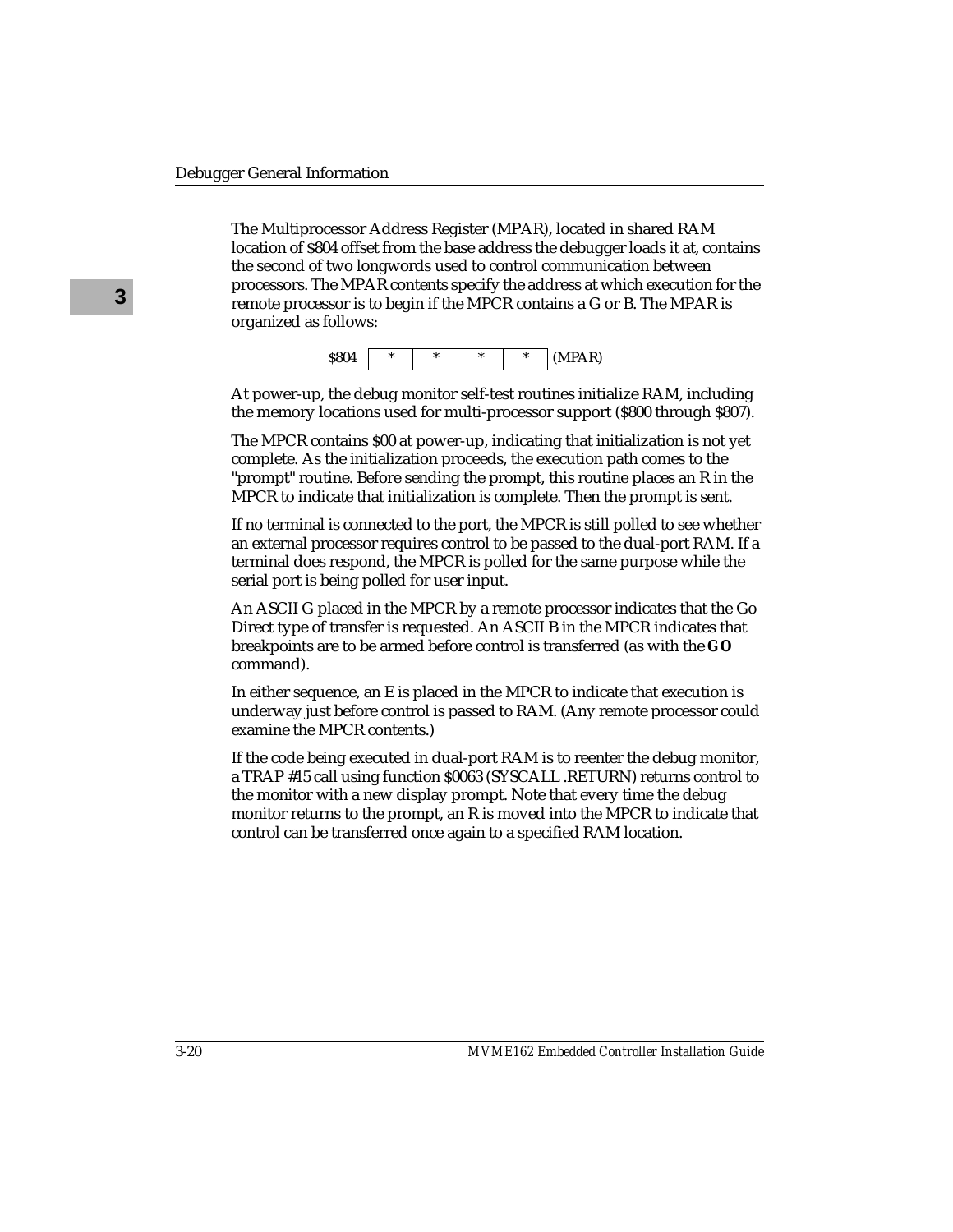The Multiprocessor Address Register (MPAR), located in shared RAM location of $804 offset from the base address the debugger loads it at, contains the second of two longwords used to control communication between processors. The MPAR contents specify the address at which execution for the remote processor is to begin if the MPCR contains a G or B. The MPAR is organized as follows:

| $804 | * | * | * | * | (MPAR) |
|---|---|---|---|---|---|

At power-up, the debug monitor self-test routines initialize RAM, including the memory locations used for multi-processor support ($800 through $807).

The MPCR contains $00 at power-up, indicating that initialization is not yet complete. As the initialization proceeds, the execution path comes to the "prompt" routine. Before sending the prompt, this routine places an R in the MPCR to indicate that initialization is complete. Then the prompt is sent.

If no terminal is connected to the port, the MPCR is still polled to see whether an external processor requires control to be passed to the dual-port RAM. If a terminal does respond, the MPCR is polled for the same purpose while the serial port is being polled for user input.

An ASCII G placed in the MPCR by a remote processor indicates that the Go Direct type of transfer is requested. An ASCII B in the MPCR indicates that breakpoints are to be armed before control is transferred (as with the **GO** command).

In either sequence, an E is placed in the MPCR to indicate that execution is underway just before control is passed to RAM. (Any remote processor could examine the MPCR contents.)

If the code being executed in dual-port RAM is to reenter the debug monitor, a TRAP #15 call using function $0063 (SYSCALL .RETURN) returns control to the monitor with a new display prompt. Note that every time the debug monitor returns to the prompt, an R is moved into the MPCR to indicate that control can be transferred once again to a specified RAM location.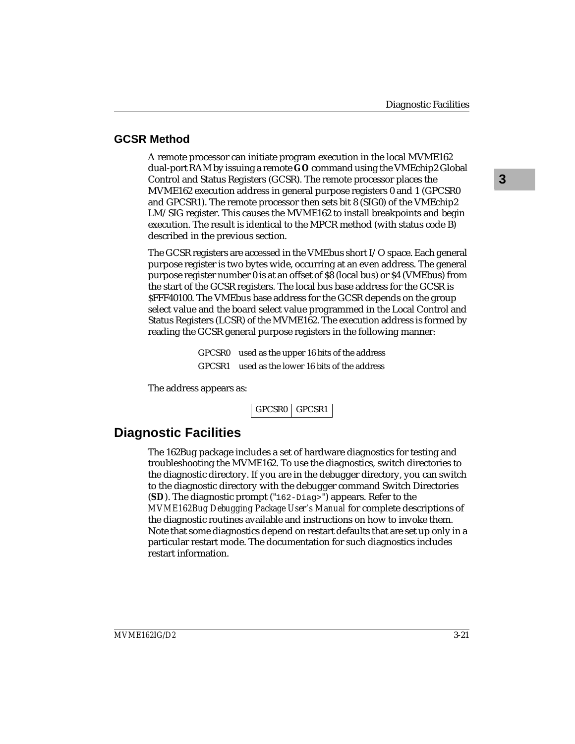### GCSR Method

A remote processor can initiate program execution in the local MVME162 dual-port RAM by issuing a remote **GO** command using the VMEchip2 Global Control and Status Registers (GCSR). The remote processor places the MVME162 execution address in general purpose registers 0 and 1 (GPCSR0 and GPCSR1). The remote processor then sets bit 8 (SIG0) of the VMEchip2 LM/SIG register. This causes the MVME162 to install breakpoints and begin execution. The result is identical to the MPCR method (with status code B) described in the previous section.

The GCSR registers are accessed in the VMEbus short I/O space. Each general purpose register is two bytes wide, occurring at an even address. The general purpose register number 0 is at an offset of $8 (local bus) or $4 (VMEbus) from the start of the GCSR registers. The local bus base address for the GCSR is $FFF40100. The VMEbus base address for the GCSR depends on the group select value and the board select value programmed in the Local Control and Status Registers (LCSR) of the MVME162. The execution address is formed by reading the GCSR general purpose registers in the following manner:

GPCSR0 used as the upper 16 bits of the address

GPCSR1 used as the lower 16 bits of the address

The address appears as:

| GPCSR0 | GPCSR1 |
|---|---|

## Diagnostic Facilities

The 162Bug package includes a set of hardware diagnostics for testing and troubleshooting the MVME162. To use the diagnostics, switch directories to the diagnostic directory. If you are in the debugger directory, you can switch to the diagnostic directory with the debugger command Switch Directories (**SD**). The diagnostic prompt ("`162-Diag>`") appears. Refer to the *MVME162Bug Debugging Package User's Manual* for complete descriptions of the diagnostic routines available and instructions on how to invoke them. Note that some diagnostics depend on restart defaults that are set up only in a particular restart mode. The documentation for such diagnostics includes restart information.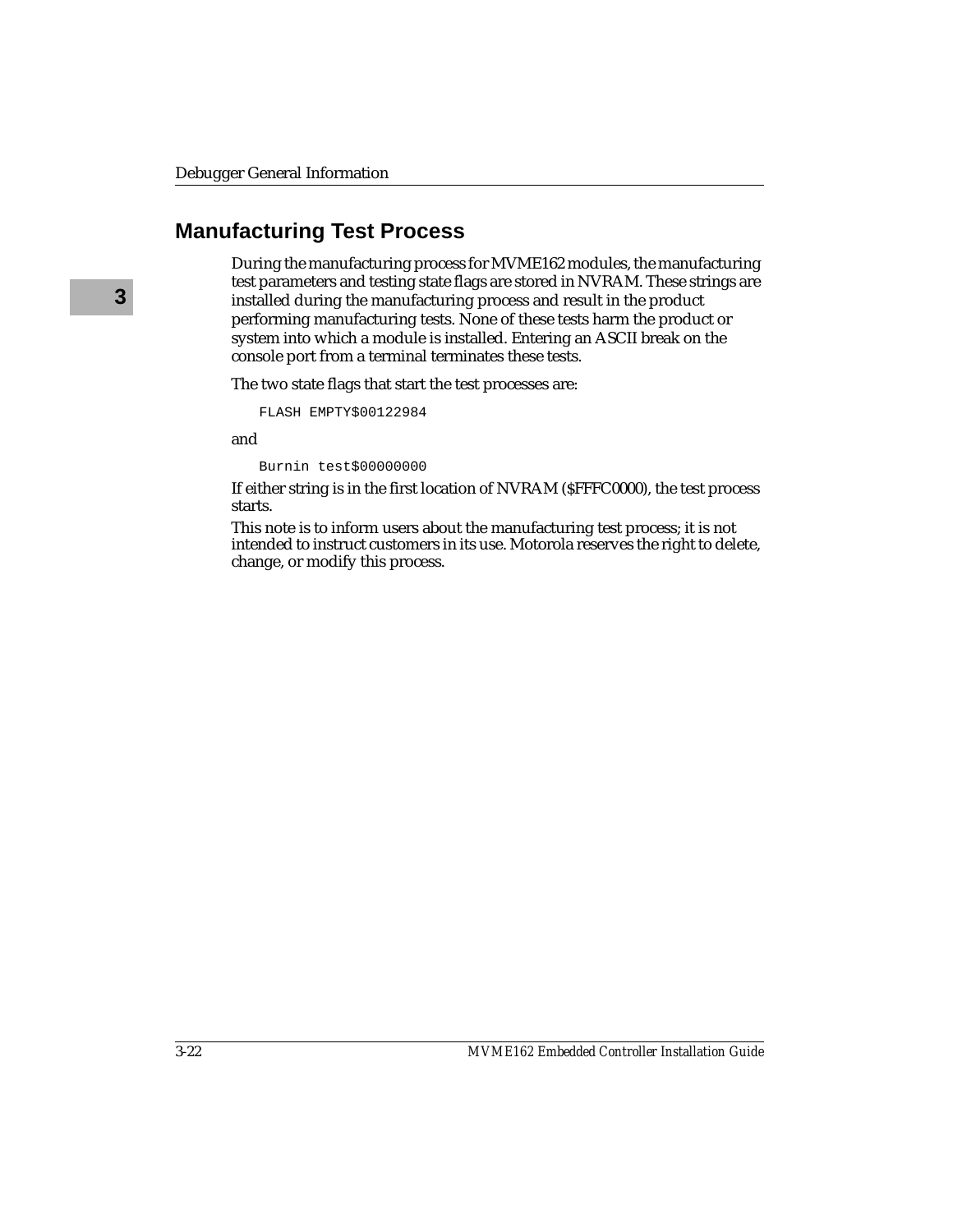## Manufacturing Test Process

During the manufacturing process for MVME162 modules, the manufacturing test parameters and testing state flags are stored in NVRAM. These strings are installed during the manufacturing process and result in the product performing manufacturing tests. None of these tests harm the product or system into which a module is installed. Entering an ASCII break on the console port from a terminal terminates these tests.

The two state flags that start the test processes are:

```
FLASH EMPTY$00122984
```

and

```
Burnin test$00000000
```

If either string is in the first location of NVRAM ($FFFC0000), the test process starts.

This note is to inform users about the manufacturing test process; it is not intended to instruct customers in its use. Motorola reserves the right to delete, change, or modify this process.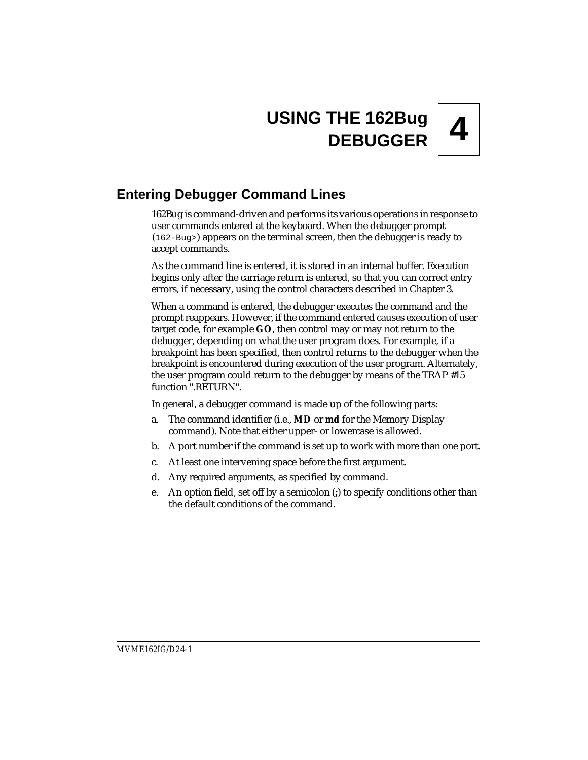# USING THE 162Bug DEBUGGER

## 4

## Entering Debugger Command Lines

162Bug is command-driven and performs its various operations in response to user commands entered at the keyboard. When the debugger prompt (`162-Bug>`) appears on the terminal screen, then the debugger is ready to accept commands.

As the command line is entered, it is stored in an internal buffer. Execution begins only after the carriage return is entered, so that you can correct entry errors, if necessary, using the control characters described in Chapter 3.

When a command is entered, the debugger executes the command and the prompt reappears. However, if the command entered causes execution of user target code, for example **GO**, then control may or may not return to the debugger, depending on what the user program does. For example, if a breakpoint has been specified, then control returns to the debugger when the breakpoint is encountered during execution of the user program. Alternately, the user program could return to the debugger by means of the TRAP #15 function ".RETURN".

In general, a debugger command is made up of the following parts:

a. The command identifier (i.e., **MD** or **md** for the Memory Display command). Note that either upper- or lowercase is allowed.

b. A port number if the command is set up to work with more than one port.

c. At least one intervening space before the first argument.

d. Any required arguments, as specified by command.

e. An option field, set off by a semicolon (**;**) to specify conditions other than the default conditions of the command.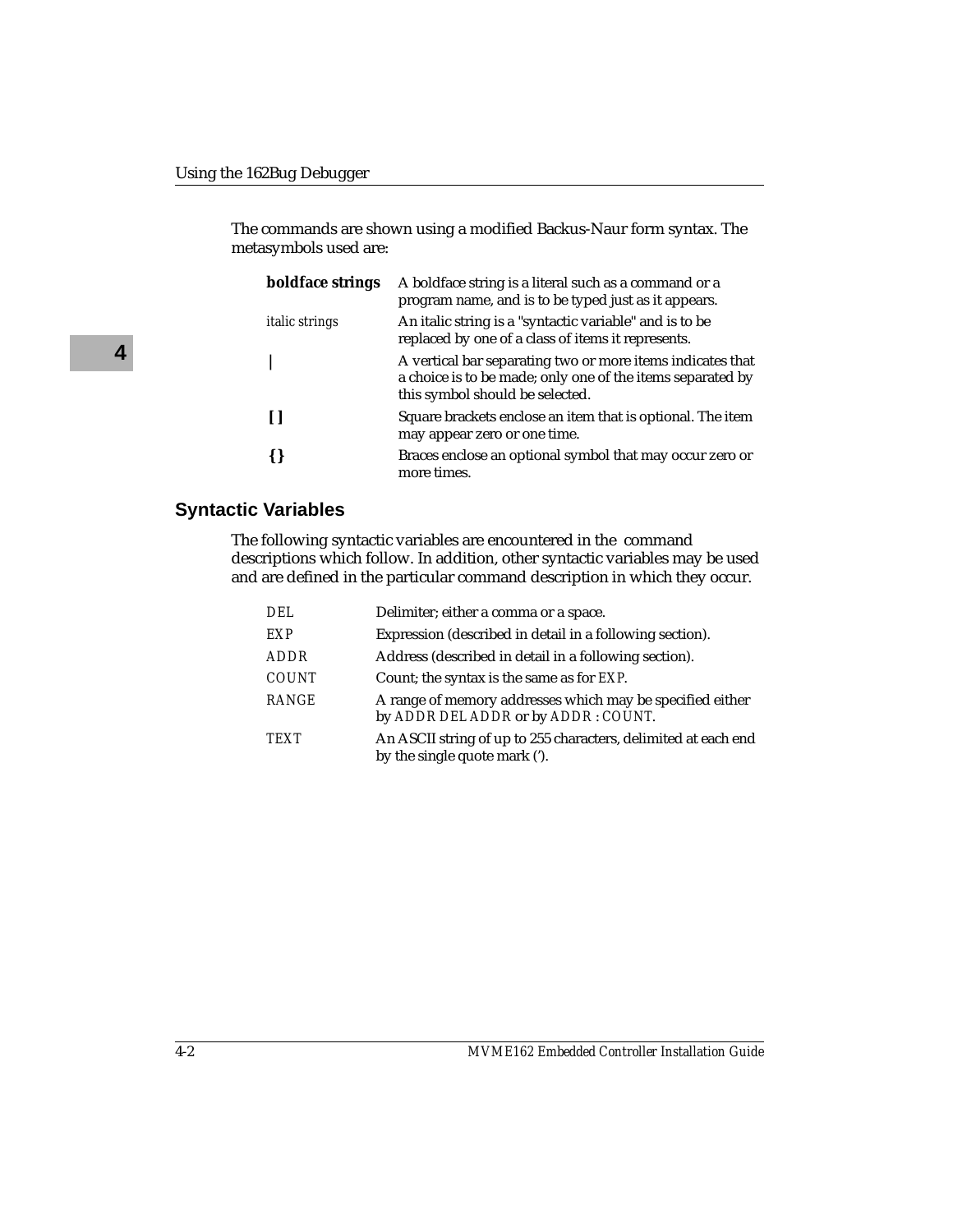The commands are shown using a modified Backus-Naur form syntax. The metasymbols used are:

| | |
|---|---|
| **boldface strings** | A boldface string is a literal such as a command or a program name, and is to be typed just as it appears. |
| *italic strings* | An italic string is a "syntactic variable" and is to be replaced by one of a class of items it represents. |
| **\|** | A vertical bar separating two or more items indicates that a choice is to be made; only one of the items separated by this symbol should be selected. |
| **[ ]** | Square brackets enclose an item that is optional. The item may appear zero or one time. |
| **{ }** | Braces enclose an optional symbol that may occur zero or more times. |

## Syntactic Variables

The following syntactic variables are encountered in the command descriptions which follow. In addition, other syntactic variables may be used and are defined in the particular command description in which they occur.

| | |
|---|---|
| *DEL* | Delimiter; either a comma or a space. |
| *EXP* | Expression (described in detail in a following section). |
| *ADDR* | Address (described in detail in a following section). |
| *COUNT* | Count; the syntax is the same as for *EXP*. |
| *RANGE* | A range of memory addresses which may be specified either by *ADDR DEL ADDR* or by *ADDR : COUNT*. |
| *TEXT* | An ASCII string of up to 255 characters, delimited at each end by the single quote mark ('). |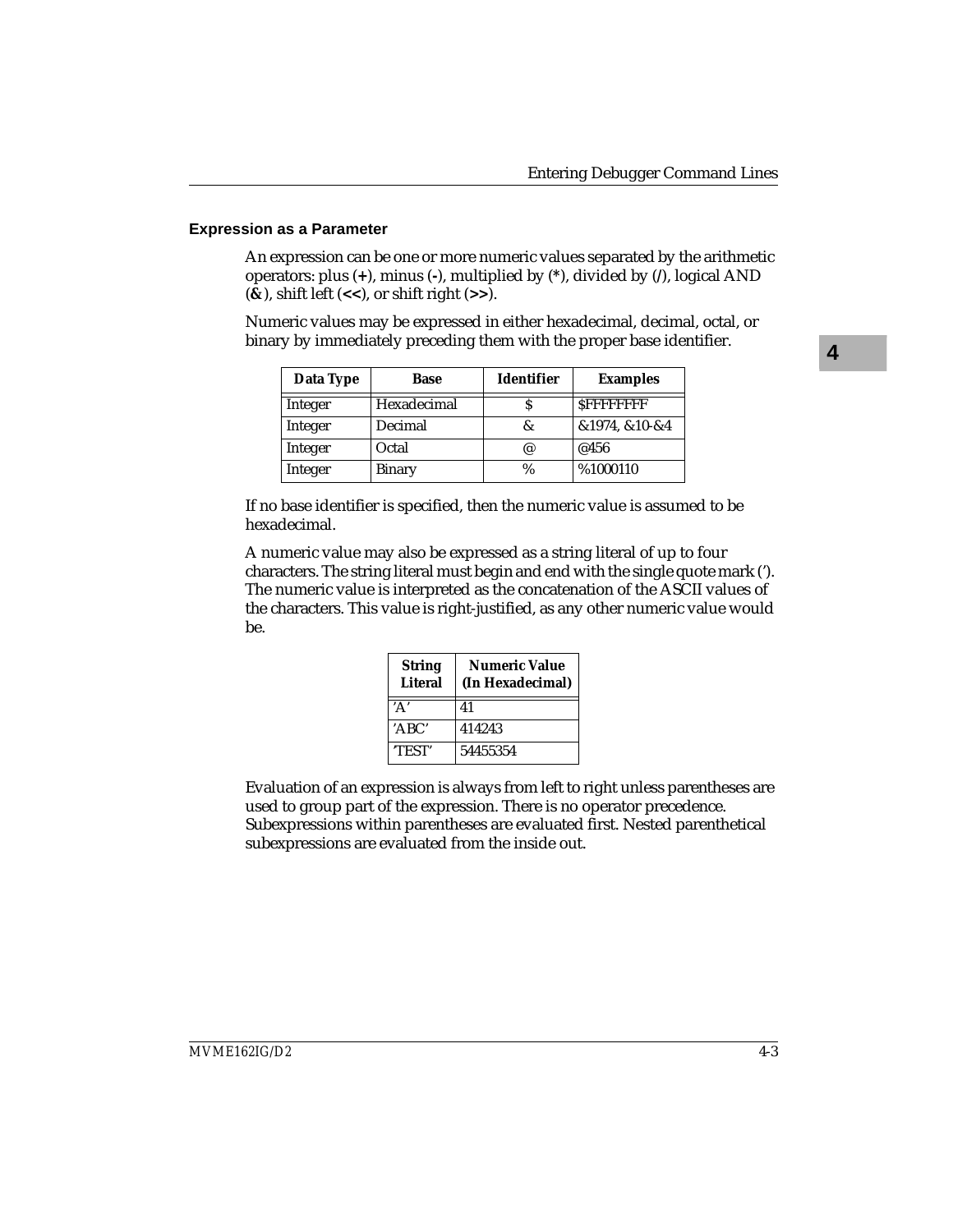### Expression as a Parameter

An expression can be one or more numeric values separated by the arithmetic operators: plus (**+**), minus (**-**), multiplied by (**\***), divided by (**/**), logical AND (**&**), shift left (**<<**), or shift right (**>>**).

Numeric values may be expressed in either hexadecimal, decimal, octal, or binary by immediately preceding them with the proper base identifier.

| Data Type | Base | Identifier | Examples |
|---|---|---|---|
| Integer | Hexadecimal | $ | $FFFFFFFF |
| Integer | Decimal | & | &1974, &10-&4 |
| Integer | Octal | @ | @456 |
| Integer | Binary | % | %1000110 |

If no base identifier is specified, then the numeric value is assumed to be hexadecimal.

A numeric value may also be expressed as a string literal of up to four characters. The string literal must begin and end with the single quote mark ('). The numeric value is interpreted as the concatenation of the ASCII values of the characters. This value is right-justified, as any other numeric value would be.

| String Literal | Numeric Value (In Hexadecimal) |
|---|---|
| 'A' | 41 |
| 'ABC' | 414243 |
| 'TEST' | 54455354 |

Evaluation of an expression is always from left to right unless parentheses are used to group part of the expression. There is no operator precedence. Subexpressions within parentheses are evaluated first. Nested parenthetical subexpressions are evaluated from the inside out.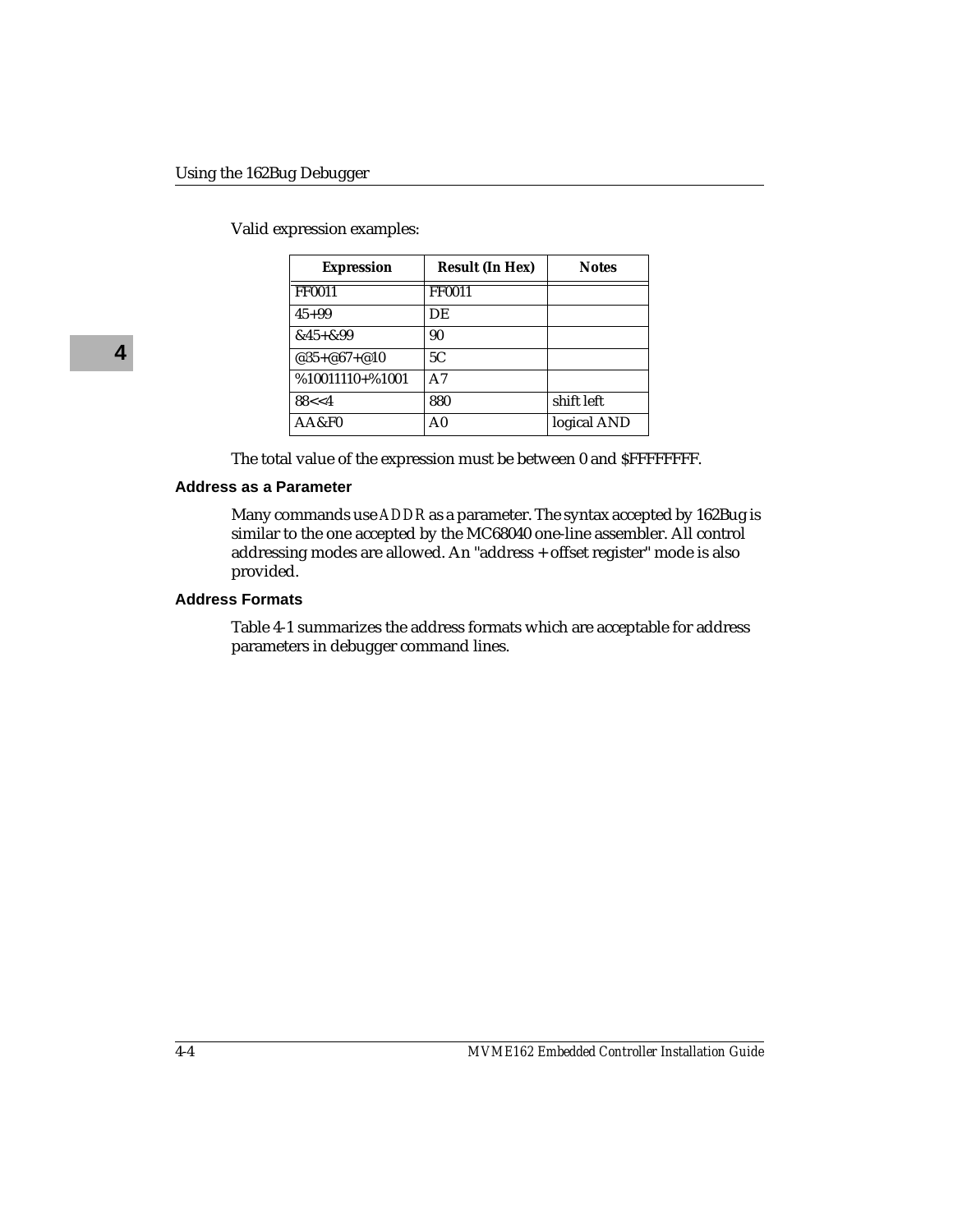Valid expression examples:

| Expression | Result (In Hex) | Notes |
|---|---|---|
| FF0011 | FF0011 | |
| 45+99 | DE | |
| &45+&99 | 90 | |
| @35+@67+@10 | 5C | |
| %10011110+%1001 | A7 | |
| 88<<4 | 880 | shift left |
| AA&F0 | A0 | logical AND |

The total value of the expression must be between 0 and $FFFFFFFF.

### Address as a Parameter

Many commands use *ADDR* as a parameter. The syntax accepted by 162Bug is similar to the one accepted by the MC68040 one-line assembler. All control addressing modes are allowed. An "address + offset register" mode is also provided.

### Address Formats

Table 4-1 summarizes the address formats which are acceptable for address parameters in debugger command lines.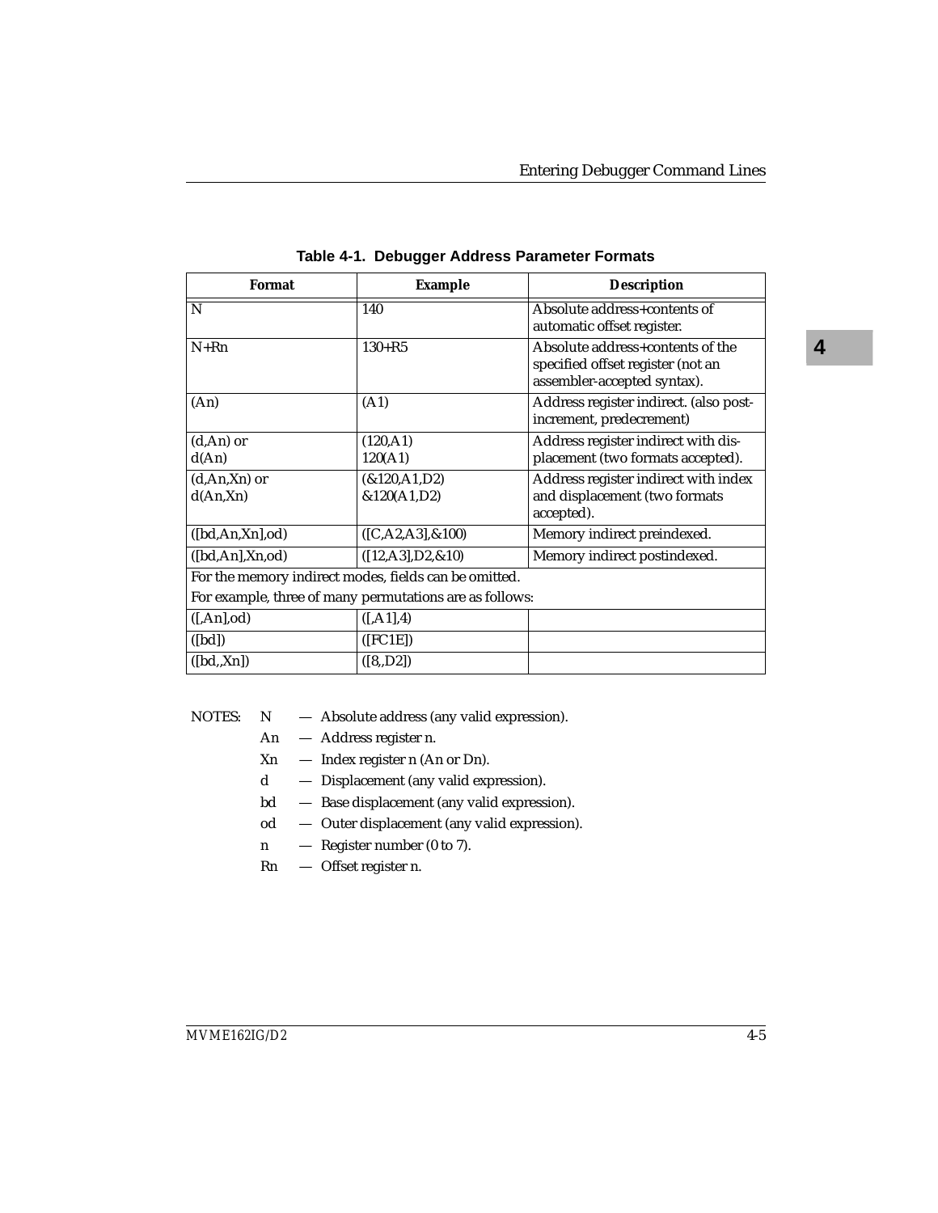**Table 4-1. Debugger Address Parameter Formats**

| Format | Example | Description |
|---|---|---|
| N | 140 | Absolute address+contents of automatic offset register. |
| N+Rn | 130+R5 | Absolute address+contents of the specified offset register (not an assembler-accepted syntax). |
| (An) | (A1) | Address register indirect. (also post-increment, predecrement) |
| (d,An) or d(An) | (120,A1) 120(A1) | Address register indirect with displacement (two formats accepted). |
| (d,An,Xn) or d(An,Xn) | (&120,A1,D2) &120(A1,D2) | Address register indirect with index and displacement (two formats accepted). |
| ([bd,An,Xn],od) | ([C,A2,A3],&100) | Memory indirect preindexed. |
| ([bd,An],Xn,od) | ([12,A3],D2,&10) | Memory indirect postindexed. |
| For the memory indirect modes, fields can be omitted. For example, three of many permutations are as follows: | | |
| ([,An],od) | ([,A1],4) | |
| ([bd]) | ([FC1E]) | |
| ([bd,,Xn]) | ([8,,D2]) | |

NOTES:

- N — Absolute address (any valid expression).
- An — Address register n.
- Xn — Index register n (An or Dn).
- d — Displacement (any valid expression).
- bd — Base displacement (any valid expression).
- od — Outer displacement (any valid expression).
- n — Register number (0 to 7).
- Rn — Offset register n.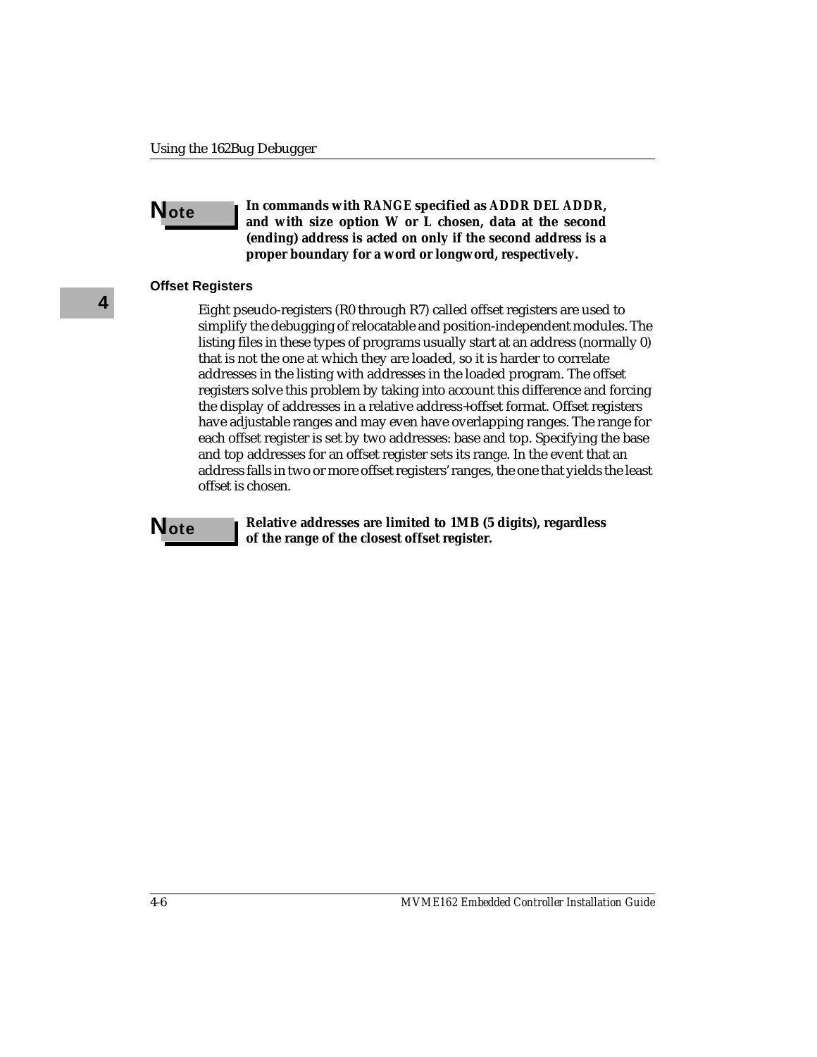**Note** **In commands with RANGE specified as ADDR DEL ADDR, and with size option W or L chosen, data at the second (ending) address is acted on only if the second address is a proper boundary for a word or longword, respectively.**

### Offset Registers

Eight pseudo-registers (R0 through R7) called offset registers are used to simplify the debugging of relocatable and position-independent modules. The listing files in these types of programs usually start at an address (normally 0) that is not the one at which they are loaded, so it is harder to correlate addresses in the listing with addresses in the loaded program. The offset registers solve this problem by taking into account this difference and forcing the display of addresses in a relative address+offset format. Offset registers have adjustable ranges and may even have overlapping ranges. The range for each offset register is set by two addresses: base and top. Specifying the base and top addresses for an offset register sets its range. In the event that an address falls in two or more offset registers' ranges, the one that yields the least offset is chosen.

**Note** **Relative addresses are limited to 1MB (5 digits), regardless of the range of the closest offset register.**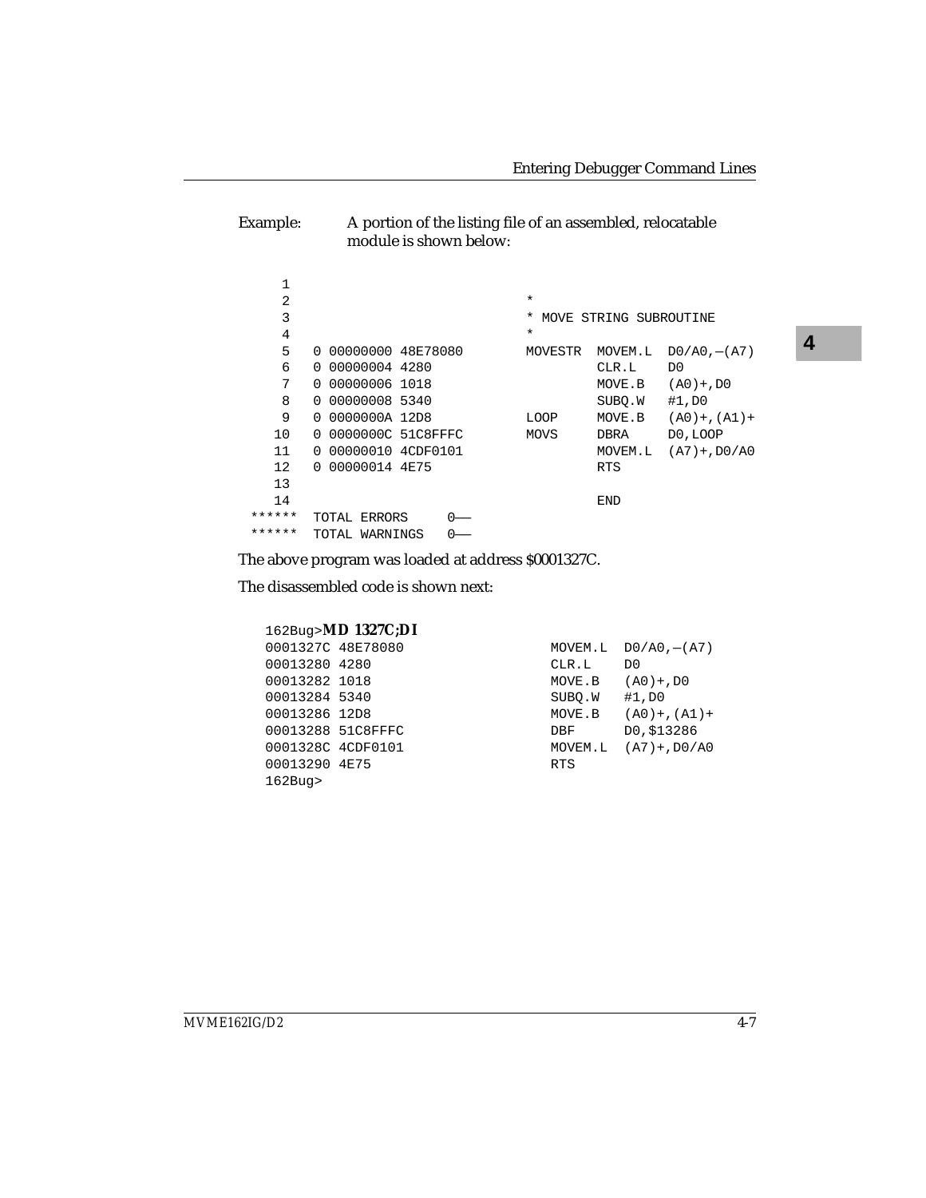Example: A portion of the listing file of an assembled, relocatable module is shown below:

```
     1
     2                                  *
     3                                  * MOVE STRING SUBROUTINE
     4                                  *
     5   0 00000000 48E78080        MOVESTR  MOVEM.L  D0/A0,—(A7)
     6   0 00000004 4280                     CLR.L    D0
     7   0 00000006 1018                     MOVE.B   (A0)+,D0
     8   0 00000008 5340                     SUBQ.W   #1,D0
     9   0 0000000A 12D8            LOOP     MOVE.B   (A0)+,(A1)+
    10   0 0000000C 51C8FFFC        MOVS     DBRA     D0,LOOP
    11   0 00000010 4CDF0101                 MOVEM.L  (A7)+,D0/A0
    12   0 00000014 4E75                     RTS
    13
    14                                       END
 ******  TOTAL ERRORS     0——
 ******  TOTAL WARNINGS   0——
```

The above program was loaded at address $0001327C.

The disassembled code is shown next:

```
162Bug>MD 1327C;DI
0001327C 48E78080               MOVEM.L  D0/A0,—(A7)
00013280 4280                   CLR.L    D0
00013282 1018                   MOVE.B   (A0)+,D0
00013284 5340                   SUBQ.W   #1,D0
00013286 12D8                   MOVE.B   (A0)+,(A1)+
00013288 51C8FFFC               DBF      D0,$13286
0001328C 4CDF0101               MOVEM.L  (A7)+,D0/A0
00013290 4E75                   RTS
162Bug>
```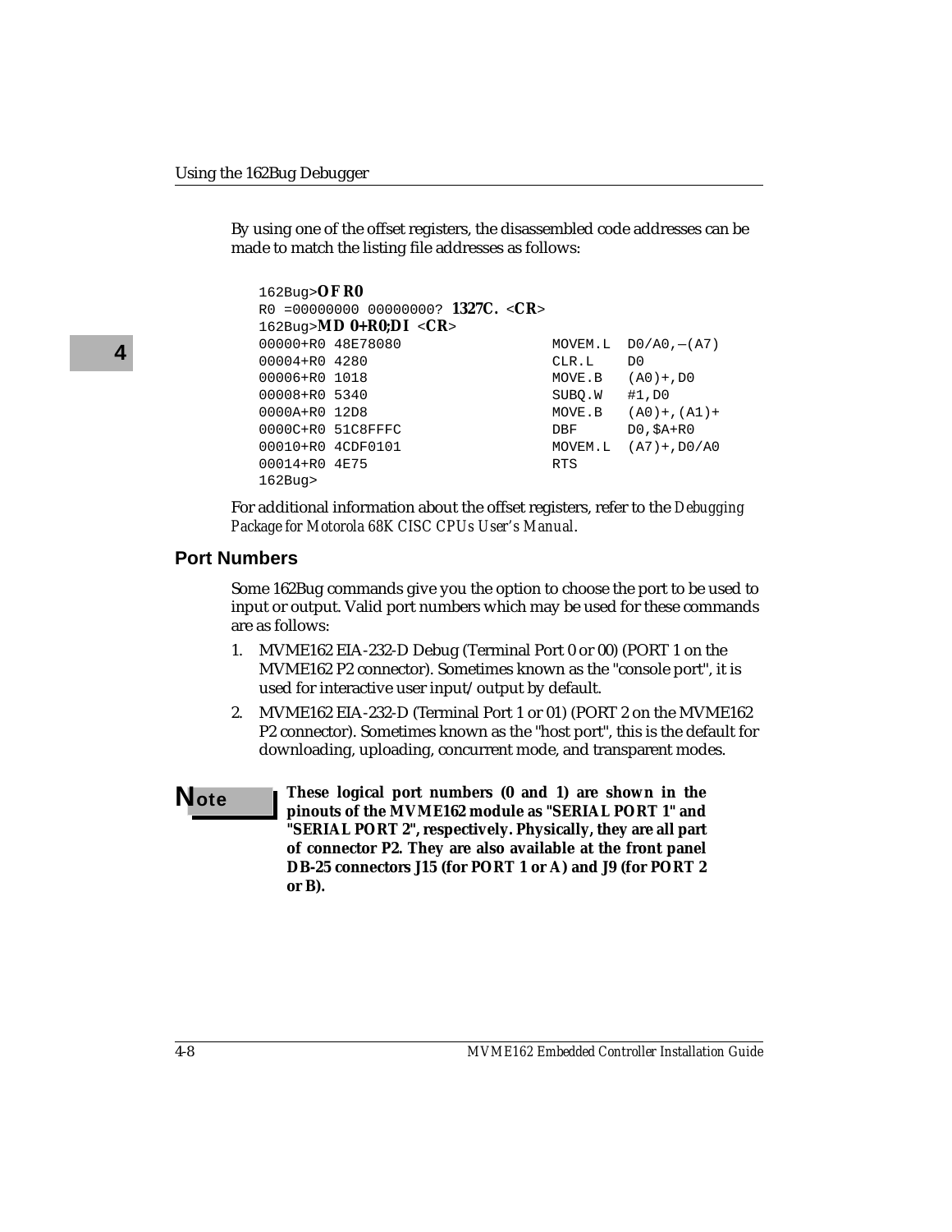By using one of the offset registers, the disassembled code addresses can be made to match the listing file addresses as follows:

```
162Bug>OF R0
R0 =00000000 00000000? 1327C. <CR>
162Bug>MD 0+R0;DI <CR>
00000+R0 48E78080                   MOVEM.L  D0/A0,-(A7)
00004+R0 4280                       CLR.L    D0
00006+R0 1018                       MOVE.B   (A0)+,D0
00008+R0 5340                       SUBQ.W   #1,D0
0000A+R0 12D8                       MOVE.B   (A0)+,(A1)+
0000C+R0 51C8FFFC                   DBF      D0,$A+R0
00010+R0 4CDF0101                   MOVEM.L  (A7)+,D0/A0
00014+R0 4E75                       RTS
162Bug>
```

For additional information about the offset registers, refer to the *Debugging Package for Motorola 68K CISC CPUs User's Manual*.

## Port Numbers

Some 162Bug commands give you the option to choose the port to be used to input or output. Valid port numbers which may be used for these commands are as follows:

1. MVME162 EIA-232-D Debug (Terminal Port 0 or 00) (PORT 1 on the MVME162 P2 connector). Sometimes known as the "console port", it is used for interactive user input/output by default.
2. MVME162 EIA-232-D (Terminal Port 1 or 01) (PORT 2 on the MVME162 P2 connector). Sometimes known as the "host port", this is the default for downloading, uploading, concurrent mode, and transparent modes.

**Note** **These logical port numbers (0 and 1) are shown in the pinouts of the MVME162 module as "SERIAL PORT 1" and "SERIAL PORT 2", respectively. Physically, they are all part of connector P2. They are also available at the front panel DB-25 connectors J15 (for PORT 1 or A) and J9 (for PORT 2 or B).**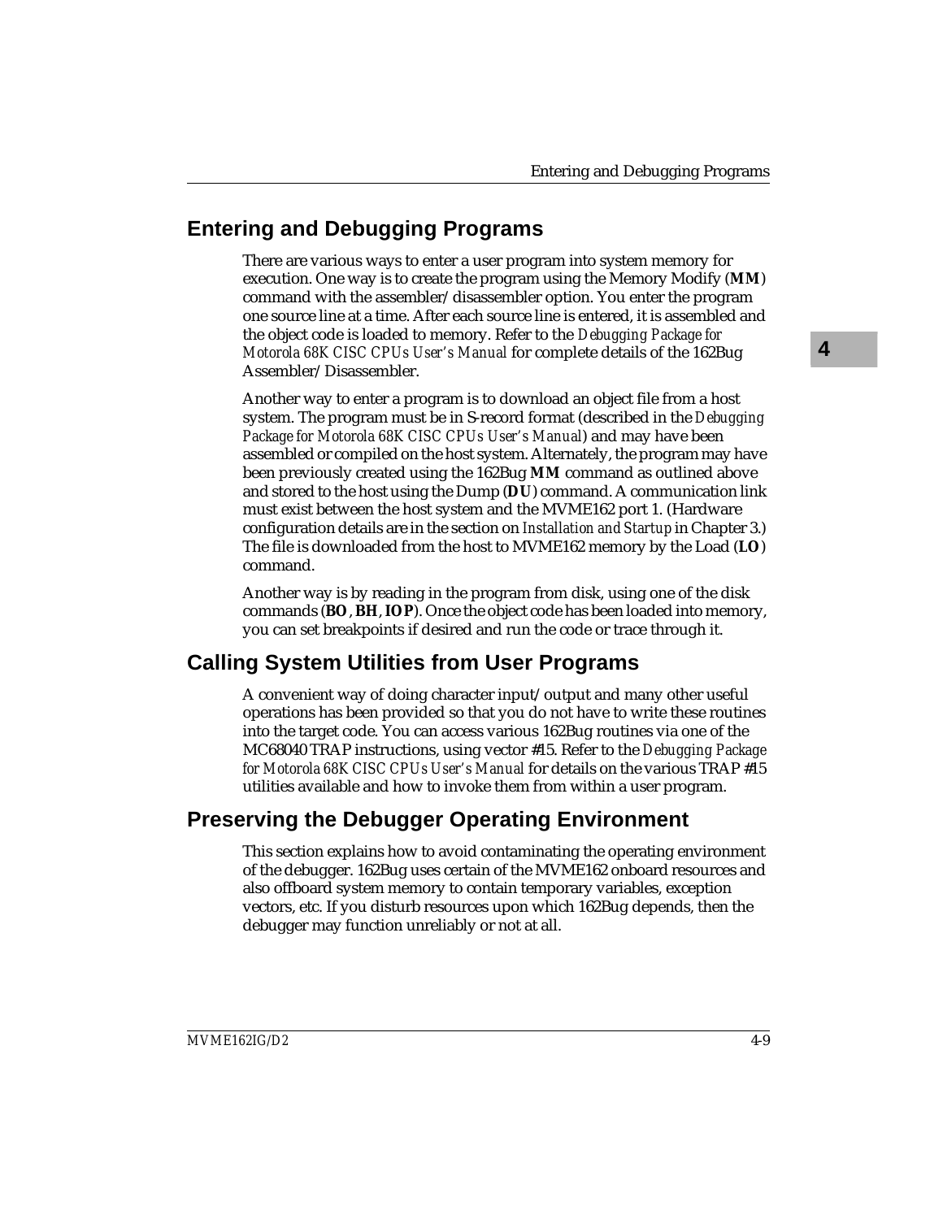## Entering and Debugging Programs

There are various ways to enter a user program into system memory for execution. One way is to create the program using the Memory Modify (**MM**) command with the assembler/disassembler option. You enter the program one source line at a time. After each source line is entered, it is assembled and the object code is loaded to memory. Refer to the *Debugging Package for Motorola 68K CISC CPUs User's Manual* for complete details of the 162Bug Assembler/Disassembler.

Another way to enter a program is to download an object file from a host system. The program must be in S-record format (described in the *Debugging Package for Motorola 68K CISC CPUs User's Manual*) and may have been assembled or compiled on the host system. Alternately, the program may have been previously created using the 162Bug **MM** command as outlined above and stored to the host using the Dump (**DU**) command. A communication link must exist between the host system and the MVME162 port 1. (Hardware configuration details are in the section on *Installation and Startup* in Chapter 3.) The file is downloaded from the host to MVME162 memory by the Load (**LO**) command.

Another way is by reading in the program from disk, using one of the disk commands (**BO**, **BH**, **IOP**). Once the object code has been loaded into memory, you can set breakpoints if desired and run the code or trace through it.

## Calling System Utilities from User Programs

A convenient way of doing character input/output and many other useful operations has been provided so that you do not have to write these routines into the target code. You can access various 162Bug routines via one of the MC68040 TRAP instructions, using vector #15. Refer to the *Debugging Package for Motorola 68K CISC CPUs User's Manual* for details on the various TRAP #15 utilities available and how to invoke them from within a user program.

## Preserving the Debugger Operating Environment

This section explains how to avoid contaminating the operating environment of the debugger. 162Bug uses certain of the MVME162 onboard resources and also offboard system memory to contain temporary variables, exception vectors, etc. If you disturb resources upon which 162Bug depends, then the debugger may function unreliably or not at all.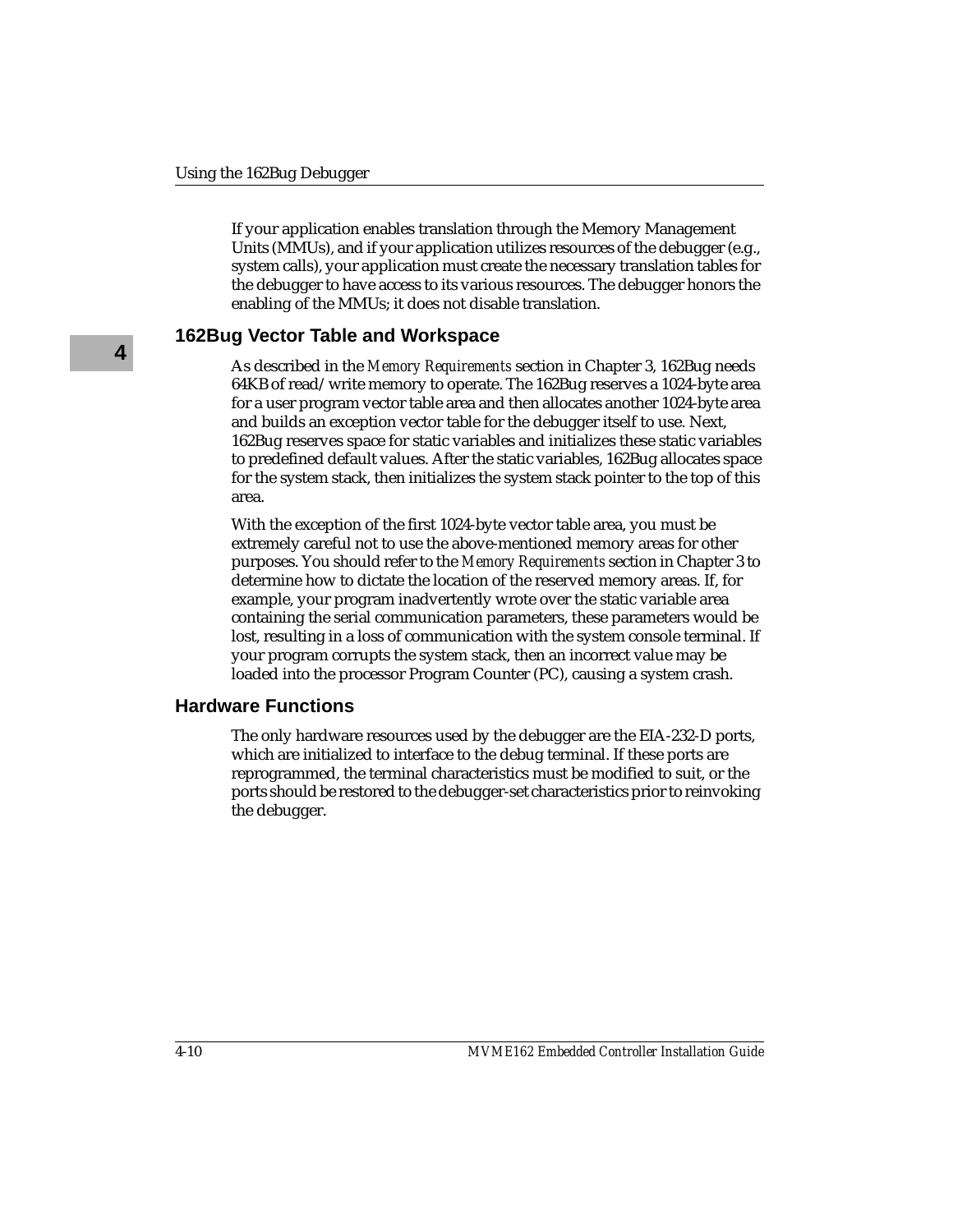If your application enables translation through the Memory Management Units (MMUs), and if your application utilizes resources of the debugger (e.g., system calls), your application must create the necessary translation tables for the debugger to have access to its various resources. The debugger honors the enabling of the MMUs; it does not disable translation.

## 162Bug Vector Table and Workspace

As described in the *Memory Requirements* section in Chapter 3, 162Bug needs 64KB of read/write memory to operate. The 162Bug reserves a 1024-byte area for a user program vector table area and then allocates another 1024-byte area and builds an exception vector table for the debugger itself to use. Next, 162Bug reserves space for static variables and initializes these static variables to predefined default values. After the static variables, 162Bug allocates space for the system stack, then initializes the system stack pointer to the top of this area.

With the exception of the first 1024-byte vector table area, you must be extremely careful not to use the above-mentioned memory areas for other purposes. You should refer to the *Memory Requirements* section in Chapter 3 to determine how to dictate the location of the reserved memory areas. If, for example, your program inadvertently wrote over the static variable area containing the serial communication parameters, these parameters would be lost, resulting in a loss of communication with the system console terminal. If your program corrupts the system stack, then an incorrect value may be loaded into the processor Program Counter (PC), causing a system crash.

## Hardware Functions

The only hardware resources used by the debugger are the EIA-232-D ports, which are initialized to interface to the debug terminal. If these ports are reprogrammed, the terminal characteristics must be modified to suit, or the ports should be restored to the debugger-set characteristics prior to reinvoking the debugger.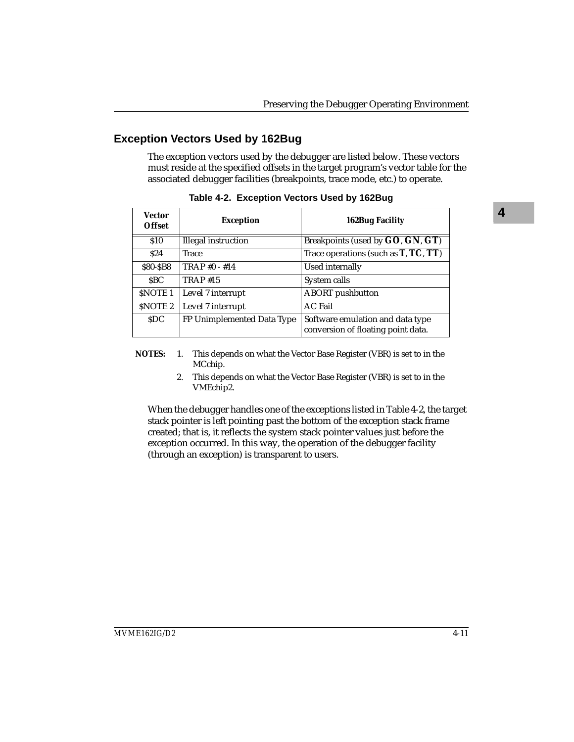## Exception Vectors Used by 162Bug

The exception vectors used by the debugger are listed below. These vectors must reside at the specified offsets in the target program's vector table for the associated debugger facilities (breakpoints, trace mode, etc.) to operate.

**Table 4-2. Exception Vectors Used by 162Bug**

| Vector Offset | Exception | 162Bug Facility |
|---|---|---|
| $10 | Illegal instruction | Breakpoints (used by **GO**, **GN**, **GT**) |
| $24 | Trace | Trace operations (such as **T**, **TC**, **TT**) |
| $80-$B8 | TRAP #0 - #14 | Used internally |
| $BC | TRAP #15 | System calls |
| $NOTE 1 | Level 7 interrupt | ABORT pushbutton |
| $NOTE 2 | Level 7 interrupt | AC Fail |
| $DC | FP Unimplemented Data Type | Software emulation and data type conversion of floating point data. |

**NOTES:**
1. This depends on what the Vector Base Register (VBR) is set to in the MCchip.
2. This depends on what the Vector Base Register (VBR) is set to in the VMEchip2.

When the debugger handles one of the exceptions listed in Table 4-2, the target stack pointer is left pointing past the bottom of the exception stack frame created; that is, it reflects the system stack pointer values just before the exception occurred. In this way, the operation of the debugger facility (through an exception) is transparent to users.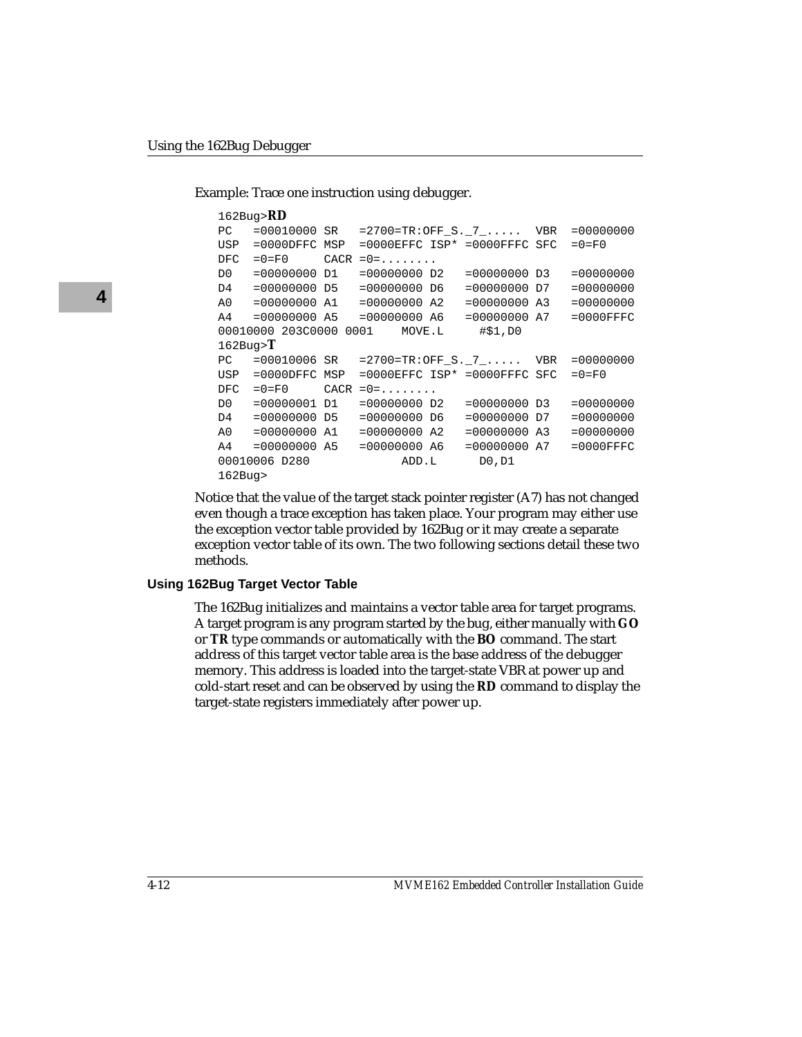Example: Trace one instruction using debugger.

```
162Bug>RD
PC   =00010000 SR   =2700=TR:OFF_S._7_.....  VBR  =00000000
USP  =0000DFFC MSP  =0000EFFC ISP* =0000FFFC SFC  =0=F0
DFC  =0=F0     CACR =0=........
D0   =00000000 D1   =00000000 D2   =00000000 D3   =00000000
D4   =00000000 D5   =00000000 D6   =00000000 D7   =00000000
A0   =00000000 A1   =00000000 A2   =00000000 A3   =00000000
A4   =00000000 A5   =00000000 A6   =00000000 A7   =0000FFFC
00010000 203C0000 0001    MOVE.L     #$1,D0
162Bug>T
PC   =00010006 SR   =2700=TR:OFF_S._7_.....  VBR  =00000000
USP  =0000DFFC MSP  =0000EFFC ISP* =0000FFFC SFC  =0=F0
DFC  =0=F0     CACR =0=........
D0   =00000001 D1   =00000000 D2   =00000000 D3   =00000000
D4   =00000000 D5   =00000000 D6   =00000000 D7   =00000000
A0   =00000000 A1   =00000000 A2   =00000000 A3   =00000000
A4   =00000000 A5   =00000000 A6   =00000000 A7   =0000FFFC
00010006 D280             ADD.L      D0,D1
162Bug>
```

Notice that the value of the target stack pointer register (A7) has not changed even though a trace exception has taken place. Your program may either use the exception vector table provided by 162Bug or it may create a separate exception vector table of its own. The two following sections detail these two methods.

### Using 162Bug Target Vector Table

The 162Bug initializes and maintains a vector table area for target programs. A target program is any program started by the bug, either manually with ***GO*** or ***TR*** type commands or automatically with the ***BO*** command. The start address of this target vector table area is the base address of the debugger memory. This address is loaded into the target-state VBR at power up and cold-start reset and can be observed by using the ***RD*** command to display the target-state registers immediately after power up.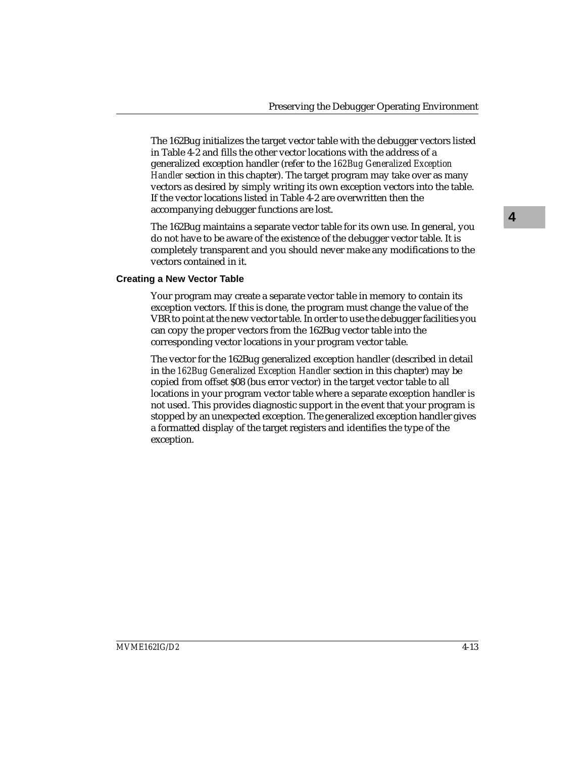The 162Bug initializes the target vector table with the debugger vectors listed in Table 4-2 and fills the other vector locations with the address of a generalized exception handler (refer to the *162Bug Generalized Exception Handler* section in this chapter). The target program may take over as many vectors as desired by simply writing its own exception vectors into the table. If the vector locations listed in Table 4-2 are overwritten then the accompanying debugger functions are lost.

The 162Bug maintains a separate vector table for its own use. In general, you do not have to be aware of the existence of the debugger vector table. It is completely transparent and you should never make any modifications to the vectors contained in it.

### Creating a New Vector Table

Your program may create a separate vector table in memory to contain its exception vectors. If this is done, the program must change the value of the VBR to point at the new vector table. In order to use the debugger facilities you can copy the proper vectors from the 162Bug vector table into the corresponding vector locations in your program vector table.

The vector for the 162Bug generalized exception handler (described in detail in the *162Bug Generalized Exception Handler* section in this chapter) may be copied from offset $08 (bus error vector) in the target vector table to all locations in your program vector table where a separate exception handler is not used. This provides diagnostic support in the event that your program is stopped by an unexpected exception. The generalized exception handler gives a formatted display of the target registers and identifies the type of the exception.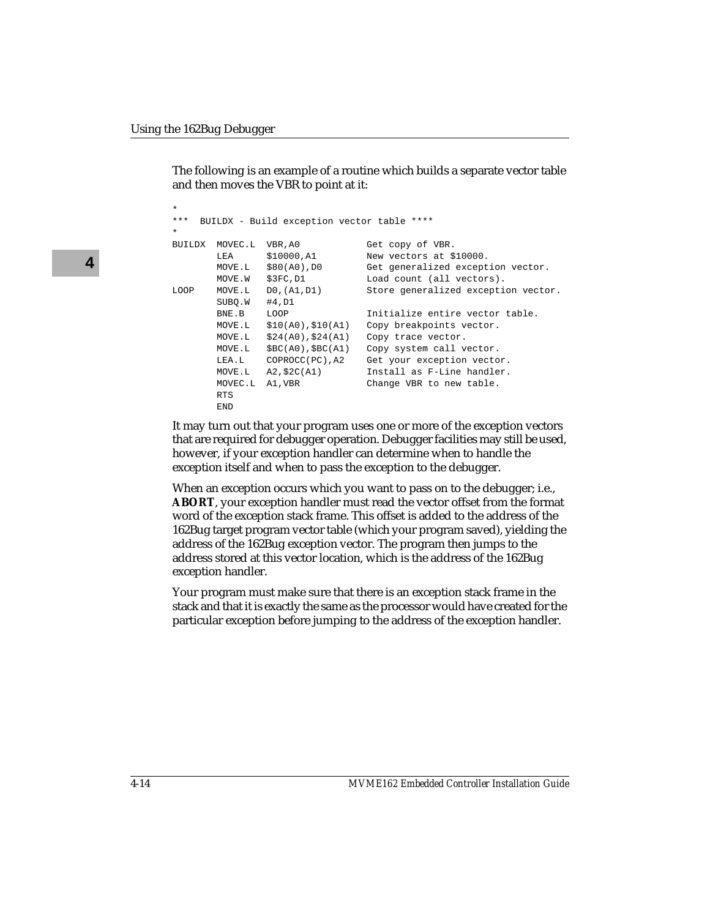The following is an example of a routine which builds a separate vector table and then moves the VBR to point at it:

```
*
***  BUILDX - Build exception vector table ****
*
BUILDX  MOVEC.L  VBR,A0             Get copy of VBR.
        LEA      $10000,A1          New vectors at $10000.
        MOVE.L   $80(A0),D0         Get generalized exception vector.
        MOVE.W   $3FC,D1            Load count (all vectors).
LOOP    MOVE.L   D0,(A1,D1)         Store generalized exception vector.
        SUBQ.W   #4,D1
        BNE.B    LOOP               Initialize entire vector table.
        MOVE.L   $10(A0),$10(A1)    Copy breakpoints vector.
        MOVE.L   $24(A0),$24(A1)    Copy trace vector.
        MOVE.L   $BC(A0),$BC(A1)    Copy system call vector.
        LEA.L    COPROCC(PC),A2     Get your exception vector.
        MOVE.L   A2,$2C(A1)         Install as F-Line handler.
        MOVEC.L  A1,VBR             Change VBR to new table.
        RTS
        END
```

It may turn out that your program uses one or more of the exception vectors that are required for debugger operation. Debugger facilities may still be used, however, if your exception handler can determine when to handle the exception itself and when to pass the exception to the debugger.

When an exception occurs which you want to pass on to the debugger; i.e., **ABORT**, your exception handler must read the vector offset from the format word of the exception stack frame. This offset is added to the address of the 162Bug target program vector table (which your program saved), yielding the address of the 162Bug exception vector. The program then jumps to the address stored at this vector location, which is the address of the 162Bug exception handler.

Your program must make sure that there is an exception stack frame in the stack and that it is exactly the same as the processor would have created for the particular exception before jumping to the address of the exception handler.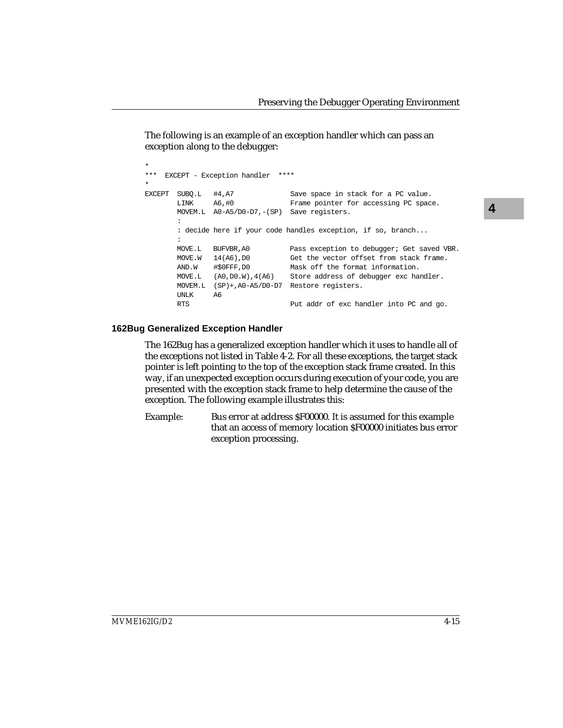The following is an example of an exception handler which can pass an exception along to the debugger:

```
*
***  EXCEPT - Exception handler  ****
*
EXCEPT  SUBQ.L   #4,A7              Save space in stack for a PC value.
        LINK     A6,#0              Frame pointer for accessing PC space.
        MOVEM.L  A0-A5/D0-D7,-(SP)  Save registers.
        :
        : decide here if your code handles exception, if so, branch...
        :
        MOVE.L   BUFVBR,A0          Pass exception to debugger; Get saved VBR.
        MOVE.W   14(A6),D0          Get the vector offset from stack frame.
        AND.W    #$0FFF,D0          Mask off the format information.
        MOVE.L   (A0,D0.W),4(A6)    Store address of debugger exc handler.
        MOVEM.L  (SP)+,A0-A5/D0-D7  Restore registers.
        UNLK     A6
        RTS                         Put addr of exc handler into PC and go.
```

### 162Bug Generalized Exception Handler

The 162Bug has a generalized exception handler which it uses to handle all of the exceptions not listed in Table 4-2. For all these exceptions, the target stack pointer is left pointing to the top of the exception stack frame created. In this way, if an unexpected exception occurs during execution of your code, you are presented with the exception stack frame to help determine the cause of the exception. The following example illustrates this:

Example: Bus error at address $F00000. It is assumed for this example that an access of memory location $F00000 initiates bus error exception processing.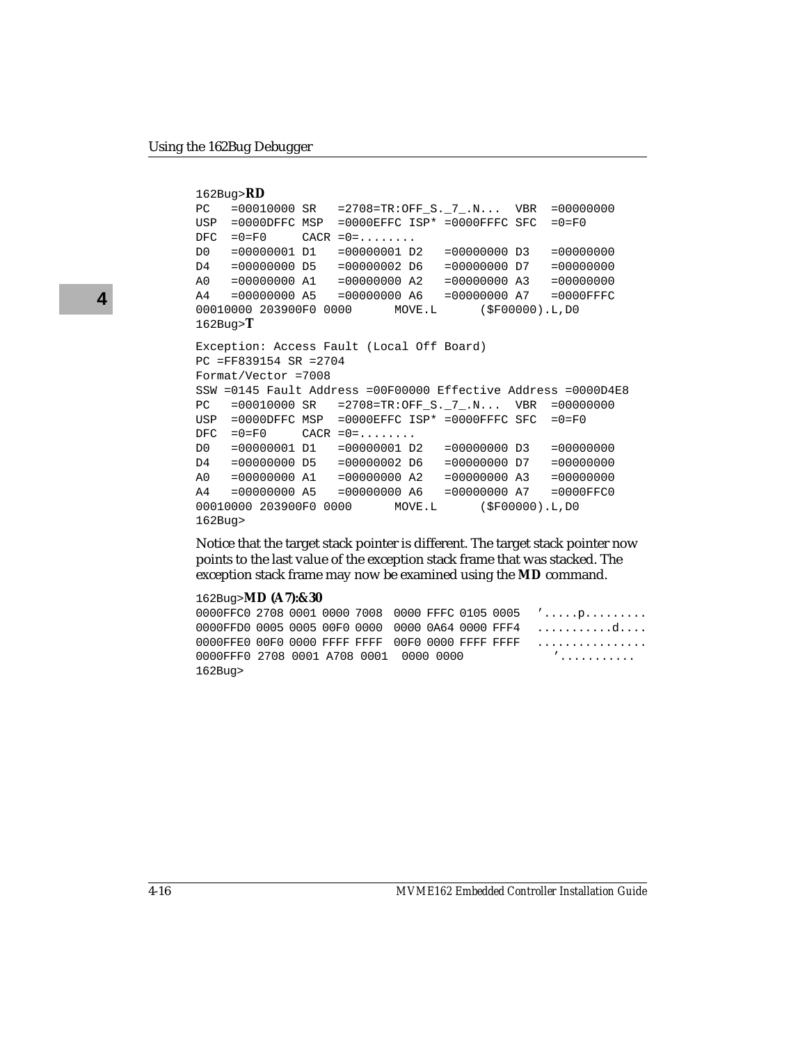```
162Bug>RD
PC   =00010000 SR   =2708=TR:OFF_S._7_.N...  VBR  =00000000
USP  =0000DFFC MSP  =0000EFFC ISP* =0000FFFC SFC  =0=F0
DFC  =0=F0     CACR =0=........
D0   =00000001 D1   =00000001 D2   =00000000 D3   =00000000
D4   =00000000 D5   =00000002 D6   =00000000 D7   =00000000
A0   =00000000 A1   =00000000 A2   =00000000 A3   =00000000
A4   =00000000 A5   =00000000 A6   =00000000 A7   =0000FFFC
00010000 203900F0 0000      MOVE.L      ($F00000).L,D0
162Bug>T

Exception: Access Fault (Local Off Board)
PC =FF839154 SR =2704
Format/Vector =7008
SSW =0145 Fault Address =00F00000 Effective Address =0000D4E8
PC   =00010000 SR   =2708=TR:OFF_S._7_.N...  VBR  =00000000
USP  =0000DFFC MSP  =0000EFFC ISP* =0000FFFC SFC  =0=F0
DFC  =0=F0     CACR =0=........
D0   =00000001 D1   =00000001 D2   =00000000 D3   =00000000
D4   =00000000 D5   =00000002 D6   =00000000 D7   =00000000
A0   =00000000 A1   =00000000 A2   =00000000 A3   =00000000
A4   =00000000 A5   =00000000 A6   =00000000 A7   =0000FFC0
00010000 203900F0 0000      MOVE.L      ($F00000).L,D0
162Bug>
```

Notice that the target stack pointer is different. The target stack pointer now points to the last value of the exception stack frame that was stacked. The exception stack frame may now be examined using the **MD** command.

```
162Bug>MD (A7):&30
0000FFC0 2708 0001 0000 7008  0000 FFFC 0105 0005  '.....p.........
0000FFD0 0005 0005 00F0 0000  0000 0A64 0000 FFF4  ...........d....
0000FFE0 00F0 0000 FFFF FFFF  00F0 0000 FFFF FFFF  ................
0000FFF0 2708 0001 A708 0001  0000 0000              '...........
162Bug>
```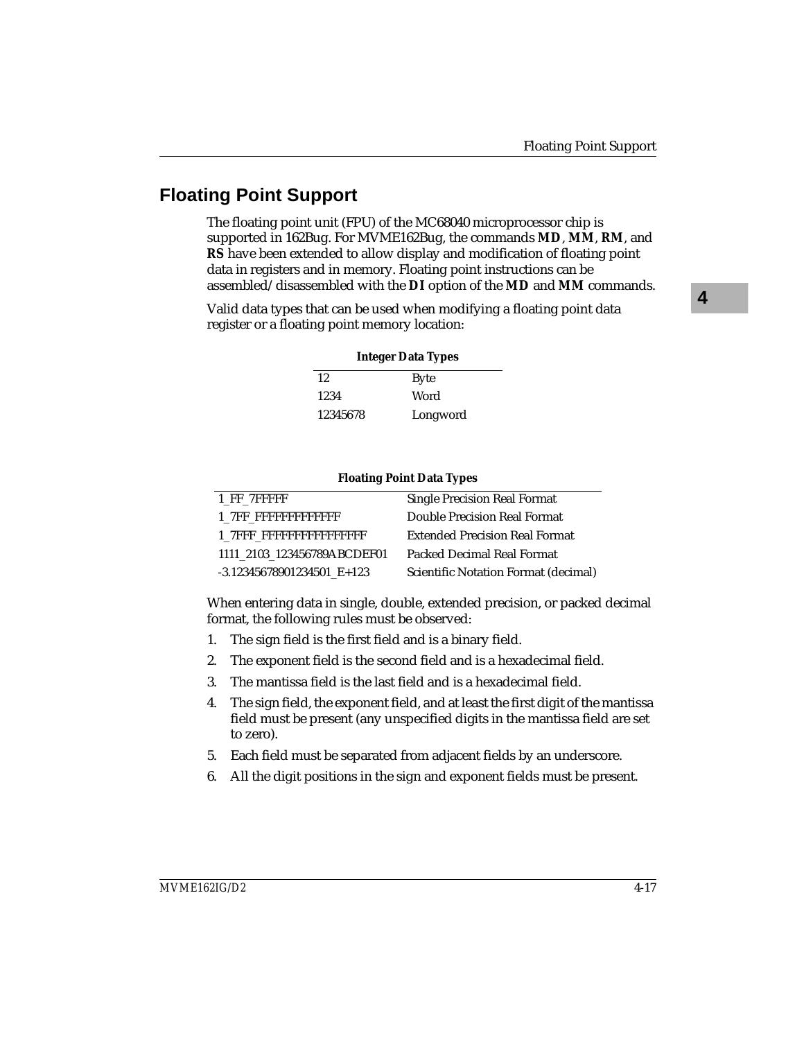## Floating Point Support

The floating point unit (FPU) of the MC68040 microprocessor chip is supported in 162Bug. For MVME162Bug, the commands **MD**, **MM**, **RM**, and **RS** have been extended to allow display and modification of floating point data in registers and in memory. Floating point instructions can be assembled/disassembled with the **DI** option of the **MD** and **MM** commands.

Valid data types that can be used when modifying a floating point data register or a floating point memory location:

**Integer Data Types**

| | |
|---|---|
| 12 | Byte |
| 1234 | Word |
| 12345678 | Longword |

**Floating Point Data Types**

| | |
|---|---|
| 1_FF_7FFFFF | Single Precision Real Format |
| 1_7FF_FFFFFFFFFFFFF | Double Precision Real Format |
| 1_7FFF_FFFFFFFFFFFFFFFF | Extended Precision Real Format |
| 1111_2103_123456789ABCDEF01 | Packed Decimal Real Format |
| -3.12345678901234501_E+123 | Scientific Notation Format (decimal) |

When entering data in single, double, extended precision, or packed decimal format, the following rules must be observed:

1. The sign field is the first field and is a binary field.
2. The exponent field is the second field and is a hexadecimal field.
3. The mantissa field is the last field and is a hexadecimal field.
4. The sign field, the exponent field, and at least the first digit of the mantissa field must be present (any unspecified digits in the mantissa field are set to zero).
5. Each field must be separated from adjacent fields by an underscore.
6. All the digit positions in the sign and exponent fields must be present.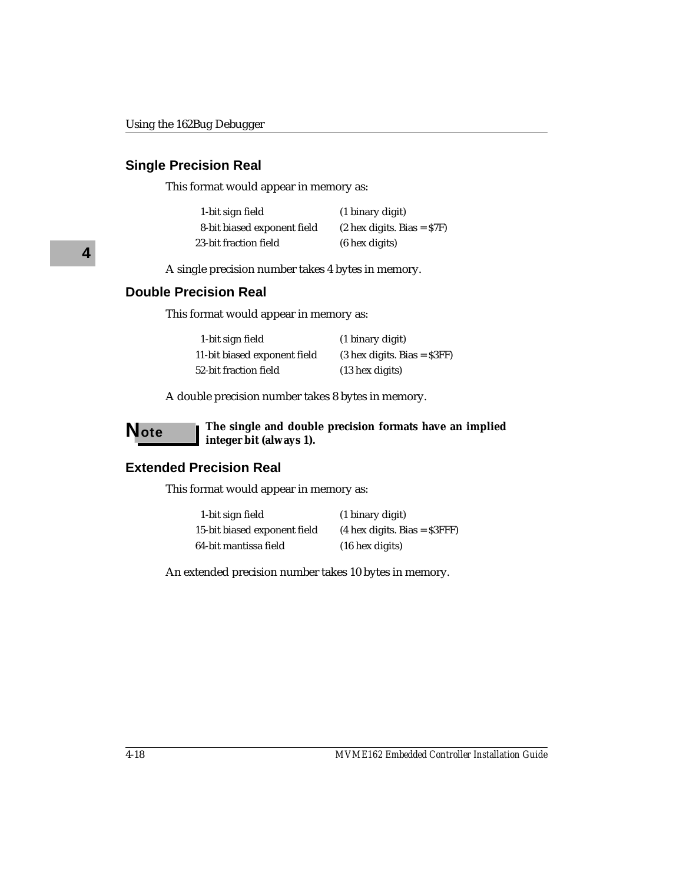## Single Precision Real

This format would appear in memory as:

| | |
|---|---|
| 1-bit sign field | (1 binary digit) |
| 8-bit biased exponent field | (2 hex digits. Bias = $7F) |
| 23-bit fraction field | (6 hex digits) |

A single precision number takes 4 bytes in memory.

## Double Precision Real

This format would appear in memory as:

| | |
|---|---|
| 1-bit sign field | (1 binary digit) |
| 11-bit biased exponent field | (3 hex digits. Bias = $3FF) |
| 52-bit fraction field | (13 hex digits) |

A double precision number takes 8 bytes in memory.

**Note** **The single and double precision formats have an implied integer bit (always 1).**

## Extended Precision Real

This format would appear in memory as:

| | |
|---|---|
| 1-bit sign field | (1 binary digit) |
| 15-bit biased exponent field | (4 hex digits. Bias = $3FFF) |
| 64-bit mantissa field | (16 hex digits) |

An extended precision number takes 10 bytes in memory.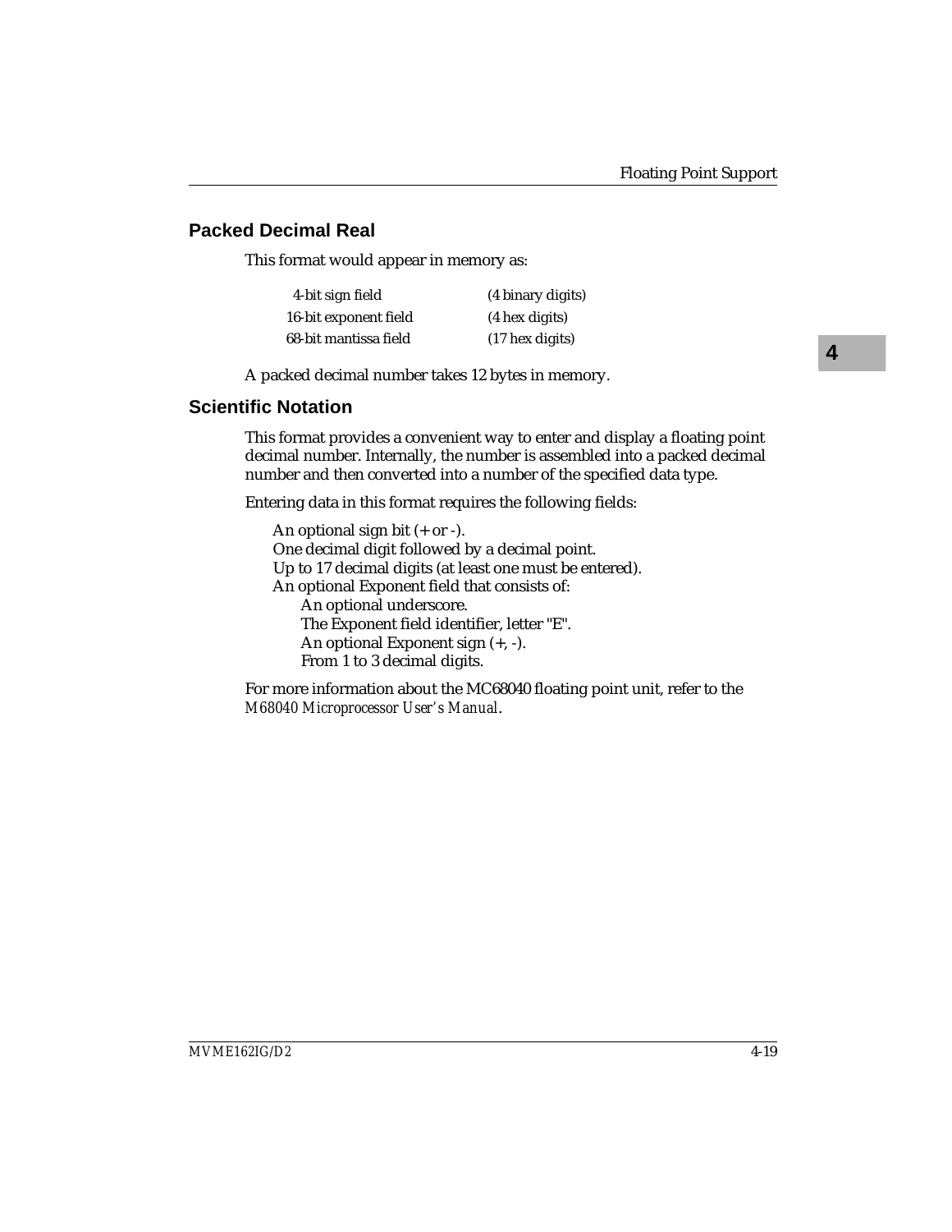## Packed Decimal Real

This format would appear in memory as:

| | |
|---|---|
| 4-bit sign field | (4 binary digits) |
| 16-bit exponent field | (4 hex digits) |
| 68-bit mantissa field | (17 hex digits) |

A packed decimal number takes 12 bytes in memory.

## Scientific Notation

This format provides a convenient way to enter and display a floating point decimal number. Internally, the number is assembled into a packed decimal number and then converted into a number of the specified data type.

Entering data in this format requires the following fields:

- An optional sign bit (+ or -).
- One decimal digit followed by a decimal point.
- Up to 17 decimal digits (at least one must be entered).
- An optional Exponent field that consists of:
  - An optional underscore.
  - The Exponent field identifier, letter "E".
  - An optional Exponent sign (+, -).
  - From 1 to 3 decimal digits.

For more information about the MC68040 floating point unit, refer to the *M68040 Microprocessor User's Manual*.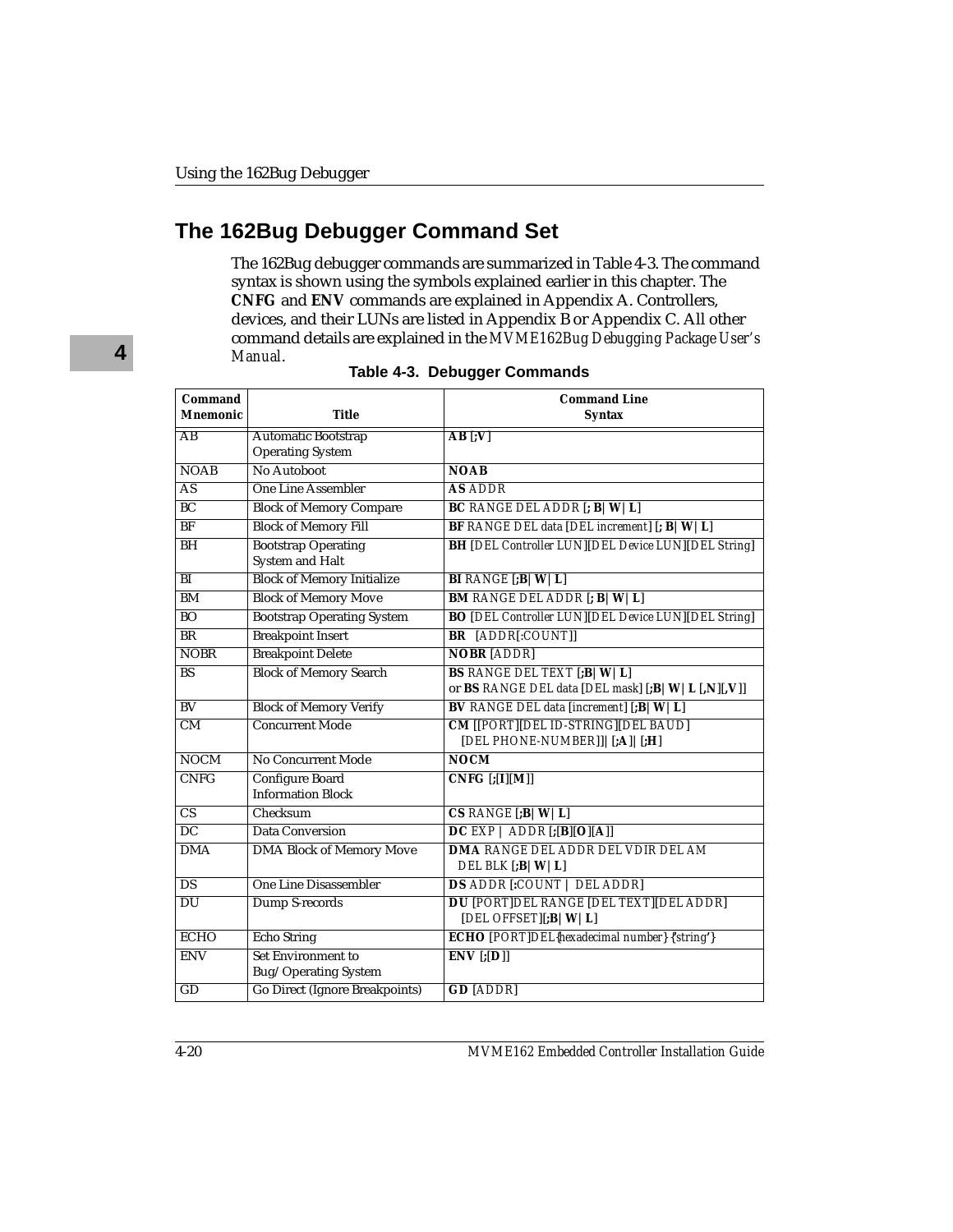## The 162Bug Debugger Command Set

The 162Bug debugger commands are summarized in Table 4-3. The command syntax is shown using the symbols explained earlier in this chapter. The **CNFG** and **ENV** commands are explained in Appendix A. Controllers, devices, and their LUNs are listed in Appendix B or Appendix C. All other command details are explained in the *MVME162Bug Debugging Package User's Manual*.

**Table 4-3. Debugger Commands**

| Command Mnemonic | Title | Command Line Syntax |
|---|---|---|
| AB | Automatic Bootstrap Operating System | **AB** [**;V**] |
| NOAB | No Autoboot | **NOAB** |
| AS | One Line Assembler | **AS** ADDR |
| BC | Block of Memory Compare | **BC** RANGE DEL ADDR [**; B**\|**W**\|**L**] |
| BF | Block of Memory Fill | **BF** RANGE DEL data [DEL increment] [**; B**\|**W**\|**L**] |
| BH | Bootstrap Operating System and Halt | **BH** [DEL Controller LUN][DEL Device LUN][DEL String] |
| BI | Block of Memory Initialize | **BI** RANGE [**;B**\|**W**\|**L**] |
| BM | Block of Memory Move | **BM** RANGE DEL ADDR [**; B**\|**W**\|**L**] |
| BO | Bootstrap Operating System | **BO** [DEL Controller LUN][DEL Device LUN][DEL String] |
| BR | Breakpoint Insert | **BR** [ADDR[:COUNT]] |
| NOBR | Breakpoint Delete | **NOBR** [ADDR] |
| BS | Block of Memory Search | **BS** RANGE DEL TEXT [**;B**\|**W**\|**L**]<br>or **BS** RANGE DEL data [DEL mask] [**;B**\|**W**\|**L** [**,N**][**,V**]] |
| BV | Block of Memory Verify | **BV** RANGE DEL data [increment] [**;B**\|**W**\|**L**] |
| CM | Concurrent Mode | **CM** [[PORT][DEL ID-STRING][DEL BAUD]<br>[DEL PHONE-NUMBER]]\|[**;A**]\|[**;H**] |
| NOCM | No Concurrent Mode | **NOCM** |
| CNFG | Configure Board Information Block | **CNFG** [**;**[**I**][**M**]] |
| CS | Checksum | **CS** RANGE [**;B**\|**W**\|**L**] |
| DC | Data Conversion | **DC** EXP \| ADDR [**;**[**B**][**O**][**A**]] |
| DMA | DMA Block of Memory Move | **DMA** RANGE DEL ADDR DEL VDIR DEL AM<br>DEL BLK [**;B**\|**W**\|**L**] |
| DS | One Line Disassembler | **DS** ADDR [**:**COUNT \| DEL ADDR] |
| DU | Dump S-records | **DU** [PORT]DEL RANGE [DEL TEXT][DEL ADDR]<br>[DEL OFFSET][**;B**\|**W**\|**L**] |
| ECHO | Echo String | **ECHO** [PORT]DEL{hexadecimal number} {'string'} |
| ENV | Set Environment to Bug/Operating System | **ENV** [**;**[**D**]] |
| GD | Go Direct (Ignore Breakpoints) | **GD** [ADDR] |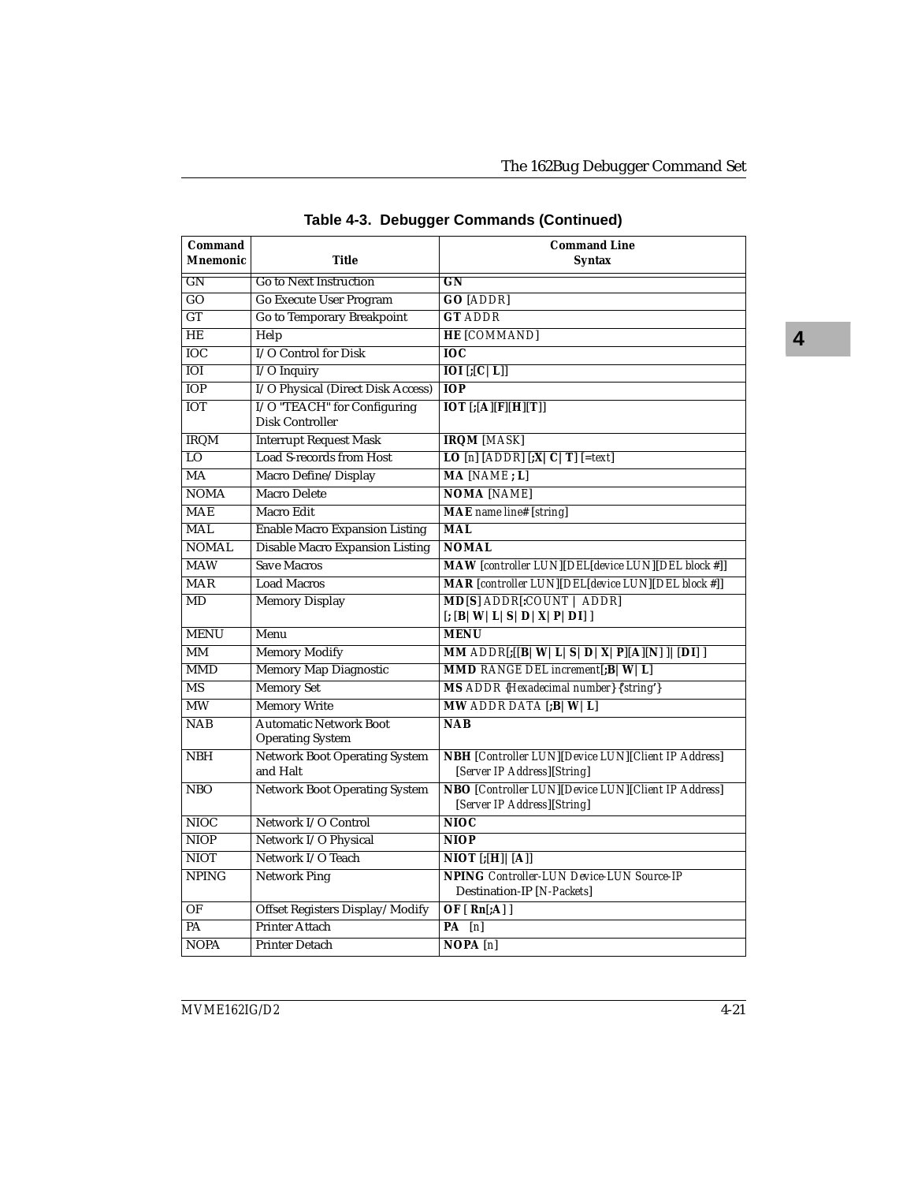**Table 4-3. Debugger Commands (Continued)**

| Command Mnemonic | Title | Command Line Syntax |
|---|---|---|
| GN | Go to Next Instruction | **GN** |
| GO | Go Execute User Program | **GO** [ADDR] |
| GT | Go to Temporary Breakpoint | **GT** ADDR |
| HE | Help | **HE** [COMMAND] |
| IOC | I/O Control for Disk | **IOC** |
| IOI | I/O Inquiry | **IOI** [;[C\|L]] |
| IOP | I/O Physical (Direct Disk Access) | **IOP** |
| IOT | I/O "TEACH" for Configuring Disk Controller | **IOT** [;[A][F][H][T]] |
| IRQM | Interrupt Request Mask | **IRQM** [MASK] |
| LO | Load S-records from Host | **LO** [n] [ADDR] [;X\|C\|T] [=text] |
| MA | Macro Define/Display | **MA** [NAME **;** L] |
| NOMA | Macro Delete | **NOMA** [NAME] |
| MAE | Macro Edit | **MAE** name line# [string] |
| MAL | Enable Macro Expansion Listing | **MAL** |
| NOMAL | Disable Macro Expansion Listing | **NOMAL** |
| MAW | Save Macros | **MAW** [controller LUN][DEL[device LUN][DEL block #]] |
| MAR | Load Macros | **MAR** [controller LUN][DEL[device LUN][DEL block #]] |
| MD | Memory Display | **MD**[S] ADDR[:COUNT \| ADDR] [;[B\|W\|L\|S\|D\|X\|P\|DI]] |
| MENU | Menu | **MENU** |
| MM | Memory Modify | **MM** ADDR[;[[B\|W\|L\|S\|D\|X\|P][A][N]]\|[DI]] |
| MMD | Memory Map Diagnostic | **MMD** RANGE DEL increment[;B\|W\|L] |
| MS | Memory Set | **MS** ADDR {Hexadecimal number} {'string'} |
| MW | Memory Write | **MW** ADDR DATA [;B\|W\|L] |
| NAB | Automatic Network Boot Operating System | **NAB** |
| NBH | Network Boot Operating System and Halt | **NBH** [Controller LUN][Device LUN][Client IP Address] [Server IP Address][String] |
| NBO | Network Boot Operating System | **NBO** [Controller LUN][Device LUN][Client IP Address] [Server IP Address][String] |
| NIOC | Network I/O Control | **NIOC** |
| NIOP | Network I/O Physical | **NIOP** |
| NIOT | Network I/O Teach | **NIOT** [;[H]\|[A]] |
| NPING | Network Ping | **NPING** Controller-LUN Device-LUN Source-IP Destination-IP [N-Packets] |
| OF | Offset Registers Display/Modify | **OF** [Rn[;A]] |
| PA | Printer Attach | **PA** [n] |
| NOPA | Printer Detach | **NOPA** [n] |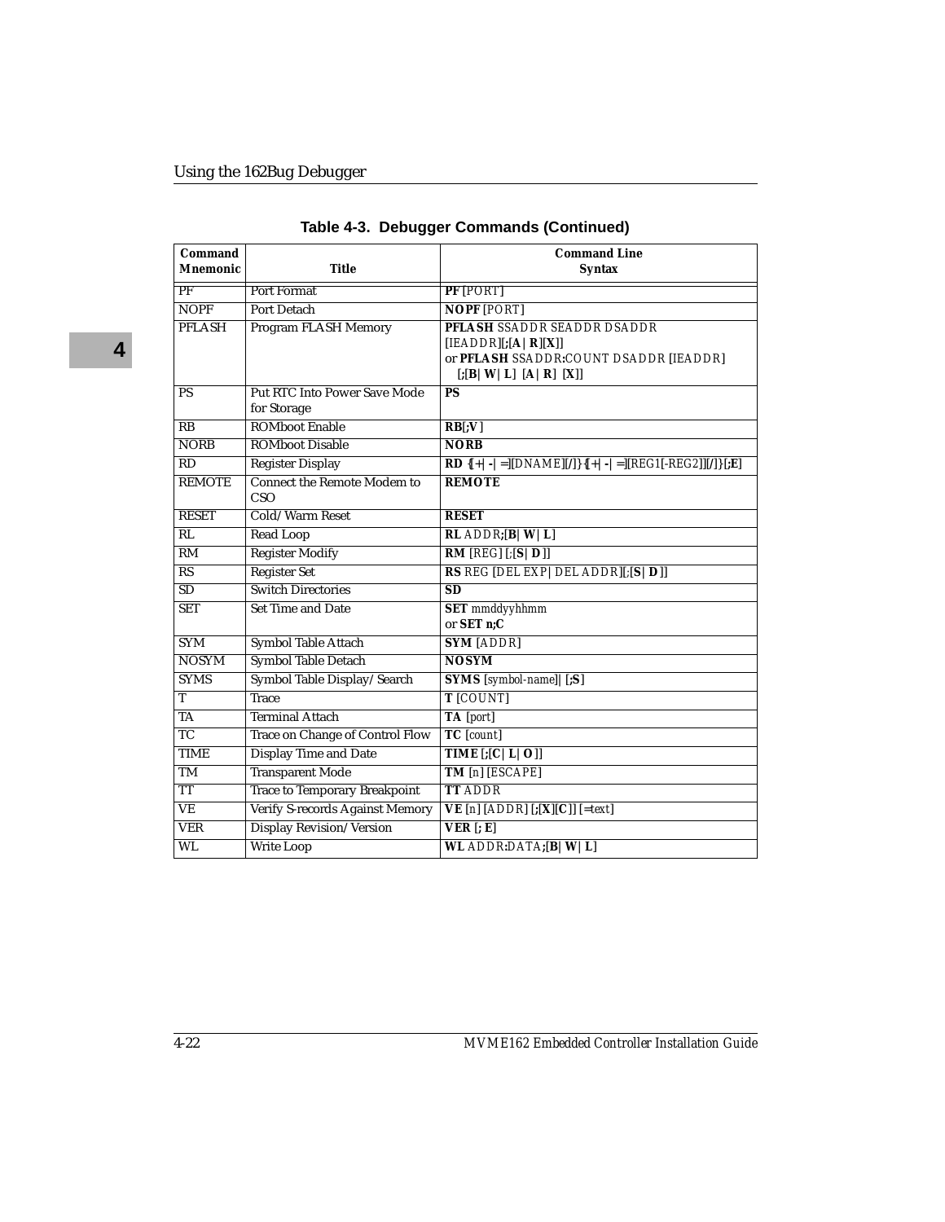**Table 4-3. Debugger Commands (Continued)**

| Command Mnemonic | Title | Command Line Syntax |
|---|---|---|
| PF | Port Format | **PF** [PORT] |
| NOPF | Port Detach | **NOPF** [PORT] |
| PFLASH | Program FLASH Memory | **PFLASH** SSADDR SEADDR DSADDR [IEADDR][**;**[**A** \| **R**][**X**]] or **PFLASH** SSADDR**:**COUNT DSADDR [IEADDR] [**;**[**B** \| **W** \| **L**] [**A** \| **R**] [**X**]] |
| PS | Put RTC Into Power Save Mode for Storage | **PS** |
| RB | ROMboot Enable | **RB**[**;V**] |
| NORB | ROMboot Disable | **NORB** |
| RD | Register Display | **RD** {[+ \| - \| =][DNAME][/]}{[+ \| - \| =][REG1[-REG2]][/]}[**;E**] |
| REMOTE | Connect the Remote Modem to CSO | **REMOTE** |
| RESET | Cold/Warm Reset | **RESET** |
| RL | Read Loop | **RL** ADDR**;**[**B** \| **W** \| **L**] |
| RM | Register Modify | **RM** [REG] [**;**[**S** \| **D**]] |
| RS | Register Set | **RS** REG [DEL EXP \| DEL ADDR][**;**[**S** \| **D**]] |
| SD | Switch Directories | **SD** |
| SET | Set Time and Date | **SET** mmddyyhhmm or **SET n;C** |
| SYM | Symbol Table Attach | **SYM** [ADDR] |
| NOSYM | Symbol Table Detach | **NOSYM** |
| SYMS | Symbol Table Display/Search | **SYMS** [symbol-name]] [**;S**] |
| T | Trace | **T** [COUNT] |
| TA | Terminal Attach | **TA** [port] |
| TC | Trace on Change of Control Flow | **TC** [count] |
| TIME | Display Time and Date | **TIME** [**;**[**C** \| **L** \| **O**]] |
| TM | Transparent Mode | **TM** [n] [ESCAPE] |
| TT | Trace to Temporary Breakpoint | **TT** ADDR |
| VE | Verify S-records Against Memory | **VE** [n] [ADDR] [**;**[**X**][**C**]] [=text] |
| VER | Display Revision/Version | **VER** [**; E**] |
| WL | Write Loop | **WL** ADDR**:**DATA**;**[**B** \| **W** \| **L**] |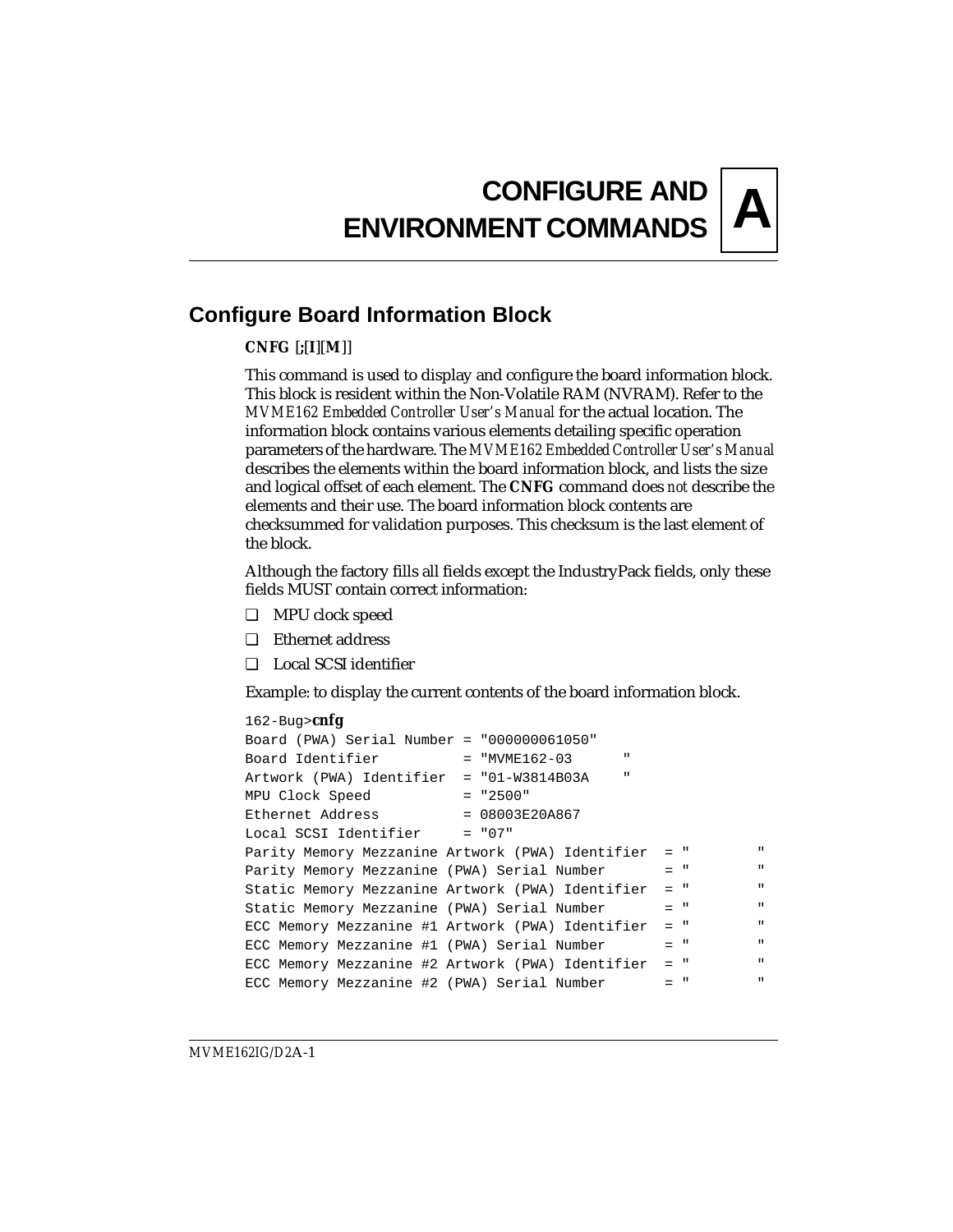# CONFIGURE AND ENVIRONMENT COMMANDS

# A

## Configure Board Information Block

**CNFG** [;[**I**][**M**]]

This command is used to display and configure the board information block. This block is resident within the Non-Volatile RAM (NVRAM). Refer to the *MVME162 Embedded Controller User's Manual* for the actual location. The information block contains various elements detailing specific operation parameters of the hardware. The *MVME162 Embedded Controller User's Manual* describes the elements within the board information block, and lists the size and logical offset of each element. The **CNFG** command does *not* describe the elements and their use. The board information block contents are checksummed for validation purposes. This checksum is the last element of the block.

Although the factory fills all fields except the IndustryPack fields, only these fields MUST contain correct information:

- ❑ MPU clock speed
- ❑ Ethernet address
- ❑ Local SCSI identifier

Example: to display the current contents of the board information block.

```
162-Bug>cnfg
Board (PWA) Serial Number = "000000061050"
Board Identifier          = "MVME162-03      "
Artwork (PWA) Identifier  = "01-W3814B03A    "
MPU Clock Speed           = "2500"
Ethernet Address          = 08003E20A867
Local SCSI Identifier     = "07"
Parity Memory Mezzanine Artwork (PWA) Identifier  = "         "
Parity Memory Mezzanine (PWA) Serial Number       = "         "
Static Memory Mezzanine Artwork (PWA) Identifier  = "         "
Static Memory Mezzanine (PWA) Serial Number       = "         "
ECC Memory Mezzanine #1 Artwork (PWA) Identifier  = "         "
ECC Memory Mezzanine #1 (PWA) Serial Number       = "         "
ECC Memory Mezzanine #2 Artwork (PWA) Identifier  = "         "
ECC Memory Mezzanine #2 (PWA) Serial Number       = "         "
```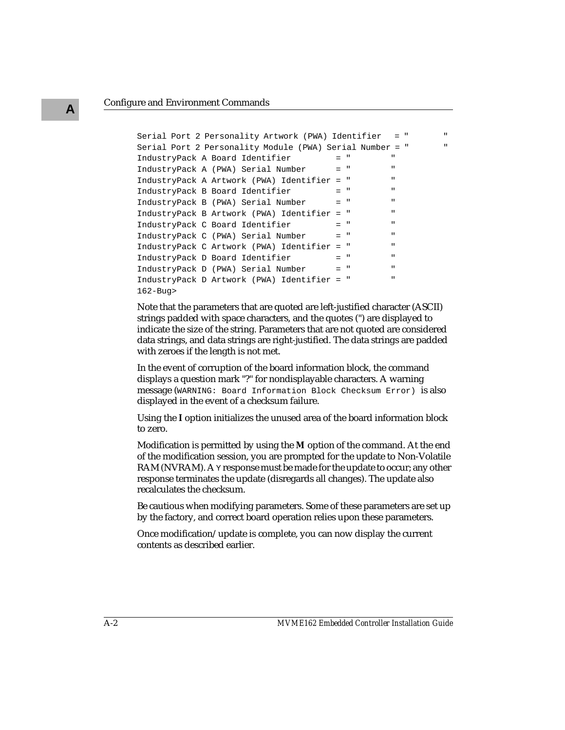```
Serial Port 2 Personality Artwork (PWA) Identifier   = "        "
Serial Port 2 Personality Module (PWA) Serial Number = "        "
IndustryPack A Board Identifier         = "        "
IndustryPack A (PWA) Serial Number      = "        "
IndustryPack A Artwork (PWA) Identifier = "        "
IndustryPack B Board Identifier         = "        "
IndustryPack B (PWA) Serial Number      = "        "
IndustryPack B Artwork (PWA) Identifier = "        "
IndustryPack C Board Identifier         = "        "
IndustryPack C (PWA) Serial Number      = "        "
IndustryPack C Artwork (PWA) Identifier = "        "
IndustryPack D Board Identifier         = "        "
IndustryPack D (PWA) Serial Number      = "        "
IndustryPack D Artwork (PWA) Identifier = "        "
162-Bug>
```

Note that the parameters that are quoted are left-justified character (ASCII) strings padded with space characters, and the quotes (") are displayed to indicate the size of the string. Parameters that are not quoted are considered data strings, and data strings are right-justified. The data strings are padded with zeroes if the length is not met.

In the event of corruption of the board information block, the command displays a question mark "?" for nondisplayable characters. A warning message (`WARNING: Board Information Block Checksum Error)` is also displayed in the event of a checksum failure.

Using the **I** option initializes the unused area of the board information block to zero.

Modification is permitted by using the **M** option of the command. At the end of the modification session, you are prompted for the update to Non-Volatile RAM (NVRAM). A `Y` response must be made for the update to occur; any other response terminates the update (disregards all changes). The update also recalculates the checksum.

Be cautious when modifying parameters. Some of these parameters are set up by the factory, and correct board operation relies upon these parameters.

Once modification/update is complete, you can now display the current contents as described earlier.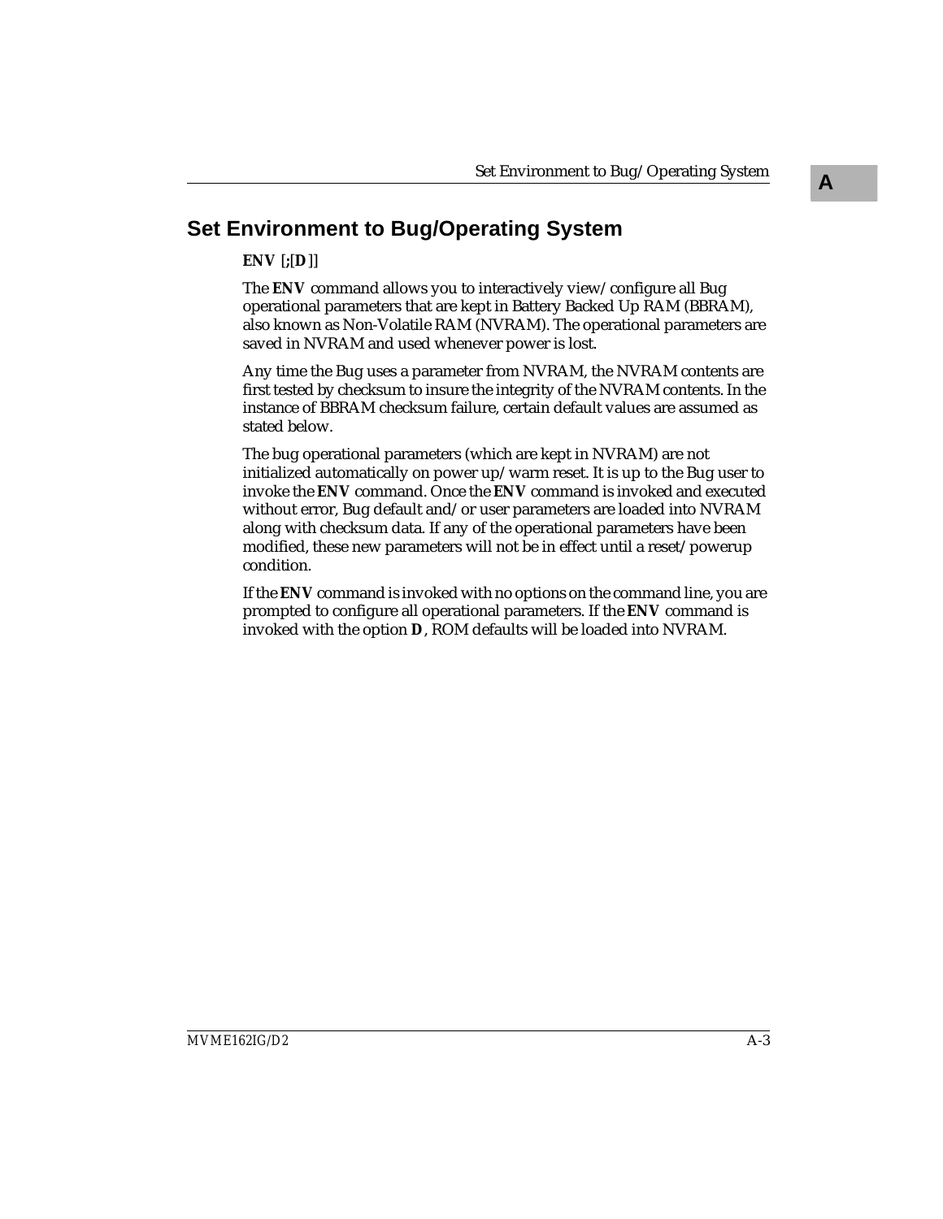## Set Environment to Bug/Operating System

**ENV** [**;**[**D**]]

The **ENV** command allows you to interactively view/configure all Bug operational parameters that are kept in Battery Backed Up RAM (BBRAM), also known as Non-Volatile RAM (NVRAM). The operational parameters are saved in NVRAM and used whenever power is lost.

Any time the Bug uses a parameter from NVRAM, the NVRAM contents are first tested by checksum to insure the integrity of the NVRAM contents. In the instance of BBRAM checksum failure, certain default values are assumed as stated below.

The bug operational parameters (which are kept in NVRAM) are not initialized automatically on power up/warm reset. It is up to the Bug user to invoke the **ENV** command. Once the **ENV** command is invoked and executed without error, Bug default and/or user parameters are loaded into NVRAM along with checksum data. If any of the operational parameters have been modified, these new parameters will not be in effect until a reset/powerup condition.

If the **ENV** command is invoked with no options on the command line, you are prompted to configure all operational parameters. If the **ENV** command is invoked with the option **D**, ROM defaults will be loaded into NVRAM.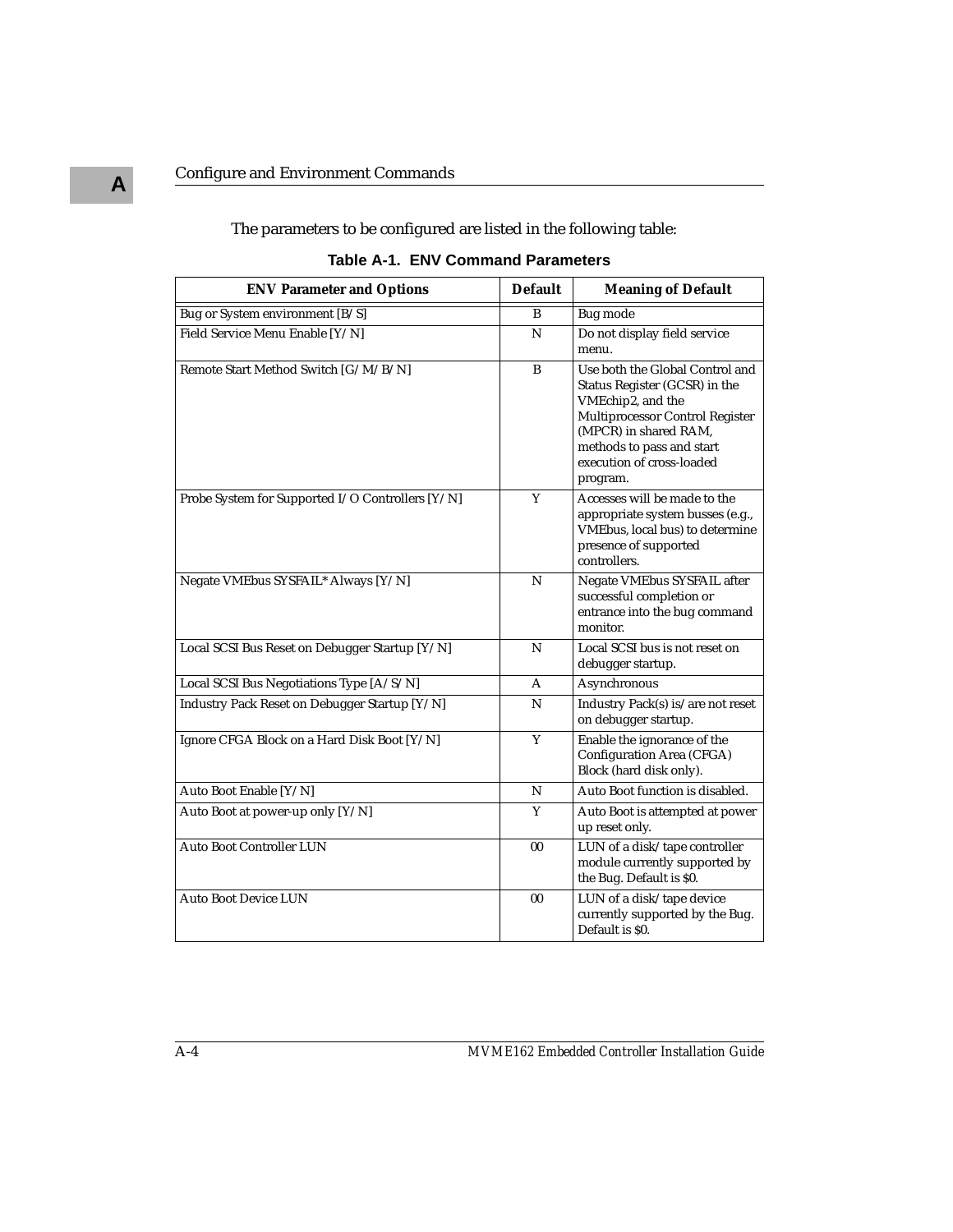The parameters to be configured are listed in the following table:

**Table A-1. ENV Command Parameters**

| ENV Parameter and Options | Default | Meaning of Default |
|---|---|---|
| Bug or System environment [B/S] | B | Bug mode |
| Field Service Menu Enable [Y/N] | N | Do not display field service menu. |
| Remote Start Method Switch [G/M/B/N] | B | Use both the Global Control and Status Register (GCSR) in the VMEchip2, and the Multiprocessor Control Register (MPCR) in shared RAM, methods to pass and start execution of cross-loaded program. |
| Probe System for Supported I/O Controllers [Y/N] | Y | Accesses will be made to the appropriate system busses (e.g., VMEbus, local bus) to determine presence of supported controllers. |
| Negate VMEbus SYSFAIL* Always [Y/N] | N | Negate VMEbus SYSFAIL after successful completion or entrance into the bug command monitor. |
| Local SCSI Bus Reset on Debugger Startup [Y/N] | N | Local SCSI bus is not reset on debugger startup. |
| Local SCSI Bus Negotiations Type [A/S/N] | A | Asynchronous |
| Industry Pack Reset on Debugger Startup [Y/N] | N | Industry Pack(s) is/are not reset on debugger startup. |
| Ignore CFGA Block on a Hard Disk Boot [Y/N] | Y | Enable the ignorance of the Configuration Area (CFGA) Block (hard disk only). |
| Auto Boot Enable [Y/N] | N | Auto Boot function is disabled. |
| Auto Boot at power-up only [Y/N] | Y | Auto Boot is attempted at power up reset only. |
| Auto Boot Controller LUN | 00 | LUN of a disk/tape controller module currently supported by the Bug. Default is $0. |
| Auto Boot Device LUN | 00 | LUN of a disk/tape device currently supported by the Bug. Default is $0. |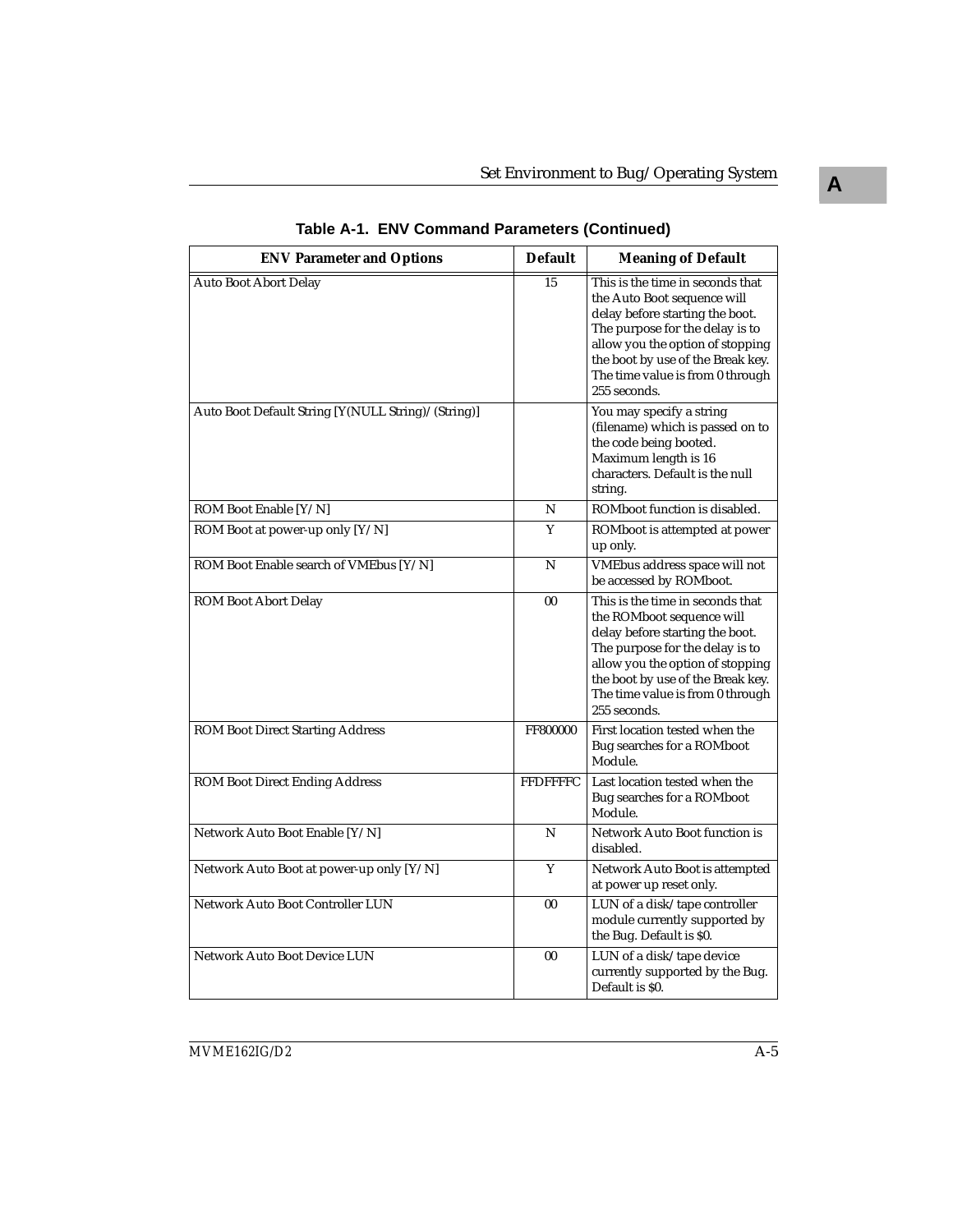**Table A-1. ENV Command Parameters (Continued)**

| ENV Parameter and Options | Default | Meaning of Default |
|---|---|---|
| Auto Boot Abort Delay | 15 | This is the time in seconds that the Auto Boot sequence will delay before starting the boot. The purpose for the delay is to allow you the option of stopping the boot by use of the Break key. The time value is from 0 through 255 seconds. |
| Auto Boot Default String [Y(NULL String)/(String)] | | You may specify a string (filename) which is passed on to the code being booted. Maximum length is 16 characters. Default is the null string. |
| ROM Boot Enable [Y/N] | N | ROMboot function is disabled. |
| ROM Boot at power-up only [Y/N] | Y | ROMboot is attempted at power up only. |
| ROM Boot Enable search of VMEbus [Y/N] | N | VMEbus address space will not be accessed by ROMboot. |
| ROM Boot Abort Delay | 00 | This is the time in seconds that the ROMboot sequence will delay before starting the boot. The purpose for the delay is to allow you the option of stopping the boot by use of the Break key. The time value is from 0 through 255 seconds. |
| ROM Boot Direct Starting Address | FF800000 | First location tested when the Bug searches for a ROMboot Module. |
| ROM Boot Direct Ending Address | FFDFFFFC | Last location tested when the Bug searches for a ROMboot Module. |
| Network Auto Boot Enable [Y/N] | N | Network Auto Boot function is disabled. |
| Network Auto Boot at power-up only [Y/N] | Y | Network Auto Boot is attempted at power up reset only. |
| Network Auto Boot Controller LUN | 00 | LUN of a disk/tape controller module currently supported by the Bug. Default is $0. |
| Network Auto Boot Device LUN | 00 | LUN of a disk/tape device currently supported by the Bug. Default is $0. |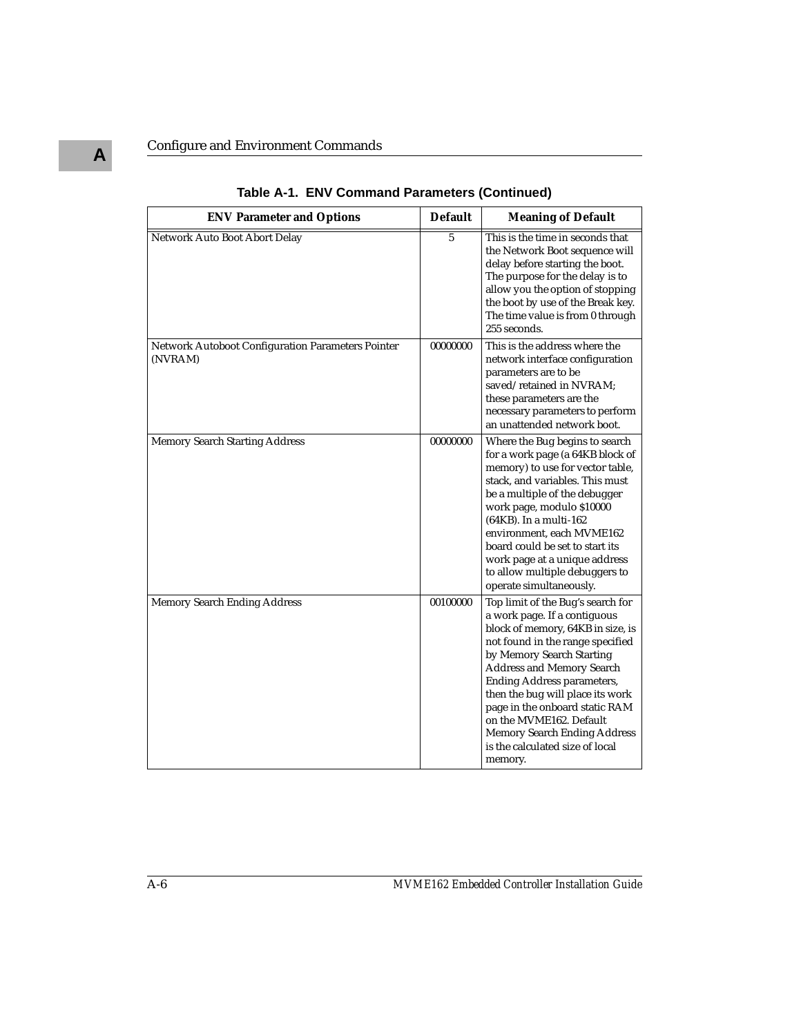**Table A-1. ENV Command Parameters (Continued)**

| ENV Parameter and Options | Default | Meaning of Default |
|---|---|---|
| Network Auto Boot Abort Delay | 5 | This is the time in seconds that the Network Boot sequence will delay before starting the boot. The purpose for the delay is to allow you the option of stopping the boot by use of the Break key. The time value is from 0 through 255 seconds. |
| Network Autoboot Configuration Parameters Pointer (NVRAM) | 00000000 | This is the address where the network interface configuration parameters are to be saved/retained in NVRAM; these parameters are the necessary parameters to perform an unattended network boot. |
| Memory Search Starting Address | 00000000 | Where the Bug begins to search for a work page (a 64KB block of memory) to use for vector table, stack, and variables. This must be a multiple of the debugger work page, modulo $10000 (64KB). In a multi-162 environment, each MVME162 board could be set to start its work page at a unique address to allow multiple debuggers to operate simultaneously. |
| Memory Search Ending Address | 00100000 | Top limit of the Bug's search for a work page. If a contiguous block of memory, 64KB in size, is not found in the range specified by Memory Search Starting Address and Memory Search Ending Address parameters, then the bug will place its work page in the onboard static RAM on the MVME162. Default Memory Search Ending Address is the calculated size of local memory. |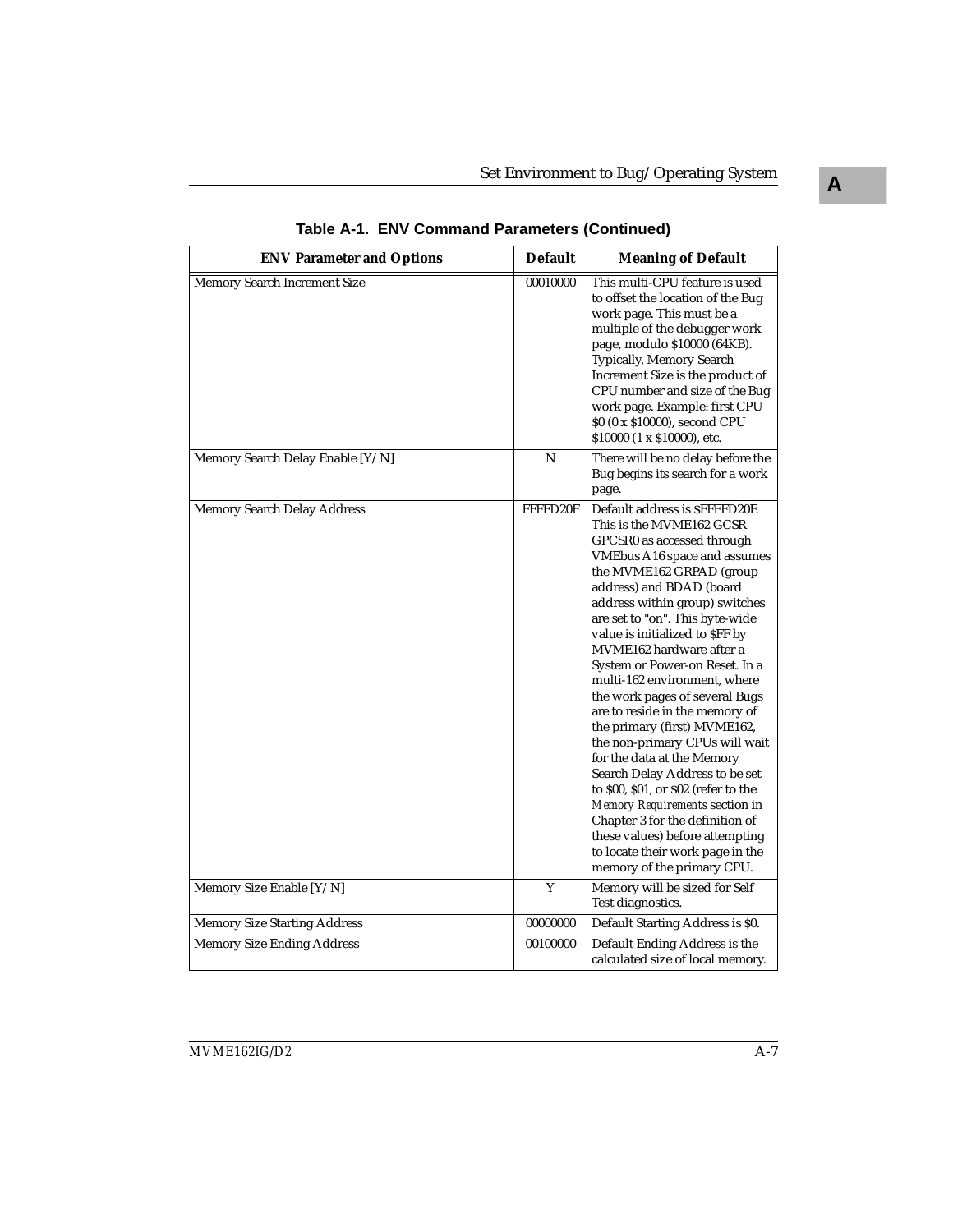**Table A-1. ENV Command Parameters (Continued)**

| ENV Parameter and Options | Default | Meaning of Default |
|---|---|---|
| Memory Search Increment Size | 00010000 | This multi-CPU feature is used to offset the location of the Bug work page. This must be a multiple of the debugger work page, modulo $10000 (64KB). Typically, Memory Search Increment Size is the product of CPU number and size of the Bug work page. Example: first CPU $0 (0 x $10000), second CPU $10000 (1 x $10000), etc. |
| Memory Search Delay Enable [Y/N] | N | There will be no delay before the Bug begins its search for a work page. |
| Memory Search Delay Address | FFFFD20F | Default address is $FFFFD20F. This is the MVME162 GCSR GPCSR0 as accessed through VMEbus A16 space and assumes the MVME162 GRPAD (group address) and BDAD (board address within group) switches are set to "on". This byte-wide value is initialized to $FF by MVME162 hardware after a System or Power-on Reset. In a multi-162 environment, where the work pages of several Bugs are to reside in the memory of the primary (first) MVME162, the non-primary CPUs will wait for the data at the Memory Search Delay Address to be set to $00, $01, or $02 (refer to the *Memory Requirements* section in Chapter 3 for the definition of these values) before attempting to locate their work page in the memory of the primary CPU. |
| Memory Size Enable [Y/N] | Y | Memory will be sized for Self Test diagnostics. |
| Memory Size Starting Address | 00000000 | Default Starting Address is $0. |
| Memory Size Ending Address | 00100000 | Default Ending Address is the calculated size of local memory. |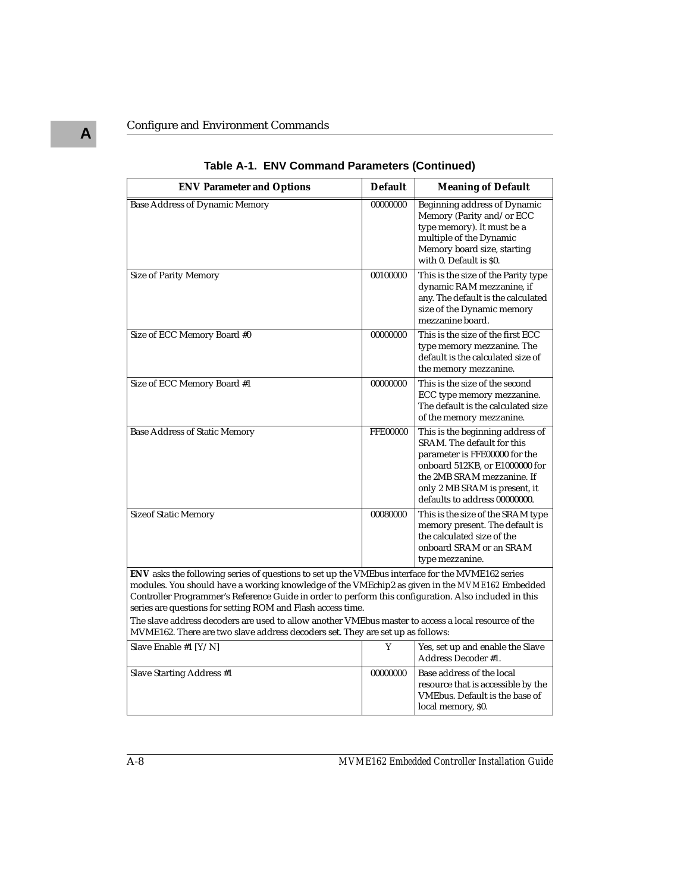**Table A-1. ENV Command Parameters (Continued)**

| ENV Parameter and Options | Default | Meaning of Default |
|---|---|---|
| Base Address of Dynamic Memory | 00000000 | Beginning address of Dynamic Memory (Parity and/or ECC type memory). It must be a multiple of the Dynamic Memory board size, starting with 0. Default is $0. |
| Size of Parity Memory | 00100000 | This is the size of the Parity type dynamic RAM mezzanine, if any. The default is the calculated size of the Dynamic memory mezzanine board. |
| Size of ECC Memory Board #0 | 00000000 | This is the size of the first ECC type memory mezzanine. The default is the calculated size of the memory mezzanine. |
| Size of ECC Memory Board #1 | 00000000 | This is the size of the second ECC type memory mezzanine. The default is the calculated size of the memory mezzanine. |
| Base Address of Static Memory | FFE00000 | This is the beginning address of SRAM. The default for this parameter is FFE00000 for the onboard 512KB, or E1000000 for the 2MB SRAM mezzanine. If only 2 MB SRAM is present, it defaults to address 00000000. |
| Sizeof Static Memory | 00080000 | This is the size of the SRAM type memory present. The default is the calculated size of the onboard SRAM or an SRAM type mezzanine. |
| **ENV** asks the following series of questions to set up the VMEbus interface for the MVME162 series modules. You should have a working knowledge of the VMEchip2 as given in the *MVME162* Embedded Controller Programmer's Reference Guide in order to perform this configuration. Also included in this series are questions for setting ROM and Flash access time. The slave address decoders are used to allow another VMEbus master to access a local resource of the MVME162. There are two slave address decoders set. They are set up as follows: | | |
| Slave Enable #1 [Y/N] | Y | Yes, set up and enable the Slave Address Decoder #1. |
| Slave Starting Address #1 | 00000000 | Base address of the local resource that is accessible by the VMEbus. Default is the base of local memory, $0. |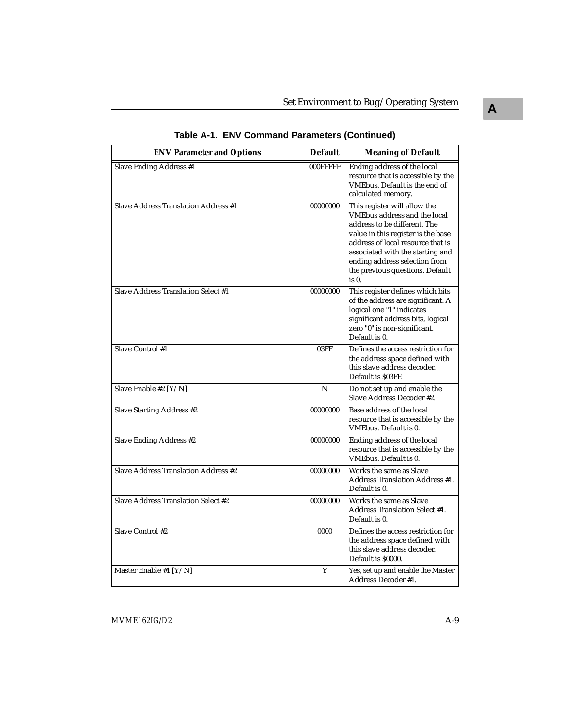**Table A-1. ENV Command Parameters (Continued)**

| ENV Parameter and Options | Default | Meaning of Default |
| --- | --- | --- |
| Slave Ending Address #1 | 000FFFFF | Ending address of the local resource that is accessible by the VMEbus. Default is the end of calculated memory. |
| Slave Address Translation Address #1 | 00000000 | This register will allow the VMEbus address and the local address to be different. The value in this register is the base address of local resource that is associated with the starting and ending address selection from the previous questions. Default is 0. |
| Slave Address Translation Select #1 | 00000000 | This register defines which bits of the address are significant. A logical one "1" indicates significant address bits, logical zero "0" is non-significant. Default is 0. |
| Slave Control #1 | 03FF | Defines the access restriction for the address space defined with this slave address decoder. Default is $03FF. |
| Slave Enable #2 [Y/N] | N | Do not set up and enable the Slave Address Decoder #2. |
| Slave Starting Address #2 | 00000000 | Base address of the local resource that is accessible by the VMEbus. Default is 0. |
| Slave Ending Address #2 | 00000000 | Ending address of the local resource that is accessible by the VMEbus. Default is 0. |
| Slave Address Translation Address #2 | 00000000 | Works the same as Slave Address Translation Address #1. Default is 0. |
| Slave Address Translation Select #2 | 00000000 | Works the same as Slave Address Translation Select #1. Default is 0. |
| Slave Control #2 | 0000 | Defines the access restriction for the address space defined with this slave address decoder. Default is $0000. |
| Master Enable #1 [Y/N] | Y | Yes, set up and enable the Master Address Decoder #1. |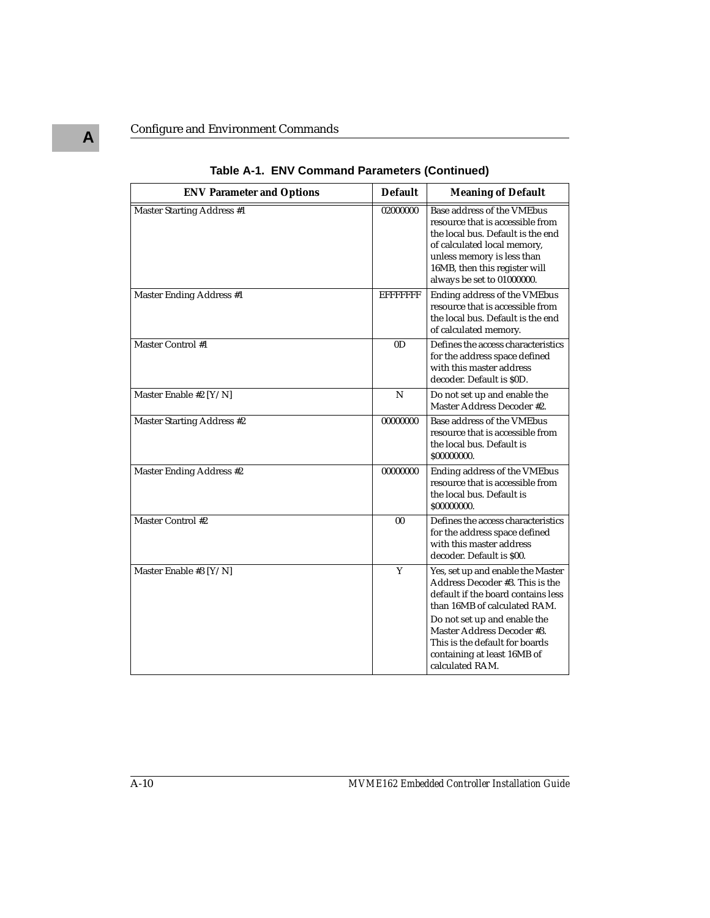**Table A-1. ENV Command Parameters (Continued)**

| ENV Parameter and Options | Default | Meaning of Default |
| --- | --- | --- |
| Master Starting Address #1 | 02000000 | Base address of the VMEbus resource that is accessible from the local bus. Default is the end of calculated local memory, unless memory is less than 16MB, then this register will always be set to 01000000. |
| Master Ending Address #1 | EFFFFFFF | Ending address of the VMEbus resource that is accessible from the local bus. Default is the end of calculated memory. |
| Master Control #1 | 0D | Defines the access characteristics for the address space defined with this master address decoder. Default is $0D. |
| Master Enable #2 [Y/N] | N | Do not set up and enable the Master Address Decoder #2. |
| Master Starting Address #2 | 00000000 | Base address of the VMEbus resource that is accessible from the local bus. Default is $00000000. |
| Master Ending Address #2 | 00000000 | Ending address of the VMEbus resource that is accessible from the local bus. Default is $00000000. |
| Master Control #2 | 00 | Defines the access characteristics for the address space defined with this master address decoder. Default is $00. |
| Master Enable #3 [Y/N] | Y | Yes, set up and enable the Master Address Decoder #3. This is the default if the board contains less than 16MB of calculated RAM. Do not set up and enable the Master Address Decoder #3. This is the default for boards containing at least 16MB of calculated RAM. |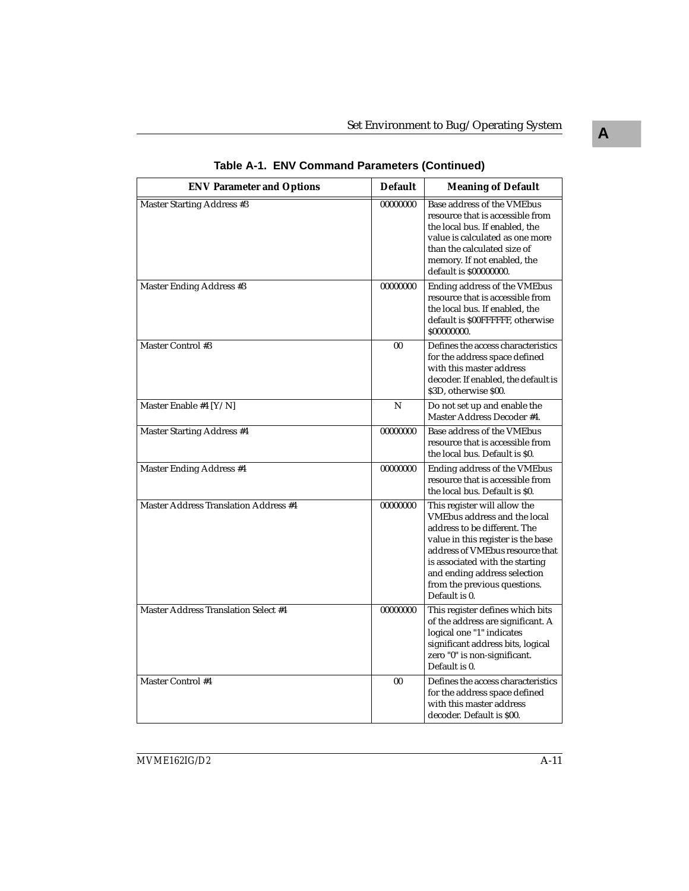**Table A-1. ENV Command Parameters (Continued)**

| ENV Parameter and Options | Default | Meaning of Default |
|---|---|---|
| Master Starting Address #3 | 00000000 | Base address of the VMEbus resource that is accessible from the local bus. If enabled, the value is calculated as one more than the calculated size of memory. If not enabled, the default is $00000000. |
| Master Ending Address #3 | 00000000 | Ending address of the VMEbus resource that is accessible from the local bus. If enabled, the default is $00FFFFFF, otherwise $00000000. |
| Master Control #3 | 00 | Defines the access characteristics for the address space defined with this master address decoder. If enabled, the default is $3D, otherwise $00. |
| Master Enable #4 [Y/N] | N | Do not set up and enable the Master Address Decoder #4. |
| Master Starting Address #4 | 00000000 | Base address of the VMEbus resource that is accessible from the local bus. Default is $0. |
| Master Ending Address #4 | 00000000 | Ending address of the VMEbus resource that is accessible from the local bus. Default is $0. |
| Master Address Translation Address #4 | 00000000 | This register will allow the VMEbus address and the local address to be different. The value in this register is the base address of VMEbus resource that is associated with the starting and ending address selection from the previous questions. Default is 0. |
| Master Address Translation Select #4 | 00000000 | This register defines which bits of the address are significant. A logical one "1" indicates significant address bits, logical zero "0" is non-significant. Default is 0. |
| Master Control #4 | 00 | Defines the access characteristics for the address space defined with this master address decoder. Default is $00. |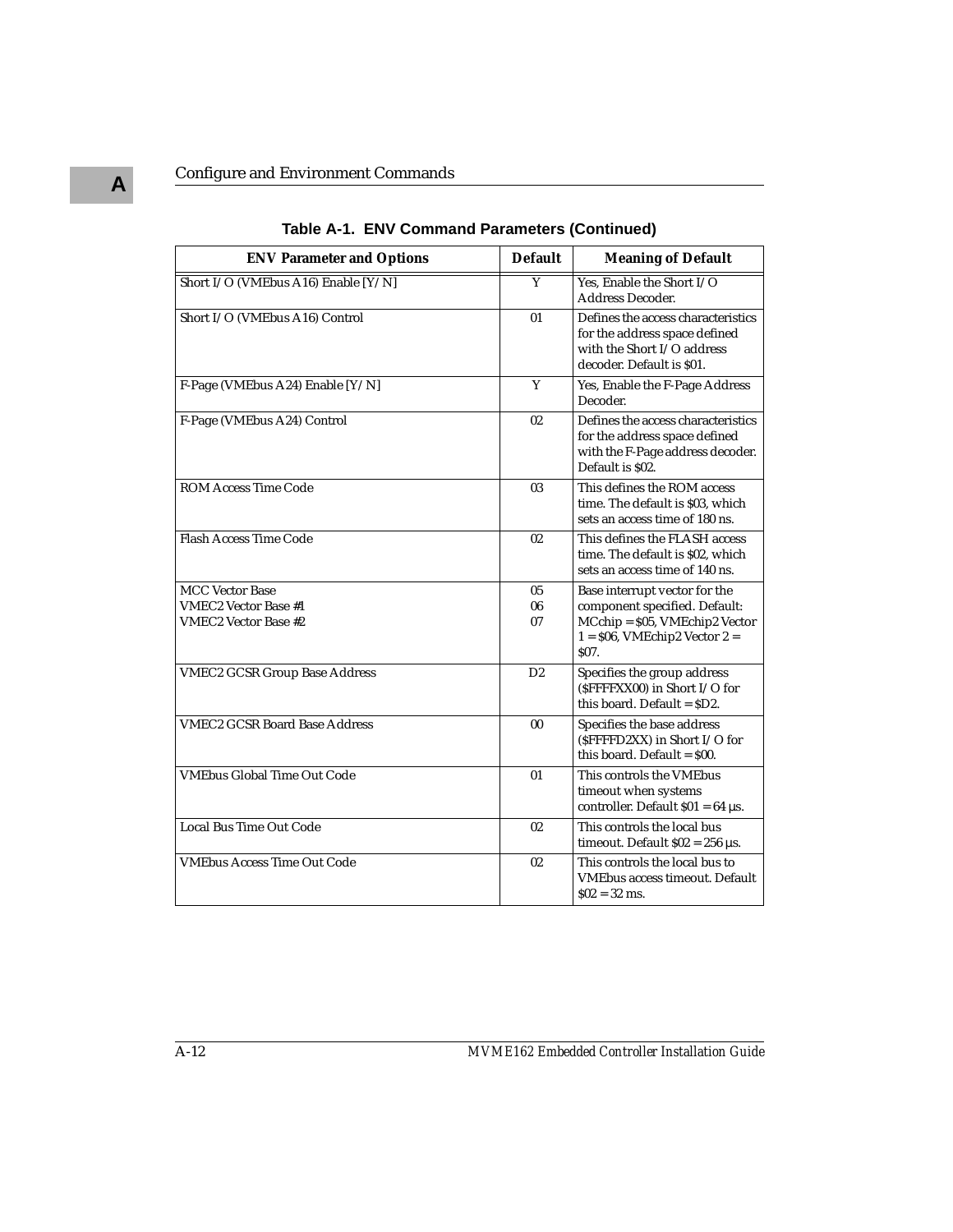**Table A-1. ENV Command Parameters (Continued)**

| ENV Parameter and Options | Default | Meaning of Default |
|---|---|---|
| Short I/O (VMEbus A16) Enable [Y/N] | Y | Yes, Enable the Short I/O Address Decoder. |
| Short I/O (VMEbus A16) Control | 01 | Defines the access characteristics for the address space defined with the Short I/O address decoder. Default is $01. |
| F-Page (VMEbus A24) Enable [Y/N] | Y | Yes, Enable the F-Page Address Decoder. |
| F-Page (VMEbus A24) Control | 02 | Defines the access characteristics for the address space defined with the F-Page address decoder. Default is $02. |
| ROM Access Time Code | 03 | This defines the ROM access time. The default is $03, which sets an access time of 180 ns. |
| Flash Access Time Code | 02 | This defines the FLASH access time. The default is $02, which sets an access time of 140 ns. |
| MCC Vector Base<br>VMEC2 Vector Base #1<br>VMEC2 Vector Base #2 | 05<br>06<br>07 | Base interrupt vector for the component specified. Default: MCchip = $05, VMEchip2 Vector 1 = $06, VMEchip2 Vector 2 = $07. |
| VMEC2 GCSR Group Base Address | D2 | Specifies the group address ($FFFFXX00) in Short I/O for this board. Default = $D2. |
| VMEC2 GCSR Board Base Address | 00 | Specifies the base address ($FFFFD2XX) in Short I/O for this board. Default = $00. |
| VMEbus Global Time Out Code | 01 | This controls the VMEbus timeout when systems controller. Default $01 = 64 µs. |
| Local Bus Time Out Code | 02 | This controls the local bus timeout. Default $02 = 256 µs. |
| VMEbus Access Time Out Code | 02 | This controls the local bus to VMEbus access timeout. Default $02 = 32 ms. |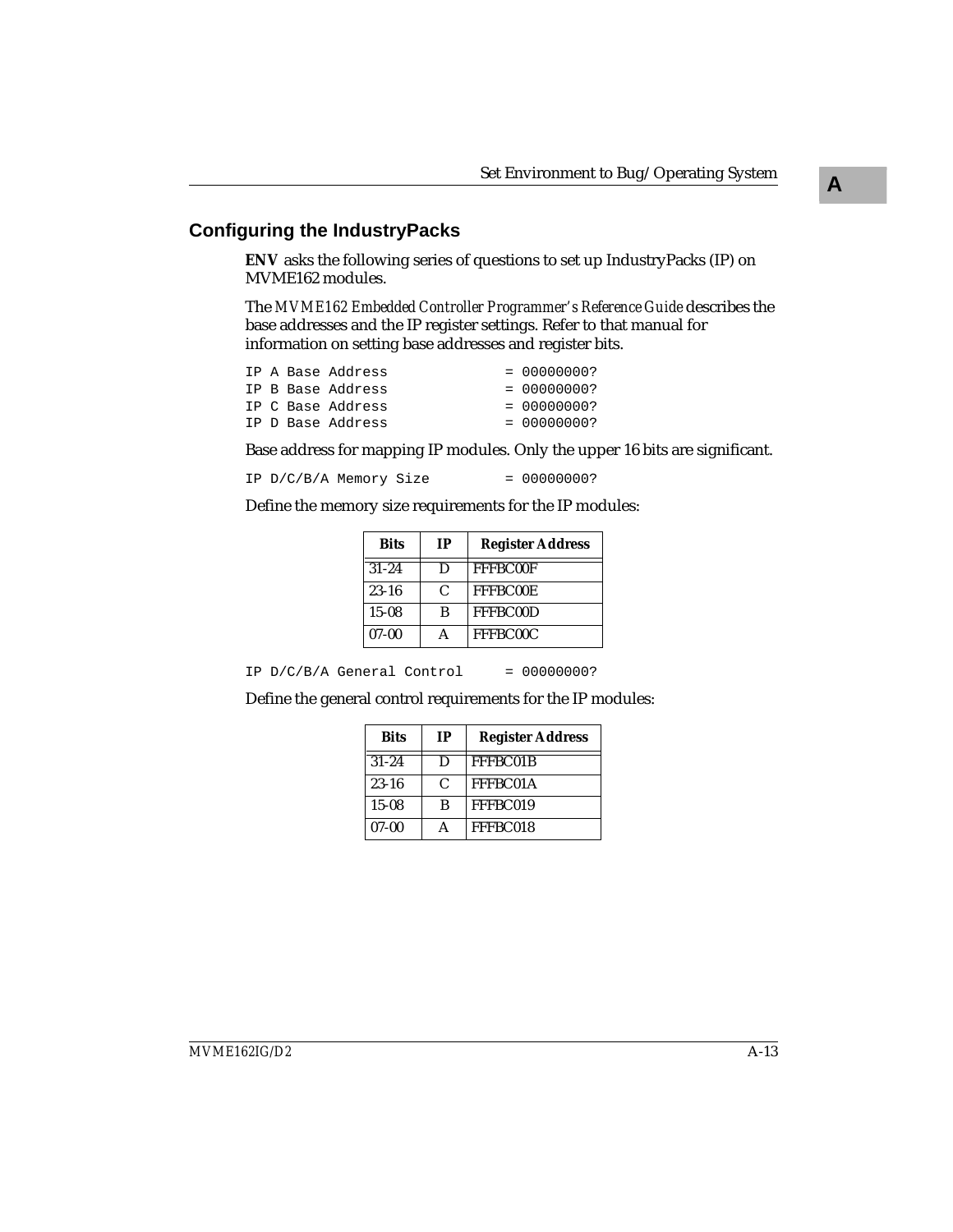## Configuring the IndustryPacks

**ENV** asks the following series of questions to set up IndustryPacks (IP) on MVME162 modules.

The *MVME162 Embedded Controller Programmer's Reference Guide* describes the base addresses and the IP register settings. Refer to that manual for information on setting base addresses and register bits.

```
IP A Base Address              = 00000000?
IP B Base Address              = 00000000?
IP C Base Address              = 00000000?
IP D Base Address              = 00000000?
```

Base address for mapping IP modules. Only the upper 16 bits are significant.

```
IP D/C/B/A Memory Size         = 00000000?
```

Define the memory size requirements for the IP modules:

| Bits | IP | Register Address |
|---|---|---|
| 31-24 | D | FFFBC00F |
| 23-16 | C | FFFBC00E |
| 15-08 | B | FFFBC00D |
| 07-00 | A | FFFBC00C |

```
IP D/C/B/A General Control     = 00000000?
```

Define the general control requirements for the IP modules:

| Bits | IP | Register Address |
|---|---|---|
| 31-24 | D | FFFBC01B |
| 23-16 | C | FFFBC01A |
| 15-08 | B | FFFBC019 |
| 07-00 | A | FFFBC018 |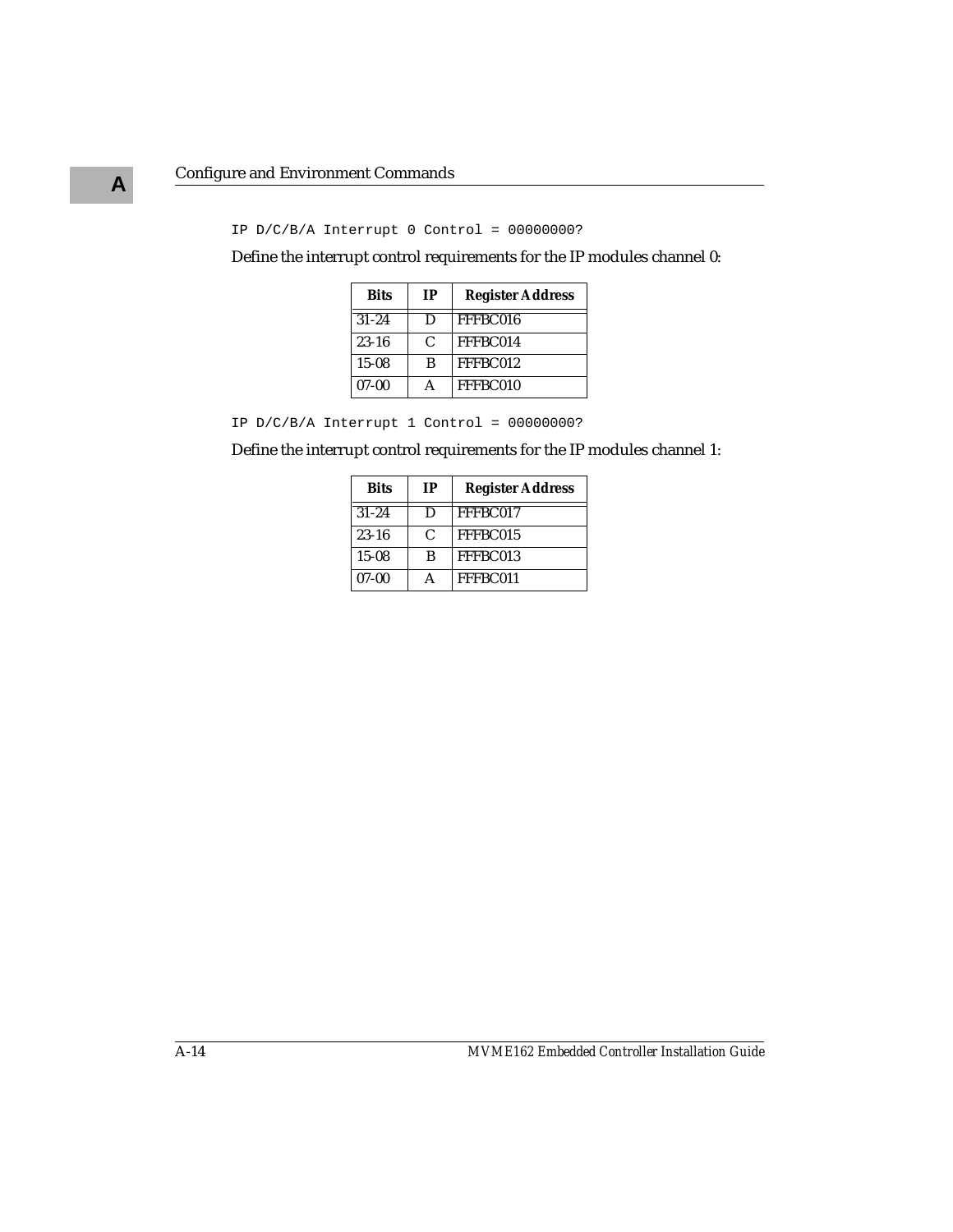```
IP D/C/B/A Interrupt 0 Control = 00000000?
```

Define the interrupt control requirements for the IP modules channel 0:

| Bits | IP | Register Address |
|---|---|---|
| 31-24 | D | FFFBC016 |
| 23-16 | C | FFFBC014 |
| 15-08 | B | FFFBC012 |
| 07-00 | A | FFFBC010 |

```
IP D/C/B/A Interrupt 1 Control = 00000000?
```

Define the interrupt control requirements for the IP modules channel 1:

| Bits | IP | Register Address |
|---|---|---|
| 31-24 | D | FFFBC017 |
| 23-16 | C | FFFBC015 |
| 15-08 | B | FFFBC013 |
| 07-00 | A | FFFBC011 |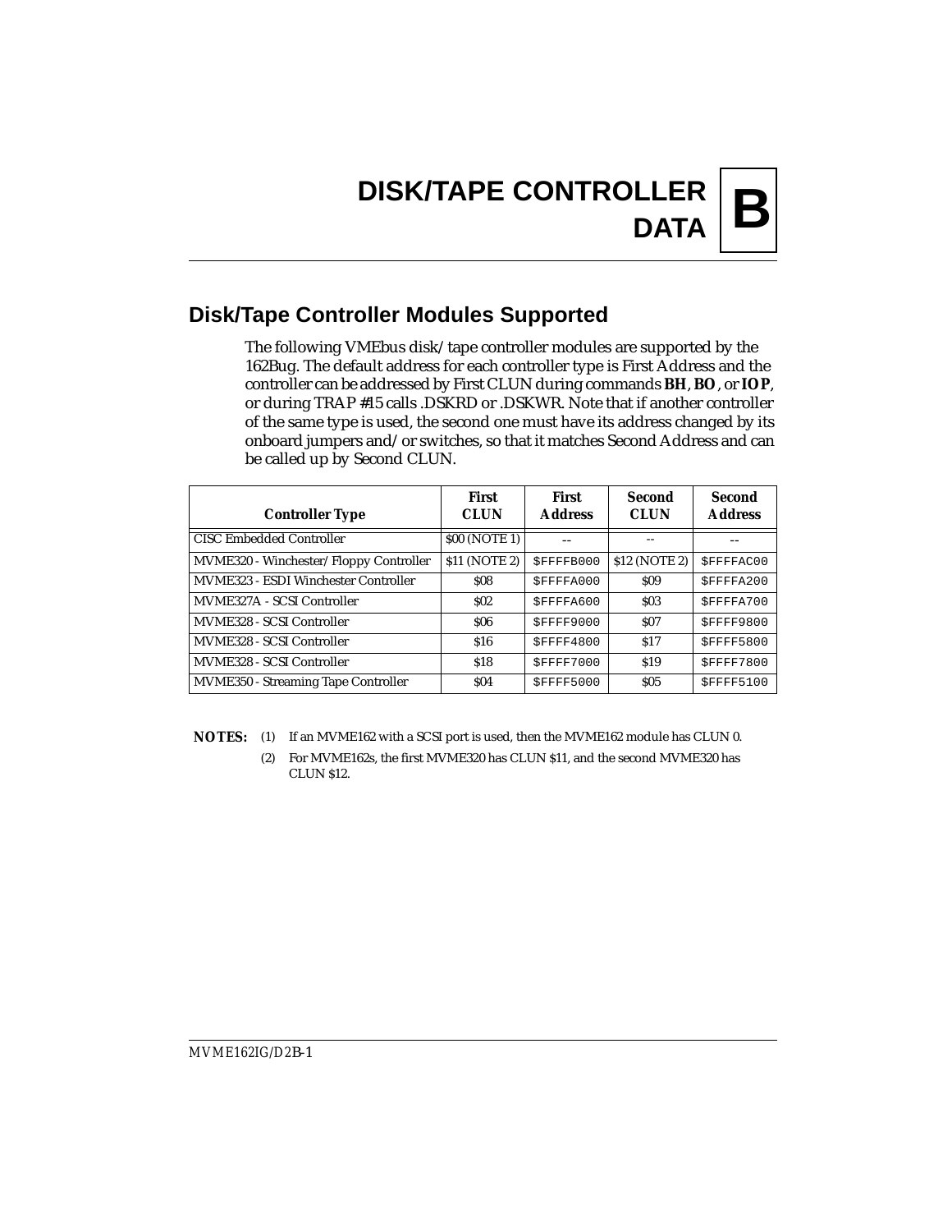# DISK/TAPE CONTROLLER DATA

## Disk/Tape Controller Modules Supported

The following VMEbus disk/tape controller modules are supported by the 162Bug. The default address for each controller type is First Address and the controller can be addressed by First CLUN during commands **BH**, **BO**, or **IOP**, or during TRAP #15 calls .DSKRD or .DSKWR. Note that if another controller of the same type is used, the second one must have its address changed by its onboard jumpers and/or switches, so that it matches Second Address and can be called up by Second CLUN.

| Controller Type | First CLUN | First Address | Second CLUN | Second Address |
|---|---|---|---|---|
| CISC Embedded Controller | $00 (NOTE 1) | -- | -- | -- |
| MVME320 - Winchester/Floppy Controller | $11 (NOTE 2) | $FFFFB000 | $12 (NOTE 2) | $FFFFAC00 |
| MVME323 - ESDI Winchester Controller | $08 | $FFFFA000 | $09 | $FFFFA200 |
| MVME327A - SCSI Controller | $02 | $FFFFA600 | $03 | $FFFFA700 |
| MVME328 - SCSI Controller | $06 | $FFFF9000 | $07 | $FFFF9800 |
| MVME328 - SCSI Controller | $16 | $FFFF4800 | $17 | $FFFF5800 |
| MVME328 - SCSI Controller | $18 | $FFFF7000 | $19 | $FFFF7800 |
| MVME350 - Streaming Tape Controller | $04 | $FFFF5000 | $05 | $FFFF5100 |

**NOTES:** (1) If an MVME162 with a SCSI port is used, then the MVME162 module has CLUN 0.

(2) For MVME162s, the first MVME320 has CLUN $11, and the second MVME320 has CLUN $12.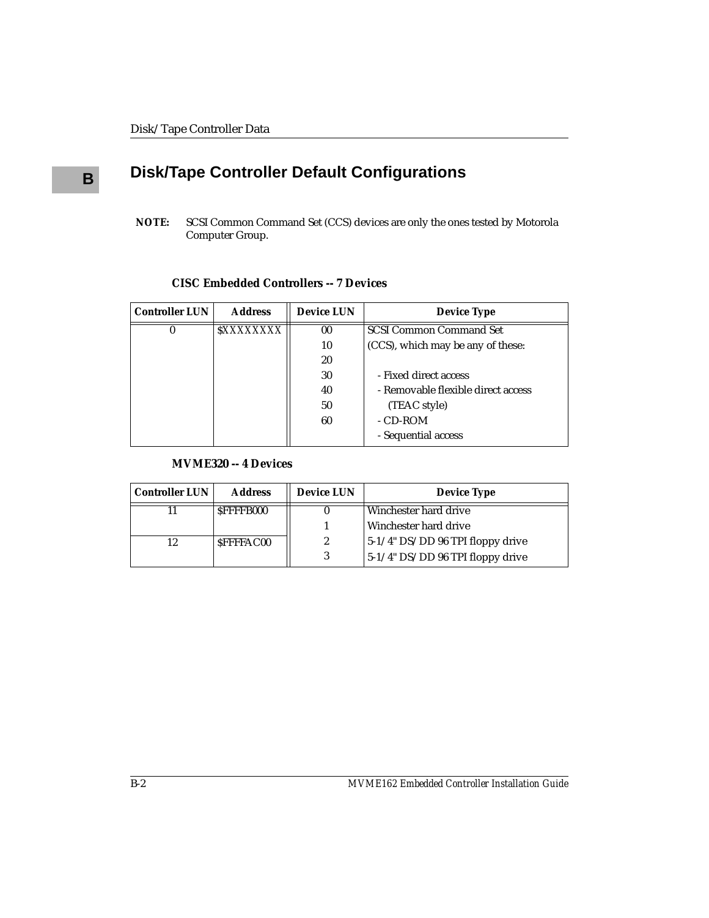## Disk/Tape Controller Default Configurations

**NOTE:** SCSI Common Command Set (CCS) devices are only the ones tested by Motorola Computer Group.

**CISC Embedded Controllers -- 7 Devices**

| Controller LUN | Address | Device LUN | Device Type |
|---|---|---|---|
| 0 | $XXXXXXXX | 00 | SCSI Common Command Set |
| | | 10 | (CCS), which may be any of these: |
| | | 20 | |
| | | 30 | - Fixed direct access |
| | | 40 | - Removable flexible direct access |
| | | 50 | (TEAC style) |
| | | 60 | - CD-ROM |
| | | | - Sequential access |

**MVME320 -- 4 Devices**

| Controller LUN | Address | Device LUN | Device Type |
|---|---|---|---|
| 11 | $FFFFB000 | 0 | Winchester hard drive |
| | | 1 | Winchester hard drive |
| 12 | $FFFFAC00 | 2 | 5-1/4" DS/DD 96 TPI floppy drive |
| | | 3 | 5-1/4" DS/DD 96 TPI floppy drive |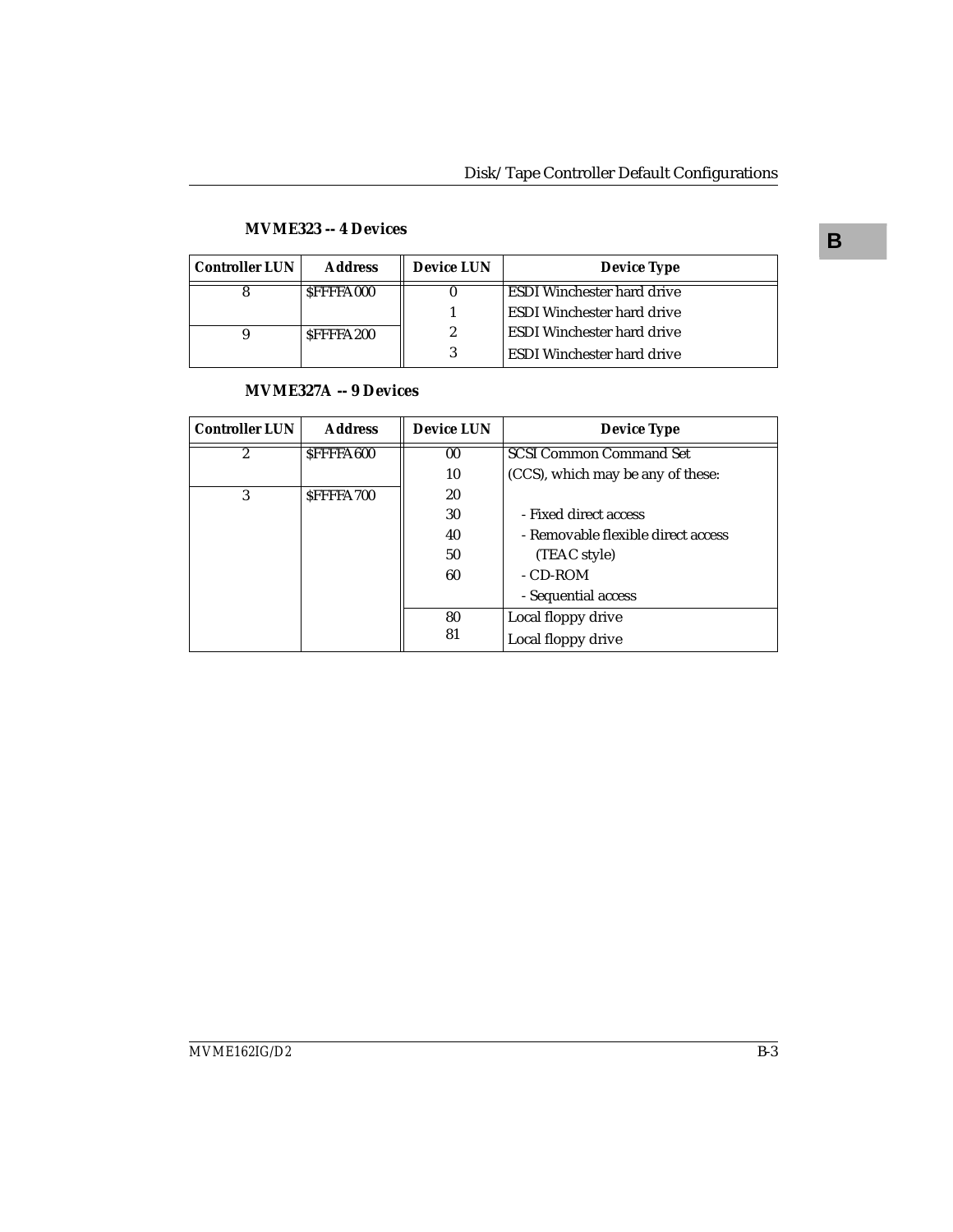**MVME323 -- 4 Devices**

| Controller LUN | Address | Device LUN | Device Type |
|---|---|---|---|
| 8 | $FFFFA000 | 0 | ESDI Winchester hard drive |
| | | 1 | ESDI Winchester hard drive |
| 9 | $FFFFA200 | 2 | ESDI Winchester hard drive |
| | | 3 | ESDI Winchester hard drive |

**MVME327A -- 9 Devices**

| Controller LUN | Address | Device LUN | Device Type |
|---|---|---|---|
| 2 | $FFFFA600 | 00 | SCSI Common Command Set |
| | | 10 | (CCS), which may be any of these: |
| 3 | $FFFFA700 | 20 | |
| | | 30 | - Fixed direct access |
| | | 40 | - Removable flexible direct access |
| | | 50 | (TEAC style) |
| | | 60 | - CD-ROM |
| | | | - Sequential access |
| | | 80 | Local floppy drive |
| | | 81 | Local floppy drive |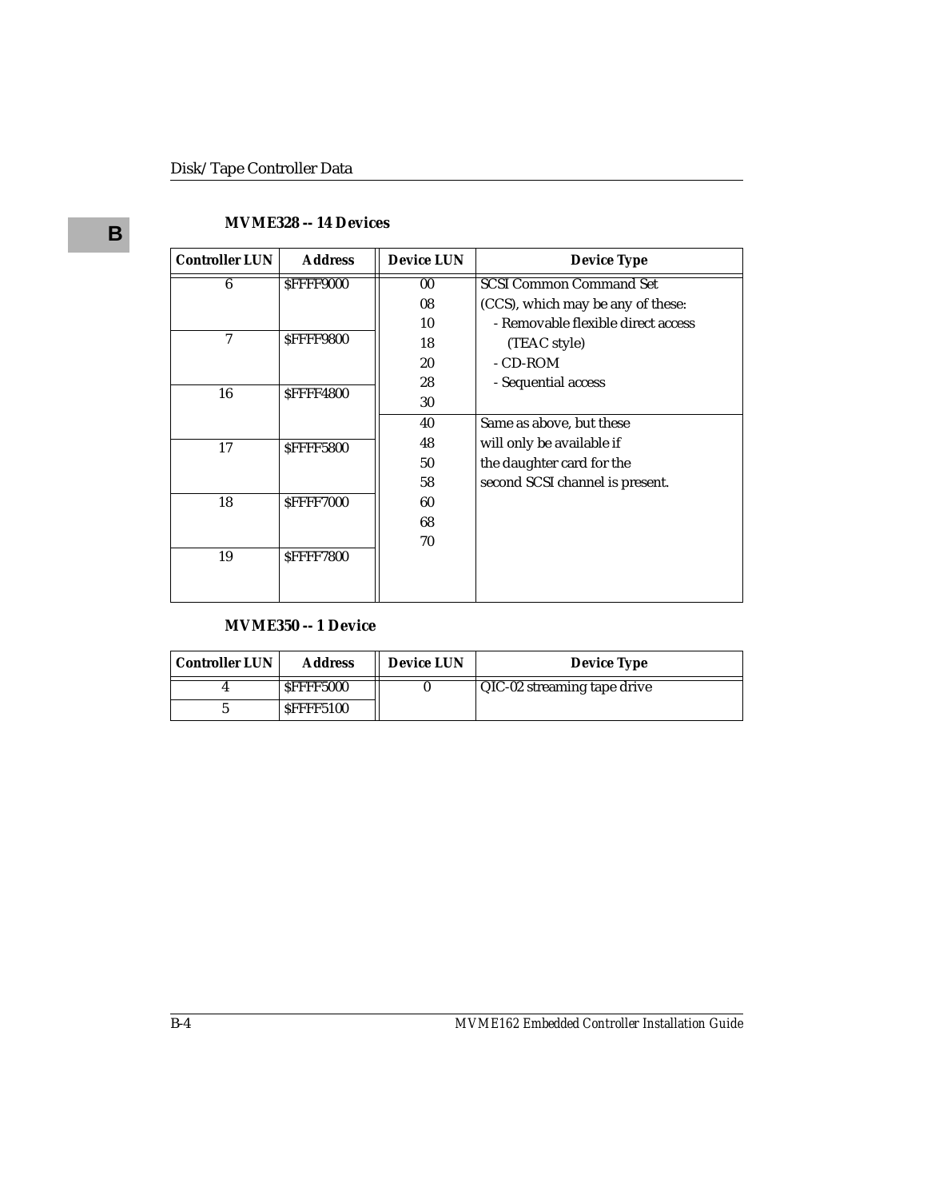**MVME328 -- 14 Devices**

| Controller LUN | Address | Device LUN | Device Type |
|---|---|---|---|
| 6 | $FFFF9000 | 00<br>08<br>10 | SCSI Common Command Set (CCS), which may be any of these:<br>- Removable flexible direct access (TEAC style)<br>- CD-ROM<br>- Sequential access |
| 7 | $FFFF9800 | 18<br>20<br>28 | |
| 16 | $FFFF4800 | 30 | |
| | | 40 | Same as above, but these will only be available if the daughter card for the second SCSI channel is present. |
| 17 | $FFFF5800 | 48<br>50<br>58 | |
| 18 | $FFFF7000 | 60<br>68<br>70 | |
| 19 | $FFFF7800 | | |

**MVME350 -- 1 Device**

| Controller LUN | Address | Device LUN | Device Type |
|---|---|---|---|
| 4 | $FFFF5000 | 0 | QIC-02 streaming tape drive |
| 5 | $FFFF5100 | | |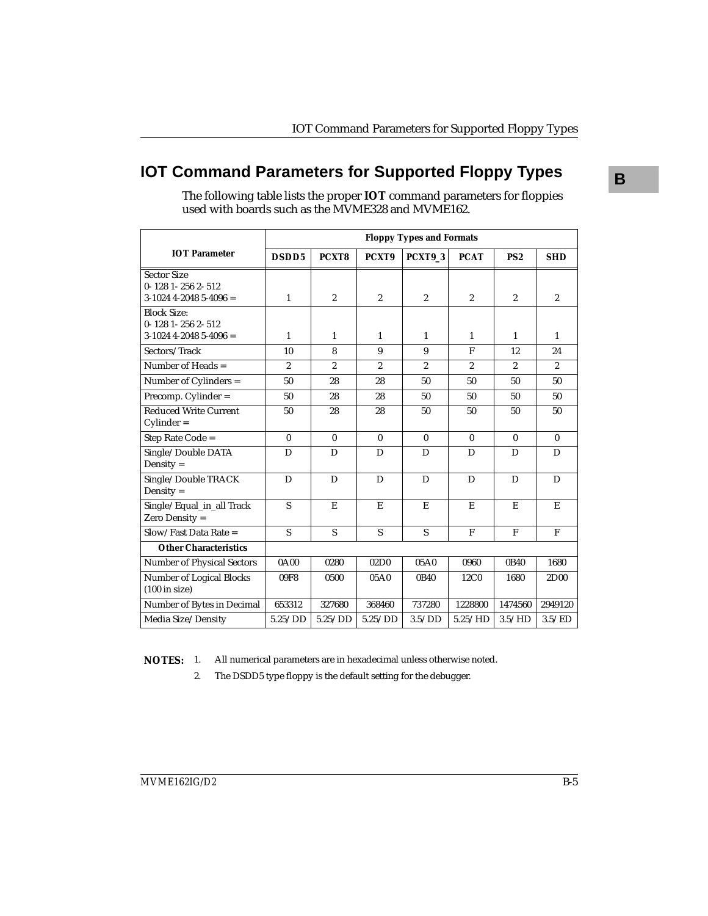## IOT Command Parameters for Supported Floppy Types

The following table lists the proper **IOT** command parameters for floppies used with boards such as the MVME328 and MVME162.

| IOT Parameter | Floppy Types and Formats | | | | | | |
|---|---|---|---|---|---|---|---|
| | DSDD5 | PCXT8 | PCXT9 | PCXT9_3 | PCAT | PS2 | SHD |
| Sector Size 0- 128 1- 256 2- 512 3-1024 4-2048 5-4096 = | 1 | 2 | 2 | 2 | 2 | 2 | 2 |
| Block Size: 0- 128 1- 256 2- 512 3-1024 4-2048 5-4096 = | 1 | 1 | 1 | 1 | 1 | 1 | 1 |
| Sectors/Track | 10 | 8 | 9 | 9 | F | 12 | 24 |
| Number of Heads = | 2 | 2 | 2 | 2 | 2 | 2 | 2 |
| Number of Cylinders = | 50 | 28 | 28 | 50 | 50 | 50 | 50 |
| Precomp. Cylinder = | 50 | 28 | 28 | 50 | 50 | 50 | 50 |
| Reduced Write Current Cylinder = | 50 | 28 | 28 | 50 | 50 | 50 | 50 |
| Step Rate Code = | 0 | 0 | 0 | 0 | 0 | 0 | 0 |
| Single/Double DATA Density = | D | D | D | D | D | D | D |
| Single/Double TRACK Density = | D | D | D | D | D | D | D |
| Single/Equal_in_all Track Zero Density = | S | E | E | E | E | E | E |
| Slow/Fast Data Rate = | S | S | S | S | F | F | F |
| **Other Characteristics** | | | | | | | |
| Number of Physical Sectors | 0A00 | 0280 | 02D0 | 05A0 | 0960 | 0B40 | 1680 |
| Number of Logical Blocks (100 in size) | 09F8 | 0500 | 05A0 | 0B40 | 12C0 | 1680 | 2D00 |
| Number of Bytes in Decimal | 653312 | 327680 | 368460 | 737280 | 1228800 | 1474560 | 2949120 |
| Media Size/Density | 5.25/DD | 5.25/DD | 5.25/DD | 3.5/DD | 5.25/HD | 3.5/HD | 3.5/ED |

**NOTES:**

1. All numerical parameters are in hexadecimal unless otherwise noted.
2. The DSDD5 type floppy is the default setting for the debugger.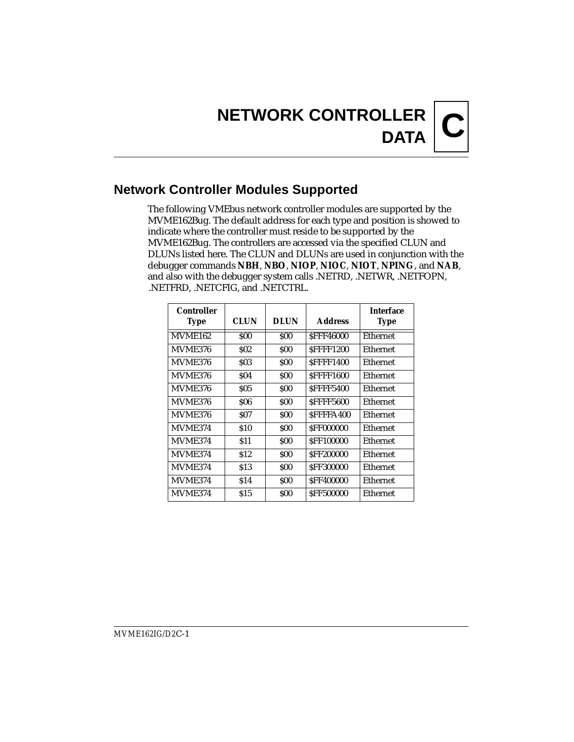# NETWORK CONTROLLER DATA

# C

## Network Controller Modules Supported

The following VMEbus network controller modules are supported by the MVME162Bug. The default address for each type and position is showed to indicate where the controller must reside to be supported by the MVME162Bug. The controllers are accessed via the specified CLUN and DLUNs listed here. The CLUN and DLUNs are used in conjunction with the debugger commands **NBH**, **NBO**, **NIOP**, **NIOC**, **NIOT**, **NPING**, and **NAB**, and also with the debugger system calls .NETRD, .NETWR, .NETFOPN, .NETFRD, .NETCFIG, and .NETCTRL.

| Controller Type | CLUN | DLUN | Address | Interface Type |
|---|---|---|---|---|
| MVME162 | $00 | $00 | $FFF46000 | Ethernet |
| MVME376 | $02 | $00 | $FFFF1200 | Ethernet |
| MVME376 | $03 | $00 | $FFFF1400 | Ethernet |
| MVME376 | $04 | $00 | $FFFF1600 | Ethernet |
| MVME376 | $05 | $00 | $FFFF5400 | Ethernet |
| MVME376 | $06 | $00 | $FFFF5600 | Ethernet |
| MVME376 | $07 | $00 | $FFFFA400 | Ethernet |
| MVME374 | $10 | $00 | $FF000000 | Ethernet |
| MVME374 | $11 | $00 | $FF100000 | Ethernet |
| MVME374 | $12 | $00 | $FF200000 | Ethernet |
| MVME374 | $13 | $00 | $FF300000 | Ethernet |
| MVME374 | $14 | $00 | $FF400000 | Ethernet |
| MVME374 | $15 | $00 | $FF500000 | Ethernet |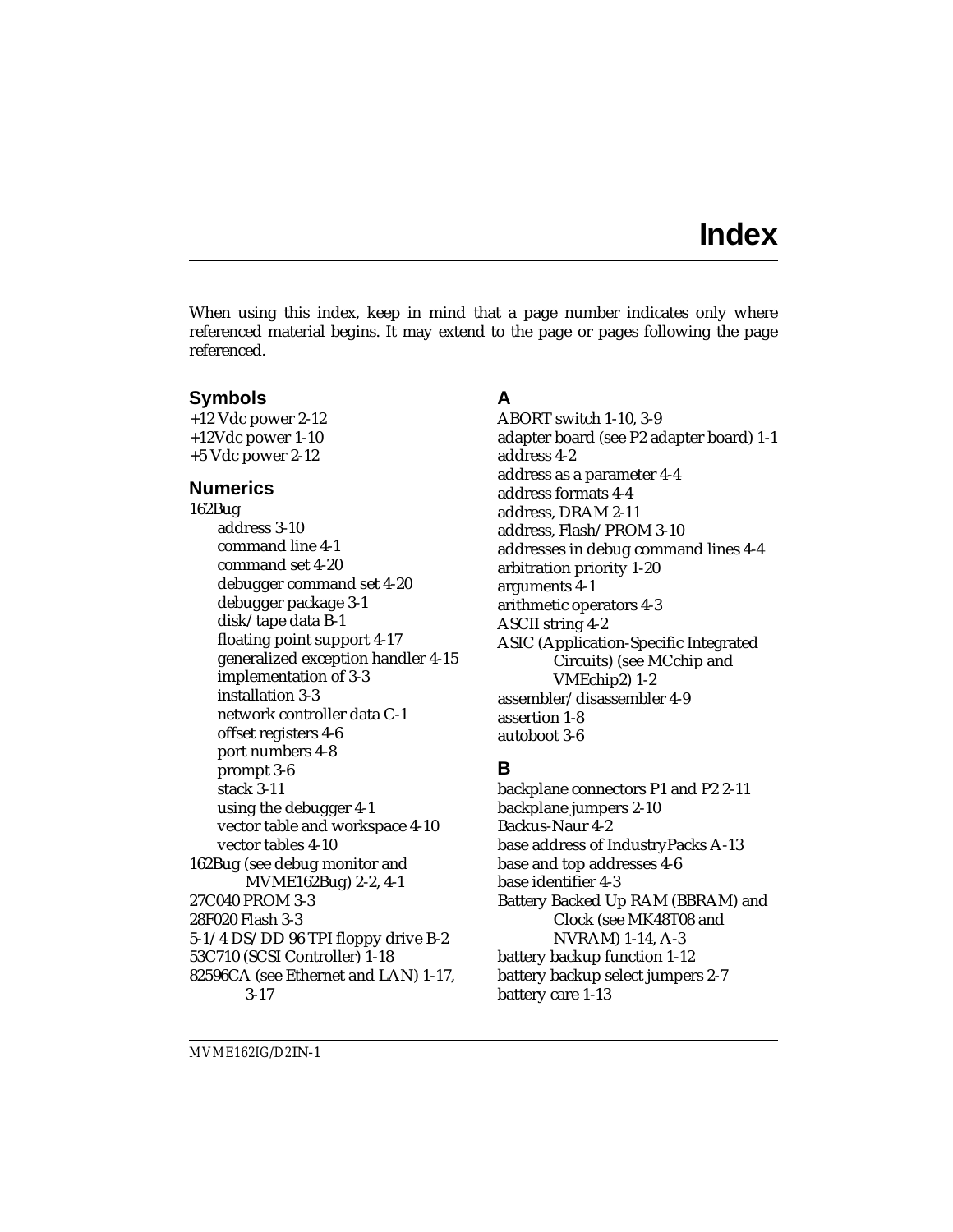# Index

When using this index, keep in mind that a page number indicates only where referenced material begins. It may extend to the page or pages following the page referenced.

## Symbols

+12 Vdc power 2-12
+12Vdc power 1-10
+5 Vdc power 2-12

## Numerics

162Bug
- address 3-10
- command line 4-1
- command set 4-20
- debugger command set 4-20
- debugger package 3-1
- disk/tape data B-1
- floating point support 4-17
- generalized exception handler 4-15
- implementation of 3-3
- installation 3-3
- network controller data C-1
- offset registers 4-6
- port numbers 4-8
- prompt 3-6
- stack 3-11
- using the debugger 4-1
- vector table and workspace 4-10
- vector tables 4-10

162Bug (see debug monitor and MVME162Bug) 2-2, 4-1
27C040 PROM 3-3
28F020 Flash 3-3
5-1/4 DS/DD 96 TPI floppy drive B-2
53C710 (SCSI Controller) 1-18
82596CA (see Ethernet and LAN) 1-17, 3-17

## A

ABORT switch 1-10, 3-9
adapter board (see P2 adapter board) 1-1
address 4-2
address as a parameter 4-4
address formats 4-4
address, DRAM 2-11
address, Flash/PROM 3-10
addresses in debug command lines 4-4
arbitration priority 1-20
arguments 4-1
arithmetic operators 4-3
ASCII string 4-2
ASIC (Application-Specific Integrated Circuits) (see MCchip and VMEchip2) 1-2
assembler/disassembler 4-9
assertion 1-8
autoboot 3-6

## B

backplane connectors P1 and P2 2-11
backplane jumpers 2-10
Backus-Naur 4-2
base address of IndustryPacks A-13
base and top addresses 4-6
base identifier 4-3
Battery Backed Up RAM (BBRAM) and Clock (see MK48T08 and NVRAM) 1-14, A-3
battery backup function 1-12
battery backup select jumpers 2-7
battery care 1-13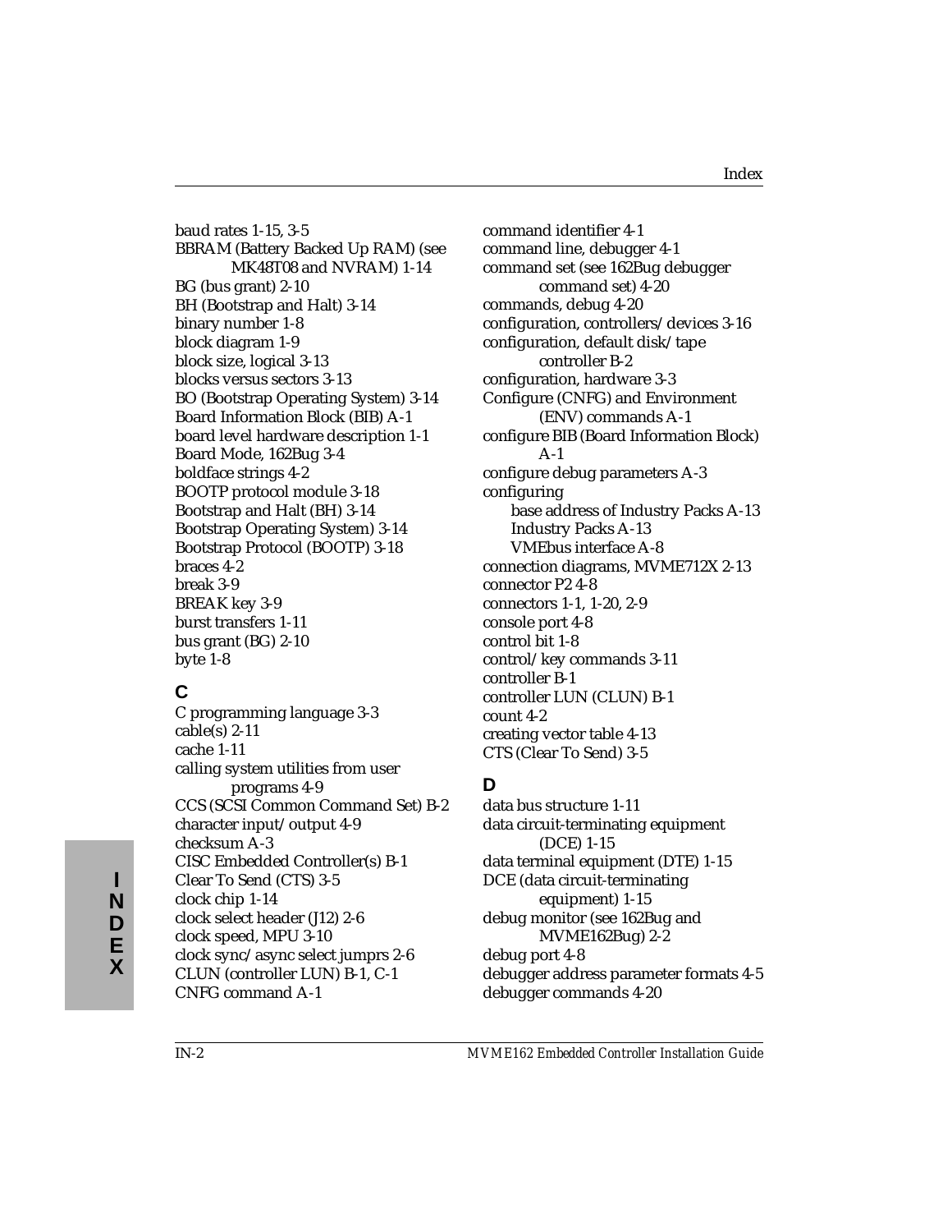baud rates 1-15, 3-5
BBRAM (Battery Backed Up RAM) (see MK48T08 and NVRAM) 1-14
BG (bus grant) 2-10
BH (Bootstrap and Halt) 3-14
binary number 1-8
block diagram 1-9
block size, logical 3-13
blocks versus sectors 3-13
BO (Bootstrap Operating System) 3-14
Board Information Block (BIB) A-1
board level hardware description 1-1
Board Mode, 162Bug 3-4
boldface strings 4-2
BOOTP protocol module 3-18
Bootstrap and Halt (BH) 3-14
Bootstrap Operating System) 3-14
Bootstrap Protocol (BOOTP) 3-18
braces 4-2
break 3-9
BREAK key 3-9
burst transfers 1-11
bus grant (BG) 2-10
byte 1-8

## C

C programming language 3-3
cable(s) 2-11
cache 1-11
calling system utilities from user programs 4-9
CCS (SCSI Common Command Set) B-2
character input/output 4-9
checksum A-3
CISC Embedded Controller(s) B-1
Clear To Send (CTS) 3-5
clock chip 1-14
clock select header (J12) 2-6
clock speed, MPU 3-10
clock sync/async select jumprs 2-6
CLUN (controller LUN) B-1, C-1
CNFG command A-1
command identifier 4-1
command line, debugger 4-1
command set (see 162Bug debugger command set) 4-20
commands, debug 4-20
configuration, controllers/devices 3-16
configuration, default disk/tape controller B-2
configuration, hardware 3-3
Configure (CNFG) and Environment (ENV) commands A-1
configure BIB (Board Information Block) A-1
configure debug parameters A-3
configuring
- base address of Industry Packs A-13
- Industry Packs A-13
- VMEbus interface A-8

connection diagrams, MVME712X 2-13
connector P2 4-8
connectors 1-1, 1-20, 2-9
console port 4-8
control bit 1-8
control/key commands 3-11
controller B-1
controller LUN (CLUN) B-1
count 4-2
creating vector table 4-13
CTS (Clear To Send) 3-5

## D

data bus structure 1-11
data circuit-terminating equipment (DCE) 1-15
data terminal equipment (DTE) 1-15
DCE (data circuit-terminating equipment) 1-15
debug monitor (see 162Bug and MVME162Bug) 2-2
debug port 4-8
debugger address parameter formats 4-5
debugger commands 4-20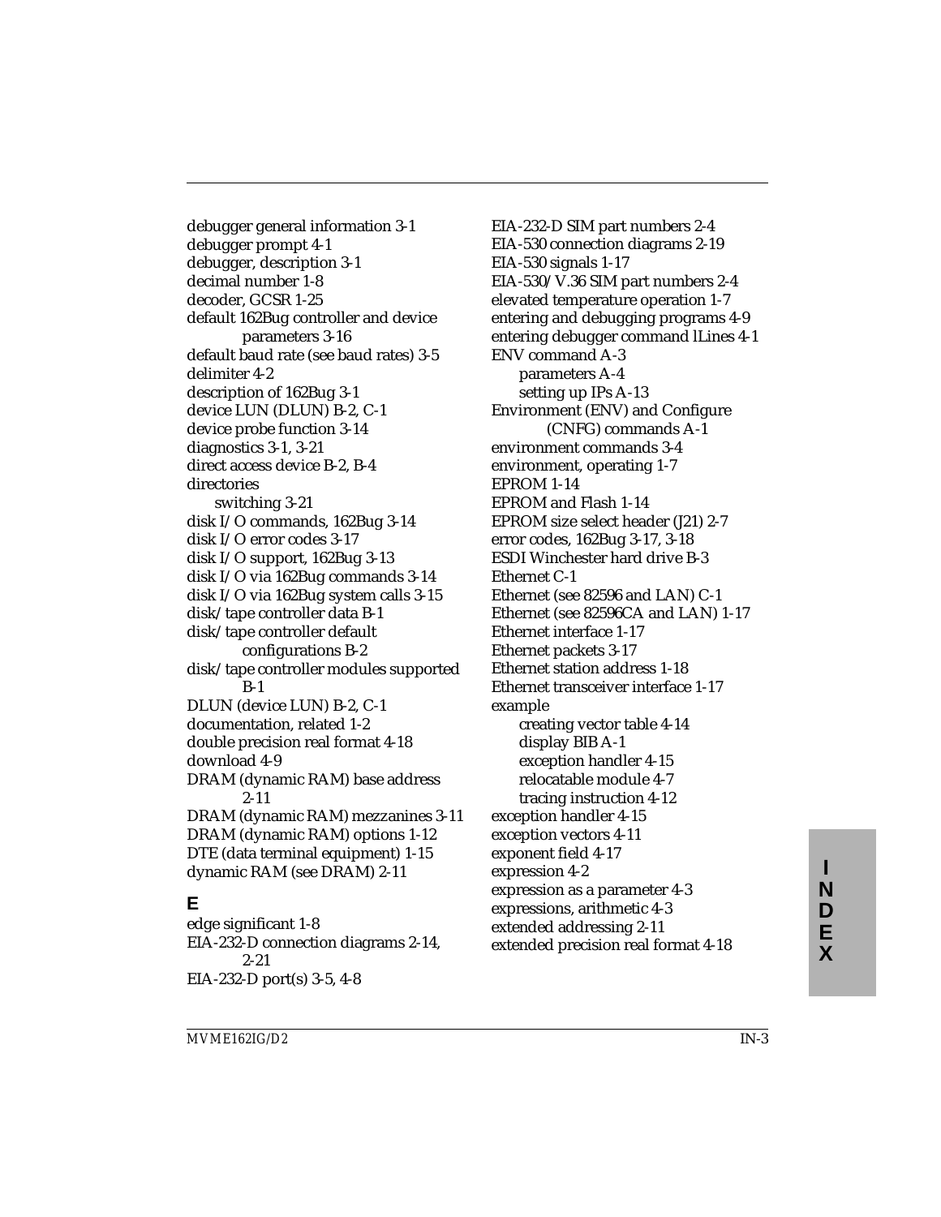debugger general information 3-1
debugger prompt 4-1
debugger, description 3-1
decimal number 1-8
decoder, GCSR 1-25
default 162Bug controller and device parameters 3-16
default baud rate (see baud rates) 3-5
delimiter 4-2
description of 162Bug 3-1
device LUN (DLUN) B-2, C-1
device probe function 3-14
diagnostics 3-1, 3-21
direct access device B-2, B-4
directories
  switching 3-21
disk I/O commands, 162Bug 3-14
disk I/O error codes 3-17
disk I/O support, 162Bug 3-13
disk I/O via 162Bug commands 3-14
disk I/O via 162Bug system calls 3-15
disk/tape controller data B-1
disk/tape controller default configurations B-2
disk/tape controller modules supported B-1
DLUN (device LUN) B-2, C-1
documentation, related 1-2
double precision real format 4-18
download 4-9
DRAM (dynamic RAM) base address 2-11
DRAM (dynamic RAM) mezzanines 3-11
DRAM (dynamic RAM) options 1-12
DTE (data terminal equipment) 1-15
dynamic RAM (see DRAM) 2-11

## E

edge significant 1-8
EIA-232-D connection diagrams 2-14, 2-21
EIA-232-D port(s) 3-5, 4-8
EIA-232-D SIM part numbers 2-4
EIA-530 connection diagrams 2-19
EIA-530 signals 1-17
EIA-530/V.36 SIM part numbers 2-4
elevated temperature operation 1-7
entering and debugging programs 4-9
entering debugger command lLines 4-1
ENV command A-3
  parameters A-4
  setting up IPs A-13
Environment (ENV) and Configure (CNFG) commands A-1
environment commands 3-4
environment, operating 1-7
EPROM 1-14
EPROM and Flash 1-14
EPROM size select header (J21) 2-7
error codes, 162Bug 3-17, 3-18
ESDI Winchester hard drive B-3
Ethernet C-1
Ethernet (see 82596 and LAN) C-1
Ethernet (see 82596CA and LAN) 1-17
Ethernet interface 1-17
Ethernet packets 3-17
Ethernet station address 1-18
Ethernet transceiver interface 1-17
example
  creating vector table 4-14
  display BIB A-1
  exception handler 4-15
  relocatable module 4-7
  tracing instruction 4-12
exception handler 4-15
exception vectors 4-11
exponent field 4-17
expression 4-2
expression as a parameter 4-3
expressions, arithmetic 4-3
extended addressing 2-11
extended precision real format 4-18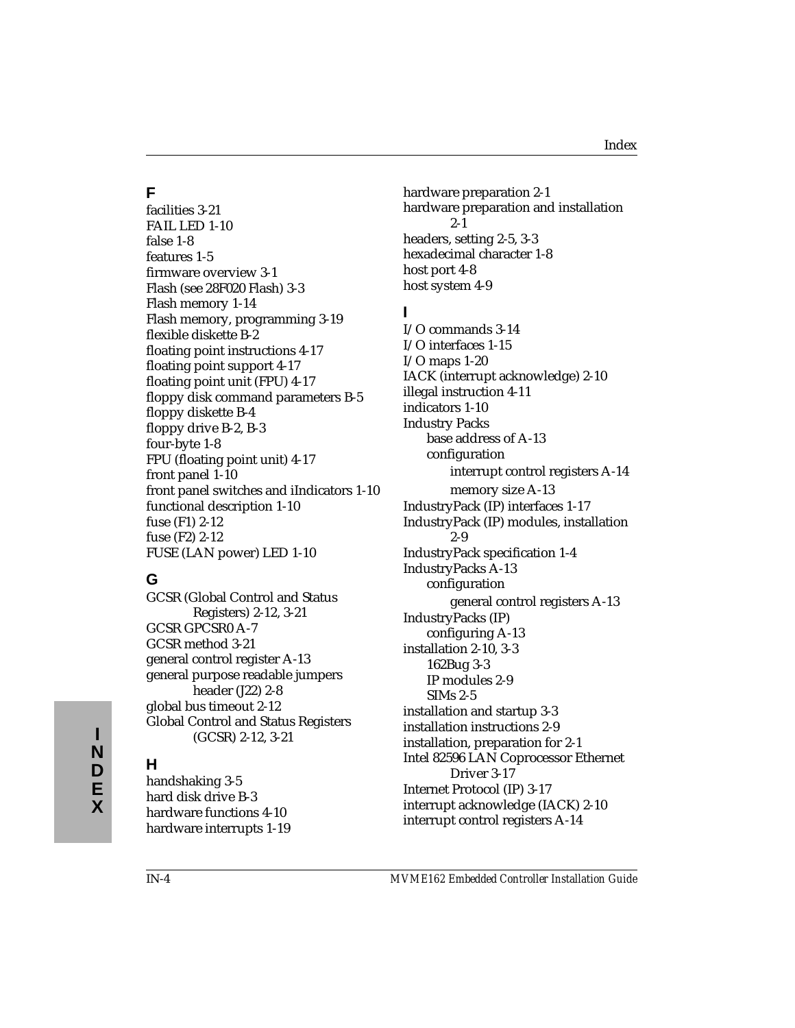## F

facilities 3-21
FAIL LED 1-10
false 1-8
features 1-5
firmware overview 3-1
Flash (see 28F020 Flash) 3-3
Flash memory 1-14
Flash memory, programming 3-19
flexible diskette B-2
floating point instructions 4-17
floating point support 4-17
floating point unit (FPU) 4-17
floppy disk command parameters B-5
floppy diskette B-4
floppy drive B-2, B-3
four-byte 1-8
FPU (floating point unit) 4-17
front panel 1-10
front panel switches and iIndicators 1-10
functional description 1-10
fuse (F1) 2-12
fuse (F2) 2-12
FUSE (LAN power) LED 1-10

## G

GCSR (Global Control and Status Registers) 2-12, 3-21
GCSR GPCSR0 A-7
GCSR method 3-21
general control register A-13
general purpose readable jumpers header (J22) 2-8
global bus timeout 2-12
Global Control and Status Registers (GCSR) 2-12, 3-21

## H

handshaking 3-5
hard disk drive B-3
hardware functions 4-10
hardware interrupts 1-19
hardware preparation 2-1
hardware preparation and installation 2-1
headers, setting 2-5, 3-3
hexadecimal character 1-8
host port 4-8
host system 4-9

## I

I/O commands 3-14
I/O interfaces 1-15
I/O maps 1-20
IACK (interrupt acknowledge) 2-10
illegal instruction 4-11
indicators 1-10
Industry Packs
- base address of A-13
- configuration
  - interrupt control registers A-14
  - memory size A-13

IndustryPack (IP) interfaces 1-17
IndustryPack (IP) modules, installation 2-9
IndustryPack specification 1-4
IndustryPacks A-13
- configuration
  - general control registers A-13

IndustryPacks (IP)
- configuring A-13

installation 2-10, 3-3
- 162Bug 3-3
- IP modules 2-9
- SIMs 2-5

installation and startup 3-3
installation instructions 2-9
installation, preparation for 2-1
Intel 82596 LAN Coprocessor Ethernet Driver 3-17
Internet Protocol (IP) 3-17
interrupt acknowledge (IACK) 2-10
interrupt control registers A-14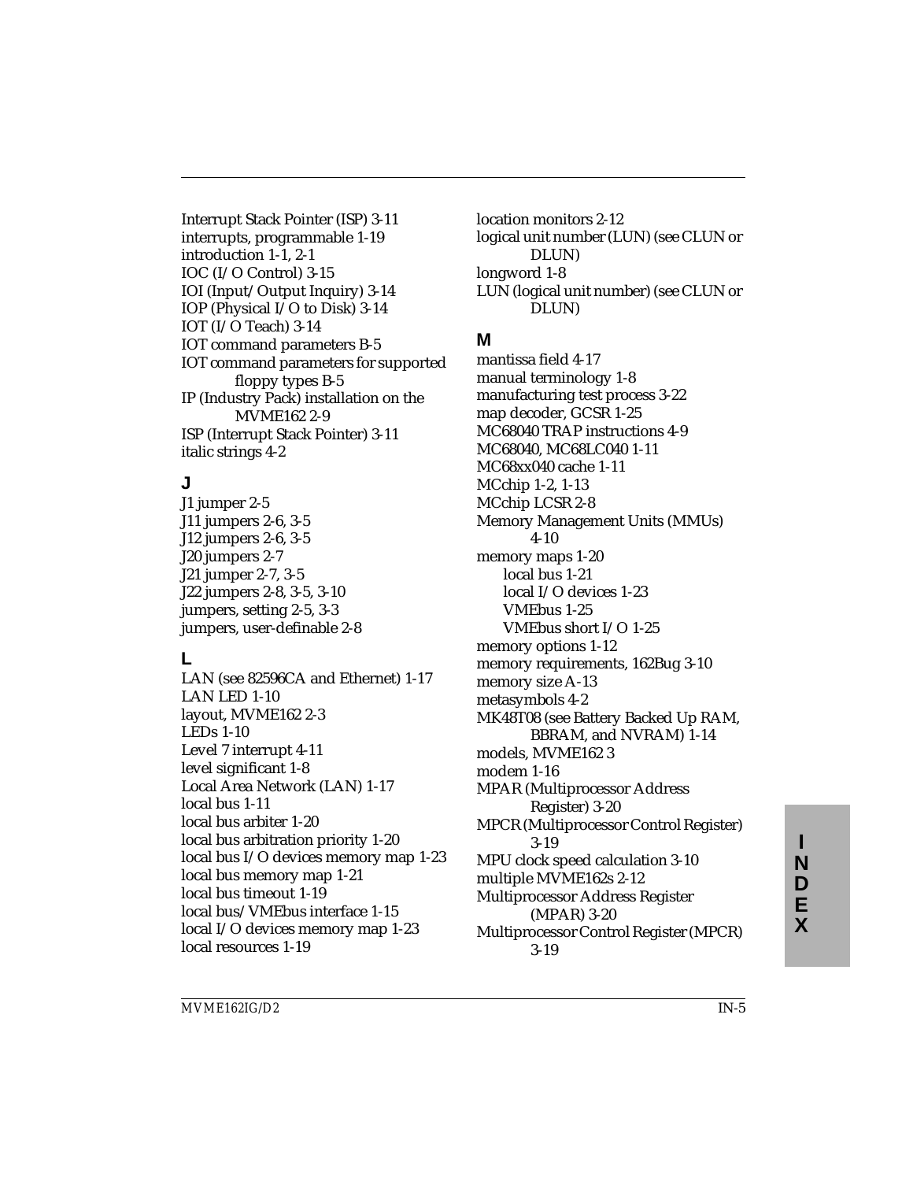Interrupt Stack Pointer (ISP) 3-11
interrupts, programmable 1-19
introduction 1-1, 2-1
IOC (I/O Control) 3-15
IOI (Input/Output Inquiry) 3-14
IOP (Physical I/O to Disk) 3-14
IOT (I/O Teach) 3-14
IOT command parameters B-5
IOT command parameters for supported floppy types B-5
IP (Industry Pack) installation on the MVME162 2-9
ISP (Interrupt Stack Pointer) 3-11
italic strings 4-2

## J

J1 jumper 2-5
J11 jumpers 2-6, 3-5
J12 jumpers 2-6, 3-5
J20 jumpers 2-7
J21 jumper 2-7, 3-5
J22 jumpers 2-8, 3-5, 3-10
jumpers, setting 2-5, 3-3
jumpers, user-definable 2-8

## L

LAN (see 82596CA and Ethernet) 1-17
LAN LED 1-10
layout, MVME162 2-3
LEDs 1-10
Level 7 interrupt 4-11
level significant 1-8
Local Area Network (LAN) 1-17
local bus 1-11
local bus arbiter 1-20
local bus arbitration priority 1-20
local bus I/O devices memory map 1-23
local bus memory map 1-21
local bus timeout 1-19
local bus/VMEbus interface 1-15
local I/O devices memory map 1-23
local resources 1-19
location monitors 2-12
logical unit number (LUN) (see CLUN or DLUN)
longword 1-8
LUN (logical unit number) (see CLUN or DLUN)

## M

mantissa field 4-17
manual terminology 1-8
manufacturing test process 3-22
map decoder, GCSR 1-25
MC68040 TRAP instructions 4-9
MC68040, MC68LC040 1-11
MC68xx040 cache 1-11
MCchip 1-2, 1-13
MCchip LCSR 2-8
Memory Management Units (MMUs) 4-10
memory maps 1-20
- local bus 1-21
- local I/O devices 1-23
- VMEbus 1-25
- VMEbus short I/O 1-25

memory options 1-12
memory requirements, 162Bug 3-10
memory size A-13
metasymbols 4-2
MK48T08 (see Battery Backed Up RAM, BBRAM, and NVRAM) 1-14
models, MVME162 3
modem 1-16
MPAR (Multiprocessor Address Register) 3-20
MPCR (Multiprocessor Control Register) 3-19
MPU clock speed calculation 3-10
multiple MVME162s 2-12
Multiprocessor Address Register (MPAR) 3-20
Multiprocessor Control Register (MPCR) 3-19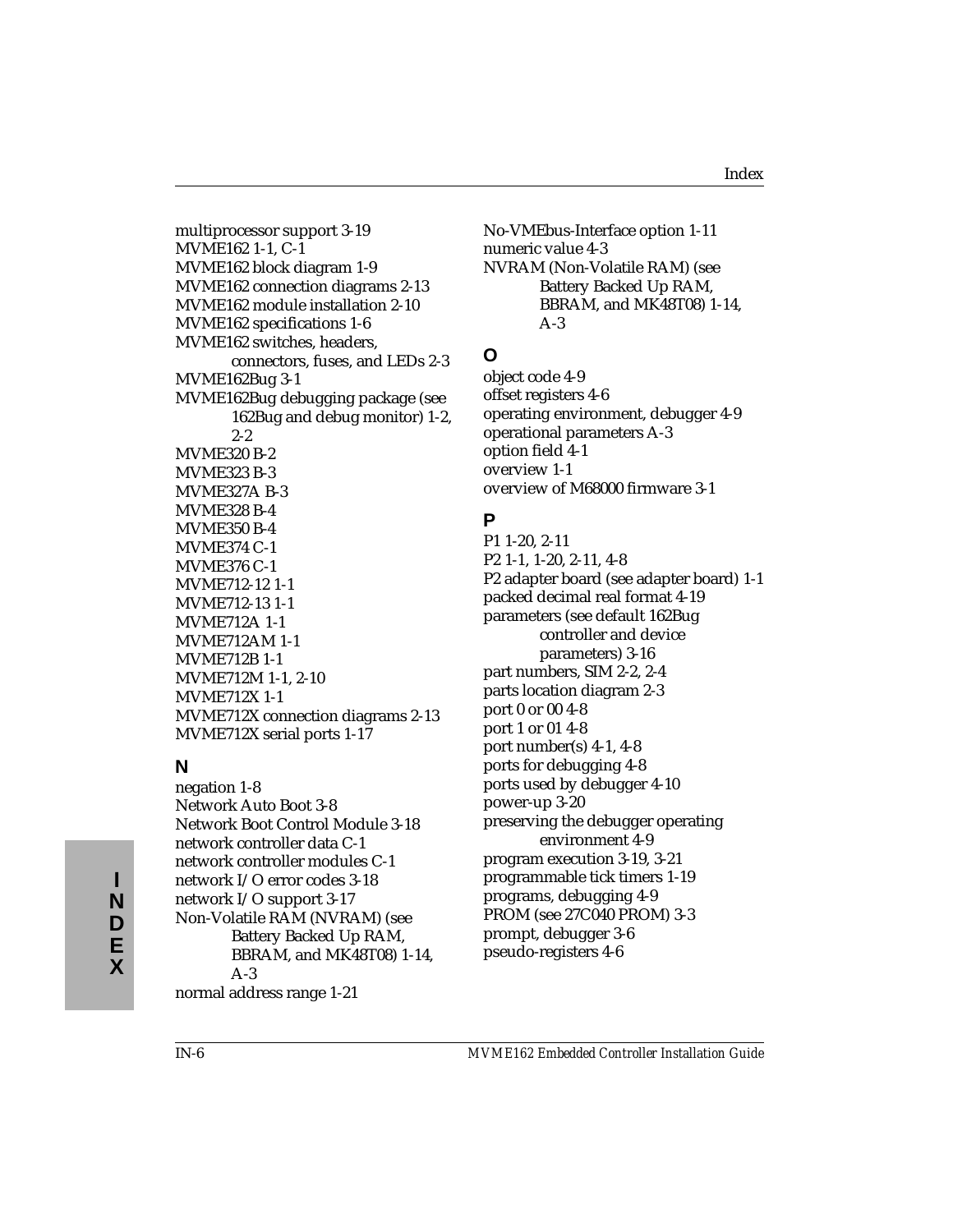multiprocessor support 3-19
MVME162 1-1, C-1
MVME162 block diagram 1-9
MVME162 connection diagrams 2-13
MVME162 module installation 2-10
MVME162 specifications 1-6
MVME162 switches, headers, connectors, fuses, and LEDs 2-3
MVME162Bug 3-1
MVME162Bug debugging package (see 162Bug and debug monitor) 1-2, 2-2
MVME320 B-2
MVME323 B-3
MVME327A B-3
MVME328 B-4
MVME350 B-4
MVME374 C-1
MVME376 C-1
MVME712-12 1-1
MVME712-13 1-1
MVME712A 1-1
MVME712AM 1-1
MVME712B 1-1
MVME712M 1-1, 2-10
MVME712X 1-1
MVME712X connection diagrams 2-13
MVME712X serial ports 1-17

## N

negation 1-8
Network Auto Boot 3-8
Network Boot Control Module 3-18
network controller data C-1
network controller modules C-1
network I/O error codes 3-18
network I/O support 3-17
Non-Volatile RAM (NVRAM) (see Battery Backed Up RAM, BBRAM, and MK48T08) 1-14, A-3
normal address range 1-21
No-VMEbus-Interface option 1-11
numeric value 4-3
NVRAM (Non-Volatile RAM) (see Battery Backed Up RAM, BBRAM, and MK48T08) 1-14, A-3

## O

object code 4-9
offset registers 4-6
operating environment, debugger 4-9
operational parameters A-3
option field 4-1
overview 1-1
overview of M68000 firmware 3-1

## P

P1 1-20, 2-11
P2 1-1, 1-20, 2-11, 4-8
P2 adapter board (see adapter board) 1-1
packed decimal real format 4-19
parameters (see default 162Bug controller and device parameters) 3-16
part numbers, SIM 2-2, 2-4
parts location diagram 2-3
port 0 or 00 4-8
port 1 or 01 4-8
port number(s) 4-1, 4-8
ports for debugging 4-8
ports used by debugger 4-10
power-up 3-20
preserving the debugger operating environment 4-9
program execution 3-19, 3-21
programmable tick timers 1-19
programs, debugging 4-9
PROM (see 27C040 PROM) 3-3
prompt, debugger 3-6
pseudo-registers 4-6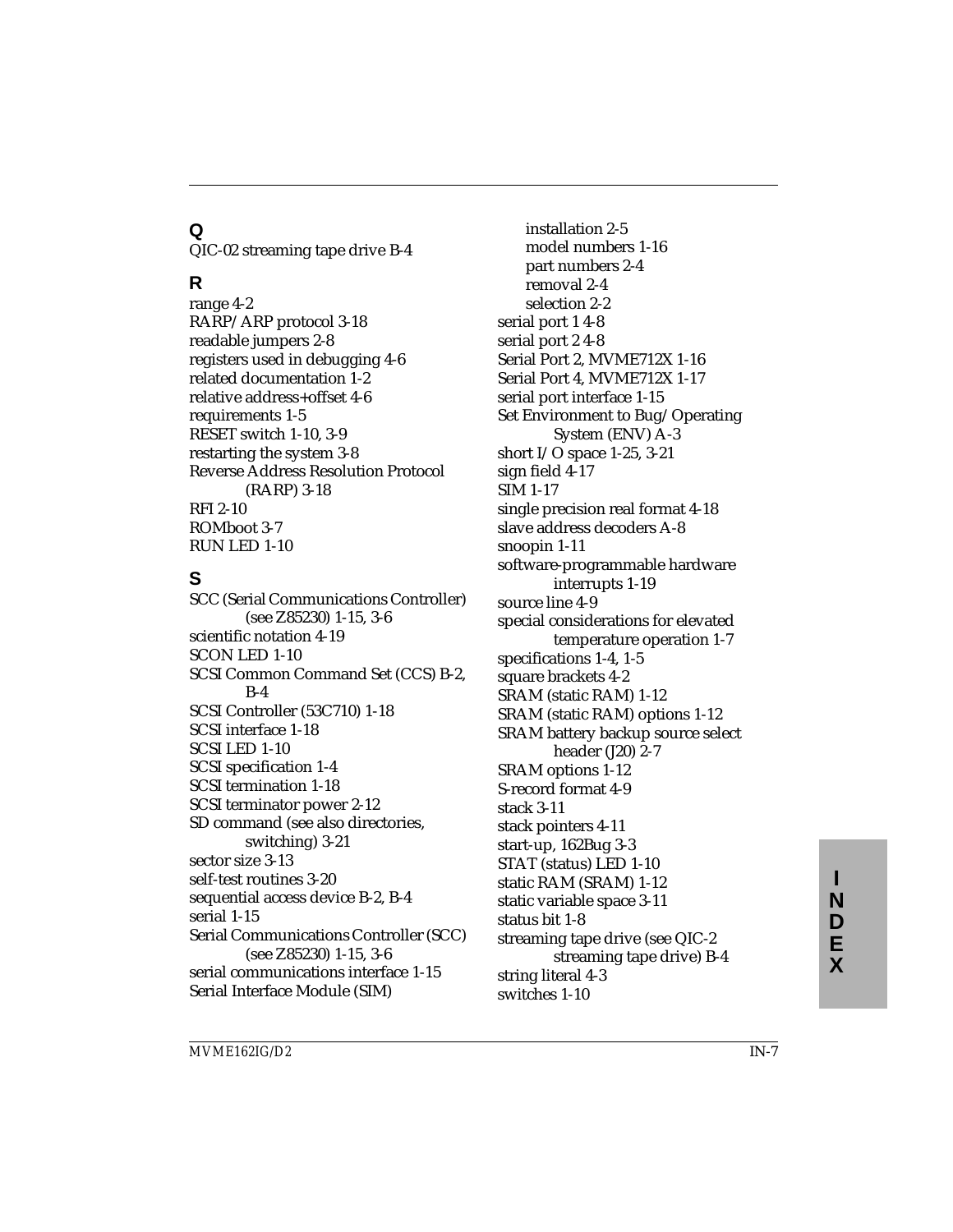## Q

QIC-02 streaming tape drive B-4

## R

range 4-2
RARP/ARP protocol 3-18
readable jumpers 2-8
registers used in debugging 4-6
related documentation 1-2
relative address+offset 4-6
requirements 1-5
RESET switch 1-10, 3-9
restarting the system 3-8
Reverse Address Resolution Protocol (RARP) 3-18
RFI 2-10
ROMboot 3-7
RUN LED 1-10

## S

SCC (Serial Communications Controller) (see Z85230) 1-15, 3-6
scientific notation 4-19
SCON LED 1-10
SCSI Common Command Set (CCS) B-2, B-4
SCSI Controller (53C710) 1-18
SCSI interface 1-18
SCSI LED 1-10
SCSI specification 1-4
SCSI termination 1-18
SCSI terminator power 2-12
SD command (see also directories, switching) 3-21
sector size 3-13
self-test routines 3-20
sequential access device B-2, B-4
serial 1-15
Serial Communications Controller (SCC) (see Z85230) 1-15, 3-6
serial communications interface 1-15
Serial Interface Module (SIM)
  installation 2-5
  model numbers 1-16
  part numbers 2-4
  removal 2-4
  selection 2-2
serial port 1 4-8
serial port 2 4-8
Serial Port 2, MVME712X 1-16
Serial Port 4, MVME712X 1-17
serial port interface 1-15
Set Environment to Bug/Operating System (ENV) A-3
short I/O space 1-25, 3-21
sign field 4-17
SIM 1-17
single precision real format 4-18
slave address decoders A-8
snoopin 1-11
software-programmable hardware interrupts 1-19
source line 4-9
special considerations for elevated temperature operation 1-7
specifications 1-4, 1-5
square brackets 4-2
SRAM (static RAM) 1-12
SRAM (static RAM) options 1-12
SRAM battery backup source select header (J20) 2-7
SRAM options 1-12
S-record format 4-9
stack 3-11
stack pointers 4-11
start-up, 162Bug 3-3
STAT (status) LED 1-10
static RAM (SRAM) 1-12
static variable space 3-11
status bit 1-8
streaming tape drive (see QIC-2 streaming tape drive) B-4
string literal 4-3
switches 1-10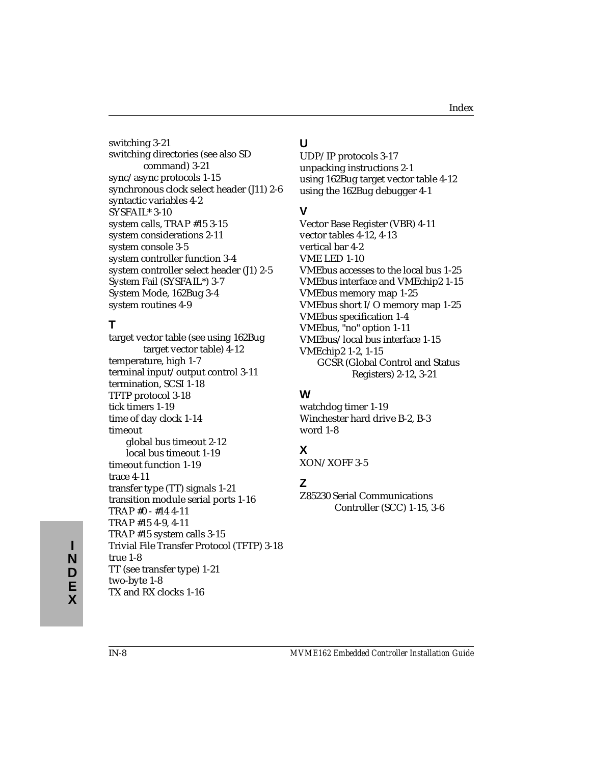switching 3-21
switching directories (see also SD command) 3-21
sync/async protocols 1-15
synchronous clock select header (J11) 2-6
syntactic variables 4-2
SYSFAIL* 3-10
system calls, TRAP #15 3-15
system considerations 2-11
system console 3-5
system controller function 3-4
system controller select header (J1) 2-5
System Fail (SYSFAIL*) 3-7
System Mode, 162Bug 3-4
system routines 4-9

## T

target vector table (see using 162Bug target vector table) 4-12
temperature, high 1-7
terminal input/output control 3-11
termination, SCSI 1-18
TFTP protocol 3-18
tick timers 1-19
time of day clock 1-14
timeout
  global bus timeout 2-12
  local bus timeout 1-19
timeout function 1-19
trace 4-11
transfer type (TT) signals 1-21
transition module serial ports 1-16
TRAP #0 - #14 4-11
TRAP #15 4-9, 4-11
TRAP #15 system calls 3-15
Trivial File Transfer Protocol (TFTP) 3-18
true 1-8
TT (see transfer type) 1-21
two-byte 1-8
TX and RX clocks 1-16

## U

UDP/IP protocols 3-17
unpacking instructions 2-1
using 162Bug target vector table 4-12
using the 162Bug debugger 4-1

## V

Vector Base Register (VBR) 4-11
vector tables 4-12, 4-13
vertical bar 4-2
VME LED 1-10
VMEbus accesses to the local bus 1-25
VMEbus interface and VMEchip2 1-15
VMEbus memory map 1-25
VMEbus short I/O memory map 1-25
VMEbus specification 1-4
VMEbus, "no" option 1-11
VMEbus/local bus interface 1-15
VMEchip2 1-2, 1-15
  GCSR (Global Control and Status Registers) 2-12, 3-21

## W

watchdog timer 1-19
Winchester hard drive B-2, B-3
word 1-8

## X

XON/XOFF 3-5

## Z

Z85230 Serial Communications Controller (SCC) 1-15, 3-6